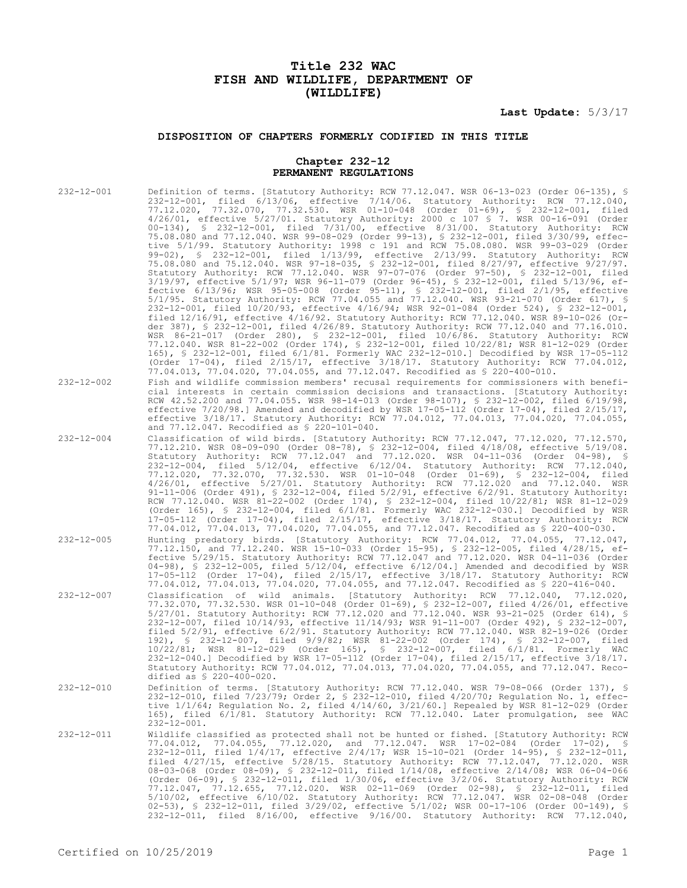# Title 232 WAC
# FISH AND WILDLIFE, DEPARTMENT OF
# (WILDLIFE)

**Last Update:** 5/3/17

### DISPOSITION OF CHAPTERS FORMERLY CODIFIED IN THIS TITLE

#### Chapter 232-12
#### PERMANENT REGULATIONS

232-12-001 Definition of terms. [Statutory Authority: RCW 77.12.047. WSR 06-13-023 (Order 06-135), § 232-12-001, filed 6/13/06, effective 7/14/06. Statutory Authority: RCW 77.12.040, 77.12.020, 77.32.070, 77.32.530. WSR 01-10-048 (Order 01-69), § 232-12-001, filed 4/26/01, effective 5/27/01. Statutory Authority: 2000 c 107 § 7. WSR 00-16-091 (Order 00-134), § 232-12-001, filed 7/31/00, effective 8/31/00. Statutory Authority: RCW 75.08.080 and 77.12.040. WSR 99-08-029 (Order 99-13), § 232-12-001, filed 3/30/99, effective 5/1/99. Statutory Authority: 1998 c 191 and RCW 75.08.080. WSR 99-03-029 (Order 99-02), § 232-12-001, filed 1/13/99, effective 2/13/99. Statutory Authority: RCW 75.08.080 and 75.12.040. WSR 97-18-035, § 232-12-001, filed 8/27/97, effective 9/27/97. Statutory Authority: RCW 77.12.040. WSR 97-07-076 (Order 97-50), § 232-12-001, filed 3/19/97, effective 5/1/97; WSR 96-11-079 (Order 96-45), § 232-12-001, filed 5/13/96, effective 6/13/96; WSR 95-05-008 (Order 95-11), § 232-12-001, filed 2/1/95, effective 5/1/95. Statutory Authority: RCW 77.04.055 and 77.12.040. WSR 93-21-070 (Order 617), § 232-12-001, filed 10/20/93, effective 4/16/94; WSR 92-01-084 (Order 524), § 232-12-001, filed 12/16/91, effective 4/16/92. Statutory Authority: RCW 77.12.040. WSR 89-10-026 (Order 387), § 232-12-001, filed 4/26/89. Statutory Authority: RCW 77.12.040 and 77.16.010. WSR 86-21-017 (Order 280), § 232-12-001, filed 10/6/86. Statutory Authority: RCW 77.12.040. WSR 81-22-002 (Order 174), § 232-12-001, filed 10/22/81; WSR 81-12-029 (Order 165), § 232-12-001, filed 6/1/81. Formerly WAC 232-12-010.] Decodified by WSR 17-05-112 (Order 17-04), filed 2/15/17, effective 3/18/17. Statutory Authority: RCW 77.04.012, 77.04.013, 77.04.020, 77.04.055, and 77.12.047. Recodified as § 220-400-010.

232-12-002 Fish and wildlife commission members' recusal requirements for commissioners with beneficial interests in certain commission decisions and transactions. [Statutory Authority: RCW 42.52.200 and 77.04.055. WSR 98-14-013 (Order 98-107), § 232-12-002, filed 6/19/98, effective 7/20/98.] Amended and decodified by WSR 17-05-112 (Order 17-04), filed 2/15/17, effective 3/18/17. Statutory Authority: RCW 77.04.012, 77.04.013, 77.04.020, 77.04.055, and 77.12.047. Recodified as § 220-101-040.

232-12-004 Classification of wild birds. [Statutory Authority: RCW 77.12.047, 77.12.020, 77.12.570, 77.12.210. WSR 08-09-090 (Order 08-78), § 232-12-004, filed 4/18/08, effective 5/19/08. Statutory Authority: RCW 77.12.047 and 77.12.020. WSR 04-11-036 (Order 04-98), § 232-12-004, filed 5/12/04, effective 6/12/04. Statutory Authority: RCW 77.12.040, 77.12.020, 77.32.070, 77.32.530. WSR 01-10-048 (Order 01-69), § 232-12-004, filed 4/26/01, effective 5/27/01. Statutory Authority: RCW 77.12.020 and 77.12.040. WSR 91-11-006 (Order 491), § 232-12-004, filed 5/2/91, effective 6/2/91. Statutory Authority: RCW 77.12.040. WSR 81-22-002 (Order 174), § 232-12-004, filed 10/22/81; WSR 81-12-029 (Order 165), § 232-12-004, filed 6/1/81. Formerly WAC 232-12-030.] Decodified by WSR 17-05-112 (Order 17-04), filed 2/15/17, effective 3/18/17. Statutory Authority: RCW 77.04.012, 77.04.013, 77.04.020, 77.04.055, and 77.12.047. Recodified as § 220-400-030.

232-12-005 Hunting predatory birds. [Statutory Authority: RCW 77.04.012, 77.04.055, 77.12.047, 77.12.150, and 77.12.240. WSR 15-10-033 (Order 15-95), § 232-12-005, filed 4/28/15, effective 5/29/15. Statutory Authority: RCW 77.12.047 and 77.12.020. WSR 04-11-036 (Order 04-98), § 232-12-005, filed 5/12/04, effective 6/12/04.] Amended and decodified by WSR 17-05-112 (Order 17-04), filed 2/15/17, effective 3/18/17. Statutory Authority: RCW 77.04.012, 77.04.013, 77.04.020, 77.04.055, and 77.12.047. Recodified as § 220-416-040.

232-12-007 Classification of wild animals. [Statutory Authority: RCW 77.12.040, 77.12.020, 77.32.070, 77.32.530. WSR 01-10-048 (Order 01-69), § 232-12-007, filed 4/26/01, effective 5/27/01. Statutory Authority: RCW 77.12.020 and 77.12.040. WSR 93-21-025 (Order 614), § 232-12-007, filed 10/14/93, effective 11/14/93; WSR 91-11-007 (Order 492), § 232-12-007, filed 5/2/91, effective 6/2/91. Statutory Authority: RCW 77.12.040. WSR 82-19-026 (Order 192), § 232-12-007, filed 9/9/82; WSR 81-22-002 (Order 174), § 232-12-007, filed 10/22/81; WSR 81-12-029 (Order 165), § 232-12-007, filed 6/1/81. Formerly WAC 232-12-040.] Decodified by WSR 17-05-112 (Order 17-04), filed 2/15/17, effective 3/18/17. Statutory Authority: RCW 77.04.012, 77.04.013, 77.04.020, 77.04.055, and 77.12.047. Recodified as § 220-400-020.

232-12-010 Definition of terms. [Statutory Authority: RCW 77.12.040. WSR 79-08-066 (Order 137), § 232-12-010, filed 7/23/79; Order 2, § 232-12-010, filed 4/20/70; Regulation No. 1, effective 1/1/64; Regulation No. 2, filed 4/14/60, 3/21/60.] Repealed by WSR 81-12-029 (Order 165), filed 6/1/81. Statutory Authority: RCW 77.12.040. Later promulgation, see WAC 232-12-001.

232-12-011 Wildlife classified as protected shall not be hunted or fished. [Statutory Authority: RCW 77.04.012, 77.04.055, 77.12.020, and 77.12.047. WSR 17-02-084 (Order 17-02), § 232-12-011, filed 1/4/17, effective 2/4/17; WSR 15-10-021 (Order 14-95), § 232-12-011, filed 4/27/15, effective 5/28/15. Statutory Authority: RCW 77.12.047, 77.12.020. WSR 08-03-068 (Order 08-09), § 232-12-011, filed 1/14/08, effective 2/14/08; WSR 06-04-066 (Order 06-09), § 232-12-011, filed 1/30/06, effective 3/2/06. Statutory Authority: RCW 77.12.047, 77.12.655, 77.12.020. WSR 02-11-069 (Order 02-98), § 232-12-011, filed 5/10/02, effective 6/10/02. Statutory Authority: RCW 77.12.047. WSR 02-08-048 (Order 02-53), § 232-12-011, filed 3/29/02, effective 5/1/02; WSR 00-17-106 (Order 00-149), § 232-12-011, filed 8/16/00, effective 9/16/00. Statutory Authority: RCW 77.12.040,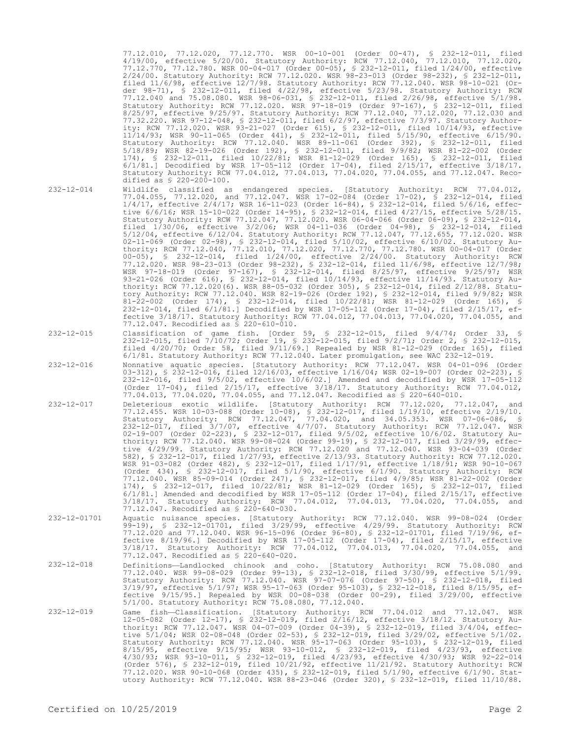77.12.010, 77.12.020, 77.12.770. WSR 00-10-001 (Order 00-47), § 232-12-011, filed 4/19/00, effective 5/20/00. Statutory Authority: RCW 77.12.040, 77.12.010, 77.12.020, 77.12.770, 77.12.780. WSR 00-04-017 (Order 00-05), § 232-12-011, filed 1/24/00, effective 2/24/00. Statutory Authority: RCW 77.12.020. WSR 98-23-013 (Order 98-232), § 232-12-011, filed 11/6/98, effective 12/7/98. Statutory Authority: RCW 77.12.040. WSR 98-10-021 (Order 98-71), § 232-12-011, filed 4/22/98, effective 5/23/98. Statutory Authority: RCW 77.12.040 and 75.08.080. WSR 98-06-031, § 232-12-011, filed 2/26/98, effective 5/1/98. Statutory Authority: RCW 77.12.020. WSR 97-18-019 (Order 97-167), § 232-12-011, filed 8/25/97, effective 9/25/97. Statutory Authority: RCW 77.12.040, 77.12.020, 77.12.030 and 77.32.220. WSR 97-12-048, § 232-12-011, filed 6/2/97, effective 7/3/97. Statutory Authority: RCW 77.12.020. WSR 93-21-027 (Order 615), § 232-12-011, filed 10/14/93, effective 11/14/93; WSR 90-11-065 (Order 441), § 232-12-011, filed 5/15/90, effective 6/15/90. Statutory Authority: RCW 77.12.040. WSR 89-11-061 (Order 392), § 232-12-011, filed 5/18/89; WSR 82-19-026 (Order 192), § 232-12-011, filed 9/9/82; WSR 81-22-002 (Order 174), § 232-12-011, filed 10/22/81; WSR 81-12-029 (Order 165), § 232-12-011, filed 6/1/81.] Decodified by WSR 17-05-112 (Order 17-04), filed 2/15/17, effective 3/18/17. Statutory Authority: RCW 77.04.012, 77.04.013, 77.04.020, 77.04.055, and 77.12.047. Recodified as § 220-200-100.

232-12-014 Wildlife classified as endangered species. [Statutory Authority: RCW 77.04.012, 77.04.055, 77.12.020, and 77.12.047. WSR 17-02-084 (Order 17-02), § 232-12-014, filed 1/4/17, effective 2/4/17; WSR 16-11-023 (Order 16-84), § 232-12-014, filed 5/6/16, effective 6/6/16; WSR 15-10-022 (Order 14-95), § 232-12-014, filed 4/27/15, effective 5/28/15. Statutory Authority: RCW 77.12.047, 77.12.020. WSR 06-04-066 (Order 06-09), § 232-12-014, filed 1/30/06, effective 3/2/06; WSR 04-11-036 (Order 04-98), § 232-12-014, filed 5/12/04, effective 6/12/04. Statutory Authority: RCW 77.12.047, 77.12.655, 77.12.020. WSR 02-11-069 (Order 02-98), § 232-12-014, filed 5/10/02, effective 6/10/02. Statutory Authority: RCW 77.12.040, 77.12.010, 77.12.020, 77.12.770, 77.12.780. WSR 00-04-017 (Order 00-05), § 232-12-014, filed 1/24/00, effective 2/24/00. Statutory Authority: RCW 77.12.020. WSR 98-23-013 (Order 98-232), § 232-12-014, filed 11/6/98, effective 12/7/98; WSR 97-18-019 (Order 97-167), § 232-12-014, filed 8/25/97, effective 9/25/97; WSR 93-21-026 (Order 616), § 232-12-014, filed 10/14/93, effective 11/14/93. Statutory Authority: RCW 77.12.020(6). WSR 88-05-032 (Order 305), § 232-12-014, filed 2/12/88. Statutory Authority: RCW 77.12.040. WSR 82-19-026 (Order 192), § 232-12-014, filed 9/9/82; WSR 81-22-002 (Order 174), § 232-12-014, filed 10/22/81; WSR 81-12-029 (Order 165), § 232-12-014, filed 6/1/81.] Decodified by WSR 17-05-112 (Order 17-04), filed 2/15/17, effective 3/18/17. Statutory Authority: RCW 77.04.012, 77.04.013, 77.04.020, 77.04.055, and 77.12.047. Recodified as § 220-610-010.

232-12-015 Classification of game fish. [Order 59, § 232-12-015, filed 9/4/74; Order 33, § 232-12-015, filed 7/10/72; Order 19, § 232-12-015, filed 9/2/71; Order 2, § 232-12-015, filed 4/20/70; Order 58, filed 9/11/69.] Repealed by WSR 81-12-029 (Order 165), filed 6/1/81. Statutory Authority: RCW 77.12.040. Later promulgation, see WAC 232-12-019.

232-12-016 Nonnative aquatic species. [Statutory Authority: RCW 77.12.047. WSR 04-01-096 (Order 03-312), § 232-12-016, filed 12/16/03, effective 1/16/04; WSR 02-19-007 (Order 02-223), § 232-12-016, filed 9/5/02, effective 10/6/02.] Amended and decodified by WSR 17-05-112 (Order 17-04), filed 2/15/17, effective 3/18/17. Statutory Authority: RCW 77.04.012, 77.04.013, 77.04.020, 77.04.055, and 77.12.047. Recodified as § 220-640-010.

232-12-017 Deleterious exotic wildlife. [Statutory Authority: RCW 77.12.020, 77.12.047, and 77.12.455. WSR 10-03-088 (Order 10-08), § 232-12-017, filed 1/19/10, effective 2/19/10. Statutory Authority: RCW 77.12.047, 77.04.020, and 34.05.353. WSR 07-06-086, § 232-12-017, filed 3/7/07, effective 4/7/07. Statutory Authority: RCW 77.12.047. WSR 02-19-007 (Order 02-223), § 232-12-017, filed 9/5/02, effective 10/6/02. Statutory Authority: RCW 77.12.040. WSR 99-08-024 (Order 99-19), § 232-12-017, filed 3/29/99, effective 4/29/99. Statutory Authority: RCW 77.12.020 and 77.12.040. WSR 93-04-039 (Order 582), § 232-12-017, filed 1/27/93, effective 2/13/93. Statutory Authority: RCW 77.12.020. WSR 91-03-082 (Order 482), § 232-12-017, filed 1/17/91, effective 1/18/91; WSR 90-10-067 (Order 434), § 232-12-017, filed 5/1/90, effective 6/1/90. Statutory Authority: RCW 77.12.040. WSR 85-09-014 (Order 247), § 232-12-017, filed 4/9/85; WSR 81-22-002 (Order 174), § 232-12-017, filed 10/22/81; WSR 81-12-029 (Order 165), § 232-12-017, filed 6/1/81.] Amended and decodified by WSR 17-05-112 (Order 17-04), filed 2/15/17, effective 3/18/17. Statutory Authority: RCW 77.04.012, 77.04.013, 77.04.020, 77.04.055, and 77.12.047. Recodified as § 220-640-030.

232-12-01701 Aquatic nuisance species. [Statutory Authority: RCW 77.12.040. WSR 99-08-024 (Order 99-19), § 232-12-01701, filed 3/29/99, effective 4/29/99. Statutory Authority: RCW 77.12.020 and 77.12.040. WSR 96-15-096 (Order 96-80), § 232-12-01701, filed 7/19/96, effective 8/19/96.] Decodified by WSR 17-05-112 (Order 17-04), filed 2/15/17, effective 3/18/17. Statutory Authority: RCW 77.04.012, 77.04.013, 77.04.020, 77.04.055, and 77.12.047. Recodified as § 220-640-020.

232-12-018 Definitions—Landlocked chinook and coho. [Statutory Authority: RCW 75.08.080 and 77.12.040. WSR 99-08-029 (Order 99-13), § 232-12-018, filed 3/30/99, effective 5/1/99. Statutory Authority: RCW 77.12.040. WSR 97-07-076 (Order 97-50), § 232-12-018, filed 3/19/97, effective 5/1/97; WSR 95-17-063 (Order 95-103), § 232-12-018, filed 8/15/95, effective 9/15/95.] Repealed by WSR 00-08-038 (Order 00-29), filed 3/29/00, effective 5/1/00. Statutory Authority: RCW 75.08.080, 77.12.040.

232-12-019 Game fish—Classification. [Statutory Authority: RCW 77.04.012 and 77.12.047. WSR 12-05-082 (Order 12-17), § 232-12-019, filed 2/16/12, effective 3/18/12. Statutory Authority: RCW 77.12.047. WSR 04-07-009 (Order 04-39), § 232-12-019, filed 3/4/04, effective 5/1/04; WSR 02-08-048 (Order 02-53), § 232-12-019, filed 3/29/02, effective 5/1/02. Statutory Authority: RCW 77.12.040. WSR 95-17-063 (Order 95-103), § 232-12-019, filed 8/15/95, effective 9/15/95; WSR 93-10-012, § 232-12-019, filed 4/23/93, effective 4/30/93; WSR 93-10-011, § 232-12-019, filed 4/23/93, effective 4/30/93; WSR 92-22-014 (Order 576), § 232-12-019, filed 10/21/92, effective 11/21/92. Statutory Authority: RCW 77.12.020. WSR 90-10-068 (Order 435), § 232-12-019, filed 5/1/90, effective 6/1/90. Statutory Authority: RCW 77.12.040. WSR 88-23-046 (Order 320), § 232-12-019, filed 11/10/88.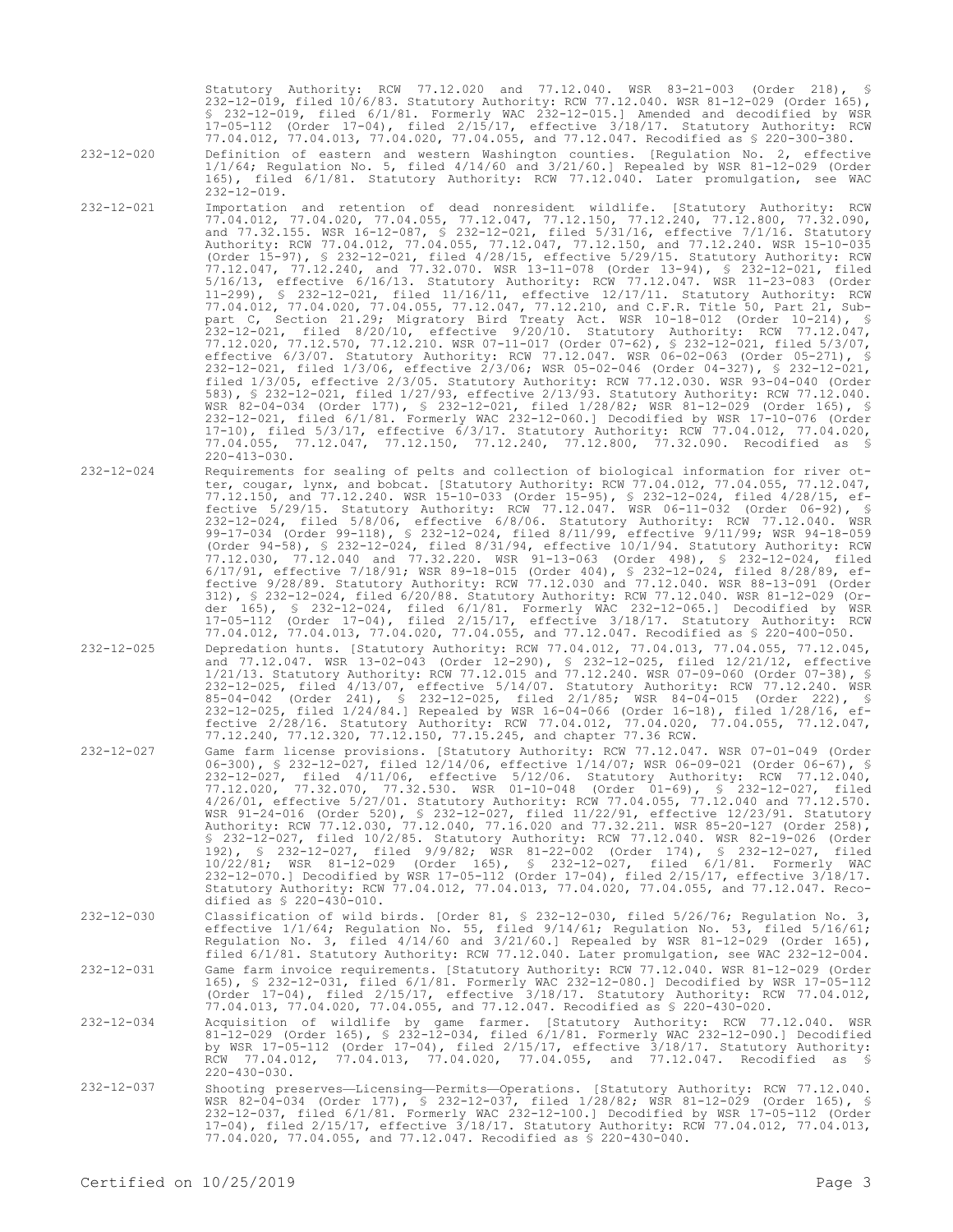Statutory Authority: RCW 77.12.020 and 77.12.040. WSR 83-21-003 (Order 218), § 232-12-019, filed 10/6/83. Statutory Authority: RCW 77.12.040. WSR 81-12-029 (Order 165), § 232-12-019, filed 6/1/81. Formerly WAC 232-12-015.] Amended and decodified by WSR 17-05-112 (Order 17-04), filed 2/15/17, effective 3/18/17. Statutory Authority: RCW 77.04.012, 77.04.013, 77.04.020, 77.04.055, and 77.12.047. Recodified as § 220-300-380.

232-12-020 Definition of eastern and western Washington counties. [Regulation No. 2, effective 1/1/64; Regulation No. 5, filed 4/14/60 and 3/21/60.] Repealed by WSR 81-12-029 (Order 165), filed 6/1/81. Statutory Authority: RCW 77.12.040. Later promulgation, see WAC 232-12-019.

232-12-021 Importation and retention of dead nonresident wildlife. [Statutory Authority: RCW 77.04.012, 77.04.020, 77.04.055, 77.12.047, 77.12.150, 77.12.240, 77.12.800, 77.32.090, and 77.32.155. WSR 16-12-087, § 232-12-021, filed 5/31/16, effective 7/1/16. Statutory Authority: RCW 77.04.012, 77.04.055, 77.12.047, 77.12.150, and 77.12.240. WSR 15-10-035 (Order 15-97), § 232-12-021, filed 4/28/15, effective 5/29/15. Statutory Authority: RCW 77.12.047, 77.12.240, and 77.32.070. WSR 13-11-078 (Order 13-94), § 232-12-021, filed 5/16/13, effective 6/16/13. Statutory Authority: RCW 77.12.047. WSR 11-23-083 (Order 11-299), § 232-12-021, filed 11/16/11, effective 12/17/11. Statutory Authority: RCW 77.04.012, 77.04.020, 77.04.055, 77.12.047, 77.12.210, and C.F.R. Title 50, Part 21, Subpart C, Section 21.29; Migratory Bird Treaty Act. WSR 10-18-012 (Order 10-214), § 232-12-021, filed 8/20/10, effective 9/20/10. Statutory Authority: RCW 77.12.047, 77.12.020, 77.12.570, 77.12.210. WSR 07-11-017 (Order 07-62), § 232-12-021, filed 5/3/07, effective 6/3/07. Statutory Authority: RCW 77.12.047. WSR 06-02-063 (Order 05-271), § 232-12-021, filed 1/3/06, effective 2/3/06; WSR 05-02-046 (Order 04-327), § 232-12-021, filed 1/3/05, effective 2/3/05. Statutory Authority: RCW 77.12.030. WSR 93-04-040 (Order 583), § 232-12-021, filed 1/27/93, effective 2/13/93. Statutory Authority: RCW 77.12.040. WSR 82-04-034 (Order 177), § 232-12-021, filed 1/28/82; WSR 81-12-029 (Order 165), § 232-12-021, filed 6/1/81. Formerly WAC 232-12-060.] Decodified by WSR 17-10-076 (Order 17-10), filed 5/3/17, effective 6/3/17. Statutory Authority: RCW 77.04.012, 77.04.020, 77.04.055, 77.12.047, 77.12.150, 77.12.240, 77.12.800, 77.32.090. Recodified as § 220-413-030.

232-12-024 Requirements for sealing of pelts and collection of biological information for river otter, cougar, lynx, and bobcat. [Statutory Authority: RCW 77.04.012, 77.04.055, 77.12.047, 77.12.150, and 77.12.240. WSR 15-10-033 (Order 15-95), § 232-12-024, filed 4/28/15, effective 5/29/15. Statutory Authority: RCW 77.12.047. WSR 06-11-032 (Order 06-92), § 232-12-024, filed 5/8/06, effective 6/8/06. Statutory Authority: RCW 77.12.040. WSR 99-17-034 (Order 99-118), § 232-12-024, filed 8/11/99, effective 9/11/99; WSR 94-18-059 (Order 94-58), § 232-12-024, filed 8/31/94, effective 10/1/94. Statutory Authority: RCW 77.12.030, 77.12.040 and 77.32.220. WSR 91-13-063 (Order 498), § 232-12-024, filed 6/17/91, effective 7/18/91; WSR 89-18-015 (Order 404), § 232-12-024, filed 8/28/89, effective 9/28/89. Statutory Authority: RCW 77.12.030 and 77.12.040. WSR 88-13-091 (Order 312), § 232-12-024, filed 6/20/88. Statutory Authority: RCW 77.12.040. WSR 81-12-029 (Order 165), § 232-12-024, filed 6/1/81. Formerly WAC 232-12-065.] Decodified by WSR 17-05-112 (Order 17-04), filed 2/15/17, effective 3/18/17. Statutory Authority: RCW 77.04.012, 77.04.013, 77.04.020, 77.04.055, and 77.12.047. Recodified as § 220-400-050.

232-12-025 Depredation hunts. [Statutory Authority: RCW 77.04.012, 77.04.013, 77.04.055, 77.12.045, and 77.12.047. WSR 13-02-043 (Order 12-290), § 232-12-025, filed 12/21/12, effective 1/21/13. Statutory Authority: RCW 77.12.015 and 77.12.240. WSR 07-09-060 (Order 07-38), § 232-12-025, filed 4/13/07, effective 5/14/07. Statutory Authority: RCW 77.12.240. WSR 85-04-042 (Order 241), § 232-12-025, filed 2/1/85; WSR 84-04-015 (Order 222), § 232-12-025, filed 1/24/84.] Repealed by WSR 16-04-066 (Order 16-18), filed 1/28/16, effective 2/28/16. Statutory Authority: RCW 77.04.012, 77.04.020, 77.04.055, 77.12.047, 77.12.240, 77.12.320, 77.12.150, 77.15.245, and chapter 77.36 RCW.

232-12-027 Game farm license provisions. [Statutory Authority: RCW 77.12.047. WSR 07-01-049 (Order 06-300), § 232-12-027, filed 12/14/06, effective 1/14/07; WSR 06-09-021 (Order 06-67), § 232-12-027, filed 4/11/06, effective 5/12/06. Statutory Authority: RCW 77.12.040, 77.12.020, 77.32.070, 77.32.530. WSR 01-10-048 (Order 01-69), § 232-12-027, filed 4/26/01, effective 5/27/01. Statutory Authority: RCW 77.04.055, 77.12.040 and 77.12.570. WSR 91-24-016 (Order 520), § 232-12-027, filed 11/22/91, effective 12/23/91. Statutory Authority: RCW 77.12.030, 77.12.040, 77.16.020 and 77.32.211. WSR 85-20-127 (Order 258), § 232-12-027, filed 10/2/85. Statutory Authority: RCW 77.12.040. WSR 82-19-026 (Order 192), § 232-12-027, filed 9/9/82; WSR 81-22-002 (Order 174), § 232-12-027, filed 10/22/81; WSR 81-12-029 (Order 165), § 232-12-027, filed 6/1/81. Formerly WAC 232-12-070.] Decodified by WSR 17-05-112 (Order 17-04), filed 2/15/17, effective 3/18/17. Statutory Authority: RCW 77.04.012, 77.04.013, 77.04.020, 77.04.055, and 77.12.047. Recodified as § 220-430-010.

232-12-030 Classification of wild birds. [Order 81, § 232-12-030, filed 5/26/76; Regulation No. 3, effective 1/1/64; Regulation No. 55, filed 9/14/61; Regulation No. 53, filed 5/16/61; Regulation No. 3, filed 4/14/60 and 3/21/60.] Repealed by WSR 81-12-029 (Order 165), filed 6/1/81. Statutory Authority: RCW 77.12.040. Later promulgation, see WAC 232-12-004.

232-12-031 Game farm invoice requirements. [Statutory Authority: RCW 77.12.040. WSR 81-12-029 (Order 165), § 232-12-031, filed 6/1/81. Formerly WAC 232-12-080.] Decodified by WSR 17-05-112 (Order 17-04), filed 2/15/17, effective 3/18/17. Statutory Authority: RCW 77.04.012, 77.04.013, 77.04.020, 77.04.055, and 77.12.047. Recodified as § 220-430-020.

232-12-034 Acquisition of wildlife by game farmer. [Statutory Authority: RCW 77.12.040. WSR 81-12-029 (Order 165), § 232-12-034, filed 6/1/81. Formerly WAC 232-12-090.] Decodified by WSR 17-05-112 (Order 17-04), filed 2/15/17, effective 3/18/17. Statutory Authority: RCW 77.04.012, 77.04.013, 77.04.020, 77.04.055, and 77.12.047. Recodified as § 220-430-030.

232-12-037 Shooting preserves—Licensing—Permits—Operations. [Statutory Authority: RCW 77.12.040. WSR 82-04-034 (Order 177), § 232-12-037, filed 1/28/82; WSR 81-12-029 (Order 165), § 232-12-037, filed 6/1/81. Formerly WAC 232-12-100.] Decodified by WSR 17-05-112 (Order 17-04), filed 2/15/17, effective 3/18/17. Statutory Authority: RCW 77.04.012, 77.04.013, 77.04.020, 77.04.055, and 77.12.047. Recodified as § 220-430-040.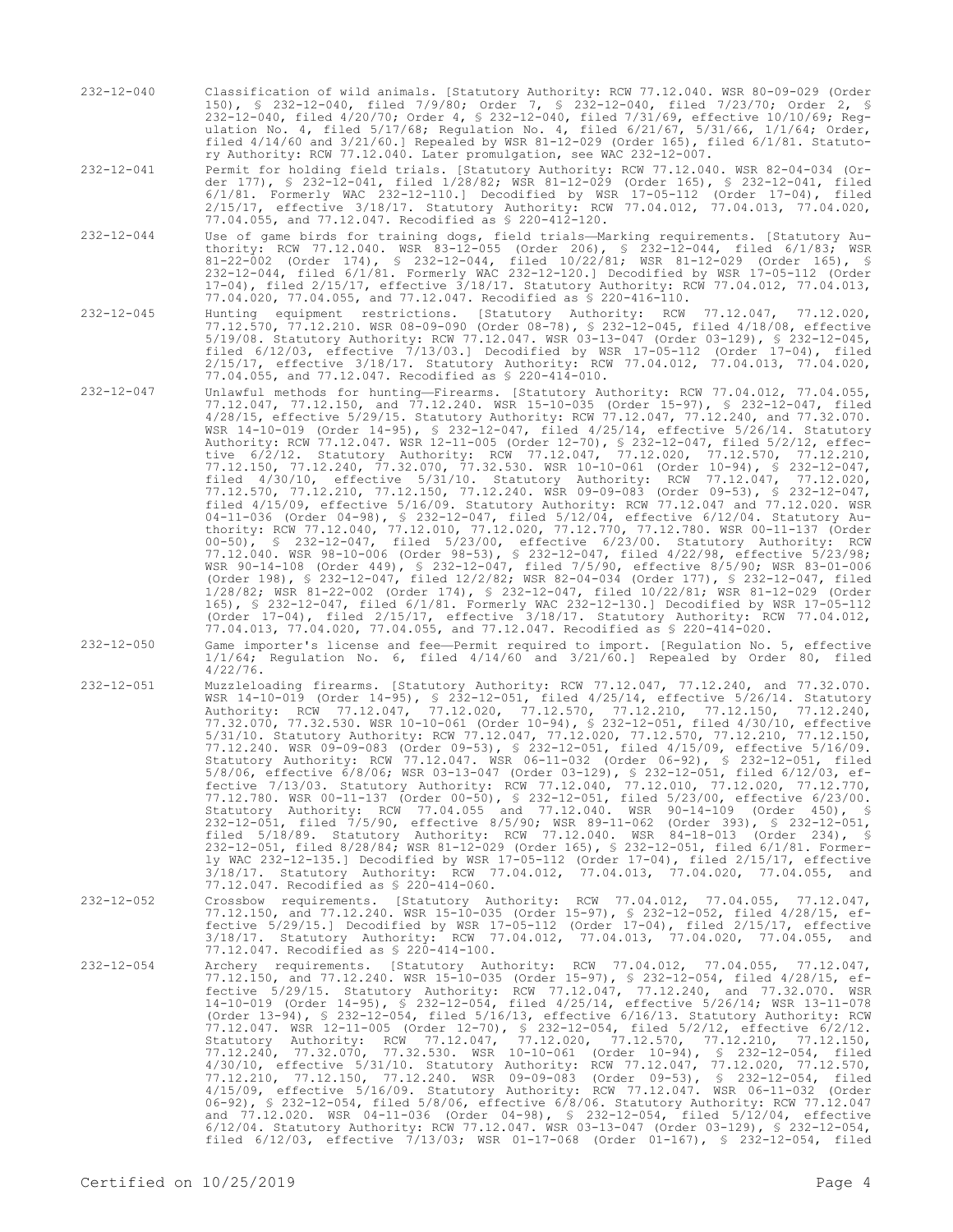232-12-040 Classification of wild animals. [Statutory Authority: RCW 77.12.040. WSR 80-09-029 (Order 150), § 232-12-040, filed 7/9/80; Order 7, § 232-12-040, filed 7/23/70; Order 2, § 232-12-040, filed 4/20/70; Order 4, § 232-12-040, filed 7/31/69, effective 10/10/69; Regulation No. 4, filed 5/17/68; Regulation No. 4, filed 6/21/67, 5/31/66, 1/1/64; Order, filed 4/14/60 and 3/21/60.] Repealed by WSR 81-12-029 (Order 165), filed 6/1/81. Statutory Authority: RCW 77.12.040. Later promulgation, see WAC 232-12-007.

232-12-041 Permit for holding field trials. [Statutory Authority: RCW 77.12.040. WSR 82-04-034 (Order 177), § 232-12-041, filed 1/28/82; WSR 81-12-029 (Order 165), § 232-12-041, filed 6/1/81. Formerly WAC 232-12-110.] Decodified by WSR 17-05-112 (Order 17-04), filed 2/15/17, effective 3/18/17. Statutory Authority: RCW 77.04.012, 77.04.013, 77.04.020, 77.04.055, and 77.12.047. Recodified as § 220-412-120.

232-12-044 Use of game birds for training dogs, field trials—Marking requirements. [Statutory Authority: RCW 77.12.040. WSR 83-12-055 (Order 206), § 232-12-044, filed 6/1/83; WSR 81-22-002 (Order 174), § 232-12-044, filed 10/22/81; WSR 81-12-029 (Order 165), § 232-12-044, filed 6/1/81. Formerly WAC 232-12-120.] Decodified by WSR 17-05-112 (Order 17-04), filed 2/15/17, effective 3/18/17. Statutory Authority: RCW 77.04.012, 77.04.013, 77.04.020, 77.04.055, and 77.12.047. Recodified as § 220-416-110.

232-12-045 Hunting equipment restrictions. [Statutory Authority: RCW 77.12.047, 77.12.020, 77.12.570, 77.12.210. WSR 08-09-090 (Order 08-78), § 232-12-045, filed 4/18/08, effective 5/19/08. Statutory Authority: RCW 77.12.047. WSR 03-13-047 (Order 03-129), § 232-12-045, filed 6/12/03, effective 7/13/03.] Decodified by WSR 17-05-112 (Order 17-04), filed 2/15/17, effective 3/18/17. Statutory Authority: RCW 77.04.012, 77.04.013, 77.04.020, 77.04.055, and 77.12.047. Recodified as § 220-414-010.

232-12-047 Unlawful methods for hunting—Firearms. [Statutory Authority: RCW 77.04.012, 77.04.055, 77.12.047, 77.12.150, and 77.12.240. WSR 15-10-035 (Order 15-97), § 232-12-047, filed 4/28/15, effective 5/29/15. Statutory Authority: RCW 77.12.047, 77.12.240, and 77.32.070. WSR 14-10-019 (Order 14-95), § 232-12-047, filed 4/25/14, effective 5/26/14. Statutory Authority: RCW 77.12.047. WSR 12-11-005 (Order 12-70), § 232-12-047, filed 5/2/12, effective 6/2/12. Statutory Authority: RCW 77.12.047, 77.12.020, 77.12.570, 77.12.210, 77.12.150, 77.12.240, 77.32.070, 77.32.530. WSR 10-10-061 (Order 10-94), § 232-12-047, filed 4/30/10, effective 5/31/10. Statutory Authority: RCW 77.12.047, 77.12.020, 77.12.570, 77.12.210, 77.12.150, 77.12.240. WSR 09-09-083 (Order 09-53), § 232-12-047, filed 4/15/09, effective 5/16/09. Statutory Authority: RCW 77.12.047 and 77.12.020. WSR 04-11-036 (Order 04-98), § 232-12-047, filed 5/12/04, effective 6/12/04. Statutory Authority: RCW 77.12.040, 77.12.010, 77.12.020, 77.12.770, 77.12.780. WSR 00-11-137 (Order 00-50), § 232-12-047, filed 5/23/00, effective 6/23/00. Statutory Authority: RCW 77.12.040. WSR 98-10-006 (Order 98-53), § 232-12-047, filed 4/22/98, effective 5/23/98; WSR 90-14-108 (Order 449), § 232-12-047, filed 7/5/90, effective 8/5/90; WSR 83-01-006 (Order 198), § 232-12-047, filed 12/2/82; WSR 82-04-034 (Order 177), § 232-12-047, filed 1/28/82; WSR 81-22-002 (Order 174), § 232-12-047, filed 10/22/81; WSR 81-12-029 (Order 165), § 232-12-047, filed 6/1/81. Formerly WAC 232-12-130.] Decodified by WSR 17-05-112 (Order 17-04), filed 2/15/17, effective 3/18/17. Statutory Authority: RCW 77.04.012, 77.04.013, 77.04.020, 77.04.055, and 77.12.047. Recodified as § 220-414-020.

232-12-050 Game importer's license and fee—Permit required to import. [Regulation No. 5, effective 1/1/64; Regulation No. 6, filed 4/14/60 and 3/21/60.] Repealed by Order 80, filed 4/22/76.

232-12-051 Muzzleloading firearms. [Statutory Authority: RCW 77.12.047, 77.12.240, and 77.32.070. WSR 14-10-019 (Order 14-95), § 232-12-051, filed 4/25/14, effective 5/26/14. Statutory Authority: RCW 77.12.047, 77.12.020, 77.12.570, 77.12.210, 77.12.150, 77.12.240, 77.32.070, 77.32.530. WSR 10-10-061 (Order 10-94), § 232-12-051, filed 4/30/10, effective 5/31/10. Statutory Authority: RCW 77.12.047, 77.12.020, 77.12.570, 77.12.210, 77.12.150, 77.12.240. WSR 09-09-083 (Order 09-53), § 232-12-051, filed 4/15/09, effective 5/16/09. Statutory Authority: RCW 77.12.047. WSR 06-11-032 (Order 06-92), § 232-12-051, filed 5/8/06, effective 6/8/06; WSR 03-13-047 (Order 03-129), § 232-12-051, filed 6/12/03, effective 7/13/03. Statutory Authority: RCW 77.12.040, 77.12.010, 77.12.020, 77.12.770, 77.12.780. WSR 00-11-137 (Order 00-50), § 232-12-051, filed 5/23/00, effective 6/23/00. Statutory Authority: RCW 77.04.055 and 77.12.040. WSR 90-14-109 (Order 450), § 232-12-051, filed 7/5/90, effective 8/5/90; WSR 89-11-062 (Order 393), § 232-12-051, filed 5/18/89. Statutory Authority: RCW 77.12.040. WSR 84-18-013 (Order 234), § 232-12-051, filed 8/28/84; WSR 81-12-029 (Order 165), § 232-12-051, filed 6/1/81. Formerly WAC 232-12-135.] Decodified by WSR 17-05-112 (Order 17-04), filed 2/15/17, effective 3/18/17. Statutory Authority: RCW 77.04.012, 77.04.013, 77.04.020, 77.04.055, and 77.12.047. Recodified as § 220-414-060.

232-12-052 Crossbow requirements. [Statutory Authority: RCW 77.04.012, 77.04.055, 77.12.047, 77.12.150, and 77.12.240. WSR 15-10-035 (Order 15-97), § 232-12-052, filed 4/28/15, effective 5/29/15.] Decodified by WSR 17-05-112 (Order 17-04), filed 2/15/17, effective 3/18/17. Statutory Authority: RCW 77.04.012, 77.04.013, 77.04.020, 77.04.055, and 77.12.047. Recodified as § 220-414-100.

232-12-054 Archery requirements. [Statutory Authority: RCW 77.04.012, 77.04.055, 77.12.047, 77.12.150, and 77.12.240. WSR 15-10-035 (Order 15-97), § 232-12-054, filed 4/28/15, effective 5/29/15. Statutory Authority: RCW 77.12.047, 77.12.240, and 77.32.070. WSR 14-10-019 (Order 14-95), § 232-12-054, filed 4/25/14, effective 5/26/14; WSR 13-11-078 (Order 13-94), § 232-12-054, filed 5/16/13, effective 6/16/13. Statutory Authority: RCW 77.12.047. WSR 12-11-005 (Order 12-70), § 232-12-054, filed 5/2/12, effective 6/2/12. Statutory Authority: RCW 77.12.047, 77.12.020, 77.12.570, 77.12.210, 77.12.150, 77.12.240, 77.32.070, 77.32.530. WSR 10-10-061 (Order 10-94), § 232-12-054, filed 4/30/10, effective 5/31/10. Statutory Authority: RCW 77.12.047, 77.12.020, 77.12.570, 77.12.210, 77.12.150, 77.12.240. WSR 09-09-083 (Order 09-53), § 232-12-054, filed 4/15/09, effective 5/16/09. Statutory Authority: RCW 77.12.047. WSR 06-11-032 (Order 06-92), § 232-12-054, filed 5/8/06, effective 6/8/06. Statutory Authority: RCW 77.12.047 and 77.12.020. WSR 04-11-036 (Order 04-98), § 232-12-054, filed 5/12/04, effective 6/12/04. Statutory Authority: RCW 77.12.047. WSR 03-13-047 (Order 03-129), § 232-12-054, filed 6/12/03, effective 7/13/03; WSR 01-17-068 (Order 01-167), § 232-12-054, filed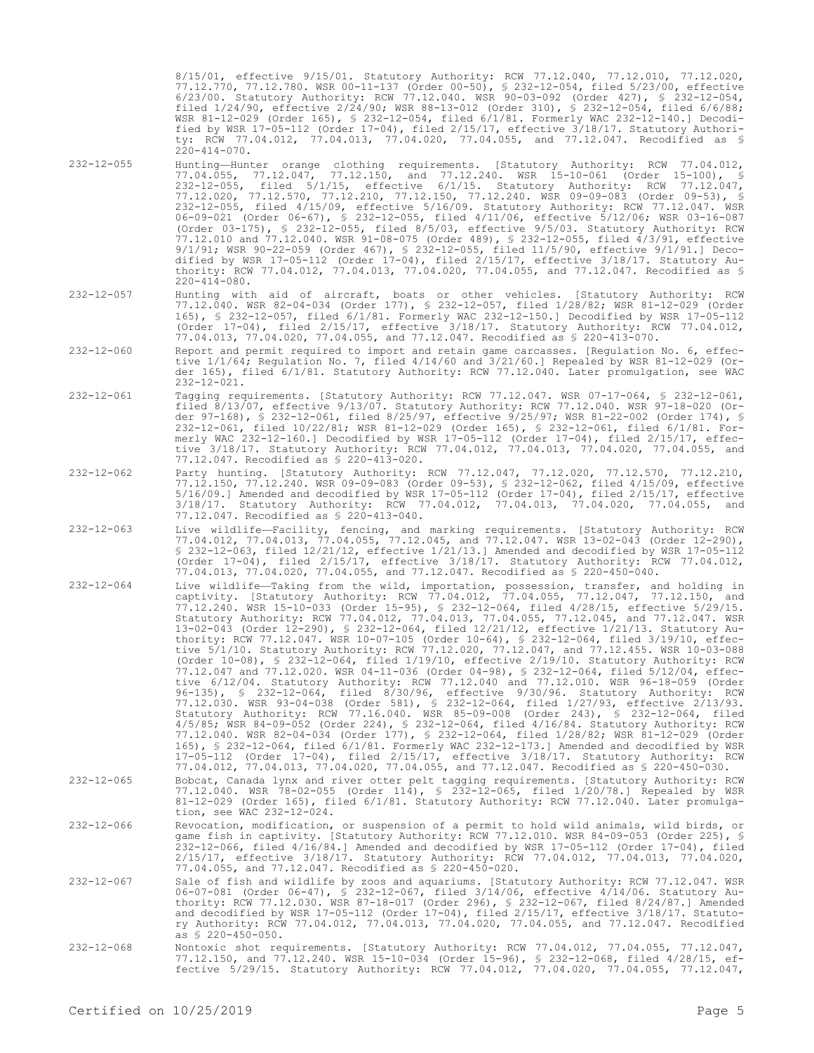8/15/01, effective 9/15/01. Statutory Authority: RCW 77.12.040, 77.12.010, 77.12.020, 77.12.770, 77.12.780. WSR 00-11-137 (Order 00-50), § 232-12-054, filed 5/23/00, effective 6/23/00. Statutory Authority: RCW 77.12.040. WSR 90-03-092 (Order 427), § 232-12-054, filed 1/24/90, effective 2/24/90; WSR 88-13-012 (Order 310), § 232-12-054, filed 6/6/88; WSR 81-12-029 (Order 165), § 232-12-054, filed 6/1/81. Formerly WAC 232-12-140.] Decodified by WSR 17-05-112 (Order 17-04), filed 2/15/17, effective 3/18/17. Statutory Authority: RCW 77.04.012, 77.04.013, 77.04.020, 77.04.055, and 77.12.047. Recodified as § 220-414-070.

232-12-055 Hunting—Hunter orange clothing requirements. [Statutory Authority: RCW 77.04.012, 77.04.055, 77.12.047, 77.12.150, and 77.12.240. WSR 15-10-061 (Order 15-100), § 232-12-055, filed 5/1/15, effective 6/1/15. Statutory Authority: RCW 77.12.047, 77.12.020, 77.12.570, 77.12.210, 77.12.150, 77.12.240. WSR 09-09-083 (Order 09-53), § 232-12-055, filed 4/15/09, effective 5/16/09. Statutory Authority: RCW 77.12.047. WSR 06-09-021 (Order 06-67), § 232-12-055, filed 4/11/06, effective 5/12/06; WSR 03-16-087 (Order 03-175), § 232-12-055, filed 8/5/03, effective 9/5/03. Statutory Authority: RCW 77.12.010 and 77.12.040. WSR 91-08-075 (Order 489), § 232-12-055, filed 4/3/91, effective 9/1/91; WSR 90-22-059 (Order 467), § 232-12-055, filed 11/5/90, effective 9/1/91.] Decodified by WSR 17-05-112 (Order 17-04), filed 2/15/17, effective 3/18/17. Statutory Authority: RCW 77.04.012, 77.04.013, 77.04.020, 77.04.055, and 77.12.047. Recodified as § 220-414-080.

232-12-057 Hunting with aid of aircraft, boats or other vehicles. [Statutory Authority: RCW 77.12.040. WSR 82-04-034 (Order 177), § 232-12-057, filed 1/28/82; WSR 81-12-029 (Order 165), § 232-12-057, filed 6/1/81. Formerly WAC 232-12-150.] Decodified by WSR 17-05-112 (Order 17-04), filed 2/15/17, effective 3/18/17. Statutory Authority: RCW 77.04.012, 77.04.013, 77.04.020, 77.04.055, and 77.12.047. Recodified as § 220-413-070.

232-12-060 Report and permit required to import and retain game carcasses. [Regulation No. 6, effective 1/1/64; Regulation No. 7, filed 4/14/60 and 3/21/60.] Repealed by WSR 81-12-029 (Order 165), filed 6/1/81. Statutory Authority: RCW 77.12.040. Later promulgation, see WAC 232-12-021.

232-12-061 Tagging requirements. [Statutory Authority: RCW 77.12.047. WSR 07-17-064, § 232-12-061, filed 8/13/07, effective 9/13/07. Statutory Authority: RCW 77.12.040. WSR 97-18-020 (Order 97-168), § 232-12-061, filed 8/25/97, effective 9/25/97; WSR 81-22-002 (Order 174), § 232-12-061, filed 10/22/81; WSR 81-12-029 (Order 165), § 232-12-061, filed 6/1/81. Formerly WAC 232-12-160.] Decodified by WSR 17-05-112 (Order 17-04), filed 2/15/17, effective 3/18/17. Statutory Authority: RCW 77.04.012, 77.04.013, 77.04.020, 77.04.055, and 77.12.047. Recodified as § 220-413-020.

232-12-062 Party hunting. [Statutory Authority: RCW 77.12.047, 77.12.020, 77.12.570, 77.12.210, 77.12.150, 77.12.240. WSR 09-09-083 (Order 09-53), § 232-12-062, filed 4/15/09, effective 5/16/09.] Amended and decodified by WSR 17-05-112 (Order 17-04), filed 2/15/17, effective 3/18/17. Statutory Authority: RCW 77.04.012, 77.04.013, 77.04.020, 77.04.055, and 77.12.047. Recodified as § 220-413-040.

232-12-063 Live wildlife—Facility, fencing, and marking requirements. [Statutory Authority: RCW 77.04.012, 77.04.013, 77.04.055, 77.12.045, and 77.12.047. WSR 13-02-043 (Order 12-290), § 232-12-063, filed 12/21/12, effective 1/21/13.] Amended and decodified by WSR 17-05-112 (Order 17-04), filed 2/15/17, effective 3/18/17. Statutory Authority: RCW 77.04.012, 77.04.013, 77.04.020, 77.04.055, and 77.12.047. Recodified as § 220-450-040.

232-12-064 Live wildlife—Taking from the wild, importation, possession, transfer, and holding in captivity. [Statutory Authority: RCW 77.04.012, 77.04.055, 77.12.047, 77.12.150, and 77.12.240. WSR 15-10-033 (Order 15-95), § 232-12-064, filed 4/28/15, effective 5/29/15. Statutory Authority: RCW 77.04.012, 77.04.013, 77.04.055, 77.12.045, and 77.12.047. WSR 13-02-043 (Order 12-290), § 232-12-064, filed 12/21/12, effective 1/21/13. Statutory Authority: RCW 77.12.047. WSR 10-07-105 (Order 10-64), § 232-12-064, filed 3/19/10, effective 5/1/10. Statutory Authority: RCW 77.12.020, 77.12.047, and 77.12.455. WSR 10-03-088 (Order 10-08), § 232-12-064, filed 1/19/10, effective 2/19/10. Statutory Authority: RCW 77.12.047 and 77.12.020. WSR 04-11-036 (Order 04-98), § 232-12-064, filed 5/12/04, effective 6/12/04. Statutory Authority: RCW 77.12.040 and 77.12.010. WSR 96-18-059 (Order 96-135), § 232-12-064, filed 8/30/96, effective 9/30/96. Statutory Authority: RCW 77.12.030. WSR 93-04-038 (Order 581), § 232-12-064, filed 1/27/93, effective 2/13/93. Statutory Authority: RCW 77.16.040. WSR 85-09-008 (Order 243), § 232-12-064, filed 4/5/85; WSR 84-09-052 (Order 224), § 232-12-064, filed 4/16/84. Statutory Authority: RCW 77.12.040. WSR 82-04-034 (Order 177), § 232-12-064, filed 1/28/82; WSR 81-12-029 (Order 165), § 232-12-064, filed 6/1/81. Formerly WAC 232-12-173.] Amended and decodified by WSR 17-05-112 (Order 17-04), filed 2/15/17, effective 3/18/17. Statutory Authority: RCW 77.04.012, 77.04.013, 77.04.020, 77.04.055, and 77.12.047. Recodified as § 220-450-030.

232-12-065 Bobcat, Canada lynx and river otter pelt tagging requirements. [Statutory Authority: RCW 77.12.040. WSR 78-02-055 (Order 114), § 232-12-065, filed 1/20/78.] Repealed by WSR 81-12-029 (Order 165), filed 6/1/81. Statutory Authority: RCW 77.12.040. Later promulgation, see WAC 232-12-024.

232-12-066 Revocation, modification, or suspension of a permit to hold wild animals, wild birds, or game fish in captivity. [Statutory Authority: RCW 77.12.010. WSR 84-09-053 (Order 225), § 232-12-066, filed 4/16/84.] Amended and decodified by WSR 17-05-112 (Order 17-04), filed 2/15/17, effective 3/18/17. Statutory Authority: RCW 77.04.012, 77.04.013, 77.04.020, 77.04.055, and 77.12.047. Recodified as § 220-450-020.

232-12-067 Sale of fish and wildlife by zoos and aquariums. [Statutory Authority: RCW 77.12.047. WSR 06-07-081 (Order 06-47), § 232-12-067, filed 3/14/06, effective 4/14/06. Statutory Authority: RCW 77.12.030. WSR 87-18-017 (Order 296), § 232-12-067, filed 8/24/87.] Amended and decodified by WSR 17-05-112 (Order 17-04), filed 2/15/17, effective 3/18/17. Statutory Authority: RCW 77.04.012, 77.04.013, 77.04.020, 77.04.055, and 77.12.047. Recodified as § 220-450-050.

232-12-068 Nontoxic shot requirements. [Statutory Authority: RCW 77.04.012, 77.04.055, 77.12.047, 77.12.150, and 77.12.240. WSR 15-10-034 (Order 15-96), § 232-12-068, filed 4/28/15, effective 5/29/15. Statutory Authority: RCW 77.04.012, 77.04.020, 77.04.055, 77.12.047,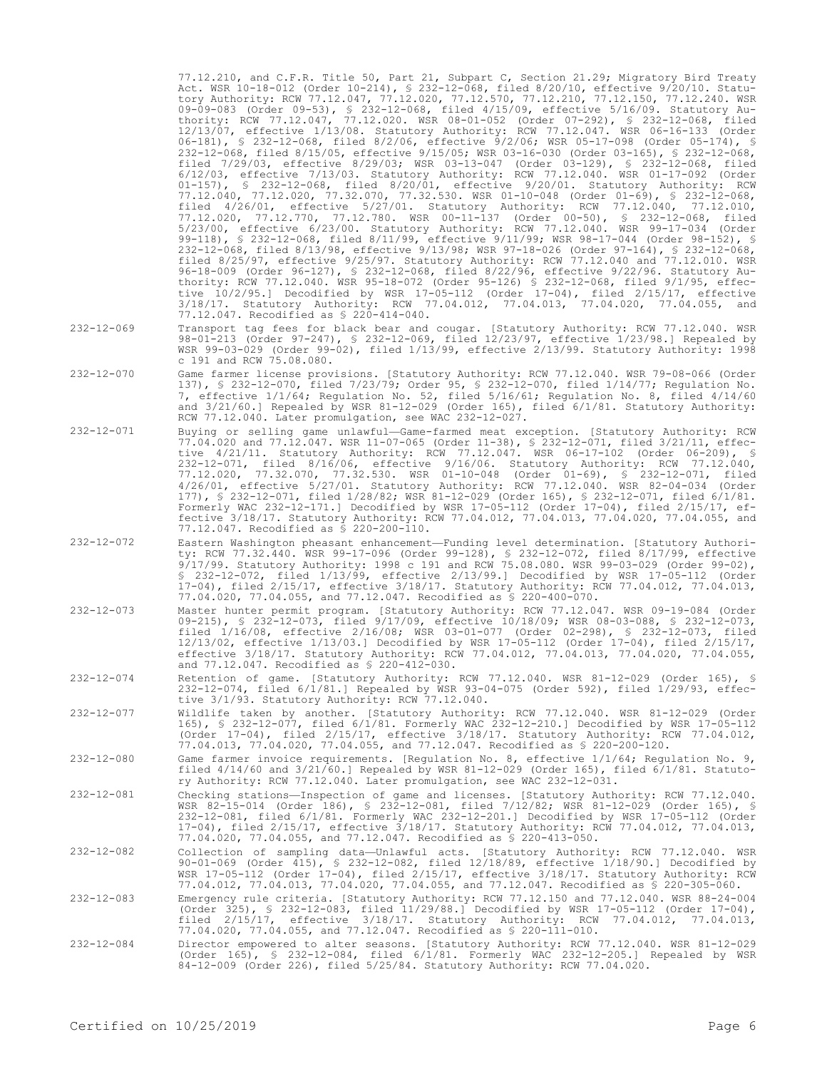77.12.210, and C.F.R. Title 50, Part 21, Subpart C, Section 21.29; Migratory Bird Treaty Act. WSR 10-18-012 (Order 10-214), § 232-12-068, filed 8/20/10, effective 9/20/10. Statutory Authority: RCW 77.12.047, 77.12.020, 77.12.570, 77.12.210, 77.12.150, 77.12.240. WSR 09-09-083 (Order 09-53), § 232-12-068, filed 4/15/09, effective 5/16/09. Statutory Authority: RCW 77.12.047, 77.12.020. WSR 08-01-052 (Order 07-292), § 232-12-068, filed 12/13/07, effective 1/13/08. Statutory Authority: RCW 77.12.047. WSR 06-16-133 (Order 06-181), § 232-12-068, filed 8/2/06, effective 9/2/06; WSR 05-17-098 (Order 05-174), § 232-12-068, filed 8/15/05, effective 9/15/05; WSR 03-16-030 (Order 03-165), § 232-12-068, filed 7/29/03, effective 8/29/03; WSR 03-13-047 (Order 03-129), § 232-12-068, filed 6/12/03, effective 7/13/03. Statutory Authority: RCW 77.12.040. WSR 01-17-092 (Order 01-157), § 232-12-068, filed 8/20/01, effective 9/20/01. Statutory Authority: RCW 77.12.040, 77.12.020, 77.32.070, 77.32.530. WSR 01-10-048 (Order 01-69), § 232-12-068, filed 4/26/01, effective 5/27/01. Statutory Authority: RCW 77.12.040, 77.12.010, 77.12.020, 77.12.770, 77.12.780. WSR 00-11-137 (Order 00-50), § 232-12-068, filed 5/23/00, effective 6/23/00. Statutory Authority: RCW 77.12.040. WSR 99-17-034 (Order 99-118), § 232-12-068, filed 8/11/99, effective 9/11/99; WSR 98-17-044 (Order 98-152), § 232-12-068, filed 8/13/98, effective 9/13/98; WSR 97-18-026 (Order 97-164), § 232-12-068, filed 8/25/97, effective 9/25/97. Statutory Authority: RCW 77.12.040 and 77.12.010. WSR 96-18-009 (Order 96-127), § 232-12-068, filed 8/22/96, effective 9/22/96. Statutory Authority: RCW 77.12.040. WSR 95-18-072 (Order 95-126) § 232-12-068, filed 9/1/95, effective 10/2/95.] Decodified by WSR 17-05-112 (Order 17-04), filed 2/15/17, effective 3/18/17. Statutory Authority: RCW 77.04.012, 77.04.013, 77.04.020, 77.04.055, and 77.12.047. Recodified as § 220-414-040.

232-12-069 Transport tag fees for black bear and cougar. [Statutory Authority: RCW 77.12.040. WSR 98-01-213 (Order 97-247), § 232-12-069, filed 12/23/97, effective 1/23/98.] Repealed by WSR 99-03-029 (Order 99-02), filed 1/13/99, effective 2/13/99. Statutory Authority: 1998 c 191 and RCW 75.08.080.

232-12-070 Game farmer license provisions. [Statutory Authority: RCW 77.12.040. WSR 79-08-066 (Order 137), § 232-12-070, filed 7/23/79; Order 95, § 232-12-070, filed 1/14/77; Regulation No. 7, effective 1/1/64; Regulation No. 52, filed 5/16/61; Regulation No. 8, filed 4/14/60 and 3/21/60.] Repealed by WSR 81-12-029 (Order 165), filed 6/1/81. Statutory Authority: RCW 77.12.040. Later promulgation, see WAC 232-12-027.

232-12-071 Buying or selling game unlawful—Game-farmed meat exception. [Statutory Authority: RCW 77.04.020 and 77.12.047. WSR 11-07-065 (Order 11-38), § 232-12-071, filed 3/21/11, effective 4/21/11. Statutory Authority: RCW 77.12.047. WSR 06-17-102 (Order 06-209), § 232-12-071, filed 8/16/06, effective 9/16/06. Statutory Authority: RCW 77.12.040, 77.12.020, 77.32.070, 77.32.530. WSR 01-10-048 (Order 01-69), § 232-12-071, filed 4/26/01, effective 5/27/01. Statutory Authority: RCW 77.12.040. WSR 82-04-034 (Order 177), § 232-12-071, filed 1/28/82; WSR 81-12-029 (Order 165), § 232-12-071, filed 6/1/81. Formerly WAC 232-12-171.] Decodified by WSR 17-05-112 (Order 17-04), filed 2/15/17, effective 3/18/17. Statutory Authority: RCW 77.04.012, 77.04.013, 77.04.020, 77.04.055, and 77.12.047. Recodified as § 220-200-110.

232-12-072 Eastern Washington pheasant enhancement—Funding level determination. [Statutory Authority: RCW 77.32.440. WSR 99-17-096 (Order 99-128), § 232-12-072, filed 8/17/99, effective 9/17/99. Statutory Authority: 1998 c 191 and RCW 75.08.080. WSR 99-03-029 (Order 99-02), § 232-12-072, filed 1/13/99, effective 2/13/99.] Decodified by WSR 17-05-112 (Order 17-04), filed 2/15/17, effective 3/18/17. Statutory Authority: RCW 77.04.012, 77.04.013, 77.04.020, 77.04.055, and 77.12.047. Recodified as § 220-400-070.

232-12-073 Master hunter permit program. [Statutory Authority: RCW 77.12.047. WSR 09-19-084 (Order 09-215), § 232-12-073, filed 9/17/09, effective 10/18/09; WSR 08-03-088, § 232-12-073, filed 1/16/08, effective 2/16/08; WSR 03-01-077 (Order 02-298), § 232-12-073, filed 12/13/02, effective 1/13/03.] Decodified by WSR 17-05-112 (Order 17-04), filed 2/15/17, effective 3/18/17. Statutory Authority: RCW 77.04.012, 77.04.013, 77.04.020, 77.04.055, and 77.12.047. Recodified as § 220-412-030.

232-12-074 Retention of game. [Statutory Authority: RCW 77.12.040. WSR 81-12-029 (Order 165), § 232-12-074, filed 6/1/81.] Repealed by WSR 93-04-075 (Order 592), filed 1/29/93, effective 3/1/93. Statutory Authority: RCW 77.12.040.

232-12-077 Wildlife taken by another. [Statutory Authority: RCW 77.12.040. WSR 81-12-029 (Order 165), § 232-12-077, filed 6/1/81. Formerly WAC 232-12-210.] Decodified by WSR 17-05-112 (Order 17-04), filed 2/15/17, effective 3/18/17. Statutory Authority: RCW 77.04.012, 77.04.013, 77.04.020, 77.04.055, and 77.12.047. Recodified as § 220-200-120.

232-12-080 Game farmer invoice requirements. [Regulation No. 8, effective 1/1/64; Regulation No. 9, filed 4/14/60 and 3/21/60.] Repealed by WSR 81-12-029 (Order 165), filed 6/1/81. Statutory Authority: RCW 77.12.040. Later promulgation, see WAC 232-12-031.

232-12-081 Checking stations—Inspection of game and licenses. [Statutory Authority: RCW 77.12.040. WSR 82-15-014 (Order 186), § 232-12-081, filed 7/12/82; WSR 81-12-029 (Order 165), § 232-12-081, filed 6/1/81. Formerly WAC 232-12-201.] Decodified by WSR 17-05-112 (Order 17-04), filed 2/15/17, effective 3/18/17. Statutory Authority: RCW 77.04.012, 77.04.013, 77.04.020, 77.04.055, and 77.12.047. Recodified as § 220-413-050.

232-12-082 Collection of sampling data—Unlawful acts. [Statutory Authority: RCW 77.12.040. WSR 90-01-069 (Order 415), § 232-12-082, filed 12/18/89, effective 1/18/90.] Decodified by WSR 17-05-112 (Order 17-04), filed 2/15/17, effective 3/18/17. Statutory Authority: RCW 77.04.012, 77.04.013, 77.04.020, 77.04.055, and 77.12.047. Recodified as § 220-305-060.

232-12-083 Emergency rule criteria. [Statutory Authority: RCW 77.12.150 and 77.12.040. WSR 88-24-004 (Order 325), § 232-12-083, filed 11/29/88.] Decodified by WSR 17-05-112 (Order 17-04), filed 2/15/17, effective 3/18/17. Statutory Authority: RCW 77.04.012, 77.04.013, 77.04.020, 77.04.055, and 77.12.047. Recodified as § 220-111-010.

232-12-084 Director empowered to alter seasons. [Statutory Authority: RCW 77.12.040. WSR 81-12-029 (Order 165), § 232-12-084, filed 6/1/81. Formerly WAC 232-12-205.] Repealed by WSR 84-12-009 (Order 226), filed 5/25/84. Statutory Authority: RCW 77.04.020.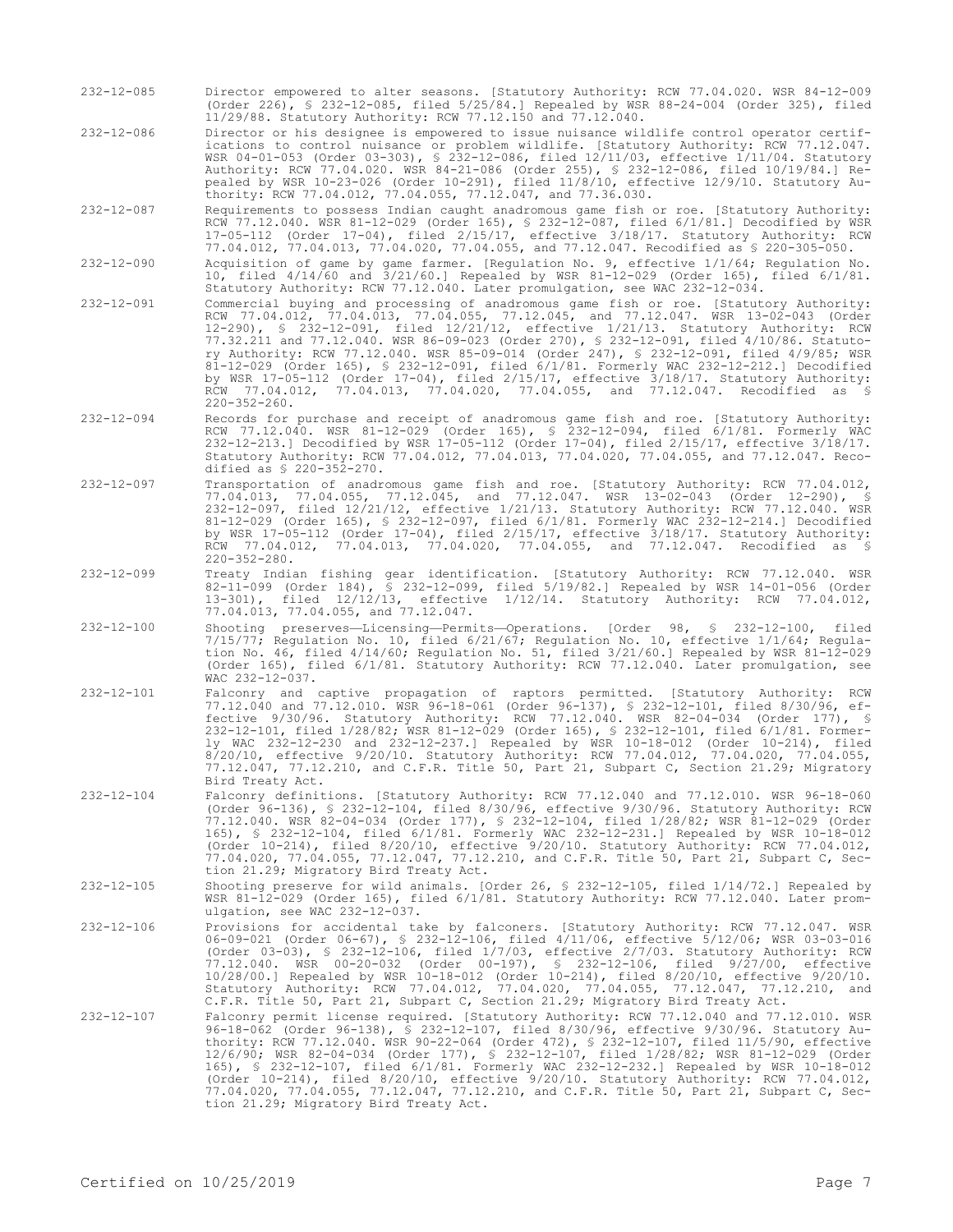232-12-085 Director empowered to alter seasons. [Statutory Authority: RCW 77.04.020. WSR 84-12-009 (Order 226), § 232-12-085, filed 5/25/84.] Repealed by WSR 88-24-004 (Order 325), filed 11/29/88. Statutory Authority: RCW 77.12.150 and 77.12.040.

232-12-086 Director or his designee is empowered to issue nuisance wildlife control operator certifications to control nuisance or problem wildlife. [Statutory Authority: RCW 77.12.047. WSR 04-01-053 (Order 03-303), § 232-12-086, filed 12/11/03, effective 1/11/04. Statutory Authority: RCW 77.04.020. WSR 84-21-086 (Order 255), § 232-12-086, filed 10/19/84.] Repealed by WSR 10-23-026 (Order 10-291), filed 11/8/10, effective 12/9/10. Statutory Authority: RCW 77.04.012, 77.04.055, 77.12.047, and 77.36.030.

232-12-087 Requirements to possess Indian caught anadromous game fish or roe. [Statutory Authority: RCW 77.12.040. WSR 81-12-029 (Order 165), § 232-12-087, filed 6/1/81.] Decodified by WSR 17-05-112 (Order 17-04), filed 2/15/17, effective 3/18/17. Statutory Authority: RCW 77.04.012, 77.04.013, 77.04.020, 77.04.055, and 77.12.047. Recodified as § 220-305-050.

232-12-090 Acquisition of game by game farmer. [Regulation No. 9, effective 1/1/64; Regulation No. 10, filed 4/14/60 and 3/21/60.] Repealed by WSR 81-12-029 (Order 165), filed 6/1/81. Statutory Authority: RCW 77.12.040. Later promulgation, see WAC 232-12-034.

232-12-091 Commercial buying and processing of anadromous game fish or roe. [Statutory Authority: RCW 77.04.012, 77.04.013, 77.04.055, 77.12.045, and 77.12.047. WSR 13-02-043 (Order 12-290), § 232-12-091, filed 12/21/12, effective 1/21/13. Statutory Authority: RCW 77.32.211 and 77.12.040. WSR 86-09-023 (Order 270), § 232-12-091, filed 4/10/86. Statutory Authority: RCW 77.12.040. WSR 85-09-014 (Order 247), § 232-12-091, filed 4/9/85; WSR 81-12-029 (Order 165), § 232-12-091, filed 6/1/81. Formerly WAC 232-12-212.] Decodified by WSR 17-05-112 (Order 17-04), filed 2/15/17, effective 3/18/17. Statutory Authority: RCW 77.04.012, 77.04.013, 77.04.020, 77.04.055, and 77.12.047. Recodified as § 220-352-260.

232-12-094 Records for purchase and receipt of anadromous game fish and roe. [Statutory Authority: RCW 77.12.040. WSR 81-12-029 (Order 165), § 232-12-094, filed 6/1/81. Formerly WAC 232-12-213.] Decodified by WSR 17-05-112 (Order 17-04), filed 2/15/17, effective 3/18/17. Statutory Authority: RCW 77.04.012, 77.04.013, 77.04.020, 77.04.055, and 77.12.047. Recodified as § 220-352-270.

232-12-097 Transportation of anadromous game fish and roe. [Statutory Authority: RCW 77.04.012, 77.04.013, 77.04.055, 77.12.045, and 77.12.047. WSR 13-02-043 (Order 12-290), § 232-12-097, filed 12/21/12, effective 1/21/13. Statutory Authority: RCW 77.12.040. WSR 81-12-029 (Order 165), § 232-12-097, filed 6/1/81. Formerly WAC 232-12-214.] Decodified by WSR 17-05-112 (Order 17-04), filed 2/15/17, effective 3/18/17. Statutory Authority: RCW 77.04.012, 77.04.013, 77.04.020, 77.04.055, and 77.12.047. Recodified as § 220-352-280.

232-12-099 Treaty Indian fishing gear identification. [Statutory Authority: RCW 77.12.040. WSR 82-11-099 (Order 184), § 232-12-099, filed 5/19/82.] Repealed by WSR 14-01-056 (Order 13-301), filed 12/12/13, effective 1/12/14. Statutory Authority: RCW 77.04.012, 77.04.013, 77.04.055, and 77.12.047.

232-12-100 Shooting preserves—Licensing—Permits—Operations. [Order 98, § 232-12-100, filed 7/15/77; Regulation No. 10, filed 6/21/67; Regulation No. 10, effective 1/1/64; Regulation No. 46, filed 4/14/60; Regulation No. 51, filed 3/21/60.] Repealed by WSR 81-12-029 (Order 165), filed 6/1/81. Statutory Authority: RCW 77.12.040. Later promulgation, see WAC 232-12-037.

232-12-101 Falconry and captive propagation of raptors permitted. [Statutory Authority: RCW 77.12.040 and 77.12.010. WSR 96-18-061 (Order 96-137), § 232-12-101, filed 8/30/96, effective 9/30/96. Statutory Authority: RCW 77.12.040. WSR 82-04-034 (Order 177), § 232-12-101, filed 1/28/82; WSR 81-12-029 (Order 165), § 232-12-101, filed 6/1/81. Formerly WAC 232-12-230 and 232-12-237.] Repealed by WSR 10-18-012 (Order 10-214), filed 8/20/10, effective 9/20/10. Statutory Authority: RCW 77.04.012, 77.04.020, 77.04.055, 77.12.047, 77.12.210, and C.F.R. Title 50, Part 21, Subpart C, Section 21.29; Migratory Bird Treaty Act.

232-12-104 Falconry definitions. [Statutory Authority: RCW 77.12.040 and 77.12.010. WSR 96-18-060 (Order 96-136), § 232-12-104, filed 8/30/96, effective 9/30/96. Statutory Authority: RCW 77.12.040. WSR 82-04-034 (Order 177), § 232-12-104, filed 1/28/82; WSR 81-12-029 (Order 165), § 232-12-104, filed 6/1/81. Formerly WAC 232-12-231.] Repealed by WSR 10-18-012 (Order 10-214), filed 8/20/10, effective 9/20/10. Statutory Authority: RCW 77.04.012, 77.04.020, 77.04.055, 77.12.047, 77.12.210, and C.F.R. Title 50, Part 21, Subpart C, Section 21.29; Migratory Bird Treaty Act.

232-12-105 Shooting preserve for wild animals. [Order 26, § 232-12-105, filed 1/14/72.] Repealed by WSR 81-12-029 (Order 165), filed 6/1/81. Statutory Authority: RCW 77.12.040. Later promulgation, see WAC 232-12-037.

232-12-106 Provisions for accidental take by falconers. [Statutory Authority: RCW 77.12.047. WSR 06-09-021 (Order 06-67), § 232-12-106, filed 4/11/06, effective 5/12/06; WSR 03-03-016 (Order 03-03), § 232-12-106, filed 1/7/03, effective 2/7/03. Statutory Authority: RCW 77.12.040. WSR 00-20-032 (Order 00-197), § 232-12-106, filed 9/27/00, effective 10/28/00.] Repealed by WSR 10-18-012 (Order 10-214), filed 8/20/10, effective 9/20/10. Statutory Authority: RCW 77.04.012, 77.04.020, 77.04.055, 77.12.047, 77.12.210, and C.F.R. Title 50, Part 21, Subpart C, Section 21.29; Migratory Bird Treaty Act.

232-12-107 Falconry permit license required. [Statutory Authority: RCW 77.12.040 and 77.12.010. WSR 96-18-062 (Order 96-138), § 232-12-107, filed 8/30/96, effective 9/30/96. Statutory Authority: RCW 77.12.040. WSR 90-22-064 (Order 472), § 232-12-107, filed 11/5/90, effective 12/6/90; WSR 82-04-034 (Order 177), § 232-12-107, filed 1/28/82; WSR 81-12-029 (Order 165), § 232-12-107, filed 6/1/81. Formerly WAC 232-12-232.] Repealed by WSR 10-18-012 (Order 10-214), filed 8/20/10, effective 9/20/10. Statutory Authority: RCW 77.04.012, 77.04.020, 77.04.055, 77.12.047, 77.12.210, and C.F.R. Title 50, Part 21, Subpart C, Section 21.29; Migratory Bird Treaty Act.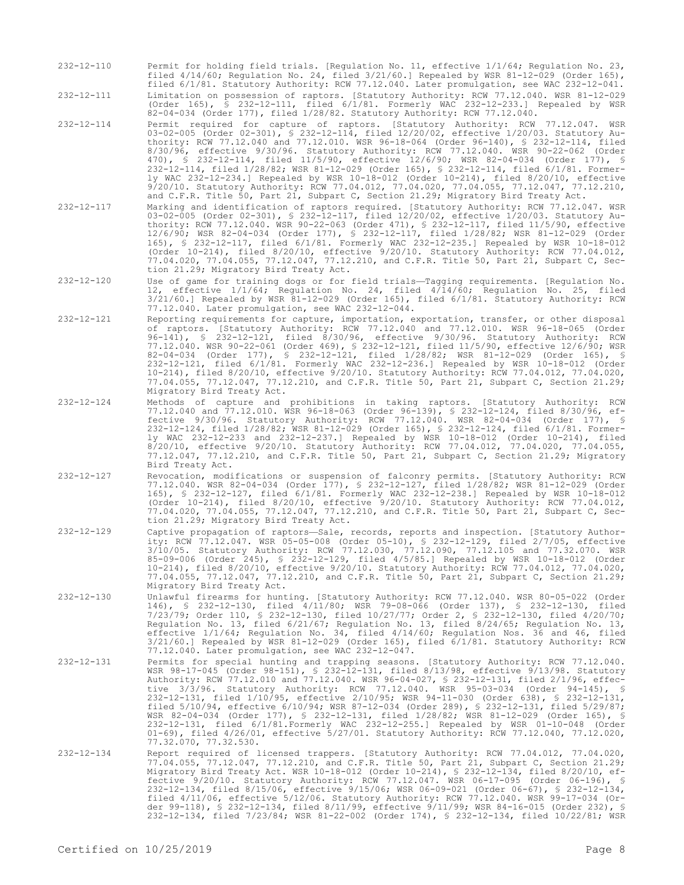232-12-110 Permit for holding field trials. [Regulation No. 11, effective 1/1/64; Regulation No. 23, filed 4/14/60; Regulation No. 24, filed 3/21/60.] Repealed by WSR 81-12-029 (Order 165), filed 6/1/81. Statutory Authority: RCW 77.12.040. Later promulgation, see WAC 232-12-041.

232-12-111 Limitation on possession of raptors. [Statutory Authority: RCW 77.12.040. WSR 81-12-029 (Order 165), § 232-12-111, filed 6/1/81. Formerly WAC 232-12-233.] Repealed by WSR 82-04-034 (Order 177), filed 1/28/82. Statutory Authority: RCW 77.12.040.

232-12-114 Permit required for capture of raptors. [Statutory Authority: RCW 77.12.047. WSR 03-02-005 (Order 02-301), § 232-12-114, filed 12/20/02, effective 1/20/03. Statutory Authority: RCW 77.12.040 and 77.12.010. WSR 96-18-064 (Order 96-140), § 232-12-114, filed 8/30/96, effective 9/30/96. Statutory Authority: RCW 77.12.040. WSR 90-22-062 (Order 470), § 232-12-114, filed 11/5/90, effective 12/6/90; WSR 82-04-034 (Order 177), § 232-12-114, filed 1/28/82; WSR 81-12-029 (Order 165), § 232-12-114, filed 6/1/81. Formerly WAC 232-12-234.] Repealed by WSR 10-18-012 (Order 10-214), filed 8/20/10, effective 9/20/10. Statutory Authority: RCW 77.04.012, 77.04.020, 77.04.055, 77.12.047, 77.12.210, and C.F.R. Title 50, Part 21, Subpart C, Section 21.29; Migratory Bird Treaty Act.

232-12-117 Marking and identification of raptors required. [Statutory Authority: RCW 77.12.047. WSR 03-02-005 (Order 02-301), § 232-12-117, filed 12/20/02, effective 1/20/03. Statutory Authority: RCW 77.12.040. WSR 90-22-063 (Order 471), § 232-12-117, filed 11/5/90, effective 12/6/90; WSR 82-04-034 (Order 177), § 232-12-117, filed 1/28/82; WSR 81-12-029 (Order 165), § 232-12-117, filed 6/1/81. Formerly WAC 232-12-235.] Repealed by WSR 10-18-012 (Order 10-214), filed 8/20/10, effective 9/20/10. Statutory Authority: RCW 77.04.012, 77.04.020, 77.04.055, 77.12.047, 77.12.210, and C.F.R. Title 50, Part 21, Subpart C, Section 21.29; Migratory Bird Treaty Act.

232-12-120 Use of game for training dogs or for field trials—Tagging requirements. [Regulation No. 12, effective 1/1/64; Regulation No. 24, filed 4/14/60; Regulation No. 25, filed 3/21/60.] Repealed by WSR 81-12-029 (Order 165), filed 6/1/81. Statutory Authority: RCW 77.12.040. Later promulgation, see WAC 232-12-044.

232-12-121 Reporting requirements for capture, importation, exportation, transfer, or other disposal of raptors. [Statutory Authority: RCW 77.12.040 and 77.12.010. WSR 96-18-065 (Order 96-141), § 232-12-121, filed 8/30/96, effective 9/30/96. Statutory Authority: RCW 77.12.040. WSR 90-22-061 (Order 469), § 232-12-121, filed 11/5/90, effective 12/6/90; WSR 82-04-034 (Order 177), § 232-12-121, filed 1/28/82; WSR 81-12-029 (Order 165), § 232-12-121, filed 6/1/81. Formerly WAC 232-12-236.] Repealed by WSR 10-18-012 (Order 10-214), filed 8/20/10, effective 9/20/10. Statutory Authority: RCW 77.04.012, 77.04.020, 77.04.055, 77.12.047, 77.12.210, and C.F.R. Title 50, Part 21, Subpart C, Section 21.29; Migratory Bird Treaty Act.

232-12-124 Methods of capture and prohibitions in taking raptors. [Statutory Authority: RCW 77.12.040 and 77.12.010. WSR 96-18-063 (Order 96-139), § 232-12-124, filed 8/30/96, effective 9/30/96. Statutory Authority: RCW 77.12.040. WSR 82-04-034 (Order 177), § 232-12-124, filed 1/28/82; WSR 81-12-029 (Order 165), § 232-12-124, filed 6/1/81. Formerly WAC 232-12-233 and 232-12-237.] Repealed by WSR 10-18-012 (Order 10-214), filed 8/20/10, effective 9/20/10. Statutory Authority: RCW 77.04.012, 77.04.020, 77.04.055, 77.12.047, 77.12.210, and C.F.R. Title 50, Part 21, Subpart C, Section 21.29; Migratory Bird Treaty Act.

232-12-127 Revocation, modifications or suspension of falconry permits. [Statutory Authority: RCW 77.12.040. WSR 82-04-034 (Order 177), § 232-12-127, filed 1/28/82; WSR 81-12-029 (Order 165), § 232-12-127, filed 6/1/81. Formerly WAC 232-12-238.] Repealed by WSR 10-18-012 (Order 10-214), filed 8/20/10, effective 9/20/10. Statutory Authority: RCW 77.04.012, 77.04.020, 77.04.055, 77.12.047, 77.12.210, and C.F.R. Title 50, Part 21, Subpart C, Section 21.29; Migratory Bird Treaty Act.

232-12-129 Captive propagation of raptors—Sale, records, reports and inspection. [Statutory Authority: RCW 77.12.047. WSR 05-05-008 (Order 05-10), § 232-12-129, filed 2/7/05, effective 3/10/05. Statutory Authority: RCW 77.12.030, 77.12.090, 77.12.105 and 77.32.070. WSR 85-09-006 (Order 245), § 232-12-129, filed 4/5/85.] Repealed by WSR 10-18-012 (Order 10-214), filed 8/20/10, effective 9/20/10. Statutory Authority: RCW 77.04.012, 77.04.020, 77.04.055, 77.12.047, 77.12.210, and C.F.R. Title 50, Part 21, Subpart C, Section 21.29; Migratory Bird Treaty Act.

232-12-130 Unlawful firearms for hunting. [Statutory Authority: RCW 77.12.040. WSR 80-05-022 (Order 146), § 232-12-130, filed 4/11/80; WSR 79-08-066 (Order 137), § 232-12-130, filed 7/23/79; Order 110, § 232-12-130, filed 10/27/77; Order 2, § 232-12-130, filed 4/20/70; Regulation No. 13, filed 6/21/67; Regulation No. 13, filed 8/24/65; Regulation No. 13, effective 1/1/64; Regulation No. 34, filed 4/14/60; Regulation Nos. 36 and 46, filed 3/21/60.] Repealed by WSR 81-12-029 (Order 165), filed 6/1/81. Statutory Authority: RCW 77.12.040. Later promulgation, see WAC 232-12-047.

232-12-131 Permits for special hunting and trapping seasons. [Statutory Authority: RCW 77.12.040. WSR 98-17-045 (Order 98-151), § 232-12-131, filed 8/13/98, effective 9/13/98. Statutory Authority: RCW 77.12.010 and 77.12.040. WSR 96-04-027, § 232-12-131, filed 2/1/96, effective 3/3/96. Statutory Authority: RCW 77.12.040. WSR 95-03-034 (Order 94-145), § 232-12-131, filed 1/10/95, effective 2/10/95; WSR 94-11-030 (Order 638), § 232-12-131, filed 5/10/94, effective 6/10/94; WSR 87-12-034 (Order 289), § 232-12-131, filed 5/29/87; WSR 82-04-034 (Order 177), § 232-12-131, filed 1/28/82; WSR 81-12-029 (Order 165), § 232-12-131, filed 6/1/81.Formerly WAC 232-12-255.] Repealed by WSR 01-10-048 (Order 01-69), filed 4/26/01, effective 5/27/01. Statutory Authority: RCW 77.12.040, 77.12.020, 77.32.070, 77.32.530.

232-12-134 Report required of licensed trappers. [Statutory Authority: RCW 77.04.012, 77.04.020, 77.04.055, 77.12.047, 77.12.210, and C.F.R. Title 50, Part 21, Subpart C, Section 21.29; Migratory Bird Treaty Act. WSR 10-18-012 (Order 10-214), § 232-12-134, filed 8/20/10, effective 9/20/10. Statutory Authority: RCW 77.12.047. WSR 06-17-095 (Order 06-196), § 232-12-134, filed 8/15/06, effective 9/15/06; WSR 06-09-021 (Order 06-67), § 232-12-134, filed 4/11/06, effective 5/12/06. Statutory Authority: RCW 77.12.040. WSR 99-17-034 (Order 99-118), § 232-12-134, filed 8/11/99, effective 9/11/99; WSR 84-16-015 (Order 232), § 232-12-134, filed 7/23/84; WSR 81-22-002 (Order 174), § 232-12-134, filed 10/22/81; WSR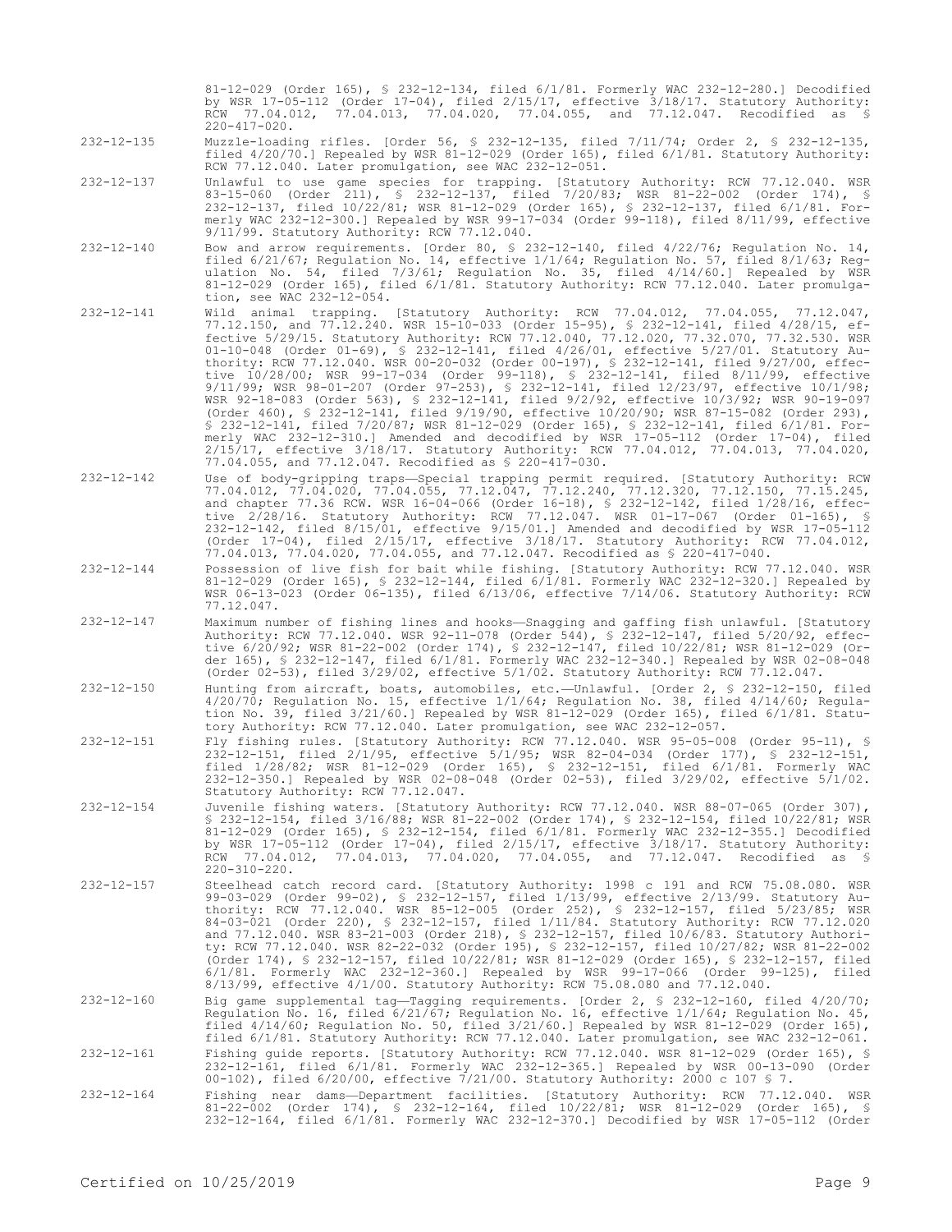81-12-029 (Order 165), § 232-12-134, filed 6/1/81. Formerly WAC 232-12-280.] Decodified by WSR 17-05-112 (Order 17-04), filed 2/15/17, effective 3/18/17. Statutory Authority: RCW 77.04.012, 77.04.013, 77.04.020, 77.04.055, and 77.12.047. Recodified as § 220-417-020.

| | |
|---|---|
| 232-12-135 | Muzzle-loading rifles. [Order 56, § 232-12-135, filed 7/11/74; Order 2, § 232-12-135, filed 4/20/70.] Repealed by WSR 81-12-029 (Order 165), filed 6/1/81. Statutory Authority: RCW 77.12.040. Later promulgation, see WAC 232-12-051. |
| 232-12-137 | Unlawful to use game species for trapping. [Statutory Authority: RCW 77.12.040. WSR 83-15-060 (Order 211), § 232-12-137, filed 7/20/83; WSR 81-22-002 (Order 174), § 232-12-137, filed 10/22/81; WSR 81-12-029 (Order 165), § 232-12-137, filed 6/1/81. Formerly WAC 232-12-300.] Repealed by WSR 99-17-034 (Order 99-118), filed 8/11/99, effective 9/11/99. Statutory Authority: RCW 77.12.040. |
| 232-12-140 | Bow and arrow requirements. [Order 80, § 232-12-140, filed 4/22/76; Regulation No. 14, filed 6/21/67; Regulation No. 14, effective 1/1/64; Regulation No. 57, filed 8/1/63; Regulation No. 54, filed 7/3/61; Regulation No. 35, filed 4/14/60.] Repealed by WSR 81-12-029 (Order 165), filed 6/1/81. Statutory Authority: RCW 77.12.040. Later promulgation, see WAC 232-12-054. |
| 232-12-141 | Wild animal trapping. [Statutory Authority: RCW 77.04.012, 77.04.055, 77.12.047, 77.12.150, and 77.12.240. WSR 15-10-033 (Order 15-95), § 232-12-141, filed 4/28/15, effective 5/29/15. Statutory Authority: RCW 77.12.040, 77.12.020, 77.32.070, 77.32.530. WSR 01-10-048 (Order 01-69), § 232-12-141, filed 4/26/01, effective 5/27/01. Statutory Authority: RCW 77.12.040. WSR 00-20-032 (Order 00-197), § 232-12-141, filed 9/27/00, effective 10/28/00; WSR 99-17-034 (Order 99-118), § 232-12-141, filed 8/11/99, effective 9/11/99; WSR 98-01-207 (Order 97-253), § 232-12-141, filed 12/23/97, effective 10/1/98; WSR 92-18-083 (Order 563), § 232-12-141, filed 9/2/92, effective 10/3/92; WSR 90-19-097 (Order 460), § 232-12-141, filed 9/19/90, effective 10/20/90; WSR 87-15-082 (Order 293), § 232-12-141, filed 7/20/87; WSR 81-12-029 (Order 165), § 232-12-141, filed 6/1/81. Formerly WAC 232-12-310.] Amended and decodified by WSR 17-05-112 (Order 17-04), filed 2/15/17, effective 3/18/17. Statutory Authority: RCW 77.04.012, 77.04.013, 77.04.020, 77.04.055, and 77.12.047. Recodified as § 220-417-030. |
| 232-12-142 | Use of body-gripping traps—Special trapping permit required. [Statutory Authority: RCW 77.04.012, 77.04.020, 77.04.055, 77.12.047, 77.12.240, 77.12.320, 77.12.150, 77.15.245, and chapter 77.36 RCW. WSR 16-04-066 (Order 16-18), § 232-12-142, filed 1/28/16, effective 2/28/16. Statutory Authority: RCW 77.12.047. WSR 01-17-067 (Order 01-165), § 232-12-142, filed 8/15/01, effective 9/15/01.] Amended and decodified by WSR 17-05-112 (Order 17-04), filed 2/15/17, effective 3/18/17. Statutory Authority: RCW 77.04.012, 77.04.013, 77.04.020, 77.04.055, and 77.12.047. Recodified as § 220-417-040. |
| 232-12-144 | Possession of live fish for bait while fishing. [Statutory Authority: RCW 77.12.040. WSR 81-12-029 (Order 165), § 232-12-144, filed 6/1/81. Formerly WAC 232-12-320.] Repealed by WSR 06-13-023 (Order 06-135), filed 6/13/06, effective 7/14/06. Statutory Authority: RCW 77.12.047. |
| 232-12-147 | Maximum number of fishing lines and hooks—Snagging and gaffing fish unlawful. [Statutory Authority: RCW 77.12.040. WSR 92-11-078 (Order 544), § 232-12-147, filed 5/20/92, effective 6/20/92; WSR 81-22-002 (Order 174), § 232-12-147, filed 10/22/81; WSR 81-12-029 (Order 165), § 232-12-147, filed 6/1/81. Formerly WAC 232-12-340.] Repealed by WSR 02-08-048 (Order 02-53), filed 3/29/02, effective 5/1/02. Statutory Authority: RCW 77.12.047. |
| 232-12-150 | Hunting from aircraft, boats, automobiles, etc.—Unlawful. [Order 2, § 232-12-150, filed 4/20/70; Regulation No. 15, effective 1/1/64; Regulation No. 38, filed 4/14/60; Regulation No. 39, filed 3/21/60.] Repealed by WSR 81-12-029 (Order 165), filed 6/1/81. Statutory Authority: RCW 77.12.040. Later promulgation, see WAC 232-12-057. |
| 232-12-151 | Fly fishing rules. [Statutory Authority: RCW 77.12.040. WSR 95-05-008 (Order 95-11), § 232-12-151, filed 2/1/95, effective 5/1/95; WSR 82-04-034 (Order 177), § 232-12-151, filed 1/28/82; WSR 81-12-029 (Order 165), § 232-12-151, filed 6/1/81. Formerly WAC 232-12-350.] Repealed by WSR 02-08-048 (Order 02-53), filed 3/29/02, effective 5/1/02. Statutory Authority: RCW 77.12.047. |
| 232-12-154 | Juvenile fishing waters. [Statutory Authority: RCW 77.12.040. WSR 88-07-065 (Order 307), § 232-12-154, filed 3/16/88; WSR 81-22-002 (Order 174), § 232-12-154, filed 10/22/81; WSR 81-12-029 (Order 165), § 232-12-154, filed 6/1/81. Formerly WAC 232-12-355.] Decodified by WSR 17-05-112 (Order 17-04), filed 2/15/17, effective 3/18/17. Statutory Authority: RCW 77.04.012, 77.04.013, 77.04.020, 77.04.055, and 77.12.047. Recodified as § 220-310-220. |
| 232-12-157 | Steelhead catch record card. [Statutory Authority: 1998 c 191 and RCW 75.08.080. WSR 99-03-029 (Order 99-02), § 232-12-157, filed 1/13/99, effective 2/13/99. Statutory Authority: RCW 77.12.040. WSR 85-12-005 (Order 252), § 232-12-157, filed 5/23/85; WSR 84-03-021 (Order 220), § 232-12-157, filed 1/11/84. Statutory Authority: RCW 77.12.020 and 77.12.040. WSR 83-21-003 (Order 218), § 232-12-157, filed 10/6/83. Statutory Authority: RCW 77.12.040. WSR 82-22-032 (Order 195), § 232-12-157, filed 10/27/82; WSR 81-22-002 (Order 174), § 232-12-157, filed 10/22/81; WSR 81-12-029 (Order 165), § 232-12-157, filed 6/1/81. Formerly WAC 232-12-360.] Repealed by WSR 99-17-066 (Order 99-125), filed 8/13/99, effective 4/1/00. Statutory Authority: RCW 75.08.080 and 77.12.040. |
| 232-12-160 | Big game supplemental tag—Tagging requirements. [Order 2, § 232-12-160, filed 4/20/70; Regulation No. 16, filed 6/21/67; Regulation No. 16, effective 1/1/64; Regulation No. 45, filed 4/14/60; Regulation No. 50, filed 3/21/60.] Repealed by WSR 81-12-029 (Order 165), filed 6/1/81. Statutory Authority: RCW 77.12.040. Later promulgation, see WAC 232-12-061. |
| 232-12-161 | Fishing guide reports. [Statutory Authority: RCW 77.12.040. WSR 81-12-029 (Order 165), § 232-12-161, filed 6/1/81. Formerly WAC 232-12-365.] Repealed by WSR 00-13-090 (Order 00-102), filed 6/20/00, effective 7/21/00. Statutory Authority: 2000 c 107 § 7. |
| 232-12-164 | Fishing near dams—Department facilities. [Statutory Authority: RCW 77.12.040. WSR 81-22-002 (Order 174), § 232-12-164, filed 10/22/81; WSR 81-12-029 (Order 165), § 232-12-164, filed 6/1/81. Formerly WAC 232-12-370.] Decodified by WSR 17-05-112 (Order |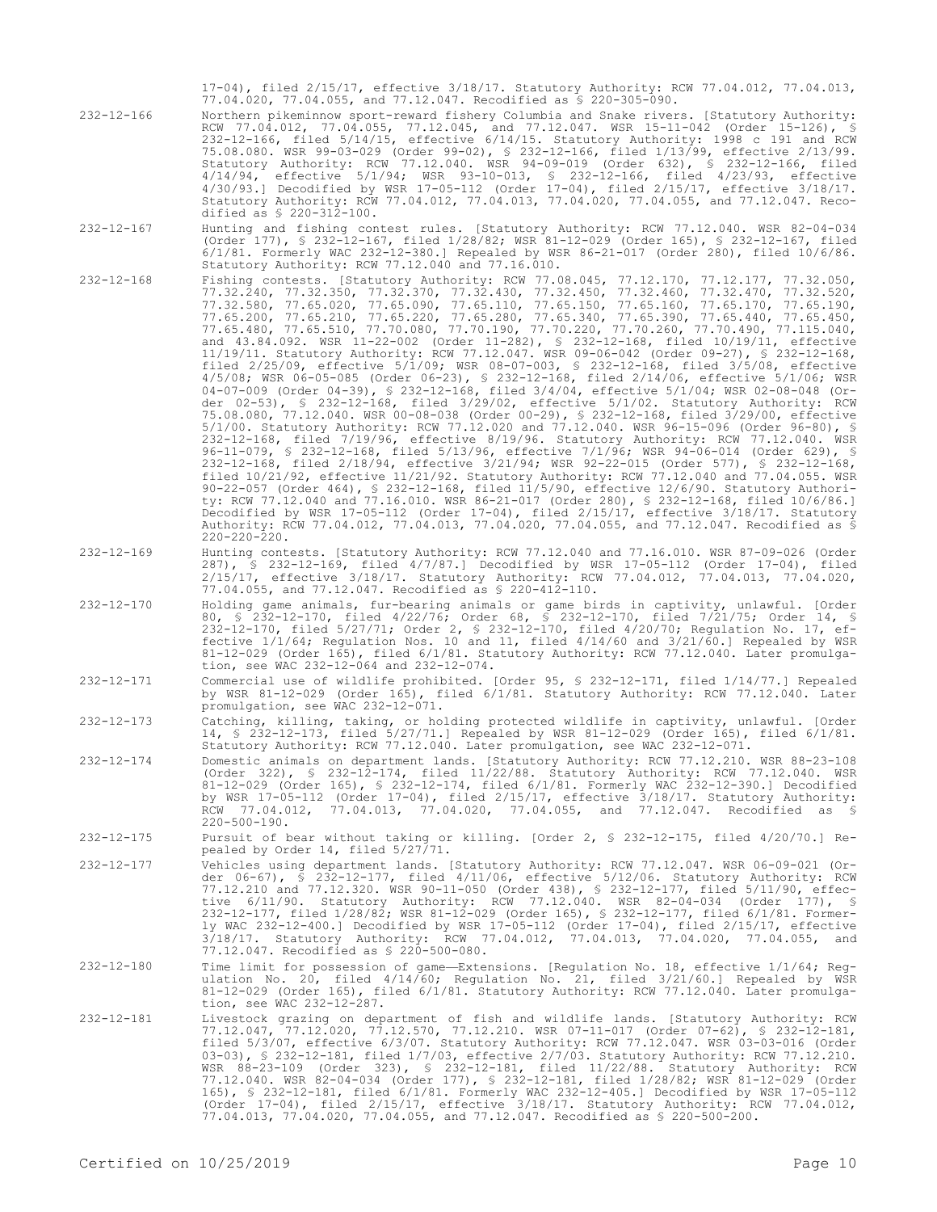17-04), filed 2/15/17, effective 3/18/17. Statutory Authority: RCW 77.04.012, 77.04.013, 77.04.020, 77.04.055, and 77.12.047. Recodified as § 220-305-090.

232-12-166 Northern pikeminnow sport-reward fishery Columbia and Snake rivers. [Statutory Authority: RCW 77.04.012, 77.04.055, 77.12.045, and 77.12.047. WSR 15-11-042 (Order 15-126), § 232-12-166, filed 5/14/15, effective 6/14/15. Statutory Authority: 1998 c 191 and RCW 75.08.080. WSR 99-03-029 (Order 99-02), § 232-12-166, filed 1/13/99, effective 2/13/99. Statutory Authority: RCW 77.12.040. WSR 94-09-019 (Order 632), § 232-12-166, filed 4/14/94, effective 5/1/94; WSR 93-10-013, § 232-12-166, filed 4/23/93, effective 4/30/93.] Decodified by WSR 17-05-112 (Order 17-04), filed 2/15/17, effective 3/18/17. Statutory Authority: RCW 77.04.012, 77.04.013, 77.04.020, 77.04.055, and 77.12.047. Recodified as § 220-312-100.

232-12-167 Hunting and fishing contest rules. [Statutory Authority: RCW 77.12.040. WSR 82-04-034 (Order 177), § 232-12-167, filed 1/28/82; WSR 81-12-029 (Order 165), § 232-12-167, filed 6/1/81. Formerly WAC 232-12-380.] Repealed by WSR 86-21-017 (Order 280), filed 10/6/86. Statutory Authority: RCW 77.12.040 and 77.16.010.

232-12-168 Fishing contests. [Statutory Authority: RCW 77.08.045, 77.12.170, 77.12.177, 77.32.050, 77.32.240, 77.32.350, 77.32.370, 77.32.430, 77.32.450, 77.32.460, 77.32.470, 77.32.520, 77.32.580, 77.65.020, 77.65.090, 77.65.110, 77.65.150, 77.65.160, 77.65.170, 77.65.190, 77.65.200, 77.65.210, 77.65.220, 77.65.280, 77.65.340, 77.65.390, 77.65.440, 77.65.450, 77.65.480, 77.65.510, 77.70.080, 77.70.190, 77.70.220, 77.70.260, 77.70.490, 77.115.040, and 43.84.092. WSR 11-22-002 (Order 11-282), § 232-12-168, filed 10/19/11, effective 11/19/11. Statutory Authority: RCW 77.12.047. WSR 09-06-042 (Order 09-27), § 232-12-168, filed 2/25/09, effective 5/1/09; WSR 08-07-003, § 232-12-168, filed 3/5/08, effective 4/5/08; WSR 06-05-085 (Order 06-23), § 232-12-168, filed 2/14/06, effective 5/1/06; WSR 04-07-009 (Order 04-39), § 232-12-168, filed 3/4/04, effective 5/1/04; WSR 02-08-048 (Order 02-53), § 232-12-168, filed 3/29/02, effective 5/1/02. Statutory Authority: RCW 75.08.080, 77.12.040. WSR 00-08-038 (Order 00-29), § 232-12-168, filed 3/29/00, effective 5/1/00. Statutory Authority: RCW 77.12.020 and 77.12.040. WSR 96-15-096 (Order 96-80), § 232-12-168, filed 7/19/96, effective 8/19/96. Statutory Authority: RCW 77.12.040. WSR 96-11-079, § 232-12-168, filed 5/13/96, effective 7/1/96; WSR 94-06-014 (Order 629), § 232-12-168, filed 2/18/94, effective 3/21/94; WSR 92-22-015 (Order 577), § 232-12-168, filed 10/21/92, effective 11/21/92. Statutory Authority: RCW 77.12.040 and 77.04.055. WSR 90-22-057 (Order 464), § 232-12-168, filed 11/5/90, effective 12/6/90. Statutory Authority: RCW 77.12.040 and 77.16.010. WSR 86-21-017 (Order 280), § 232-12-168, filed 10/6/86.] Decodified by WSR 17-05-112 (Order 17-04), filed 2/15/17, effective 3/18/17. Statutory Authority: RCW 77.04.012, 77.04.013, 77.04.020, 77.04.055, and 77.12.047. Recodified as § 220-220-220.

232-12-169 Hunting contests. [Statutory Authority: RCW 77.12.040 and 77.16.010. WSR 87-09-026 (Order 287), § 232-12-169, filed 4/7/87.] Decodified by WSR 17-05-112 (Order 17-04), filed 2/15/17, effective 3/18/17. Statutory Authority: RCW 77.04.012, 77.04.013, 77.04.020, 77.04.055, and 77.12.047. Recodified as § 220-412-110.

232-12-170 Holding game animals, fur-bearing animals or game birds in captivity, unlawful. [Order 80, § 232-12-170, filed 4/22/76; Order 68, § 232-12-170, filed 7/21/75; Order 14, § 232-12-170, filed 5/27/71; Order 2, § 232-12-170, filed 4/20/70; Regulation No. 17, effective 1/1/64; Regulation Nos. 10 and 11, filed 4/14/60 and 3/21/60.] Repealed by WSR 81-12-029 (Order 165), filed 6/1/81. Statutory Authority: RCW 77.12.040. Later promulgation, see WAC 232-12-064 and 232-12-074.

232-12-171 Commercial use of wildlife prohibited. [Order 95, § 232-12-171, filed 1/14/77.] Repealed by WSR 81-12-029 (Order 165), filed 6/1/81. Statutory Authority: RCW 77.12.040. Later promulgation, see WAC 232-12-071.

232-12-173 Catching, killing, taking, or holding protected wildlife in captivity, unlawful. [Order 14, § 232-12-173, filed 5/27/71.] Repealed by WSR 81-12-029 (Order 165), filed 6/1/81. Statutory Authority: RCW 77.12.040. Later promulgation, see WAC 232-12-071.

232-12-174 Domestic animals on department lands. [Statutory Authority: RCW 77.12.210. WSR 88-23-108 (Order 322), § 232-12-174, filed 11/22/88. Statutory Authority: RCW 77.12.040. WSR 81-12-029 (Order 165), § 232-12-174, filed 6/1/81. Formerly WAC 232-12-390.] Decodified by WSR 17-05-112 (Order 17-04), filed 2/15/17, effective 3/18/17. Statutory Authority: RCW 77.04.012, 77.04.013, 77.04.020, 77.04.055, and 77.12.047. Recodified as § 220-500-190.

232-12-175 Pursuit of bear without taking or killing. [Order 2, § 232-12-175, filed 4/20/70.] Repealed by Order 14, filed 5/27/71.

232-12-177 Vehicles using department lands. [Statutory Authority: RCW 77.12.047. WSR 06-09-021 (Order 06-67), § 232-12-177, filed 4/11/06, effective 5/12/06. Statutory Authority: RCW 77.12.210 and 77.12.320. WSR 90-11-050 (Order 438), § 232-12-177, filed 5/11/90, effective 6/11/90. Statutory Authority: RCW 77.12.040. WSR 82-04-034 (Order 177), § 232-12-177, filed 1/28/82; WSR 81-12-029 (Order 165), § 232-12-177, filed 6/1/81. Formerly WAC 232-12-400.] Decodified by WSR 17-05-112 (Order 17-04), filed 2/15/17, effective 3/18/17. Statutory Authority: RCW 77.04.012, 77.04.013, 77.04.020, 77.04.055, and 77.12.047. Recodified as § 220-500-080.

232-12-180 Time limit for possession of game—Extensions. [Regulation No. 18, effective 1/1/64; Regulation No. 20, filed 4/14/60; Regulation No. 21, filed 3/21/60.] Repealed by WSR 81-12-029 (Order 165), filed 6/1/81. Statutory Authority: RCW 77.12.040. Later promulgation, see WAC 232-12-287.

232-12-181 Livestock grazing on department of fish and wildlife lands. [Statutory Authority: RCW 77.12.047, 77.12.020, 77.12.570, 77.12.210. WSR 07-11-017 (Order 07-62), § 232-12-181, filed 5/3/07, effective 6/3/07. Statutory Authority: RCW 77.12.047. WSR 03-03-016 (Order 03-03), § 232-12-181, filed 1/7/03, effective 2/7/03. Statutory Authority: RCW 77.12.210. WSR 88-23-109 (Order 323), § 232-12-181, filed 11/22/88. Statutory Authority: RCW 77.12.040. WSR 82-04-034 (Order 177), § 232-12-181, filed 1/28/82; WSR 81-12-029 (Order 165), § 232-12-181, filed 6/1/81. Formerly WAC 232-12-405.] Decodified by WSR 17-05-112 (Order 17-04), filed 2/15/17, effective 3/18/17. Statutory Authority: RCW 77.04.012, 77.04.013, 77.04.020, 77.04.055, and 77.12.047. Recodified as § 220-500-200.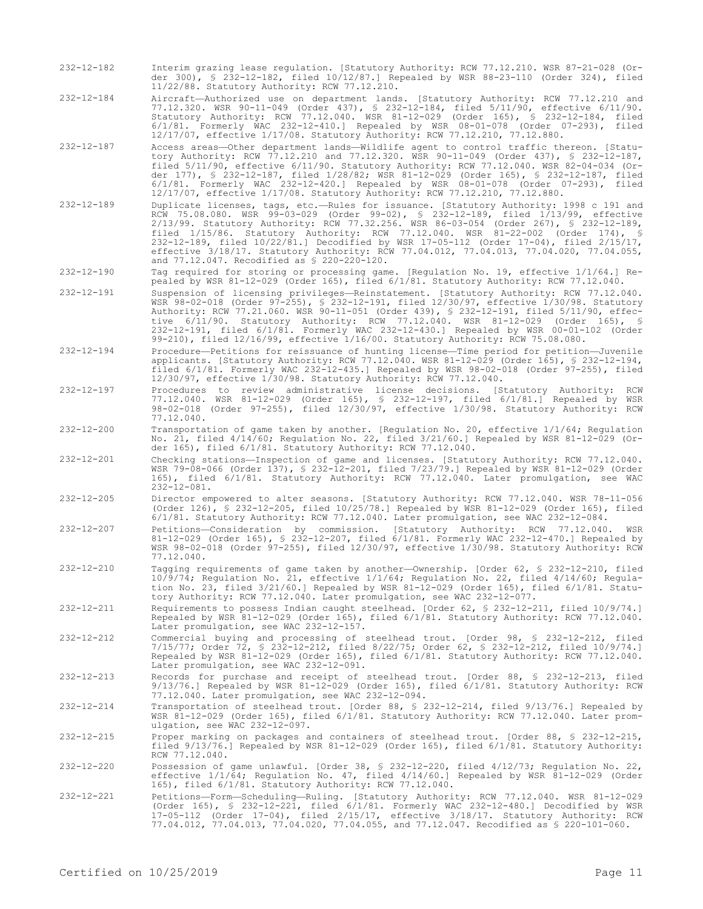232-12-182 Interim grazing lease regulation. [Statutory Authority: RCW 77.12.210. WSR 87-21-028 (Order 300), § 232-12-182, filed 10/12/87.] Repealed by WSR 88-23-110 (Order 324), filed 11/22/88. Statutory Authority: RCW 77.12.210.

232-12-184 Aircraft—Authorized use on department lands. [Statutory Authority: RCW 77.12.210 and 77.12.320. WSR 90-11-049 (Order 437), § 232-12-184, filed 5/11/90, effective 6/11/90. Statutory Authority: RCW 77.12.040. WSR 81-12-029 (Order 165), § 232-12-184, filed 6/1/81. Formerly WAC 232-12-410.] Repealed by WSR 08-01-078 (Order 07-293), filed 12/17/07, effective 1/17/08. Statutory Authority: RCW 77.12.210, 77.12.880.

232-12-187 Access areas—Other department lands—Wildlife agent to control traffic thereon. [Statutory Authority: RCW 77.12.210 and 77.12.320. WSR 90-11-049 (Order 437), § 232-12-187, filed 5/11/90, effective 6/11/90. Statutory Authority: RCW 77.12.040. WSR 82-04-034 (Order 177), § 232-12-187, filed 1/28/82; WSR 81-12-029 (Order 165), § 232-12-187, filed 6/1/81. Formerly WAC 232-12-420.] Repealed by WSR 08-01-078 (Order 07-293), filed 12/17/07, effective 1/17/08. Statutory Authority: RCW 77.12.210, 77.12.880.

232-12-189 Duplicate licenses, tags, etc.—Rules for issuance. [Statutory Authority: 1998 c 191 and RCW 75.08.080. WSR 99-03-029 (Order 99-02), § 232-12-189, filed 1/13/99, effective 2/13/99. Statutory Authority: RCW 77.32.256. WSR 86-03-054 (Order 267), § 232-12-189, filed 1/15/86. Statutory Authority: RCW 77.12.040. WSR 81-22-002 (Order 174), § 232-12-189, filed 10/22/81.] Decodified by WSR 17-05-112 (Order 17-04), filed 2/15/17, effective 3/18/17. Statutory Authority: RCW 77.04.012, 77.04.013, 77.04.020, 77.04.055, and 77.12.047. Recodified as § 220-220-120.

232-12-190 Tag required for storing or processing game. [Regulation No. 19, effective 1/1/64.] Repealed by WSR 81-12-029 (Order 165), filed 6/1/81. Statutory Authority: RCW 77.12.040.

232-12-191 Suspension of licensing privileges—Reinstatement. [Statutory Authority: RCW 77.12.040. WSR 98-02-018 (Order 97-255), § 232-12-191, filed 12/30/97, effective 1/30/98. Statutory Authority: RCW 77.21.060. WSR 90-11-051 (Order 439), § 232-12-191, filed 5/11/90, effective 6/11/90. Statutory Authority: RCW 77.12.040. WSR 81-12-029 (Order 165), § 232-12-191, filed 6/1/81. Formerly WAC 232-12-430.] Repealed by WSR 00-01-102 (Order 99-210), filed 12/16/99, effective 1/16/00. Statutory Authority: RCW 75.08.080.

232-12-194 Procedure—Petitions for reissuance of hunting license—Time period for petition—Juvenile applicants. [Statutory Authority: RCW 77.12.040. WSR 81-12-029 (Order 165), § 232-12-194, filed 6/1/81. Formerly WAC 232-12-435.] Repealed by WSR 98-02-018 (Order 97-255), filed 12/30/97, effective 1/30/98. Statutory Authority: RCW 77.12.040.

232-12-197 Procedures to review administrative license decisions. [Statutory Authority: RCW 77.12.040. WSR 81-12-029 (Order 165), § 232-12-197, filed 6/1/81.] Repealed by WSR 98-02-018 (Order 97-255), filed 12/30/97, effective 1/30/98. Statutory Authority: RCW 77.12.040.

232-12-200 Transportation of game taken by another. [Regulation No. 20, effective 1/1/64; Regulation No. 21, filed 4/14/60; Regulation No. 22, filed 3/21/60.] Repealed by WSR 81-12-029 (Order 165), filed 6/1/81. Statutory Authority: RCW 77.12.040.

232-12-201 Checking stations—Inspection of game and licenses. [Statutory Authority: RCW 77.12.040. WSR 79-08-066 (Order 137), § 232-12-201, filed 7/23/79.] Repealed by WSR 81-12-029 (Order 165), filed 6/1/81. Statutory Authority: RCW 77.12.040. Later promulgation, see WAC 232-12-081.

232-12-205 Director empowered to alter seasons. [Statutory Authority: RCW 77.12.040. WSR 78-11-056 (Order 126), § 232-12-205, filed 10/25/78.] Repealed by WSR 81-12-029 (Order 165), filed 6/1/81. Statutory Authority: RCW 77.12.040. Later promulgation, see WAC 232-12-084.

232-12-207 Petitions—Consideration by commission. [Statutory Authority: RCW 77.12.040. WSR 81-12-029 (Order 165), § 232-12-207, filed 6/1/81. Formerly WAC 232-12-470.] Repealed by WSR 98-02-018 (Order 97-255), filed 12/30/97, effective 1/30/98. Statutory Authority: RCW 77.12.040.

232-12-210 Tagging requirements of game taken by another—Ownership. [Order 62, § 232-12-210, filed 10/9/74; Regulation No. 21, effective 1/1/64; Regulation No. 22, filed 4/14/60; Regulation No. 23, filed 3/21/60.] Repealed by WSR 81-12-029 (Order 165), filed 6/1/81. Statutory Authority: RCW 77.12.040. Later promulgation, see WAC 232-12-077.

232-12-211 Requirements to possess Indian caught steelhead. [Order 62, § 232-12-211, filed 10/9/74.] Repealed by WSR 81-12-029 (Order 165), filed 6/1/81. Statutory Authority: RCW 77.12.040. Later promulgation, see WAC 232-12-157.

232-12-212 Commercial buying and processing of steelhead trout. [Order 98, § 232-12-212, filed 7/15/77; Order 72, § 232-12-212, filed 8/22/75; Order 62, § 232-12-212, filed 10/9/74.] Repealed by WSR 81-12-029 (Order 165), filed 6/1/81. Statutory Authority: RCW 77.12.040. Later promulgation, see WAC 232-12-091.

232-12-213 Records for purchase and receipt of steelhead trout. [Order 88, § 232-12-213, filed 9/13/76.] Repealed by WSR 81-12-029 (Order 165), filed 6/1/81. Statutory Authority: RCW 77.12.040. Later promulgation, see WAC 232-12-094.

232-12-214 Transportation of steelhead trout. [Order 88, § 232-12-214, filed 9/13/76.] Repealed by WSR 81-12-029 (Order 165), filed 6/1/81. Statutory Authority: RCW 77.12.040. Later promulgation, see WAC 232-12-097.

232-12-215 Proper marking on packages and containers of steelhead trout. [Order 88, § 232-12-215, filed 9/13/76.] Repealed by WSR 81-12-029 (Order 165), filed 6/1/81. Statutory Authority: RCW 77.12.040.

232-12-220 Possession of game unlawful. [Order 38, § 232-12-220, filed 4/12/73; Regulation No. 22, effective 1/1/64; Regulation No. 47, filed 4/14/60.] Repealed by WSR 81-12-029 (Order 165), filed 6/1/81. Statutory Authority: RCW 77.12.040.

232-12-221 Petitions—Form—Scheduling—Ruling. [Statutory Authority: RCW 77.12.040. WSR 81-12-029 (Order 165), § 232-12-221, filed 6/1/81. Formerly WAC 232-12-480.] Decodified by WSR 17-05-112 (Order 17-04), filed 2/15/17, effective 3/18/17. Statutory Authority: RCW 77.04.012, 77.04.013, 77.04.020, 77.04.055, and 77.12.047. Recodified as § 220-101-060.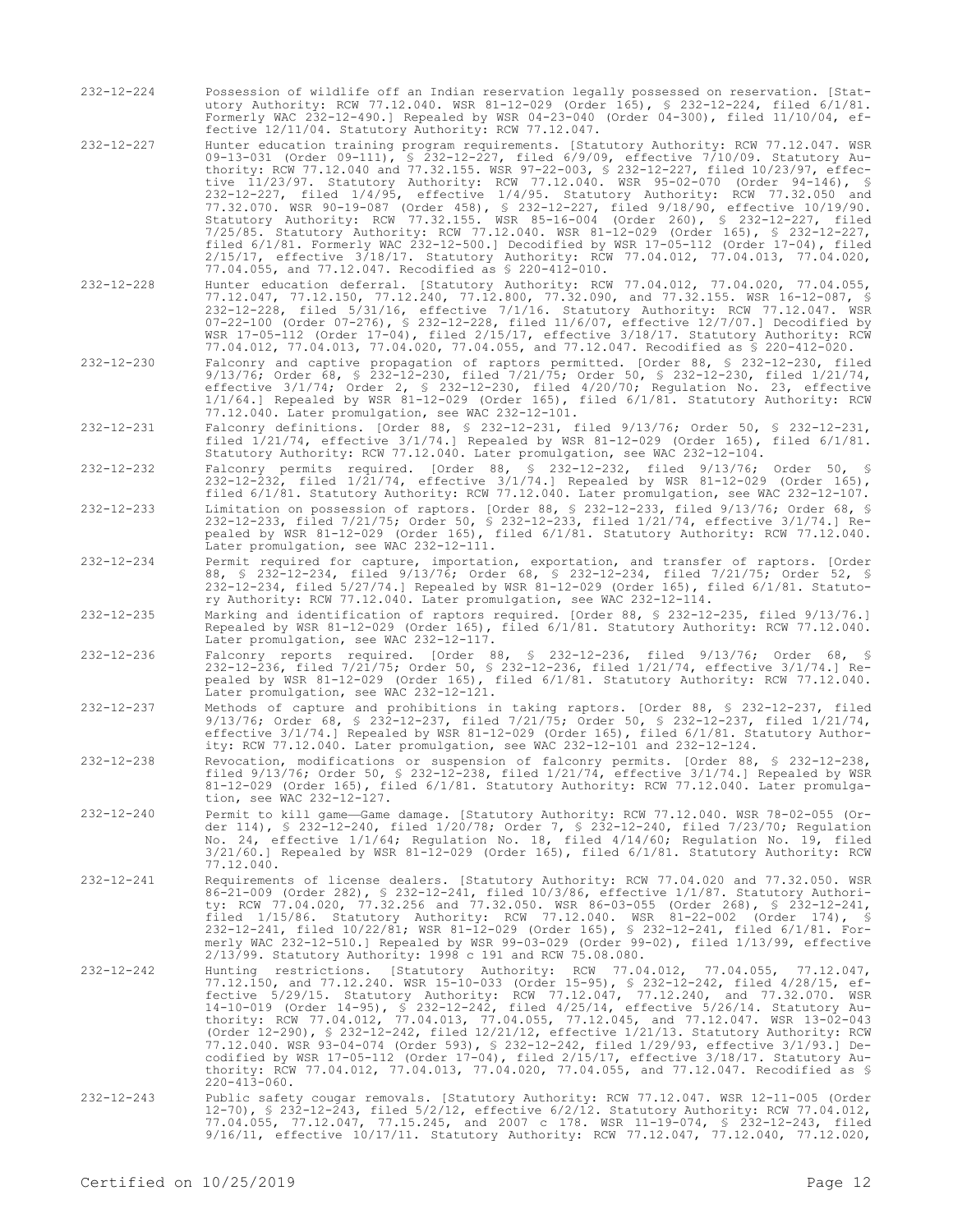232-12-224 Possession of wildlife off an Indian reservation legally possessed on reservation. [Statutory Authority: RCW 77.12.040. WSR 81-12-029 (Order 165), § 232-12-224, filed 6/1/81. Formerly WAC 232-12-490.] Repealed by WSR 04-23-040 (Order 04-300), filed 11/10/04, effective 12/11/04. Statutory Authority: RCW 77.12.047.

232-12-227 Hunter education training program requirements. [Statutory Authority: RCW 77.12.047. WSR 09-13-031 (Order 09-111), § 232-12-227, filed 6/9/09, effective 7/10/09. Statutory Authority: RCW 77.12.040 and 77.32.155. WSR 97-22-003, § 232-12-227, filed 10/23/97, effective 11/23/97. Statutory Authority: RCW 77.12.040. WSR 95-02-070 (Order 94-146), § 232-12-227, filed 1/4/95, effective 1/4/95. Statutory Authority: RCW 77.32.050 and 77.32.070. WSR 90-19-087 (Order 458), § 232-12-227, filed 9/18/90, effective 10/19/90. Statutory Authority: RCW 77.32.155. WSR 85-16-004 (Order 260), § 232-12-227, filed 7/25/85. Statutory Authority: RCW 77.12.040. WSR 81-12-029 (Order 165), § 232-12-227, filed 6/1/81. Formerly WAC 232-12-500.] Decodified by WSR 17-05-112 (Order 17-04), filed 2/15/17, effective 3/18/17. Statutory Authority: RCW 77.04.012, 77.04.013, 77.04.020, 77.04.055, and 77.12.047. Recodified as § 220-412-010.

232-12-228 Hunter education deferral. [Statutory Authority: RCW 77.04.012, 77.04.020, 77.04.055, 77.12.047, 77.12.150, 77.12.240, 77.12.800, 77.32.090, and 77.32.155. WSR 16-12-087, § 232-12-228, filed 5/31/16, effective 7/1/16. Statutory Authority: RCW 77.12.047. WSR 07-22-100 (Order 07-276), § 232-12-228, filed 11/6/07, effective 12/7/07.] Decodified by WSR 17-05-112 (Order 17-04), filed 2/15/17, effective 3/18/17. Statutory Authority: RCW 77.04.012, 77.04.013, 77.04.020, 77.04.055, and 77.12.047. Recodified as § 220-412-020.

232-12-230 Falconry and captive propagation of raptors permitted. [Order 88, § 232-12-230, filed 9/13/76; Order 68, § 232-12-230, filed 7/21/75; Order 50, § 232-12-230, filed 1/21/74, effective 3/1/74; Order 2, § 232-12-230, filed 4/20/70; Regulation No. 23, effective 1/1/64.] Repealed by WSR 81-12-029 (Order 165), filed 6/1/81. Statutory Authority: RCW 77.12.040. Later promulgation, see WAC 232-12-101.

232-12-231 Falconry definitions. [Order 88, § 232-12-231, filed 9/13/76; Order 50, § 232-12-231, filed 1/21/74, effective 3/1/74.] Repealed by WSR 81-12-029 (Order 165), filed 6/1/81. Statutory Authority: RCW 77.12.040. Later promulgation, see WAC 232-12-104.

232-12-232 Falconry permits required. [Order 88, § 232-12-232, filed 9/13/76; Order 50, § 232-12-232, filed 1/21/74, effective 3/1/74.] Repealed by WSR 81-12-029 (Order 165), filed 6/1/81. Statutory Authority: RCW 77.12.040. Later promulgation, see WAC 232-12-107.

232-12-233 Limitation on possession of raptors. [Order 88, § 232-12-233, filed 9/13/76; Order 68, § 232-12-233, filed 7/21/75; Order 50, § 232-12-233, filed 1/21/74, effective 3/1/74.] Repealed by WSR 81-12-029 (Order 165), filed 6/1/81. Statutory Authority: RCW 77.12.040. Later promulgation, see WAC 232-12-111.

232-12-234 Permit required for capture, importation, exportation, and transfer of raptors. [Order 88, § 232-12-234, filed 9/13/76; Order 68, § 232-12-234, filed 7/21/75; Order 52, § 232-12-234, filed 5/27/74.] Repealed by WSR 81-12-029 (Order 165), filed 6/1/81. Statutory Authority: RCW 77.12.040. Later promulgation, see WAC 232-12-114.

232-12-235 Marking and identification of raptors required. [Order 88, § 232-12-235, filed 9/13/76.] Repealed by WSR 81-12-029 (Order 165), filed 6/1/81. Statutory Authority: RCW 77.12.040. Later promulgation, see WAC 232-12-117.

232-12-236 Falconry reports required. [Order 88, § 232-12-236, filed 9/13/76; Order 68, § 232-12-236, filed 7/21/75; Order 50, § 232-12-236, filed 1/21/74, effective 3/1/74.] Repealed by WSR 81-12-029 (Order 165), filed 6/1/81. Statutory Authority: RCW 77.12.040. Later promulgation, see WAC 232-12-121.

232-12-237 Methods of capture and prohibitions in taking raptors. [Order 88, § 232-12-237, filed 9/13/76; Order 68, § 232-12-237, filed 7/21/75; Order 50, § 232-12-237, filed 1/21/74, effective 3/1/74.] Repealed by WSR 81-12-029 (Order 165), filed 6/1/81. Statutory Authority: RCW 77.12.040. Later promulgation, see WAC 232-12-101 and 232-12-124.

232-12-238 Revocation, modifications or suspension of falconry permits. [Order 88, § 232-12-238, filed 9/13/76; Order 50, § 232-12-238, filed 1/21/74, effective 3/1/74.] Repealed by WSR 81-12-029 (Order 165), filed 6/1/81. Statutory Authority: RCW 77.12.040. Later promulgation, see WAC 232-12-127.

232-12-240 Permit to kill game—Game damage. [Statutory Authority: RCW 77.12.040. WSR 78-02-055 (Order 114), § 232-12-240, filed 1/20/78; Order 7, § 232-12-240, filed 7/23/70; Regulation No. 24, effective 1/1/64; Regulation No. 18, filed 4/14/60; Regulation No. 19, filed 3/21/60.] Repealed by WSR 81-12-029 (Order 165), filed 6/1/81. Statutory Authority: RCW 77.12.040.

232-12-241 Requirements of license dealers. [Statutory Authority: RCW 77.04.020 and 77.32.050. WSR 86-21-009 (Order 282), § 232-12-241, filed 10/3/86, effective 1/1/87. Statutory Authority: RCW 77.04.020, 77.32.256 and 77.32.050. WSR 86-03-055 (Order 268), § 232-12-241, filed 1/15/86. Statutory Authority: RCW 77.12.040. WSR 81-22-002 (Order 174), § 232-12-241, filed 10/22/81; WSR 81-12-029 (Order 165), § 232-12-241, filed 6/1/81. Formerly WAC 232-12-510.] Repealed by WSR 99-03-029 (Order 99-02), filed 1/13/99, effective 2/13/99. Statutory Authority: 1998 c 191 and RCW 75.08.080.

232-12-242 Hunting restrictions. [Statutory Authority: RCW 77.04.012, 77.04.055, 77.12.047, 77.12.150, and 77.12.240. WSR 15-10-033 (Order 15-95), § 232-12-242, filed 4/28/15, effective 5/29/15. Statutory Authority: RCW 77.12.047, 77.12.240, and 77.32.070. WSR 14-10-019 (Order 14-95), § 232-12-242, filed 4/25/14, effective 5/26/14. Statutory Authority: RCW 77.04.012, 77.04.013, 77.04.055, 77.12.045, and 77.12.047. WSR 13-02-043 (Order 12-290), § 232-12-242, filed 12/21/12, effective 1/21/13. Statutory Authority: RCW 77.12.040. WSR 93-04-074 (Order 593), § 232-12-242, filed 1/29/93, effective 3/1/93.] Decodified by WSR 17-05-112 (Order 17-04), filed 2/15/17, effective 3/18/17. Statutory Authority: RCW 77.04.012, 77.04.013, 77.04.020, 77.04.055, and 77.12.047. Recodified as § 220-413-060.

232-12-243 Public safety cougar removals. [Statutory Authority: RCW 77.12.047. WSR 12-11-005 (Order 12-70), § 232-12-243, filed 5/2/12, effective 6/2/12. Statutory Authority: RCW 77.04.012, 77.04.055, 77.12.047, 77.15.245, and 2007 c 178. WSR 11-19-074, § 232-12-243, filed 9/16/11, effective 10/17/11. Statutory Authority: RCW 77.12.047, 77.12.040, 77.12.020,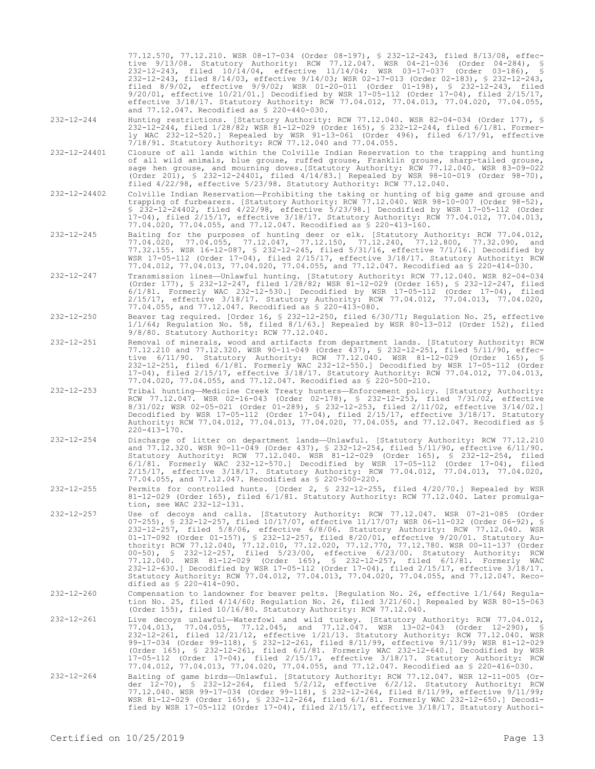77.12.570, 77.12.210. WSR 08-17-034 (Order 08-197), § 232-12-243, filed 8/13/08, effective 9/13/08. Statutory Authority: RCW 77.12.047. WSR 04-21-036 (Order 04-284), § 232-12-243, filed 10/14/04, effective 11/14/04; WSR 03-17-037 (Order 03-186), § 232-12-243, filed 8/14/03, effective 9/14/03; WSR 02-17-013 (Order 02-183), § 232-12-243, filed 8/9/02, effective 9/9/02; WSR 01-20-011 (Order 01-198), § 232-12-243, filed 9/20/01, effective 10/21/01.] Decodified by WSR 17-05-112 (Order 17-04), filed 2/15/17, effective 3/18/17. Statutory Authority: RCW 77.04.012, 77.04.013, 77.04.020, 77.04.055, and 77.12.047. Recodified as § 220-440-030.

232-12-244 Hunting restrictions. [Statutory Authority: RCW 77.12.040. WSR 82-04-034 (Order 177), § 232-12-244, filed 1/28/82; WSR 81-12-029 (Order 165), § 232-12-244, filed 6/1/81. Formerly WAC 232-12-520.] Repealed by WSR 91-13-061 (Order 496), filed 6/17/91, effective 7/18/91. Statutory Authority: RCW 77.12.040 and 77.04.055.

232-12-24401 Closure of all lands within the Colville Indian Reservation to the trapping and hunting of all wild animals, blue grouse, ruffed grouse, Franklin grouse, sharp-tailed grouse, sage hen grouse, and mourning doves.[Statutory Authority: RCW 77.12.040. WSR 83-09-022 (Order 201), § 232-12-24401, filed 4/14/83.] Repealed by WSR 98-10-019 (Order 98-70), filed 4/22/98, effective 5/23/98. Statutory Authority: RCW 77.12.040.

232-12-24402 Colville Indian Reservation—Prohibiting the taking or hunting of big game and grouse and trapping of furbearers. [Statutory Authority: RCW 77.12.040. WSR 98-10-007 (Order 98-52), § 232-12-24402, filed 4/22/98, effective 5/23/98.] Decodified by WSR 17-05-112 (Order 17-04), filed 2/15/17, effective 3/18/17. Statutory Authority: RCW 77.04.012, 77.04.013, 77.04.020, 77.04.055, and 77.12.047. Recodified as § 220-413-160.

232-12-245 Baiting for the purposes of hunting deer or elk. [Statutory Authority: RCW 77.04.012, 77.04.020, 77.04.055, 77.12.047, 77.12.150, 77.12.240, 77.12.800, 77.32.090, and 77.32.155. WSR 16-12-087, § 232-12-245, filed 5/31/16, effective 7/1/16.] Decodified by WSR 17-05-112 (Order 17-04), filed 2/15/17, effective 3/18/17. Statutory Authority: RCW 77.04.012, 77.04.013, 77.04.020, 77.04.055, and 77.12.047. Recodified as § 220-414-030.

232-12-247 Transmission lines—Unlawful hunting. [Statutory Authority: RCW 77.12.040. WSR 82-04-034 (Order 177), § 232-12-247, filed 1/28/82; WSR 81-12-029 (Order 165), § 232-12-247, filed 6/1/81. Formerly WAC 232-12-530.] Decodified by WSR 17-05-112 (Order 17-04), filed 2/15/17, effective 3/18/17. Statutory Authority: RCW 77.04.012, 77.04.013, 77.04.020, 77.04.055, and 77.12.047. Recodified as § 220-413-080.

232-12-250 Beaver tag required. [Order 16, § 232-12-250, filed 6/30/71; Regulation No. 25, effective 1/1/64; Regulation No. 58, filed 8/1/63.] Repealed by WSR 80-13-012 (Order 152), filed 9/8/80. Statutory Authority: RCW 77.12.040.

232-12-251 Removal of minerals, wood and artifacts from department lands. [Statutory Authority: RCW 77.12.210 and 77.12.320. WSR 90-11-049 (Order 437), § 232-12-251, filed 5/11/90, effective 6/11/90. Statutory Authority: RCW 77.12.040. WSR 81-12-029 (Order 165), § 232-12-251, filed 6/1/81. Formerly WAC 232-12-550.] Decodified by WSR 17-05-112 (Order 17-04), filed 2/15/17, effective 3/18/17. Statutory Authority: RCW 77.04.012, 77.04.013, 77.04.020, 77.04.055, and 77.12.047. Recodified as § 220-500-210.

232-12-253 Tribal hunting—Medicine Creek Treaty hunters—Enforcement policy. [Statutory Authority: RCW 77.12.047. WSR 02-16-043 (Order 02-178), § 232-12-253, filed 7/31/02, effective 8/31/02; WSR 02-05-021 (Order 01-289), § 232-12-253, filed 2/11/02, effective 3/14/02.] Decodified by WSR 17-05-112 (Order 17-04), filed 2/15/17, effective 3/18/17. Statutory Authority: RCW 77.04.012, 77.04.013, 77.04.020, 77.04.055, and 77.12.047. Recodified as § 220-413-170.

232-12-254 Discharge of litter on department lands—Unlawful. [Statutory Authority: RCW 77.12.210 and 77.12.320. WSR 90-11-049 (Order 437), § 232-12-254, filed 5/11/90, effective 6/11/90. Statutory Authority: RCW 77.12.040. WSR 81-12-029 (Order 165), § 232-12-254, filed 6/1/81. Formerly WAC 232-12-570.] Decodified by WSR 17-05-112 (Order 17-04), filed 2/15/17, effective 3/18/17. Statutory Authority: RCW 77.04.012, 77.04.013, 77.04.020, 77.04.055, and 77.12.047. Recodified as § 220-500-220.

232-12-255 Permits for controlled hunts. [Order 2, § 232-12-255, filed 4/20/70.] Repealed by WSR 81-12-029 (Order 165), filed 6/1/81. Statutory Authority: RCW 77.12.040. Later promulgation, see WAC 232-12-131.

232-12-257 Use of decoys and calls. [Statutory Authority: RCW 77.12.047. WSR 07-21-085 (Order 07-255), § 232-12-257, filed 10/17/07, effective 11/17/07; WSR 06-11-032 (Order 06-92), § 232-12-257, filed 5/8/06, effective 6/8/06. Statutory Authority: RCW 77.12.040. WSR 01-17-092 (Order 01-157), § 232-12-257, filed 8/20/01, effective 9/20/01. Statutory Authority: RCW 77.12.040, 77.12.010, 77.12.020, 77.12.770, 77.12.780. WSR 00-11-137 (Order 00-50), § 232-12-257, filed 5/23/00, effective 6/23/00. Statutory Authority: RCW 77.12.040. WSR 81-12-029 (Order 165), § 232-12-257, filed 6/1/81. Formerly WAC 232-12-630.] Decodified by WSR 17-05-112 (Order 17-04), filed 2/15/17, effective 3/18/17. Statutory Authority: RCW 77.04.012, 77.04.013, 77.04.020, 77.04.055, and 77.12.047. Recodified as § 220-414-090.

232-12-260 Compensation to landowner for beaver pelts. [Regulation No. 26, effective 1/1/64; Regulation No. 25, filed 4/14/60; Regulation No. 26, filed 3/21/60.] Repealed by WSR 80-15-063 (Order 155), filed 10/16/80. Statutory Authority: RCW 77.12.040.

232-12-261 Live decoys unlawful—Waterfowl and wild turkey. [Statutory Authority: RCW 77.04.012, 77.04.013, 77.04.055, 77.12.045, and 77.12.047. WSR 13-02-043 (Order 12-290), § 232-12-261, filed 12/21/12, effective 1/21/13. Statutory Authority: RCW 77.12.040. WSR 99-17-034 (Order 99-118), § 232-12-261, filed 8/11/99, effective 9/11/99; WSR 81-12-029 (Order 165), § 232-12-261, filed 6/1/81. Formerly WAC 232-12-640.] Decodified by WSR 17-05-112 (Order 17-04), filed 2/15/17, effective 3/18/17. Statutory Authority: RCW 77.04.012, 77.04.013, 77.04.020, 77.04.055, and 77.12.047. Recodified as § 220-416-030.

232-12-264 Baiting of game birds—Unlawful. [Statutory Authority: RCW 77.12.047. WSR 12-11-005 (Order 12-70), § 232-12-264, filed 5/2/12, effective 6/2/12. Statutory Authority: RCW 77.12.040. WSR 99-17-034 (Order 99-118), § 232-12-264, filed 8/11/99, effective 9/11/99; WSR 81-12-029 (Order 165), § 232-12-264, filed 6/1/81. Formerly WAC 232-12-650.] Decodified by WSR 17-05-112 (Order 17-04), filed 2/15/17, effective 3/18/17. Statutory Authori-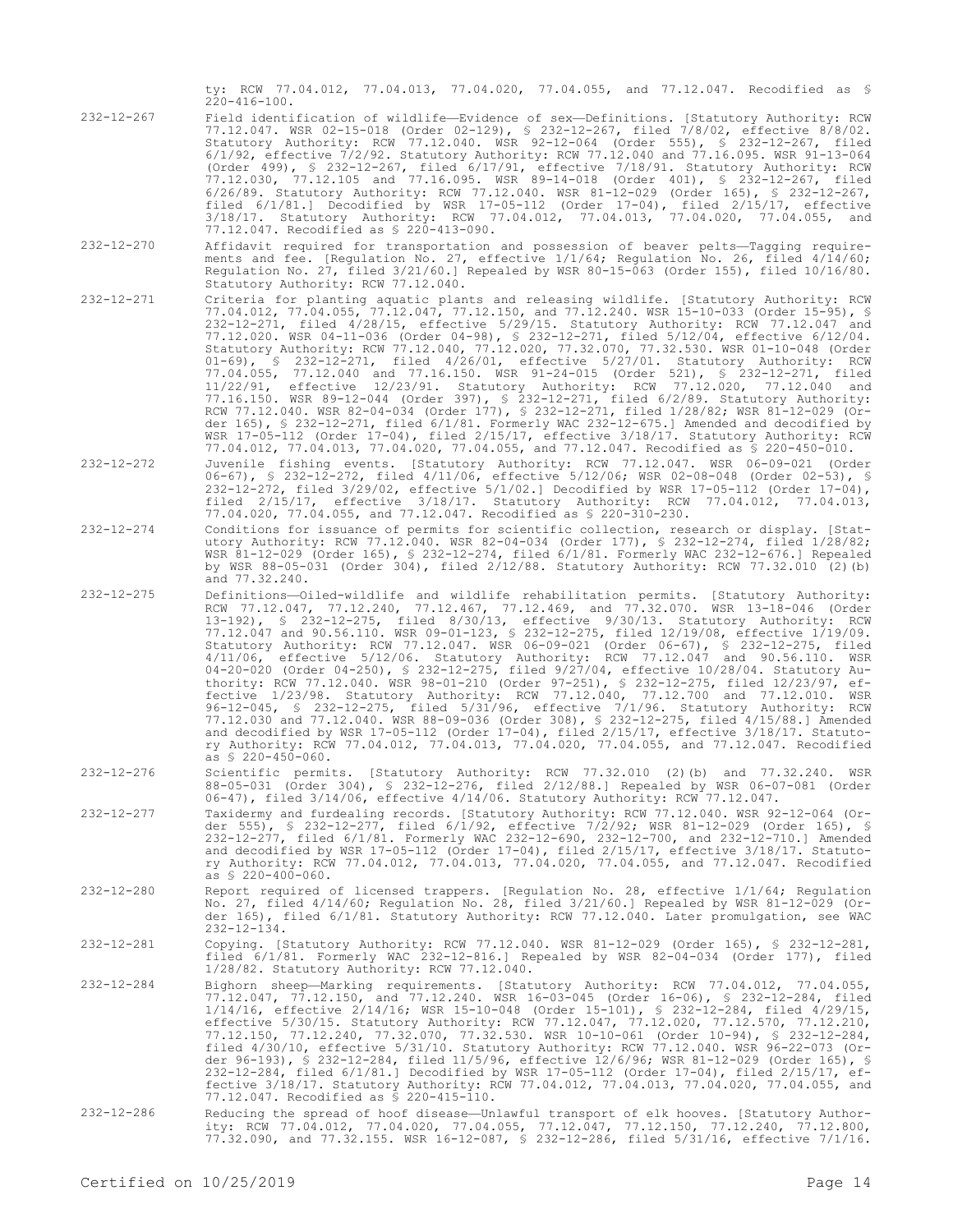ty: RCW 77.04.012, 77.04.013, 77.04.020, 77.04.055, and 77.12.047. Recodified as § 220-416-100.

232-12-267 Field identification of wildlife—Evidence of sex—Definitions. [Statutory Authority: RCW 77.12.047. WSR 02-15-018 (Order 02-129), § 232-12-267, filed 7/8/02, effective 8/8/02. Statutory Authority: RCW 77.12.040. WSR 92-12-064 (Order 555), § 232-12-267, filed 6/1/92, effective 7/2/92. Statutory Authority: RCW 77.12.040 and 77.16.095. WSR 91-13-064 (Order 499), § 232-12-267, filed 6/17/91, effective 7/18/91. Statutory Authority: RCW 77.12.030, 77.12.105 and 77.16.095. WSR 89-14-018 (Order 401), § 232-12-267, filed 6/26/89. Statutory Authority: RCW 77.12.040. WSR 81-12-029 (Order 165), § 232-12-267, filed 6/1/81.] Decodified by WSR 17-05-112 (Order 17-04), filed 2/15/17, effective 3/18/17. Statutory Authority: RCW 77.04.012, 77.04.013, 77.04.020, 77.04.055, and 77.12.047. Recodified as § 220-413-090.

232-12-270 Affidavit required for transportation and possession of beaver pelts—Tagging requirements and fee. [Regulation No. 27, effective 1/1/64; Regulation No. 26, filed 4/14/60; Regulation No. 27, filed 3/21/60.] Repealed by WSR 80-15-063 (Order 155), filed 10/16/80. Statutory Authority: RCW 77.12.040.

232-12-271 Criteria for planting aquatic plants and releasing wildlife. [Statutory Authority: RCW 77.04.012, 77.04.055, 77.12.047, 77.12.150, and 77.12.240. WSR 15-10-033 (Order 15-95), § 232-12-271, filed 4/28/15, effective 5/29/15. Statutory Authority: RCW 77.12.047 and 77.12.020. WSR 04-11-036 (Order 04-98), § 232-12-271, filed 5/12/04, effective 6/12/04. Statutory Authority: RCW 77.12.040, 77.12.020, 77.32.070, 77.32.530. WSR 01-10-048 (Order 01-69), § 232-12-271, filed 4/26/01, effective 5/27/01. Statutory Authority: RCW 77.04.055, 77.12.040 and 77.16.150. WSR 91-24-015 (Order 521), § 232-12-271, filed 11/22/91, effective 12/23/91. Statutory Authority: RCW 77.12.020, 77.12.040 and 77.16.150. WSR 89-12-044 (Order 397), § 232-12-271, filed 6/2/89. Statutory Authority: RCW 77.12.040. WSR 82-04-034 (Order 177), § 232-12-271, filed 1/28/82; WSR 81-12-029 (Order 165), § 232-12-271, filed 6/1/81. Formerly WAC 232-12-675.] Amended and decodified by WSR 17-05-112 (Order 17-04), filed 2/15/17, effective 3/18/17. Statutory Authority: RCW 77.04.012, 77.04.013, 77.04.020, 77.04.055, and 77.12.047. Recodified as § 220-450-010.

232-12-272 Juvenile fishing events. [Statutory Authority: RCW 77.12.047. WSR 06-09-021 (Order 06-67), § 232-12-272, filed 4/11/06, effective 5/12/06; WSR 02-08-048 (Order 02-53), § 232-12-272, filed 3/29/02, effective 5/1/02.] Decodified by WSR 17-05-112 (Order 17-04), filed 2/15/17, effective 3/18/17. Statutory Authority: RCW 77.04.012, 77.04.013, 77.04.020, 77.04.055, and 77.12.047. Recodified as § 220-310-230.

232-12-274 Conditions for issuance of permits for scientific collection, research or display. [Statutory Authority: RCW 77.12.040. WSR 82-04-034 (Order 177), § 232-12-274, filed 1/28/82; WSR 81-12-029 (Order 165), § 232-12-274, filed 6/1/81. Formerly WAC 232-12-676.] Repealed by WSR 88-05-031 (Order 304), filed 2/12/88. Statutory Authority: RCW 77.32.010 (2)(b) and 77.32.240.

232-12-275 Definitions—Oiled-wildlife and wildlife rehabilitation permits. [Statutory Authority: RCW 77.12.047, 77.12.240, 77.12.467, 77.12.469, and 77.32.070. WSR 13-18-046 (Order 13-192), § 232-12-275, filed 8/30/13, effective 9/30/13. Statutory Authority: RCW 77.12.047 and 90.56.110. WSR 09-01-123, § 232-12-275, filed 12/19/08, effective 1/19/09. Statutory Authority: RCW 77.12.047. WSR 06-09-021 (Order 06-67), § 232-12-275, filed 4/11/06, effective 5/12/06. Statutory Authority: RCW 77.12.047 and 90.56.110. WSR 04-20-020 (Order 04-250), § 232-12-275, filed 9/27/04, effective 10/28/04. Statutory Authority: RCW 77.12.040. WSR 98-01-210 (Order 97-251), § 232-12-275, filed 12/23/97, effective 1/23/98. Statutory Authority: RCW 77.12.040, 77.12.700 and 77.12.010. WSR 96-12-045, § 232-12-275, filed 5/31/96, effective 7/1/96. Statutory Authority: RCW 77.12.030 and 77.12.040. WSR 88-09-036 (Order 308), § 232-12-275, filed 4/15/88.] Amended and decodified by WSR 17-05-112 (Order 17-04), filed 2/15/17, effective 3/18/17. Statutory Authority: RCW 77.04.012, 77.04.013, 77.04.020, 77.04.055, and 77.12.047. Recodified as § 220-450-060.

232-12-276 Scientific permits. [Statutory Authority: RCW 77.32.010 (2)(b) and 77.32.240. WSR 88-05-031 (Order 304), § 232-12-276, filed 2/12/88.] Repealed by WSR 06-07-081 (Order 06-47), filed 3/14/06, effective 4/14/06. Statutory Authority: RCW 77.12.047.

232-12-277 Taxidermy and furdealing records. [Statutory Authority: RCW 77.12.040. WSR 92-12-064 (Order 555), § 232-12-277, filed 6/1/92, effective 7/2/92; WSR 81-12-029 (Order 165), § 232-12-277, filed 6/1/81. Formerly WAC 232-12-690, 232-12-700, and 232-12-710.] Amended and decodified by WSR 17-05-112 (Order 17-04), filed 2/15/17, effective 3/18/17. Statutory Authority: RCW 77.04.012, 77.04.013, 77.04.020, 77.04.055, and 77.12.047. Recodified as § 220-400-060.

232-12-280 Report required of licensed trappers. [Regulation No. 27, effective 1/1/64; Regulation No. 27, filed 4/14/60; Regulation No. 28, filed 3/21/60.] Repealed by WSR 81-12-029 (Order 165), filed 6/1/81. Statutory Authority: RCW 77.12.040. Later promulgation, see WAC 232-12-134.

232-12-281 Copying. [Statutory Authority: RCW 77.12.040. WSR 81-12-029 (Order 165), § 232-12-281, filed 6/1/81. Formerly WAC 232-12-816.] Repealed by WSR 82-04-034 (Order 177), filed 1/28/82. Statutory Authority: RCW 77.12.040.

232-12-284 Bighorn sheep—Marking requirements. [Statutory Authority: RCW 77.04.012, 77.04.055, 77.12.047, 77.12.150, and 77.12.240. WSR 16-03-045 (Order 16-06), § 232-12-284, filed 1/14/16, effective 2/14/16; WSR 15-10-048 (Order 15-101), § 232-12-284, filed 4/29/15, effective 5/30/15. Statutory Authority: RCW 77.12.047, 77.12.020, 77.12.570, 77.12.210, 77.12.150, 77.12.240, 77.32.070, 77.32.530. WSR 10-10-061 (Order 10-94), § 232-12-284, filed 4/30/10, effective 5/31/10. Statutory Authority: RCW 77.12.040. WSR 96-22-073 (Order 96-193), § 232-12-284, filed 11/5/96, effective 12/6/96; WSR 81-12-029 (Order 165), § 232-12-284, filed 6/1/81.] Decodified by WSR 17-05-112 (Order 17-04), filed 2/15/17, effective 3/18/17. Statutory Authority: RCW 77.04.012, 77.04.013, 77.04.020, 77.04.055, and 77.12.047. Recodified as § 220-415-110.

232-12-286 Reducing the spread of hoof disease—Unlawful transport of elk hooves. [Statutory Authority: RCW 77.04.012, 77.04.020, 77.04.055, 77.12.047, 77.12.150, 77.12.240, 77.12.800, 77.32.090, and 77.32.155. WSR 16-12-087, § 232-12-286, filed 5/31/16, effective 7/1/16.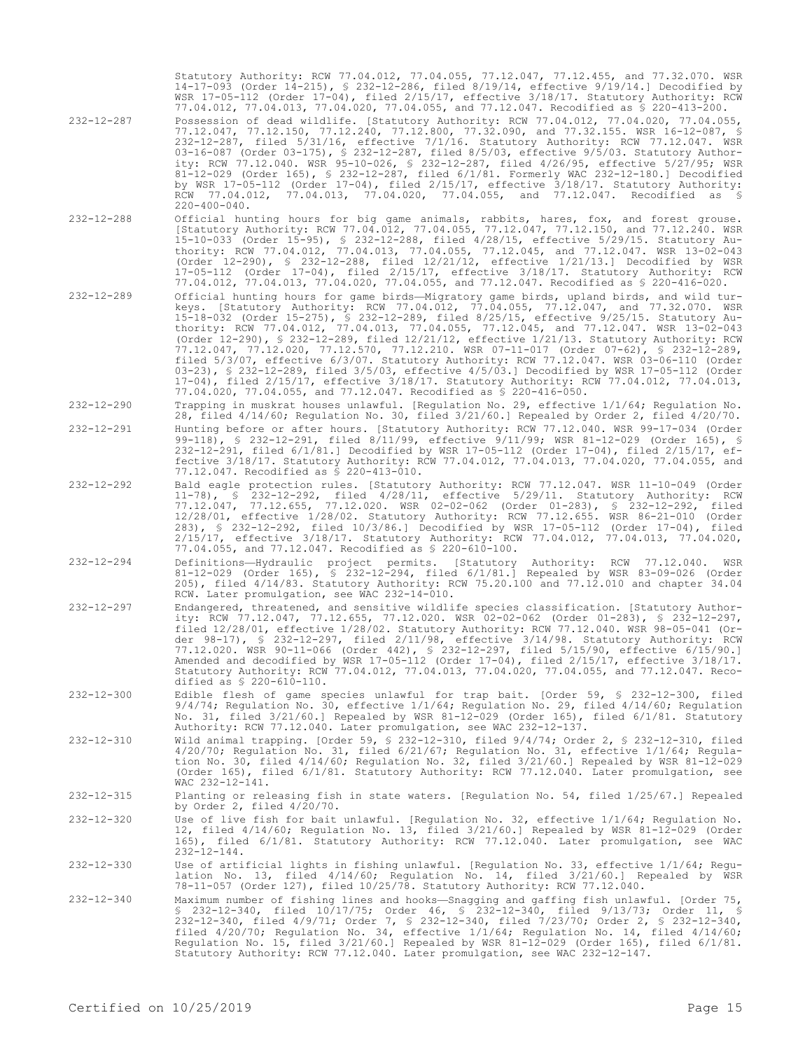Statutory Authority: RCW 77.04.012, 77.04.055, 77.12.047, 77.12.455, and 77.32.070. WSR 14-17-093 (Order 14-215), § 232-12-286, filed 8/19/14, effective 9/19/14.] Decodified by WSR 17-05-112 (Order 17-04), filed 2/15/17, effective 3/18/17. Statutory Authority: RCW 77.04.012, 77.04.013, 77.04.020, 77.04.055, and 77.12.047. Recodified as § 220-413-200.

232-12-287 Possession of dead wildlife. [Statutory Authority: RCW 77.04.012, 77.04.020, 77.04.055, 77.12.047, 77.12.150, 77.12.240, 77.12.800, 77.32.090, and 77.32.155. WSR 16-12-087, § 232-12-287, filed 5/31/16, effective 7/1/16. Statutory Authority: RCW 77.12.047. WSR 03-16-087 (Order 03-175), § 232-12-287, filed 8/5/03, effective 9/5/03. Statutory Authority: RCW 77.12.040. WSR 95-10-026, § 232-12-287, filed 4/26/95, effective 5/27/95; WSR 81-12-029 (Order 165), § 232-12-287, filed 6/1/81. Formerly WAC 232-12-180.] Decodified by WSR 17-05-112 (Order 17-04), filed 2/15/17, effective 3/18/17. Statutory Authority: RCW 77.04.012, 77.04.013, 77.04.020, 77.04.055, and 77.12.047. Recodified as § 220-400-040.

232-12-288 Official hunting hours for big game animals, rabbits, hares, fox, and forest grouse. [Statutory Authority: RCW 77.04.012, 77.04.055, 77.12.047, 77.12.150, and 77.12.240. WSR 15-10-033 (Order 15-95), § 232-12-288, filed 4/28/15, effective 5/29/15. Statutory Authority: RCW 77.04.012, 77.04.013, 77.04.055, 77.12.045, and 77.12.047. WSR 13-02-043 (Order 12-290), § 232-12-288, filed 12/21/12, effective 1/21/13.] Decodified by WSR 17-05-112 (Order 17-04), filed 2/15/17, effective 3/18/17. Statutory Authority: RCW 77.04.012, 77.04.013, 77.04.020, 77.04.055, and 77.12.047. Recodified as § 220-416-020.

232-12-289 Official hunting hours for game birds—Migratory game birds, upland birds, and wild turkeys. [Statutory Authority: RCW 77.04.012, 77.04.055, 77.12.047, and 77.32.070. WSR 15-18-032 (Order 15-275), § 232-12-289, filed 8/25/15, effective 9/25/15. Statutory Authority: RCW 77.04.012, 77.04.013, 77.04.055, 77.12.045, and 77.12.047. WSR 13-02-043 (Order 12-290), § 232-12-289, filed 12/21/12, effective 1/21/13. Statutory Authority: RCW 77.12.047, 77.12.020, 77.12.570, 77.12.210. WSR 07-11-017 (Order 07-62), § 232-12-289, filed 5/3/07, effective 6/3/07. Statutory Authority: RCW 77.12.047. WSR 03-06-110 (Order 03-23), § 232-12-289, filed 3/5/03, effective 4/5/03.] Decodified by WSR 17-05-112 (Order 17-04), filed 2/15/17, effective 3/18/17. Statutory Authority: RCW 77.04.012, 77.04.013, 77.04.020, 77.04.055, and 77.12.047. Recodified as § 220-416-050.

232-12-290 Trapping in muskrat houses unlawful. [Regulation No. 29, effective 1/1/64; Regulation No. 28, filed 4/14/60; Regulation No. 30, filed 3/21/60.] Repealed by Order 2, filed 4/20/70.

232-12-291 Hunting before or after hours. [Statutory Authority: RCW 77.12.040. WSR 99-17-034 (Order 99-118), § 232-12-291, filed 8/11/99, effective 9/11/99; WSR 81-12-029 (Order 165), § 232-12-291, filed 6/1/81.] Decodified by WSR 17-05-112 (Order 17-04), filed 2/15/17, effective 3/18/17. Statutory Authority: RCW 77.04.012, 77.04.013, 77.04.020, 77.04.055, and 77.12.047. Recodified as § 220-413-010.

232-12-292 Bald eagle protection rules. [Statutory Authority: RCW 77.12.047. WSR 11-10-049 (Order 11-78), § 232-12-292, filed 4/28/11, effective 5/29/11. Statutory Authority: RCW 77.12.047, 77.12.655, 77.12.020. WSR 02-02-062 (Order 01-283), § 232-12-292, filed 12/28/01, effective 1/28/02. Statutory Authority: RCW 77.12.655. WSR 86-21-010 (Order 283), § 232-12-292, filed 10/3/86.] Decodified by WSR 17-05-112 (Order 17-04), filed 2/15/17, effective 3/18/17. Statutory Authority: RCW 77.04.012, 77.04.013, 77.04.020, 77.04.055, and 77.12.047. Recodified as § 220-610-100.

232-12-294 Definitions—Hydraulic project permits. [Statutory Authority: RCW 77.12.040. WSR 81-12-029 (Order 165), § 232-12-294, filed 6/1/81.] Repealed by WSR 83-09-026 (Order 205), filed 4/14/83. Statutory Authority: RCW 75.20.100 and 77.12.010 and chapter 34.04 RCW. Later promulgation, see WAC 232-14-010.

232-12-297 Endangered, threatened, and sensitive wildlife species classification. [Statutory Authority: RCW 77.12.047, 77.12.655, 77.12.020. WSR 02-02-062 (Order 01-283), § 232-12-297, filed 12/28/01, effective 1/28/02. Statutory Authority: RCW 77.12.040. WSR 98-05-041 (Order 98-17), § 232-12-297, filed 2/11/98, effective 3/14/98. Statutory Authority: RCW 77.12.020. WSR 90-11-066 (Order 442), § 232-12-297, filed 5/15/90, effective 6/15/90.] Amended and decodified by WSR 17-05-112 (Order 17-04), filed 2/15/17, effective 3/18/17. Statutory Authority: RCW 77.04.012, 77.04.013, 77.04.020, 77.04.055, and 77.12.047. Recodified as § 220-610-110.

232-12-300 Edible flesh of game species unlawful for trap bait. [Order 59, § 232-12-300, filed 9/4/74; Regulation No. 30, effective 1/1/64; Regulation No. 29, filed 4/14/60; Regulation No. 31, filed 3/21/60.] Repealed by WSR 81-12-029 (Order 165), filed 6/1/81. Statutory Authority: RCW 77.12.040. Later promulgation, see WAC 232-12-137.

232-12-310 Wild animal trapping. [Order 59, § 232-12-310, filed 9/4/74; Order 2, § 232-12-310, filed 4/20/70; Regulation No. 31, filed 6/21/67; Regulation No. 31, effective 1/1/64; Regulation No. 30, filed 4/14/60; Regulation No. 32, filed 3/21/60.] Repealed by WSR 81-12-029 (Order 165), filed 6/1/81. Statutory Authority: RCW 77.12.040. Later promulgation, see WAC 232-12-141.

232-12-315 Planting or releasing fish in state waters. [Regulation No. 54, filed 1/25/67.] Repealed by Order 2, filed 4/20/70.

232-12-320 Use of live fish for bait unlawful. [Regulation No. 32, effective 1/1/64; Regulation No. 12, filed 4/14/60; Regulation No. 13, filed 3/21/60.] Repealed by WSR 81-12-029 (Order 165), filed 6/1/81. Statutory Authority: RCW 77.12.040. Later promulgation, see WAC 232-12-144.

232-12-330 Use of artificial lights in fishing unlawful. [Regulation No. 33, effective 1/1/64; Regulation No. 13, filed 4/14/60; Regulation No. 14, filed 3/21/60.] Repealed by WSR 78-11-057 (Order 127), filed 10/25/78. Statutory Authority: RCW 77.12.040.

232-12-340 Maximum number of fishing lines and hooks—Snagging and gaffing fish unlawful. [Order 75, § 232-12-340, filed 10/17/75; Order 46, § 232-12-340, filed 9/13/73; Order 11, § 232-12-340, filed 4/9/71; Order 7, § 232-12-340, filed 7/23/70; Order 2, § 232-12-340, filed 4/20/70; Regulation No. 34, effective 1/1/64; Regulation No. 14, filed 4/14/60; Regulation No. 15, filed 3/21/60.] Repealed by WSR 81-12-029 (Order 165), filed 6/1/81. Statutory Authority: RCW 77.12.040. Later promulgation, see WAC 232-12-147.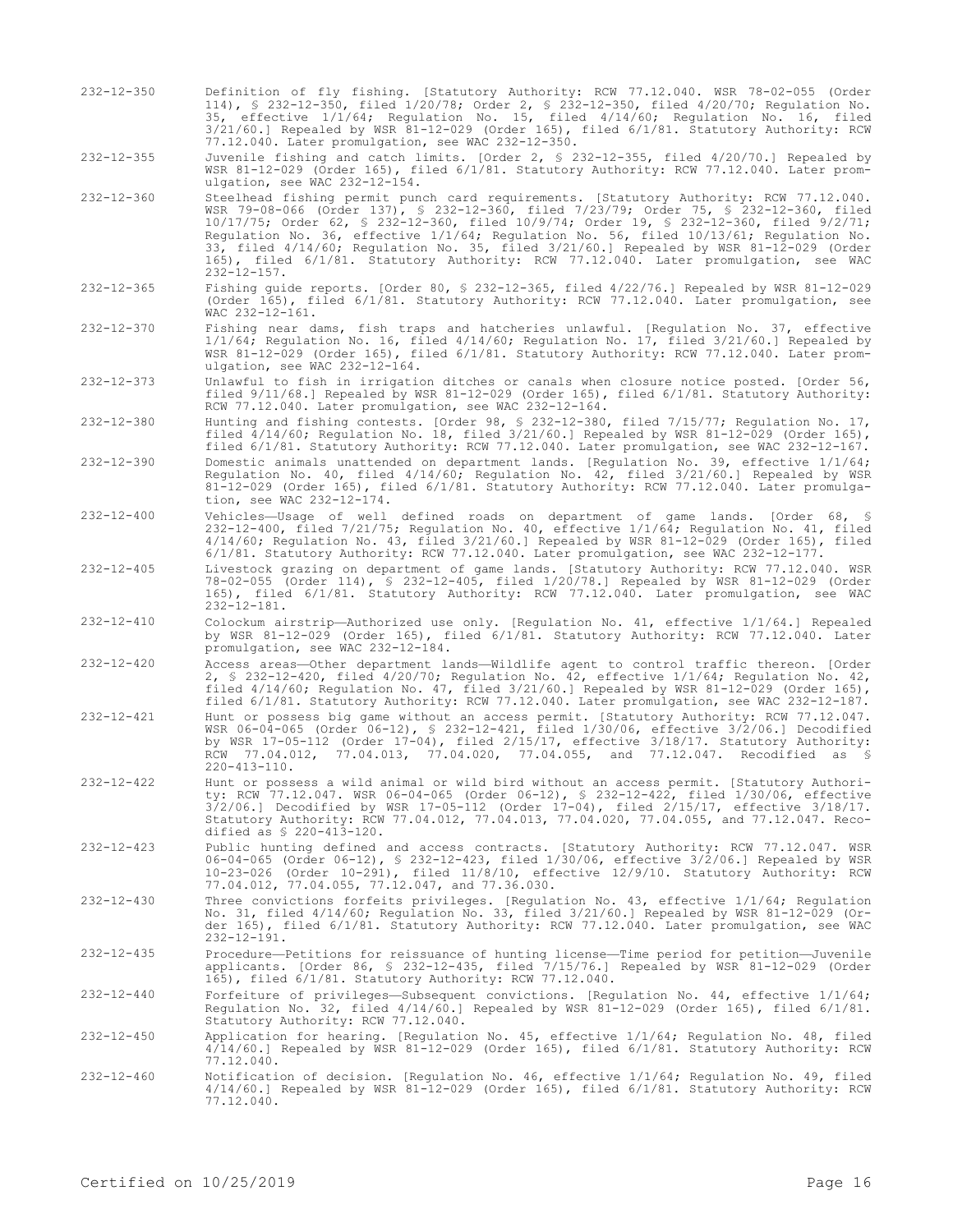232-12-350 Definition of fly fishing. [Statutory Authority: RCW 77.12.040. WSR 78-02-055 (Order 114), § 232-12-350, filed 1/20/78; Order 2, § 232-12-350, filed 4/20/70; Regulation No. 35, effective 1/1/64; Regulation No. 15, filed 4/14/60; Regulation No. 16, filed 3/21/60.] Repealed by WSR 81-12-029 (Order 165), filed 6/1/81. Statutory Authority: RCW 77.12.040. Later promulgation, see WAC 232-12-350.

232-12-355 Juvenile fishing and catch limits. [Order 2, § 232-12-355, filed 4/20/70.] Repealed by WSR 81-12-029 (Order 165), filed 6/1/81. Statutory Authority: RCW 77.12.040. Later promulgation, see WAC 232-12-154.

232-12-360 Steelhead fishing permit punch card requirements. [Statutory Authority: RCW 77.12.040. WSR 79-08-066 (Order 137), § 232-12-360, filed 7/23/79; Order 75, § 232-12-360, filed 10/17/75; Order 62, § 232-12-360, filed 10/9/74; Order 19, § 232-12-360, filed 9/2/71; Regulation No. 36, effective 1/1/64; Regulation No. 56, filed 10/13/61; Regulation No. 33, filed 4/14/60; Regulation No. 35, filed 3/21/60.] Repealed by WSR 81-12-029 (Order 165), filed 6/1/81. Statutory Authority: RCW 77.12.040. Later promulgation, see WAC 232-12-157.

232-12-365 Fishing guide reports. [Order 80, § 232-12-365, filed 4/22/76.] Repealed by WSR 81-12-029 (Order 165), filed 6/1/81. Statutory Authority: RCW 77.12.040. Later promulgation, see WAC 232-12-161.

232-12-370 Fishing near dams, fish traps and hatcheries unlawful. [Regulation No. 37, effective 1/1/64; Regulation No. 16, filed 4/14/60; Regulation No. 17, filed 3/21/60.] Repealed by WSR 81-12-029 (Order 165), filed 6/1/81. Statutory Authority: RCW 77.12.040. Later promulgation, see WAC 232-12-164.

232-12-373 Unlawful to fish in irrigation ditches or canals when closure notice posted. [Order 56, filed 9/11/68.] Repealed by WSR 81-12-029 (Order 165), filed 6/1/81. Statutory Authority: RCW 77.12.040. Later promulgation, see WAC 232-12-164.

232-12-380 Hunting and fishing contests. [Order 98, § 232-12-380, filed 7/15/77; Regulation No. 17, filed 4/14/60; Regulation No. 18, filed 3/21/60.] Repealed by WSR 81-12-029 (Order 165), filed 6/1/81. Statutory Authority: RCW 77.12.040. Later promulgation, see WAC 232-12-167.

232-12-390 Domestic animals unattended on department lands. [Regulation No. 39, effective 1/1/64; Regulation No. 40, filed 4/14/60; Regulation No. 42, filed 3/21/60.] Repealed by WSR 81-12-029 (Order 165), filed 6/1/81. Statutory Authority: RCW 77.12.040. Later promulgation, see WAC 232-12-174.

232-12-400 Vehicles—Usage of well defined roads on department of game lands. [Order 68, § 232-12-400, filed 7/21/75; Regulation No. 40, effective 1/1/64; Regulation No. 41, filed 4/14/60; Regulation No. 43, filed 3/21/60.] Repealed by WSR 81-12-029 (Order 165), filed 6/1/81. Statutory Authority: RCW 77.12.040. Later promulgation, see WAC 232-12-177.

232-12-405 Livestock grazing on department of game lands. [Statutory Authority: RCW 77.12.040. WSR 78-02-055 (Order 114), § 232-12-405, filed 1/20/78.] Repealed by WSR 81-12-029 (Order 165), filed 6/1/81. Statutory Authority: RCW 77.12.040. Later promulgation, see WAC 232-12-181.

232-12-410 Colockum airstrip—Authorized use only. [Regulation No. 41, effective 1/1/64.] Repealed by WSR 81-12-029 (Order 165), filed 6/1/81. Statutory Authority: RCW 77.12.040. Later promulgation, see WAC 232-12-184.

232-12-420 Access areas—Other department lands—Wildlife agent to control traffic thereon. [Order 2, § 232-12-420, filed 4/20/70; Regulation No. 42, effective 1/1/64; Regulation No. 42, filed 4/14/60; Regulation No. 47, filed 3/21/60.] Repealed by WSR 81-12-029 (Order 165), filed 6/1/81. Statutory Authority: RCW 77.12.040. Later promulgation, see WAC 232-12-187.

232-12-421 Hunt or possess big game without an access permit. [Statutory Authority: RCW 77.12.047. WSR 06-04-065 (Order 06-12), § 232-12-421, filed 1/30/06, effective 3/2/06.] Decodified by WSR 17-05-112 (Order 17-04), filed 2/15/17, effective 3/18/17. Statutory Authority: RCW 77.04.012, 77.04.013, 77.04.020, 77.04.055, and 77.12.047. Recodified as § 220-413-110.

232-12-422 Hunt or possess a wild animal or wild bird without an access permit. [Statutory Authority: RCW 77.12.047. WSR 06-04-065 (Order 06-12), § 232-12-422, filed 1/30/06, effective 3/2/06.] Decodified by WSR 17-05-112 (Order 17-04), filed 2/15/17, effective 3/18/17. Statutory Authority: RCW 77.04.012, 77.04.013, 77.04.020, 77.04.055, and 77.12.047. Recodified as § 220-413-120.

232-12-423 Public hunting defined and access contracts. [Statutory Authority: RCW 77.12.047. WSR 06-04-065 (Order 06-12), § 232-12-423, filed 1/30/06, effective 3/2/06.] Repealed by WSR 10-23-026 (Order 10-291), filed 11/8/10, effective 12/9/10. Statutory Authority: RCW 77.04.012, 77.04.055, 77.12.047, and 77.36.030.

232-12-430 Three convictions forfeits privileges. [Regulation No. 43, effective 1/1/64; Regulation No. 31, filed 4/14/60; Regulation No. 33, filed 3/21/60.] Repealed by WSR 81-12-029 (Order 165), filed 6/1/81. Statutory Authority: RCW 77.12.040. Later promulgation, see WAC 232-12-191.

232-12-435 Procedure—Petitions for reissuance of hunting license—Time period for petition—Juvenile applicants. [Order 86, § 232-12-435, filed 7/15/76.] Repealed by WSR 81-12-029 (Order 165), filed 6/1/81. Statutory Authority: RCW 77.12.040.

232-12-440 Forfeiture of privileges—Subsequent convictions. [Regulation No. 44, effective 1/1/64; Regulation No. 32, filed 4/14/60.] Repealed by WSR 81-12-029 (Order 165), filed 6/1/81. Statutory Authority: RCW 77.12.040.

232-12-450 Application for hearing. [Regulation No. 45, effective 1/1/64; Regulation No. 48, filed 4/14/60.] Repealed by WSR 81-12-029 (Order 165), filed 6/1/81. Statutory Authority: RCW 77.12.040.

232-12-460 Notification of decision. [Regulation No. 46, effective 1/1/64; Regulation No. 49, filed 4/14/60.] Repealed by WSR 81-12-029 (Order 165), filed 6/1/81. Statutory Authority: RCW 77.12.040.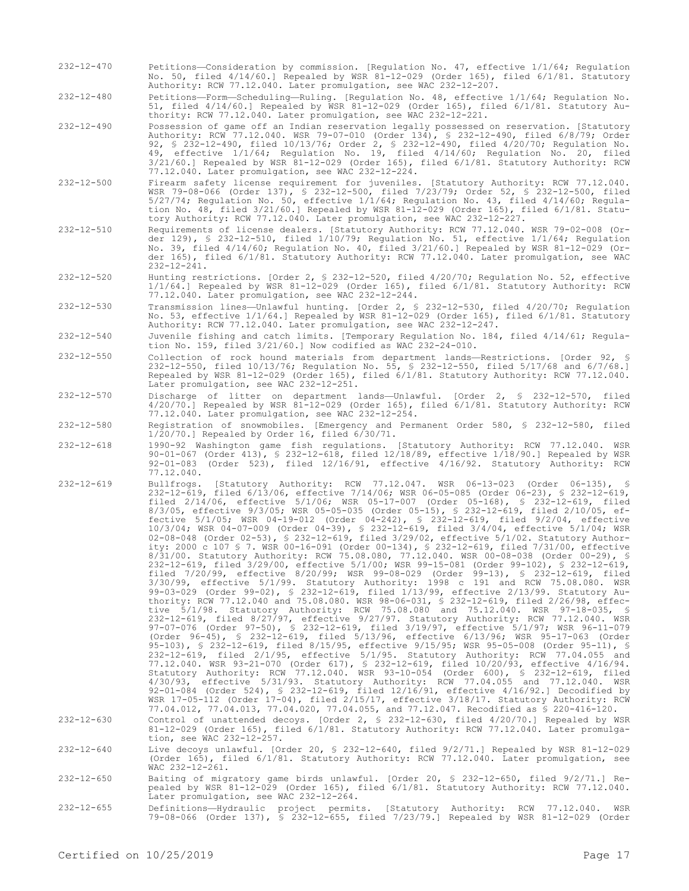232-12-470 Petitions—Consideration by commission. [Regulation No. 47, effective 1/1/64; Regulation No. 50, filed 4/14/60.] Repealed by WSR 81-12-029 (Order 165), filed 6/1/81. Statutory Authority: RCW 77.12.040. Later promulgation, see WAC 232-12-207.

232-12-480 Petitions—Form—Scheduling—Ruling. [Regulation No. 48, effective 1/1/64; Regulation No. 51, filed 4/14/60.] Repealed by WSR 81-12-029 (Order 165), filed 6/1/81. Statutory Authority: RCW 77.12.040. Later promulgation, see WAC 232-12-221.

232-12-490 Possession of game off an Indian reservation legally possessed on reservation. [Statutory Authority: RCW 77.12.040. WSR 79-07-010 (Order 134), § 232-12-490, filed 6/8/79; Order 92, § 232-12-490, filed 10/13/76; Order 2, § 232-12-490, filed 4/20/70; Regulation No. 49, effective 1/1/64; Regulation No. 19, filed 4/14/60; Regulation No. 20, filed 3/21/60.] Repealed by WSR 81-12-029 (Order 165), filed 6/1/81. Statutory Authority: RCW 77.12.040. Later promulgation, see WAC 232-12-224.

232-12-500 Firearm safety license requirement for juveniles. [Statutory Authority: RCW 77.12.040. WSR 79-08-066 (Order 137), § 232-12-500, filed 7/23/79; Order 52, § 232-12-500, filed 5/27/74; Regulation No. 50, effective 1/1/64; Regulation No. 43, filed 4/14/60; Regulation No. 48, filed 3/21/60.] Repealed by WSR 81-12-029 (Order 165), filed 6/1/81. Statutory Authority: RCW 77.12.040. Later promulgation, see WAC 232-12-227.

232-12-510 Requirements of license dealers. [Statutory Authority: RCW 77.12.040. WSR 79-02-008 (Order 129), § 232-12-510, filed 1/10/79; Regulation No. 51, effective 1/1/64; Regulation No. 39, filed 4/14/60; Regulation No. 40, filed 3/21/60.] Repealed by WSR 81-12-029 (Order 165), filed 6/1/81. Statutory Authority: RCW 77.12.040. Later promulgation, see WAC 232-12-241.

232-12-520 Hunting restrictions. [Order 2, § 232-12-520, filed 4/20/70; Regulation No. 52, effective 1/1/64.] Repealed by WSR 81-12-029 (Order 165), filed 6/1/81. Statutory Authority: RCW 77.12.040. Later promulgation, see WAC 232-12-244.

232-12-530 Transmission lines—Unlawful hunting. [Order 2, § 232-12-530, filed 4/20/70; Regulation No. 53, effective 1/1/64.] Repealed by WSR 81-12-029 (Order 165), filed 6/1/81. Statutory Authority: RCW 77.12.040. Later promulgation, see WAC 232-12-247.

232-12-540 Juvenile fishing and catch limits. [Temporary Regulation No. 184, filed 4/14/61; Regulation No. 159, filed 3/21/60.] Now codified as WAC 232-24-010.

232-12-550 Collection of rock hound materials from department lands—Restrictions. [Order 92, § 232-12-550, filed 10/13/76; Regulation No. 55, § 232-12-550, filed 5/17/68 and 6/7/68.] Repealed by WSR 81-12-029 (Order 165), filed 6/1/81. Statutory Authority: RCW 77.12.040. Later promulgation, see WAC 232-12-251.

232-12-570 Discharge of litter on department lands—Unlawful. [Order 2, § 232-12-570, filed 4/20/70.] Repealed by WSR 81-12-029 (Order 165), filed 6/1/81. Statutory Authority: RCW 77.12.040. Later promulgation, see WAC 232-12-254.

232-12-580 Registration of snowmobiles. [Emergency and Permanent Order 580, § 232-12-580, filed 1/20/70.] Repealed by Order 16, filed 6/30/71.

232-12-618 1990-92 Washington game fish regulations. [Statutory Authority: RCW 77.12.040. WSR 90-01-067 (Order 413), § 232-12-618, filed 12/18/89, effective 1/18/90.] Repealed by WSR 92-01-083 (Order 523), filed 12/16/91, effective 4/16/92. Statutory Authority: RCW 77.12.040.

232-12-619 Bullfrogs. [Statutory Authority: RCW 77.12.047. WSR 06-13-023 (Order 06-135), § 232-12-619, filed 6/13/06, effective 7/14/06; WSR 06-05-085 (Order 06-23), § 232-12-619, filed 2/14/06, effective 5/1/06; WSR 05-17-007 (Order 05-168), § 232-12-619, filed 8/3/05, effective 9/3/05; WSR 05-05-035 (Order 05-15), § 232-12-619, filed 2/10/05, effective 5/1/05; WSR 04-19-012 (Order 04-242), § 232-12-619, filed 9/2/04, effective 10/3/04; WSR 04-07-009 (Order 04-39), § 232-12-619, filed 3/4/04, effective 5/1/04; WSR 02-08-048 (Order 02-53), § 232-12-619, filed 3/29/02, effective 5/1/02. Statutory Authority: 2000 c 107 § 7. WSR 00-16-091 (Order 00-134), § 232-12-619, filed 7/31/00, effective 8/31/00. Statutory Authority: RCW 75.08.080, 77.12.040. WSR 00-08-038 (Order 00-29), § 232-12-619, filed 3/29/00, effective 5/1/00; WSR 99-15-081 (Order 99-102), § 232-12-619, filed 7/20/99, effective 8/20/99; WSR 99-08-029 (Order 99-13), § 232-12-619, filed 3/30/99, effective 5/1/99. Statutory Authority: 1998 c 191 and RCW 75.08.080. WSR 99-03-029 (Order 99-02), § 232-12-619, filed 1/13/99, effective 2/13/99. Statutory Authority: RCW 77.12.040 and 75.08.080. WSR 98-06-031, § 232-12-619, filed 2/26/98, effective 5/1/98. Statutory Authority: RCW 75.08.080 and 75.12.040. WSR 97-18-035, § 232-12-619, filed 8/27/97, effective 9/27/97. Statutory Authority: RCW 77.12.040. WSR 97-07-076 (Order 97-50), § 232-12-619, filed 3/19/97, effective 5/1/97; WSR 96-11-079 (Order 96-45), § 232-12-619, filed 5/13/96, effective 6/13/96; WSR 95-17-063 (Order 95-103), § 232-12-619, filed 8/15/95, effective 9/15/95; WSR 95-05-008 (Order 95-11), § 232-12-619, filed 2/1/95, effective 5/1/95. Statutory Authority: RCW 77.04.055 and 77.12.040. WSR 93-21-070 (Order 617), § 232-12-619, filed 10/20/93, effective 4/16/94. Statutory Authority: RCW 77.12.040. WSR 93-10-054 (Order 600), § 232-12-619, filed 4/30/93, effective 5/31/93. Statutory Authority: RCW 77.04.055 and 77.12.040. WSR 92-01-084 (Order 524), § 232-12-619, filed 12/16/91, effective 4/16/92.] Decodified by WSR 17-05-112 (Order 17-04), filed 2/15/17, effective 3/18/17. Statutory Authority: RCW 77.04.012, 77.04.013, 77.04.020, 77.04.055, and 77.12.047. Recodified as § 220-416-120.

232-12-630 Control of unattended decoys. [Order 2, § 232-12-630, filed 4/20/70.] Repealed by WSR 81-12-029 (Order 165), filed 6/1/81. Statutory Authority: RCW 77.12.040. Later promulgation, see WAC 232-12-257.

232-12-640 Live decoys unlawful. [Order 20, § 232-12-640, filed 9/2/71.] Repealed by WSR 81-12-029 (Order 165), filed 6/1/81. Statutory Authority: RCW 77.12.040. Later promulgation, see WAC 232-12-261.

232-12-650 Baiting of migratory game birds unlawful. [Order 20, § 232-12-650, filed 9/2/71.] Repealed by WSR 81-12-029 (Order 165), filed 6/1/81. Statutory Authority: RCW 77.12.040. Later promulgation, see WAC 232-12-264.

232-12-655 Definitions—Hydraulic project permits. [Statutory Authority: RCW 77.12.040. WSR 79-08-066 (Order 137), § 232-12-655, filed 7/23/79.] Repealed by WSR 81-12-029 (Order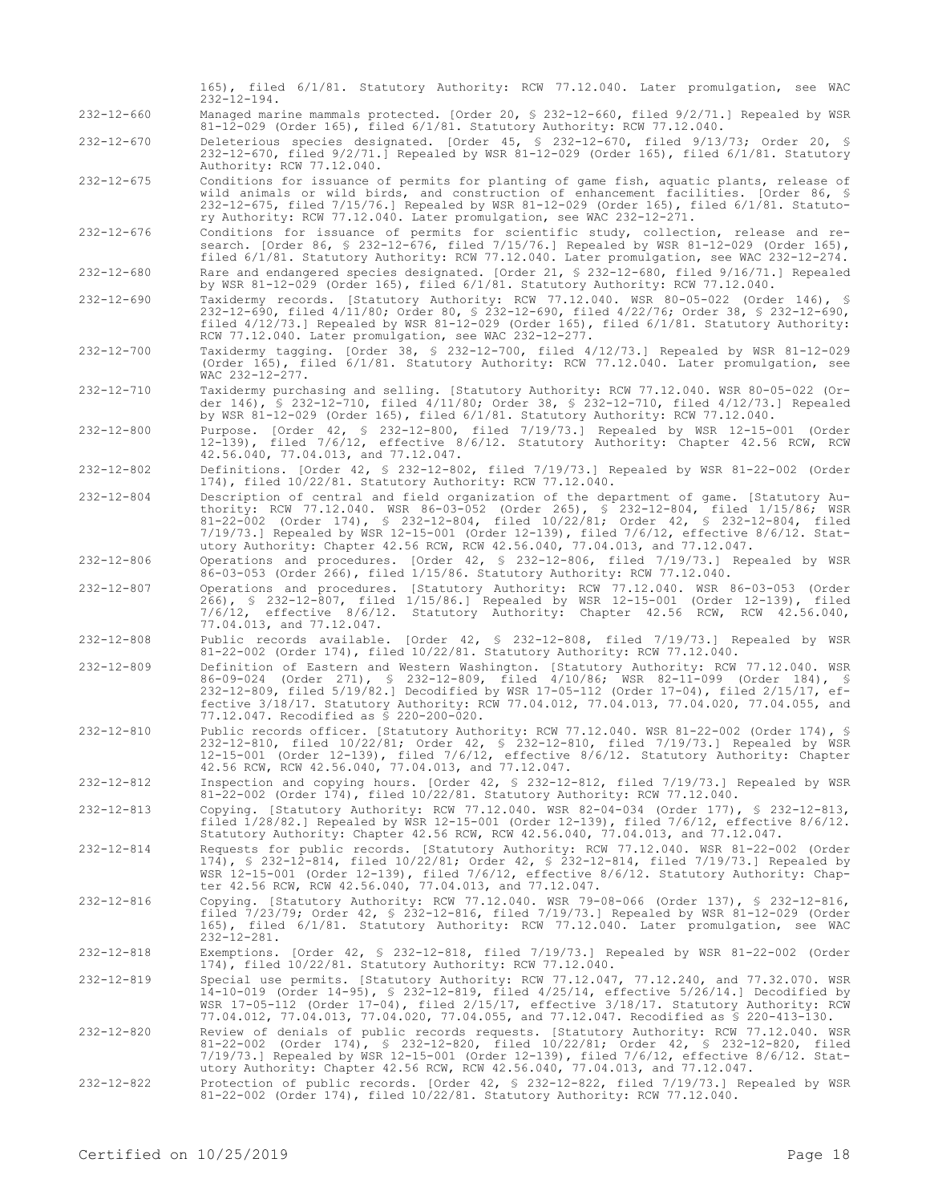165), filed 6/1/81. Statutory Authority: RCW 77.12.040. Later promulgation, see WAC 232-12-194.

232-12-660 Managed marine mammals protected. [Order 20, § 232-12-660, filed 9/2/71.] Repealed by WSR 81-12-029 (Order 165), filed 6/1/81. Statutory Authority: RCW 77.12.040.

232-12-670 Deleterious species designated. [Order 45, § 232-12-670, filed 9/13/73; Order 20, § 232-12-670, filed 9/2/71.] Repealed by WSR 81-12-029 (Order 165), filed 6/1/81. Statutory Authority: RCW 77.12.040.

232-12-675 Conditions for issuance of permits for planting of game fish, aquatic plants, release of wild animals or wild birds, and construction of enhancement facilities. [Order 86, § 232-12-675, filed 7/15/76.] Repealed by WSR 81-12-029 (Order 165), filed 6/1/81. Statutory Authority: RCW 77.12.040. Later promulgation, see WAC 232-12-271.

232-12-676 Conditions for issuance of permits for scientific study, collection, release and research. [Order 86, § 232-12-676, filed 7/15/76.] Repealed by WSR 81-12-029 (Order 165), filed 6/1/81. Statutory Authority: RCW 77.12.040. Later promulgation, see WAC 232-12-274.

232-12-680 Rare and endangered species designated. [Order 21, § 232-12-680, filed 9/16/71.] Repealed by WSR 81-12-029 (Order 165), filed 6/1/81. Statutory Authority: RCW 77.12.040.

232-12-690 Taxidermy records. [Statutory Authority: RCW 77.12.040. WSR 80-05-022 (Order 146), § 232-12-690, filed 4/11/80; Order 80, § 232-12-690, filed 4/22/76; Order 38, § 232-12-690, filed 4/12/73.] Repealed by WSR 81-12-029 (Order 165), filed 6/1/81. Statutory Authority: RCW 77.12.040. Later promulgation, see WAC 232-12-277.

232-12-700 Taxidermy tagging. [Order 38, § 232-12-700, filed 4/12/73.] Repealed by WSR 81-12-029 (Order 165), filed 6/1/81. Statutory Authority: RCW 77.12.040. Later promulgation, see WAC 232-12-277.

232-12-710 Taxidermy purchasing and selling. [Statutory Authority: RCW 77.12.040. WSR 80-05-022 (Order 146), § 232-12-710, filed 4/11/80; Order 38, § 232-12-710, filed 4/12/73.] Repealed by WSR 81-12-029 (Order 165), filed 6/1/81. Statutory Authority: RCW 77.12.040.

232-12-800 Purpose. [Order 42, § 232-12-800, filed 7/19/73.] Repealed by WSR 12-15-001 (Order 12-139), filed 7/6/12, effective 8/6/12. Statutory Authority: Chapter 42.56 RCW, RCW 42.56.040, 77.04.013, and 77.12.047.

232-12-802 Definitions. [Order 42, § 232-12-802, filed 7/19/73.] Repealed by WSR 81-22-002 (Order 174), filed 10/22/81. Statutory Authority: RCW 77.12.040.

232-12-804 Description of central and field organization of the department of game. [Statutory Authority: RCW 77.12.040. WSR 86-03-052 (Order 265), § 232-12-804, filed 1/15/86; WSR 81-22-002 (Order 174), § 232-12-804, filed 10/22/81; Order 42, § 232-12-804, filed 7/19/73.] Repealed by WSR 12-15-001 (Order 12-139), filed 7/6/12, effective 8/6/12. Statutory Authority: Chapter 42.56 RCW, RCW 42.56.040, 77.04.013, and 77.12.047.

232-12-806 Operations and procedures. [Order 42, § 232-12-806, filed 7/19/73.] Repealed by WSR 86-03-053 (Order 266), filed 1/15/86. Statutory Authority: RCW 77.12.040.

232-12-807 Operations and procedures. [Statutory Authority: RCW 77.12.040. WSR 86-03-053 (Order 266), § 232-12-807, filed 1/15/86.] Repealed by WSR 12-15-001 (Order 12-139), filed 7/6/12, effective 8/6/12. Statutory Authority: Chapter 42.56 RCW, RCW 42.56.040, 77.04.013, and 77.12.047.

232-12-808 Public records available. [Order 42, § 232-12-808, filed 7/19/73.] Repealed by WSR 81-22-002 (Order 174), filed 10/22/81. Statutory Authority: RCW 77.12.040.

232-12-809 Definition of Eastern and Western Washington. [Statutory Authority: RCW 77.12.040. WSR 86-09-024 (Order 271), § 232-12-809, filed 4/10/86; WSR 82-11-099 (Order 184), § 232-12-809, filed 5/19/82.] Decodified by WSR 17-05-112 (Order 17-04), filed 2/15/17, effective 3/18/17. Statutory Authority: RCW 77.04.012, 77.04.013, 77.04.020, 77.04.055, and 77.12.047. Recodified as § 220-200-020.

232-12-810 Public records officer. [Statutory Authority: RCW 77.12.040. WSR 81-22-002 (Order 174), § 232-12-810, filed 10/22/81; Order 42, § 232-12-810, filed 7/19/73.] Repealed by WSR 12-15-001 (Order 12-139), filed 7/6/12, effective 8/6/12. Statutory Authority: Chapter 42.56 RCW, RCW 42.56.040, 77.04.013, and 77.12.047.

232-12-812 Inspection and copying hours. [Order 42, § 232-12-812, filed 7/19/73.] Repealed by WSR 81-22-002 (Order 174), filed 10/22/81. Statutory Authority: RCW 77.12.040.

232-12-813 Copying. [Statutory Authority: RCW 77.12.040. WSR 82-04-034 (Order 177), § 232-12-813, filed 1/28/82.] Repealed by WSR 12-15-001 (Order 12-139), filed 7/6/12, effective 8/6/12. Statutory Authority: Chapter 42.56 RCW, RCW 42.56.040, 77.04.013, and 77.12.047.

232-12-814 Requests for public records. [Statutory Authority: RCW 77.12.040. WSR 81-22-002 (Order 174), § 232-12-814, filed 10/22/81; Order 42, § 232-12-814, filed 7/19/73.] Repealed by WSR 12-15-001 (Order 12-139), filed 7/6/12, effective 8/6/12. Statutory Authority: Chapter 42.56 RCW, RCW 42.56.040, 77.04.013, and 77.12.047.

232-12-816 Copying. [Statutory Authority: RCW 77.12.040. WSR 79-08-066 (Order 137), § 232-12-816, filed 7/23/79; Order 42, § 232-12-816, filed 7/19/73.] Repealed by WSR 81-12-029 (Order 165), filed 6/1/81. Statutory Authority: RCW 77.12.040. Later promulgation, see WAC 232-12-281.

232-12-818 Exemptions. [Order 42, § 232-12-818, filed 7/19/73.] Repealed by WSR 81-22-002 (Order 174), filed 10/22/81. Statutory Authority: RCW 77.12.040.

232-12-819 Special use permits. [Statutory Authority: RCW 77.12.047, 77.12.240, and 77.32.070. WSR 14-10-019 (Order 14-95), § 232-12-819, filed 4/25/14, effective 5/26/14.] Decodified by WSR 17-05-112 (Order 17-04), filed 2/15/17, effective 3/18/17. Statutory Authority: RCW 77.04.012, 77.04.013, 77.04.020, 77.04.055, and 77.12.047. Recodified as § 220-413-130.

232-12-820 Review of denials of public records requests. [Statutory Authority: RCW 77.12.040. WSR 81-22-002 (Order 174), § 232-12-820, filed 10/22/81; Order 42, § 232-12-820, filed 7/19/73.] Repealed by WSR 12-15-001 (Order 12-139), filed 7/6/12, effective 8/6/12. Statutory Authority: Chapter 42.56 RCW, RCW 42.56.040, 77.04.013, and 77.12.047.

232-12-822 Protection of public records. [Order 42, § 232-12-822, filed 7/19/73.] Repealed by WSR 81-22-002 (Order 174), filed 10/22/81. Statutory Authority: RCW 77.12.040.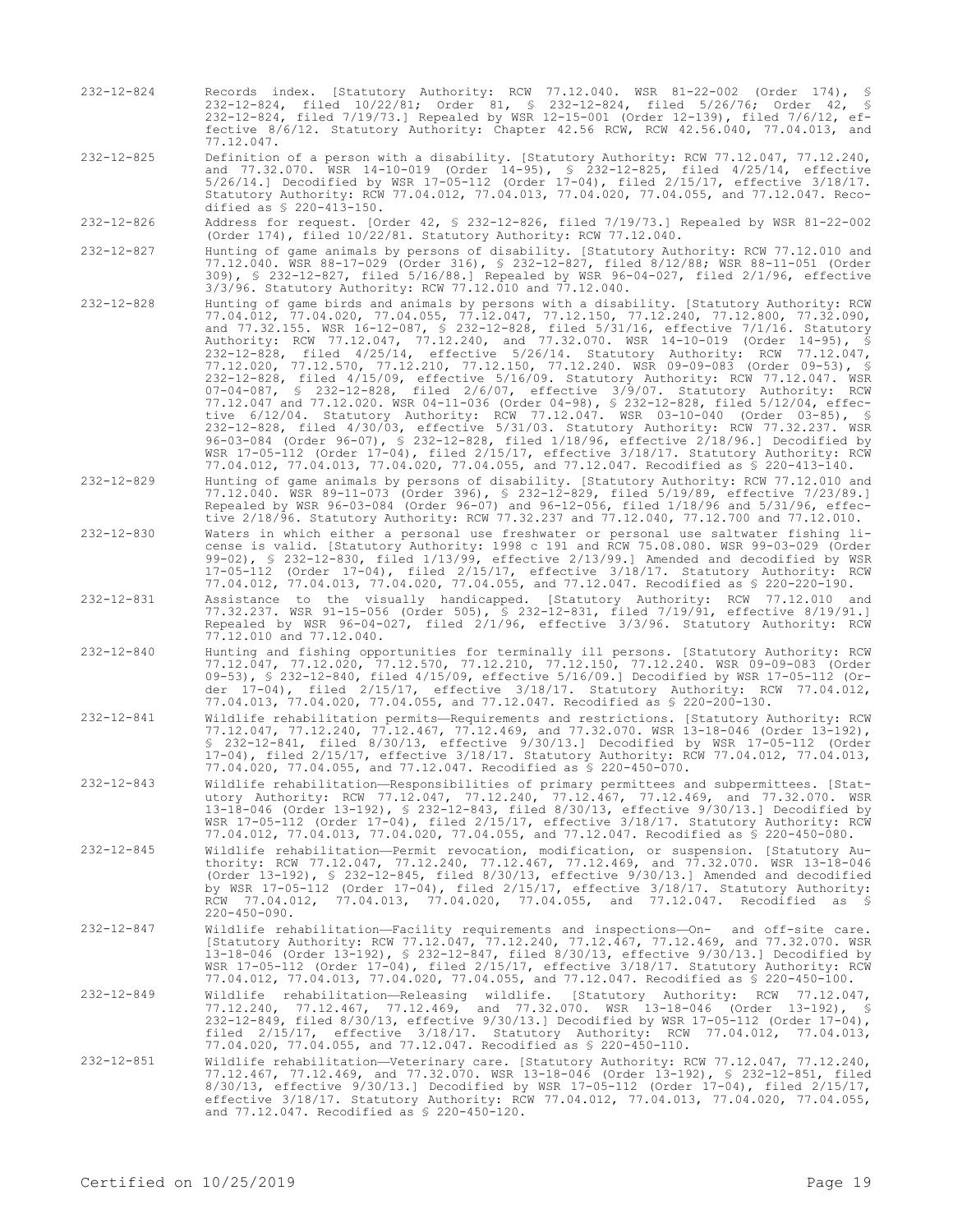232-12-824 Records index. [Statutory Authority: RCW 77.12.040. WSR 81-22-002 (Order 174), § 232-12-824, filed 10/22/81; Order 81, § 232-12-824, filed 5/26/76; Order 42, § 232-12-824, filed 7/19/73.] Repealed by WSR 12-15-001 (Order 12-139), filed 7/6/12, effective 8/6/12. Statutory Authority: Chapter 42.56 RCW, RCW 42.56.040, 77.04.013, and 77.12.047.

232-12-825 Definition of a person with a disability. [Statutory Authority: RCW 77.12.047, 77.12.240, and 77.32.070. WSR 14-10-019 (Order 14-95), § 232-12-825, filed 4/25/14, effective 5/26/14.] Decodified by WSR 17-05-112 (Order 17-04), filed 2/15/17, effective 3/18/17. Statutory Authority: RCW 77.04.012, 77.04.013, 77.04.020, 77.04.055, and 77.12.047. Recodified as § 220-413-150.

232-12-826 Address for request. [Order 42, § 232-12-826, filed 7/19/73.] Repealed by WSR 81-22-002 (Order 174), filed 10/22/81. Statutory Authority: RCW 77.12.040.

232-12-827 Hunting of game animals by persons of disability. [Statutory Authority: RCW 77.12.010 and 77.12.040. WSR 88-17-029 (Order 316), § 232-12-827, filed 8/12/88; WSR 88-11-051 (Order 309), § 232-12-827, filed 5/16/88.] Repealed by WSR 96-04-027, filed 2/1/96, effective 3/3/96. Statutory Authority: RCW 77.12.010 and 77.12.040.

232-12-828 Hunting of game birds and animals by persons with a disability. [Statutory Authority: RCW 77.04.012, 77.04.020, 77.04.055, 77.12.047, 77.12.150, 77.12.240, 77.12.800, 77.32.090, and 77.32.155. WSR 16-12-087, § 232-12-828, filed 5/31/16, effective 7/1/16. Statutory Authority: RCW 77.12.047, 77.12.240, and 77.32.070. WSR 14-10-019 (Order 14-95), § 232-12-828, filed 4/25/14, effective 5/26/14. Statutory Authority: RCW 77.12.047, 77.12.020, 77.12.570, 77.12.210, 77.12.150, 77.12.240. WSR 09-09-083 (Order 09-53), § 232-12-828, filed 4/15/09, effective 5/16/09. Statutory Authority: RCW 77.12.047. WSR 07-04-087, § 232-12-828, filed 2/6/07, effective 3/9/07. Statutory Authority: RCW 77.12.047 and 77.12.020. WSR 04-11-036 (Order 04-98), § 232-12-828, filed 5/12/04, effective 6/12/04. Statutory Authority: RCW 77.12.047. WSR 03-10-040 (Order 03-85), § 232-12-828, filed 4/30/03, effective 5/31/03. Statutory Authority: RCW 77.32.237. WSR 96-03-084 (Order 96-07), § 232-12-828, filed 1/18/96, effective 2/18/96.] Decodified by WSR 17-05-112 (Order 17-04), filed 2/15/17, effective 3/18/17. Statutory Authority: RCW 77.04.012, 77.04.013, 77.04.020, 77.04.055, and 77.12.047. Recodified as § 220-413-140.

232-12-829 Hunting of game animals by persons of disability. [Statutory Authority: RCW 77.12.010 and 77.12.040. WSR 89-11-073 (Order 396), § 232-12-829, filed 5/19/89, effective 7/23/89.] Repealed by WSR 96-03-084 (Order 96-07) and 96-12-056, filed 1/18/96 and 5/31/96, effective 2/18/96. Statutory Authority: RCW 77.32.237 and 77.12.040, 77.12.700 and 77.12.010.

232-12-830 Waters in which either a personal use freshwater or personal use saltwater fishing license is valid. [Statutory Authority: 1998 c 191 and RCW 75.08.080. WSR 99-03-029 (Order 99-02), § 232-12-830, filed 1/13/99, effective 2/13/99.] Amended and decodified by WSR 17-05-112 (Order 17-04), filed 2/15/17, effective 3/18/17. Statutory Authority: RCW 77.04.012, 77.04.013, 77.04.020, 77.04.055, and 77.12.047. Recodified as § 220-220-190.

232-12-831 Assistance to the visually handicapped. [Statutory Authority: RCW 77.12.010 and 77.32.237. WSR 91-15-056 (Order 505), § 232-12-831, filed 7/19/91, effective 8/19/91.] Repealed by WSR 96-04-027, filed 2/1/96, effective 3/3/96. Statutory Authority: RCW 77.12.010 and 77.12.040.

232-12-840 Hunting and fishing opportunities for terminally ill persons. [Statutory Authority: RCW 77.12.047, 77.12.020, 77.12.570, 77.12.210, 77.12.150, 77.12.240. WSR 09-09-083 (Order 09-53), § 232-12-840, filed 4/15/09, effective 5/16/09.] Decodified by WSR 17-05-112 (Order 17-04), filed 2/15/17, effective 3/18/17. Statutory Authority: RCW 77.04.012, 77.04.013, 77.04.020, 77.04.055, and 77.12.047. Recodified as § 220-200-130.

232-12-841 Wildlife rehabilitation permits—Requirements and restrictions. [Statutory Authority: RCW 77.12.047, 77.12.240, 77.12.467, 77.12.469, and 77.32.070. WSR 13-18-046 (Order 13-192), § 232-12-841, filed 8/30/13, effective 9/30/13.] Decodified by WSR 17-05-112 (Order 17-04), filed 2/15/17, effective 3/18/17. Statutory Authority: RCW 77.04.012, 77.04.013, 77.04.020, 77.04.055, and 77.12.047. Recodified as § 220-450-070.

232-12-843 Wildlife rehabilitation—Responsibilities of primary permittees and subpermittees. [Statutory Authority: RCW 77.12.047, 77.12.240, 77.12.467, 77.12.469, and 77.32.070. WSR 13-18-046 (Order 13-192), § 232-12-843, filed 8/30/13, effective 9/30/13.] Decodified by WSR 17-05-112 (Order 17-04), filed 2/15/17, effective 3/18/17. Statutory Authority: RCW 77.04.012, 77.04.013, 77.04.020, 77.04.055, and 77.12.047. Recodified as § 220-450-080.

232-12-845 Wildlife rehabilitation—Permit revocation, modification, or suspension. [Statutory Authority: RCW 77.12.047, 77.12.240, 77.12.467, 77.12.469, and 77.32.070. WSR 13-18-046 (Order 13-192), § 232-12-845, filed 8/30/13, effective 9/30/13.] Amended and decodified by WSR 17-05-112 (Order 17-04), filed 2/15/17, effective 3/18/17. Statutory Authority: RCW 77.04.012, 77.04.013, 77.04.020, 77.04.055, and 77.12.047. Recodified as § 220-450-090.

232-12-847 Wildlife rehabilitation—Facility requirements and inspections—On- and off-site care. [Statutory Authority: RCW 77.12.047, 77.12.240, 77.12.467, 77.12.469, and 77.32.070. WSR 13-18-046 (Order 13-192), § 232-12-847, filed 8/30/13, effective 9/30/13.] Decodified by WSR 17-05-112 (Order 17-04), filed 2/15/17, effective 3/18/17. Statutory Authority: RCW 77.04.012, 77.04.013, 77.04.020, 77.04.055, and 77.12.047. Recodified as § 220-450-100.

232-12-849 Wildlife rehabilitation—Releasing wildlife. [Statutory Authority: RCW 77.12.047, 77.12.240, 77.12.467, 77.12.469, and 77.32.070. WSR 13-18-046 (Order 13-192), § 232-12-849, filed 8/30/13, effective 9/30/13.] Decodified by WSR 17-05-112 (Order 17-04), filed 2/15/17, effective 3/18/17. Statutory Authority: RCW 77.04.012, 77.04.013, 77.04.020, 77.04.055, and 77.12.047. Recodified as § 220-450-110.

232-12-851 Wildlife rehabilitation—Veterinary care. [Statutory Authority: RCW 77.12.047, 77.12.240, 77.12.467, 77.12.469, and 77.32.070. WSR 13-18-046 (Order 13-192), § 232-12-851, filed 8/30/13, effective 9/30/13.] Decodified by WSR 17-05-112 (Order 17-04), filed 2/15/17, effective 3/18/17. Statutory Authority: RCW 77.04.012, 77.04.013, 77.04.020, 77.04.055, and 77.12.047. Recodified as § 220-450-120.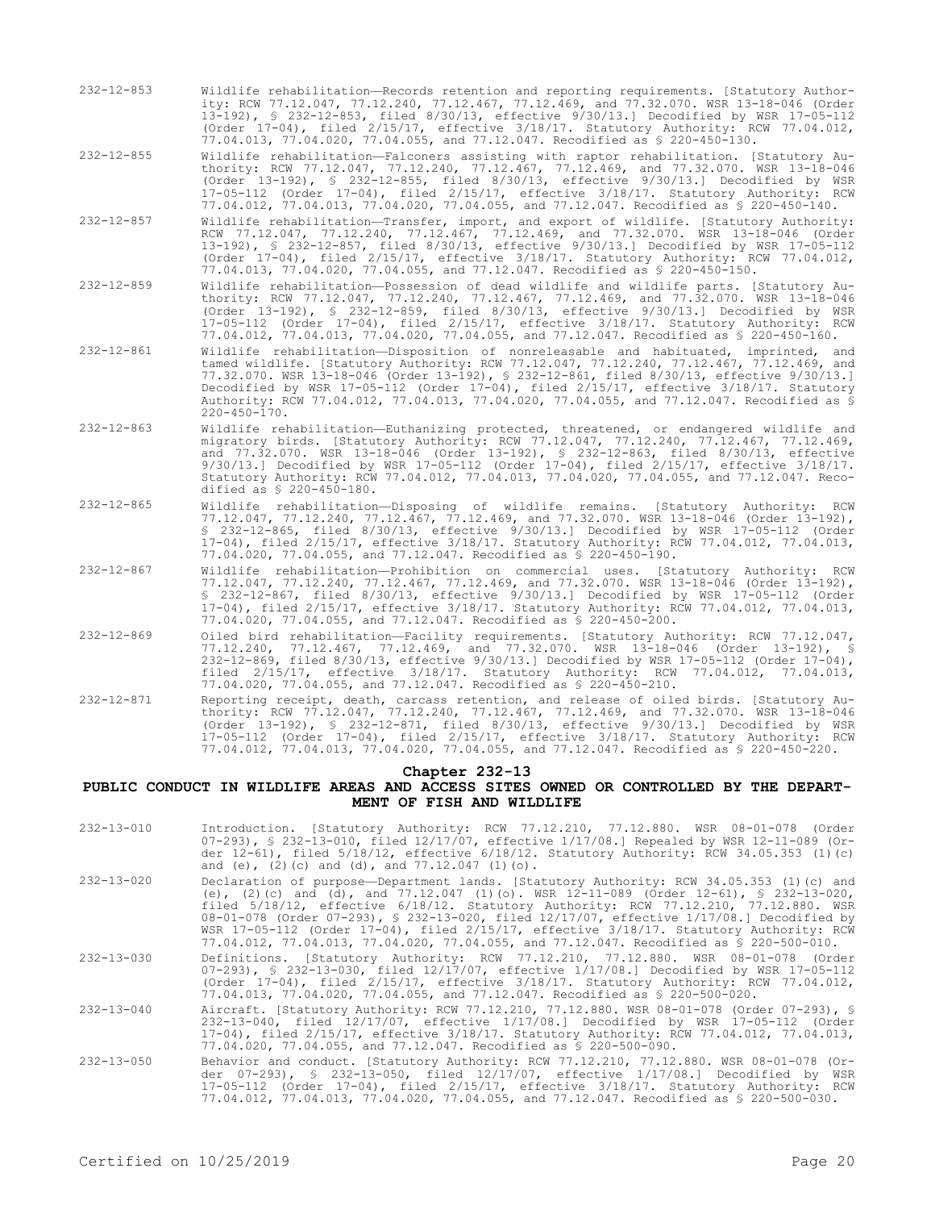232-12-853 Wildlife rehabilitation—Records retention and reporting requirements. [Statutory Authority: RCW 77.12.047, 77.12.240, 77.12.467, 77.12.469, and 77.32.070. WSR 13-18-046 (Order 13-192), § 232-12-853, filed 8/30/13, effective 9/30/13.] Decodified by WSR 17-05-112 (Order 17-04), filed 2/15/17, effective 3/18/17. Statutory Authority: RCW 77.04.012, 77.04.013, 77.04.020, 77.04.055, and 77.12.047. Recodified as § 220-450-130.

232-12-855 Wildlife rehabilitation—Falconers assisting with raptor rehabilitation. [Statutory Authority: RCW 77.12.047, 77.12.240, 77.12.467, 77.12.469, and 77.32.070. WSR 13-18-046 (Order 13-192), § 232-12-855, filed 8/30/13, effective 9/30/13.] Decodified by WSR 17-05-112 (Order 17-04), filed 2/15/17, effective 3/18/17. Statutory Authority: RCW 77.04.012, 77.04.013, 77.04.020, 77.04.055, and 77.12.047. Recodified as § 220-450-140.

232-12-857 Wildlife rehabilitation—Transfer, import, and export of wildlife. [Statutory Authority: RCW 77.12.047, 77.12.240, 77.12.467, 77.12.469, and 77.32.070. WSR 13-18-046 (Order 13-192), § 232-12-857, filed 8/30/13, effective 9/30/13.] Decodified by WSR 17-05-112 (Order 17-04), filed 2/15/17, effective 3/18/17. Statutory Authority: RCW 77.04.012, 77.04.013, 77.04.020, 77.04.055, and 77.12.047. Recodified as § 220-450-150.

232-12-859 Wildlife rehabilitation—Possession of dead wildlife and wildlife parts. [Statutory Authority: RCW 77.12.047, 77.12.240, 77.12.467, 77.12.469, and 77.32.070. WSR 13-18-046 (Order 13-192), § 232-12-859, filed 8/30/13, effective 9/30/13.] Decodified by WSR 17-05-112 (Order 17-04), filed 2/15/17, effective 3/18/17. Statutory Authority: RCW 77.04.012, 77.04.013, 77.04.020, 77.04.055, and 77.12.047. Recodified as § 220-450-160.

232-12-861 Wildlife rehabilitation—Disposition of nonreleasable and habituated, imprinted, and tamed wildlife. [Statutory Authority: RCW 77.12.047, 77.12.240, 77.12.467, 77.12.469, and 77.32.070. WSR 13-18-046 (Order 13-192), § 232-12-861, filed 8/30/13, effective 9/30/13.] Decodified by WSR 17-05-112 (Order 17-04), filed 2/15/17, effective 3/18/17. Statutory Authority: RCW 77.04.012, 77.04.013, 77.04.020, 77.04.055, and 77.12.047. Recodified as § 220-450-170.

232-12-863 Wildlife rehabilitation—Euthanizing protected, threatened, or endangered wildlife and migratory birds. [Statutory Authority: RCW 77.12.047, 77.12.240, 77.12.467, 77.12.469, and 77.32.070. WSR 13-18-046 (Order 13-192), § 232-12-863, filed 8/30/13, effective 9/30/13.] Decodified by WSR 17-05-112 (Order 17-04), filed 2/15/17, effective 3/18/17. Statutory Authority: RCW 77.04.012, 77.04.013, 77.04.020, 77.04.055, and 77.12.047. Recodified as § 220-450-180.

232-12-865 Wildlife rehabilitation—Disposing of wildlife remains. [Statutory Authority: RCW 77.12.047, 77.12.240, 77.12.467, 77.12.469, and 77.32.070. WSR 13-18-046 (Order 13-192), § 232-12-865, filed 8/30/13, effective 9/30/13.] Decodified by WSR 17-05-112 (Order 17-04), filed 2/15/17, effective 3/18/17. Statutory Authority: RCW 77.04.012, 77.04.013, 77.04.020, 77.04.055, and 77.12.047. Recodified as § 220-450-190.

232-12-867 Wildlife rehabilitation—Prohibition on commercial uses. [Statutory Authority: RCW 77.12.047, 77.12.240, 77.12.467, 77.12.469, and 77.32.070. WSR 13-18-046 (Order 13-192), § 232-12-867, filed 8/30/13, effective 9/30/13.] Decodified by WSR 17-05-112 (Order 17-04), filed 2/15/17, effective 3/18/17. Statutory Authority: RCW 77.04.012, 77.04.013, 77.04.020, 77.04.055, and 77.12.047. Recodified as § 220-450-200.

232-12-869 Oiled bird rehabilitation—Facility requirements. [Statutory Authority: RCW 77.12.047, 77.12.240, 77.12.467, 77.12.469, and 77.32.070. WSR 13-18-046 (Order 13-192), § 232-12-869, filed 8/30/13, effective 9/30/13.] Decodified by WSR 17-05-112 (Order 17-04), filed 2/15/17, effective 3/18/17. Statutory Authority: RCW 77.04.012, 77.04.013, 77.04.020, 77.04.055, and 77.12.047. Recodified as § 220-450-210.

232-12-871 Reporting receipt, death, carcass retention, and release of oiled birds. [Statutory Authority: RCW 77.12.047, 77.12.240, 77.12.467, 77.12.469, and 77.32.070. WSR 13-18-046 (Order 13-192), § 232-12-871, filed 8/30/13, effective 9/30/13.] Decodified by WSR 17-05-112 (Order 17-04), filed 2/15/17, effective 3/18/17. Statutory Authority: RCW 77.04.012, 77.04.013, 77.04.020, 77.04.055, and 77.12.047. Recodified as § 220-450-220.

## Chapter 232-13
## PUBLIC CONDUCT IN WILDLIFE AREAS AND ACCESS SITES OWNED OR CONTROLLED BY THE DEPARTMENT OF FISH AND WILDLIFE

232-13-010 Introduction. [Statutory Authority: RCW 77.12.210, 77.12.880. WSR 08-01-078 (Order 07-293), § 232-13-010, filed 12/17/07, effective 1/17/08.] Repealed by WSR 12-11-089 (Order 12-61), filed 5/18/12, effective 6/18/12. Statutory Authority: RCW 34.05.353 (1)(c) and (e), (2)(c) and (d), and 77.12.047 (1)(o).

232-13-020 Declaration of purpose—Department lands. [Statutory Authority: RCW 34.05.353 (1)(c) and (e), (2)(c) and (d), and 77.12.047 (1)(o). WSR 12-11-089 (Order 12-61), § 232-13-020, filed 5/18/12, effective 6/18/12. Statutory Authority: RCW 77.12.210, 77.12.880. WSR 08-01-078 (Order 07-293), § 232-13-020, filed 12/17/07, effective 1/17/08.] Decodified by WSR 17-05-112 (Order 17-04), filed 2/15/17, effective 3/18/17. Statutory Authority: RCW 77.04.012, 77.04.013, 77.04.020, 77.04.055, and 77.12.047. Recodified as § 220-500-010.

232-13-030 Definitions. [Statutory Authority: RCW 77.12.210, 77.12.880. WSR 08-01-078 (Order 07-293), § 232-13-030, filed 12/17/07, effective 1/17/08.] Decodified by WSR 17-05-112 (Order 17-04), filed 2/15/17, effective 3/18/17. Statutory Authority: RCW 77.04.012, 77.04.013, 77.04.020, 77.04.055, and 77.12.047. Recodified as § 220-500-020.

232-13-040 Aircraft. [Statutory Authority: RCW 77.12.210, 77.12.880. WSR 08-01-078 (Order 07-293), § 232-13-040, filed 12/17/07, effective 1/17/08.] Decodified by WSR 17-05-112 (Order 17-04), filed 2/15/17, effective 3/18/17. Statutory Authority: RCW 77.04.012, 77.04.013, 77.04.020, 77.04.055, and 77.12.047. Recodified as § 220-500-090.

232-13-050 Behavior and conduct. [Statutory Authority: RCW 77.12.210, 77.12.880. WSR 08-01-078 (Order 07-293), § 232-13-050, filed 12/17/07, effective 1/17/08.] Decodified by WSR 17-05-112 (Order 17-04), filed 2/15/17, effective 3/18/17. Statutory Authority: RCW 77.04.012, 77.04.013, 77.04.020, 77.04.055, and 77.12.047. Recodified as § 220-500-030.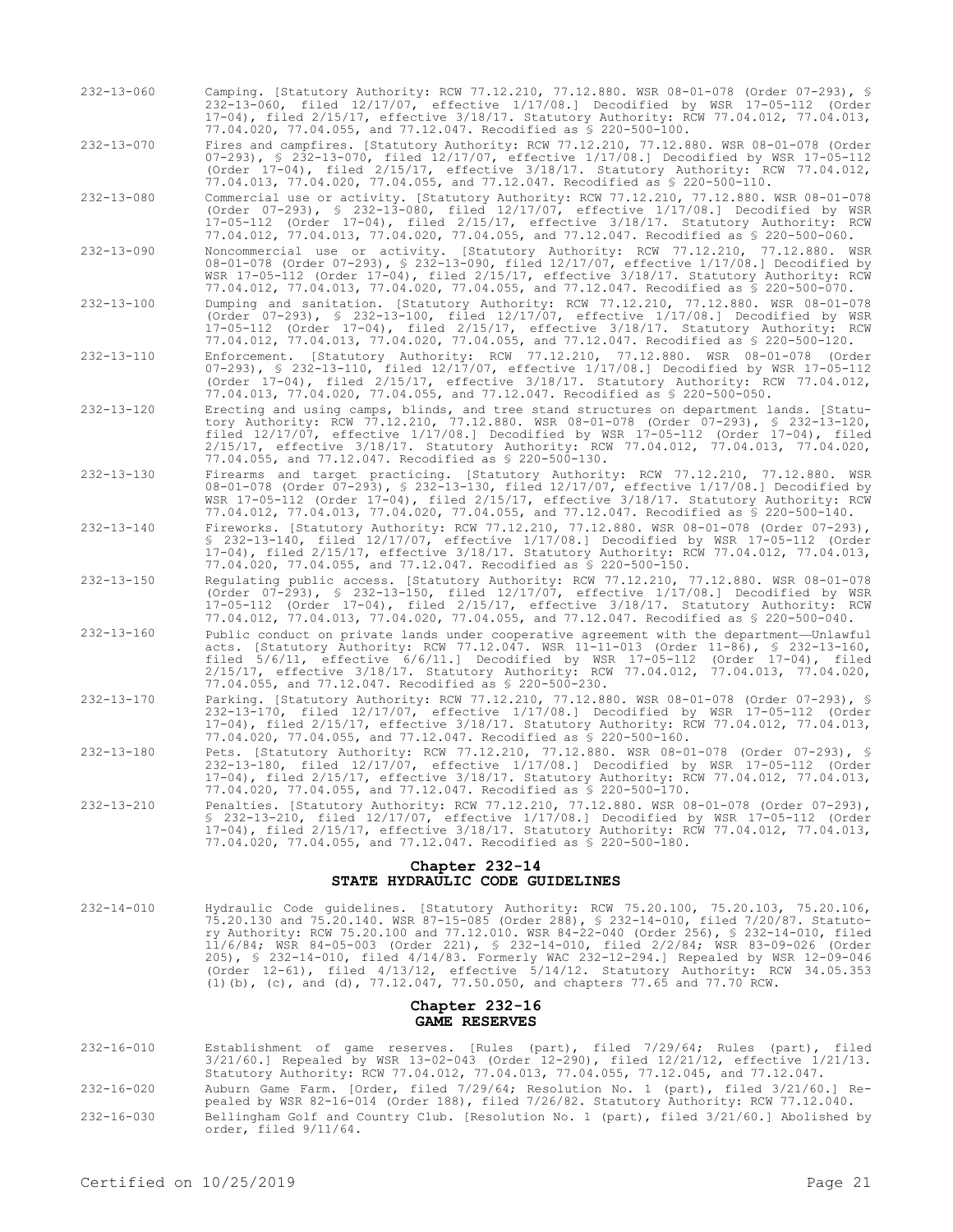232-13-060 Camping. [Statutory Authority: RCW 77.12.210, 77.12.880. WSR 08-01-078 (Order 07-293), § 232-13-060, filed 12/17/07, effective 1/17/08.] Decodified by WSR 17-05-112 (Order 17-04), filed 2/15/17, effective 3/18/17. Statutory Authority: RCW 77.04.012, 77.04.013, 77.04.020, 77.04.055, and 77.12.047. Recodified as § 220-500-100.

232-13-070 Fires and campfires. [Statutory Authority: RCW 77.12.210, 77.12.880. WSR 08-01-078 (Order 07-293), § 232-13-070, filed 12/17/07, effective 1/17/08.] Decodified by WSR 17-05-112 (Order 17-04), filed 2/15/17, effective 3/18/17. Statutory Authority: RCW 77.04.012, 77.04.013, 77.04.020, 77.04.055, and 77.12.047. Recodified as § 220-500-110.

232-13-080 Commercial use or activity. [Statutory Authority: RCW 77.12.210, 77.12.880. WSR 08-01-078 (Order 07-293), § 232-13-080, filed 12/17/07, effective 1/17/08.] Decodified by WSR 17-05-112 (Order 17-04), filed 2/15/17, effective 3/18/17. Statutory Authority: RCW 77.04.012, 77.04.013, 77.04.020, 77.04.055, and 77.12.047. Recodified as § 220-500-060.

232-13-090 Noncommercial use or activity. [Statutory Authority: RCW 77.12.210, 77.12.880. WSR 08-01-078 (Order 07-293), § 232-13-090, filed 12/17/07, effective 1/17/08.] Decodified by WSR 17-05-112 (Order 17-04), filed 2/15/17, effective 3/18/17. Statutory Authority: RCW 77.04.012, 77.04.013, 77.04.020, 77.04.055, and 77.12.047. Recodified as § 220-500-070.

232-13-100 Dumping and sanitation. [Statutory Authority: RCW 77.12.210, 77.12.880. WSR 08-01-078 (Order 07-293), § 232-13-100, filed 12/17/07, effective 1/17/08.] Decodified by WSR 17-05-112 (Order 17-04), filed 2/15/17, effective 3/18/17. Statutory Authority: RCW 77.04.012, 77.04.013, 77.04.020, 77.04.055, and 77.12.047. Recodified as § 220-500-120.

232-13-110 Enforcement. [Statutory Authority: RCW 77.12.210, 77.12.880. WSR 08-01-078 (Order 07-293), § 232-13-110, filed 12/17/07, effective 1/17/08.] Decodified by WSR 17-05-112 (Order 17-04), filed 2/15/17, effective 3/18/17. Statutory Authority: RCW 77.04.012, 77.04.013, 77.04.020, 77.04.055, and 77.12.047. Recodified as § 220-500-050.

232-13-120 Erecting and using camps, blinds, and tree stand structures on department lands. [Statutory Authority: RCW 77.12.210, 77.12.880. WSR 08-01-078 (Order 07-293), § 232-13-120, filed 12/17/07, effective 1/17/08.] Decodified by WSR 17-05-112 (Order 17-04), filed 2/15/17, effective 3/18/17. Statutory Authority: RCW 77.04.012, 77.04.013, 77.04.020, 77.04.055, and 77.12.047. Recodified as § 220-500-130.

232-13-130 Firearms and target practicing. [Statutory Authority: RCW 77.12.210, 77.12.880. WSR 08-01-078 (Order 07-293), § 232-13-130, filed 12/17/07, effective 1/17/08.] Decodified by WSR 17-05-112 (Order 17-04), filed 2/15/17, effective 3/18/17. Statutory Authority: RCW 77.04.012, 77.04.013, 77.04.020, 77.04.055, and 77.12.047. Recodified as § 220-500-140.

232-13-140 Fireworks. [Statutory Authority: RCW 77.12.210, 77.12.880. WSR 08-01-078 (Order 07-293), § 232-13-140, filed 12/17/07, effective 1/17/08.] Decodified by WSR 17-05-112 (Order 17-04), filed 2/15/17, effective 3/18/17. Statutory Authority: RCW 77.04.012, 77.04.013, 77.04.020, 77.04.055, and 77.12.047. Recodified as § 220-500-150.

232-13-150 Regulating public access. [Statutory Authority: RCW 77.12.210, 77.12.880. WSR 08-01-078 (Order 07-293), § 232-13-150, filed 12/17/07, effective 1/17/08.] Decodified by WSR 17-05-112 (Order 17-04), filed 2/15/17, effective 3/18/17. Statutory Authority: RCW 77.04.012, 77.04.013, 77.04.020, 77.04.055, and 77.12.047. Recodified as § 220-500-040.

232-13-160 Public conduct on private lands under cooperative agreement with the department—Unlawful acts. [Statutory Authority: RCW 77.12.047. WSR 11-11-013 (Order 11-86), § 232-13-160, filed 5/6/11, effective 6/6/11.] Decodified by WSR 17-05-112 (Order 17-04), filed 2/15/17, effective 3/18/17. Statutory Authority: RCW 77.04.012, 77.04.013, 77.04.020, 77.04.055, and 77.12.047. Recodified as § 220-500-230.

232-13-170 Parking. [Statutory Authority: RCW 77.12.210, 77.12.880. WSR 08-01-078 (Order 07-293), § 232-13-170, filed 12/17/07, effective 1/17/08.] Decodified by WSR 17-05-112 (Order 17-04), filed 2/15/17, effective 3/18/17. Statutory Authority: RCW 77.04.012, 77.04.013, 77.04.020, 77.04.055, and 77.12.047. Recodified as § 220-500-160.

232-13-180 Pets. [Statutory Authority: RCW 77.12.210, 77.12.880. WSR 08-01-078 (Order 07-293), § 232-13-180, filed 12/17/07, effective 1/17/08.] Decodified by WSR 17-05-112 (Order 17-04), filed 2/15/17, effective 3/18/17. Statutory Authority: RCW 77.04.012, 77.04.013, 77.04.020, 77.04.055, and 77.12.047. Recodified as § 220-500-170.

232-13-210 Penalties. [Statutory Authority: RCW 77.12.210, 77.12.880. WSR 08-01-078 (Order 07-293), § 232-13-210, filed 12/17/07, effective 1/17/08.] Decodified by WSR 17-05-112 (Order 17-04), filed 2/15/17, effective 3/18/17. Statutory Authority: RCW 77.04.012, 77.04.013, 77.04.020, 77.04.055, and 77.12.047. Recodified as § 220-500-180.

## Chapter 232-14
## STATE HYDRAULIC CODE GUIDELINES

232-14-010 Hydraulic Code guidelines. [Statutory Authority: RCW 75.20.100, 75.20.103, 75.20.106, 75.20.130 and 75.20.140. WSR 87-15-085 (Order 288), § 232-14-010, filed 7/20/87. Statutory Authority: RCW 75.20.100 and 77.12.010. WSR 84-22-040 (Order 256), § 232-14-010, filed 11/6/84; WSR 84-05-003 (Order 221), § 232-14-010, filed 2/2/84; WSR 83-09-026 (Order 205), § 232-14-010, filed 4/14/83. Formerly WAC 232-12-294.] Repealed by WSR 12-09-046 (Order 12-61), filed 4/13/12, effective 5/14/12. Statutory Authority: RCW 34.05.353 (1)(b), (c), and (d), 77.12.047, 77.50.050, and chapters 77.65 and 77.70 RCW.

## Chapter 232-16
## GAME RESERVES

232-16-010 Establishment of game reserves. [Rules (part), filed 7/29/64; Rules (part), filed 3/21/60.] Repealed by WSR 13-02-043 (Order 12-290), filed 12/21/12, effective 1/21/13. Statutory Authority: RCW 77.04.012, 77.04.013, 77.04.055, 77.12.045, and 77.12.047.

232-16-020 Auburn Game Farm. [Order, filed 7/29/64; Resolution No. 1 (part), filed 3/21/60.] Repealed by WSR 82-16-014 (Order 188), filed 7/26/82. Statutory Authority: RCW 77.12.040.

232-16-030 Bellingham Golf and Country Club. [Resolution No. 1 (part), filed 3/21/60.] Abolished by order, filed 9/11/64.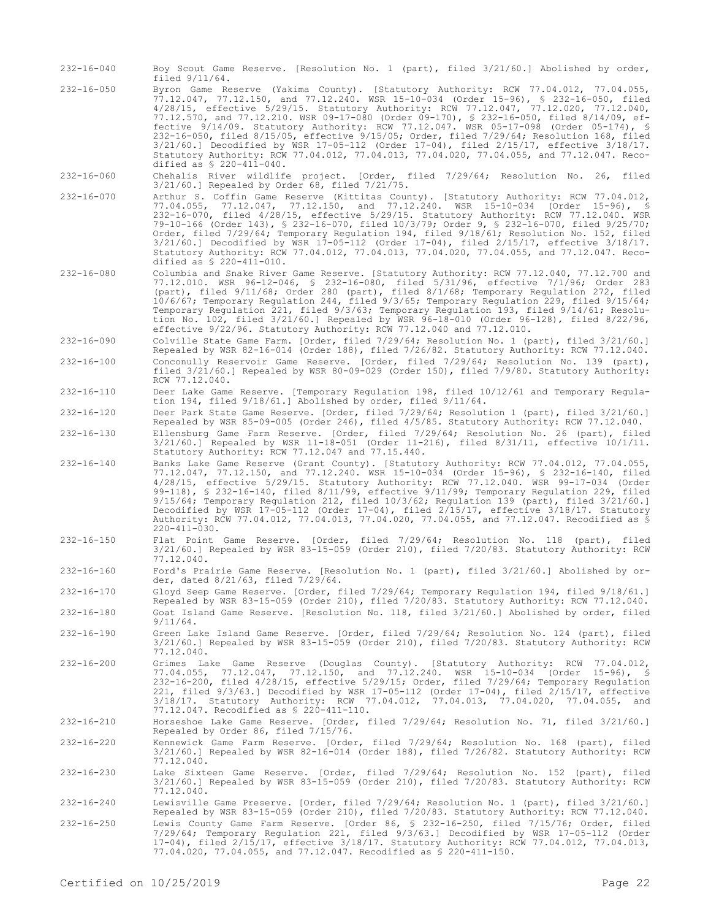232-16-040 Boy Scout Game Reserve. [Resolution No. 1 (part), filed 3/21/60.] Abolished by order, filed 9/11/64.

232-16-050 Byron Game Reserve (Yakima County). [Statutory Authority: RCW 77.04.012, 77.04.055, 77.12.047, 77.12.150, and 77.12.240. WSR 15-10-034 (Order 15-96), § 232-16-050, filed 4/28/15, effective 5/29/15. Statutory Authority: RCW 77.12.047, 77.12.020, 77.12.040, 77.12.570, and 77.12.210. WSR 09-17-080 (Order 09-170), § 232-16-050, filed 8/14/09, effective 9/14/09. Statutory Authority: RCW 77.12.047. WSR 05-17-098 (Order 05-174), § 232-16-050, filed 8/15/05, effective 9/15/05; Order, filed 7/29/64; Resolution 168, filed 3/21/60.] Decodified by WSR 17-05-112 (Order 17-04), filed 2/15/17, effective 3/18/17. Statutory Authority: RCW 77.04.012, 77.04.013, 77.04.020, 77.04.055, and 77.12.047. Recodified as § 220-411-040.

232-16-060 Chehalis River wildlife project. [Order, filed 7/29/64; Resolution No. 26, filed 3/21/60.] Repealed by Order 68, filed 7/21/75.

232-16-070 Arthur S. Coffin Game Reserve (Kittitas County). [Statutory Authority: RCW 77.04.012, 77.04.055, 77.12.047, 77.12.150, and 77.12.240. WSR 15-10-034 (Order 15-96), § 232-16-070, filed 4/28/15, effective 5/29/15. Statutory Authority: RCW 77.12.040. WSR 79-10-166 (Order 143), § 232-16-070, filed 10/3/79; Order 9, § 232-16-070, filed 9/25/70; Order, filed 7/29/64; Temporary Regulation 194, filed 9/18/61; Resolution No. 152, filed 3/21/60.] Decodified by WSR 17-05-112 (Order 17-04), filed 2/15/17, effective 3/18/17. Statutory Authority: RCW 77.04.012, 77.04.013, 77.04.020, 77.04.055, and 77.12.047. Recodified as § 220-411-010.

232-16-080 Columbia and Snake River Game Reserve. [Statutory Authority: RCW 77.12.040, 77.12.700 and 77.12.010. WSR 96-12-046, § 232-16-080, filed 5/31/96, effective 7/1/96; Order 283 (part), filed 9/11/68; Order 280 (part), filed 8/1/68; Temporary Regulation 272, filed 10/6/67; Temporary Regulation 244, filed 9/3/65; Temporary Regulation 229, filed 9/15/64; Temporary Regulation 221, filed 9/3/63; Temporary Regulation 193, filed 9/14/61; Resolution No. 102, filed 3/21/60.] Repealed by WSR 96-18-010 (Order 96-128), filed 8/22/96, effective 9/22/96. Statutory Authority: RCW 77.12.040 and 77.12.010.

232-16-090 Colville State Game Farm. [Order, filed 7/29/64; Resolution No. 1 (part), filed 3/21/60.] Repealed by WSR 82-16-014 (Order 188), filed 7/26/82. Statutory Authority: RCW 77.12.040.

232-16-100 Conconully Reservoir Game Reserve. [Order, filed 7/29/64; Resolution No. 139 (part), filed 3/21/60.] Repealed by WSR 80-09-029 (Order 150), filed 7/9/80. Statutory Authority: RCW 77.12.040.

232-16-110 Deer Lake Game Reserve. [Temporary Regulation 198, filed 10/12/61 and Temporary Regulation 194, filed 9/18/61.] Abolished by order, filed 9/11/64.

232-16-120 Deer Park State Game Reserve. [Order, filed 7/29/64; Resolution 1 (part), filed 3/21/60.] Repealed by WSR 85-09-005 (Order 246), filed 4/5/85. Statutory Authority: RCW 77.12.040.

232-16-130 Ellensburg Game Farm Reserve. [Order, filed 7/29/64; Resolution No. 26 (part), filed 3/21/60.] Repealed by WSR 11-18-051 (Order 11-216), filed 8/31/11, effective 10/1/11. Statutory Authority: RCW 77.12.047 and 77.15.440.

232-16-140 Banks Lake Game Reserve (Grant County). [Statutory Authority: RCW 77.04.012, 77.04.055, 77.12.047, 77.12.150, and 77.12.240. WSR 15-10-034 (Order 15-96), § 232-16-140, filed 4/28/15, effective 5/29/15. Statutory Authority: RCW 77.12.040. WSR 99-17-034 (Order 99-118), § 232-16-140, filed 8/11/99, effective 9/11/99; Temporary Regulation 229, filed 9/15/64; Temporary Regulation 212, filed 10/3/62; Regulation 139 (part), filed 3/21/60.] Decodified by WSR 17-05-112 (Order 17-04), filed 2/15/17, effective 3/18/17. Statutory Authority: RCW 77.04.012, 77.04.013, 77.04.020, 77.04.055, and 77.12.047. Recodified as § 220-411-030.

232-16-150 Flat Point Game Reserve. [Order, filed 7/29/64; Resolution No. 118 (part), filed 3/21/60.] Repealed by WSR 83-15-059 (Order 210), filed 7/20/83. Statutory Authority: RCW 77.12.040.

232-16-160 Ford's Prairie Game Reserve. [Resolution No. 1 (part), filed 3/21/60.] Abolished by order, dated 8/21/63, filed 7/29/64.

232-16-170 Gloyd Seep Game Reserve. [Order, filed 7/29/64; Temporary Regulation 194, filed 9/18/61.] Repealed by WSR 83-15-059 (Order 210), filed 7/20/83. Statutory Authority: RCW 77.12.040.

232-16-180 Goat Island Game Reserve. [Resolution No. 118, filed 3/21/60.] Abolished by order, filed 9/11/64.

232-16-190 Green Lake Island Game Reserve. [Order, filed 7/29/64; Resolution No. 124 (part), filed 3/21/60.] Repealed by WSR 83-15-059 (Order 210), filed 7/20/83. Statutory Authority: RCW 77.12.040.

232-16-200 Grimes Lake Game Reserve (Douglas County). [Statutory Authority: RCW 77.04.012, 77.04.055, 77.12.047, 77.12.150, and 77.12.240. WSR 15-10-034 (Order 15-96), § 232-16-200, filed 4/28/15, effective 5/29/15; Order, filed 7/29/64; Temporary Regulation 221, filed 9/3/63.] Decodified by WSR 17-05-112 (Order 17-04), filed 2/15/17, effective 3/18/17. Statutory Authority: RCW 77.04.012, 77.04.013, 77.04.020, 77.04.055, and 77.12.047. Recodified as § 220-411-110.

232-16-210 Horseshoe Lake Game Reserve. [Order, filed 7/29/64; Resolution No. 71, filed 3/21/60.] Repealed by Order 86, filed 7/15/76.

232-16-220 Kennewick Game Farm Reserve. [Order, filed 7/29/64; Resolution No. 168 (part), filed 3/21/60.] Repealed by WSR 82-16-014 (Order 188), filed 7/26/82. Statutory Authority: RCW 77.12.040.

232-16-230 Lake Sixteen Game Reserve. [Order, filed 7/29/64; Resolution No. 152 (part), filed 3/21/60.] Repealed by WSR 83-15-059 (Order 210), filed 7/20/83. Statutory Authority: RCW 77.12.040.

232-16-240 Lewisville Game Preserve. [Order, filed 7/29/64; Resolution No. 1 (part), filed 3/21/60.] Repealed by WSR 83-15-059 (Order 210), filed 7/20/83. Statutory Authority: RCW 77.12.040.

232-16-250 Lewis County Game Farm Reserve. [Order 86, § 232-16-250, filed 7/15/76; Order, filed 7/29/64; Temporary Regulation 221, filed 9/3/63.] Decodified by WSR 17-05-112 (Order 17-04), filed 2/15/17, effective 3/18/17. Statutory Authority: RCW 77.04.012, 77.04.013, 77.04.020, 77.04.055, and 77.12.047. Recodified as § 220-411-150.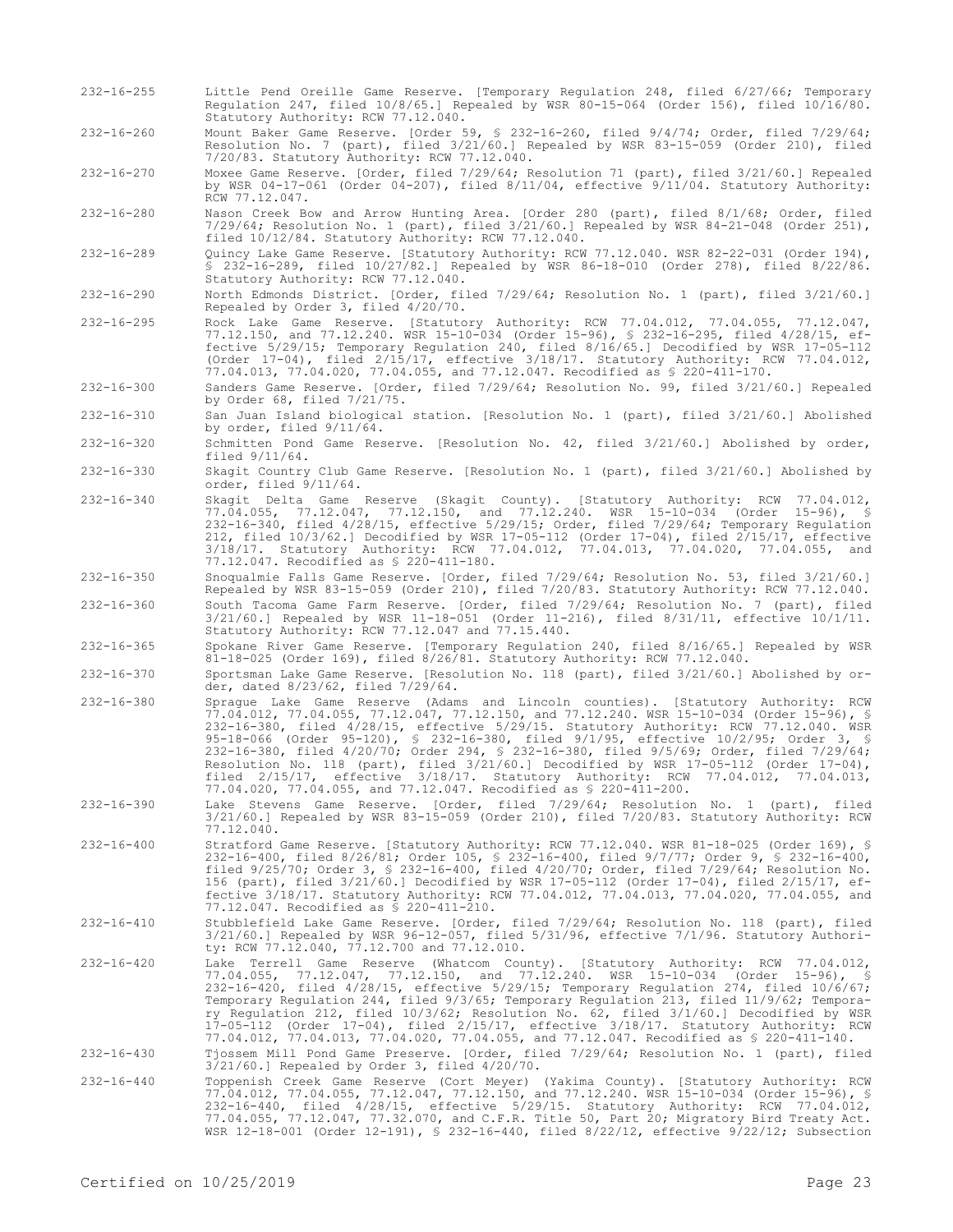232-16-255 Little Pend Oreille Game Reserve. [Temporary Regulation 248, filed 6/27/66; Temporary Regulation 247, filed 10/8/65.] Repealed by WSR 80-15-064 (Order 156), filed 10/16/80. Statutory Authority: RCW 77.12.040.

232-16-260 Mount Baker Game Reserve. [Order 59, § 232-16-260, filed 9/4/74; Order, filed 7/29/64; Resolution No. 7 (part), filed 3/21/60.] Repealed by WSR 83-15-059 (Order 210), filed 7/20/83. Statutory Authority: RCW 77.12.040.

232-16-270 Moxee Game Reserve. [Order, filed 7/29/64; Resolution 71 (part), filed 3/21/60.] Repealed by WSR 04-17-061 (Order 04-207), filed 8/11/04, effective 9/11/04. Statutory Authority: RCW 77.12.047.

232-16-280 Nason Creek Bow and Arrow Hunting Area. [Order 280 (part), filed 8/1/68; Order, filed 7/29/64; Resolution No. 1 (part), filed 3/21/60.] Repealed by WSR 84-21-048 (Order 251), filed 10/12/84. Statutory Authority: RCW 77.12.040.

232-16-289 Quincy Lake Game Reserve. [Statutory Authority: RCW 77.12.040. WSR 82-22-031 (Order 194), § 232-16-289, filed 10/27/82.] Repealed by WSR 86-18-010 (Order 278), filed 8/22/86. Statutory Authority: RCW 77.12.040.

232-16-290 North Edmonds District. [Order, filed 7/29/64; Resolution No. 1 (part), filed 3/21/60.] Repealed by Order 3, filed 4/20/70.

232-16-295 Rock Lake Game Reserve. [Statutory Authority: RCW 77.04.012, 77.04.055, 77.12.047, 77.12.150, and 77.12.240. WSR 15-10-034 (Order 15-96), § 232-16-295, filed 4/28/15, effective 5/29/15; Temporary Regulation 240, filed 8/16/65.] Decodified by WSR 17-05-112 (Order 17-04), filed 2/15/17, effective 3/18/17. Statutory Authority: RCW 77.04.012, 77.04.013, 77.04.020, 77.04.055, and 77.12.047. Recodified as § 220-411-170.

232-16-300 Sanders Game Reserve. [Order, filed 7/29/64; Resolution No. 99, filed 3/21/60.] Repealed by Order 68, filed 7/21/75.

232-16-310 San Juan Island biological station. [Resolution No. 1 (part), filed 3/21/60.] Abolished by order, filed 9/11/64.

232-16-320 Schmitten Pond Game Reserve. [Resolution No. 42, filed 3/21/60.] Abolished by order, filed 9/11/64.

232-16-330 Skagit Country Club Game Reserve. [Resolution No. 1 (part), filed 3/21/60.] Abolished by order, filed 9/11/64.

232-16-340 Skagit Delta Game Reserve (Skagit County). [Statutory Authority: RCW 77.04.012, 77.04.055, 77.12.047, 77.12.150, and 77.12.240. WSR 15-10-034 (Order 15-96), § 232-16-340, filed 4/28/15, effective 5/29/15; Order, filed 7/29/64; Temporary Regulation 212, filed 10/3/62.] Decodified by WSR 17-05-112 (Order 17-04), filed 2/15/17, effective 3/18/17. Statutory Authority: RCW 77.04.012, 77.04.013, 77.04.020, 77.04.055, and 77.12.047. Recodified as § 220-411-180.

232-16-350 Snoqualmie Falls Game Reserve. [Order, filed 7/29/64; Resolution No. 53, filed 3/21/60.] Repealed by WSR 83-15-059 (Order 210), filed 7/20/83. Statutory Authority: RCW 77.12.040.

232-16-360 South Tacoma Game Farm Reserve. [Order, filed 7/29/64; Resolution No. 7 (part), filed 3/21/60.] Repealed by WSR 11-18-051 (Order 11-216), filed 8/31/11, effective 10/1/11. Statutory Authority: RCW 77.12.047 and 77.15.440.

232-16-365 Spokane River Game Reserve. [Temporary Regulation 240, filed 8/16/65.] Repealed by WSR 81-18-025 (Order 169), filed 8/26/81. Statutory Authority: RCW 77.12.040.

232-16-370 Sportsman Lake Game Reserve. [Resolution No. 118 (part), filed 3/21/60.] Abolished by order, dated 8/23/62, filed 7/29/64.

232-16-380 Sprague Lake Game Reserve (Adams and Lincoln counties). [Statutory Authority: RCW 77.04.012, 77.04.055, 77.12.047, 77.12.150, and 77.12.240. WSR 15-10-034 (Order 15-96), § 232-16-380, filed 4/28/15, effective 5/29/15. Statutory Authority: RCW 77.12.040. WSR 95-18-066 (Order 95-120), § 232-16-380, filed 9/1/95, effective 10/2/95; Order 3, § 232-16-380, filed 4/20/70; Order 294, § 232-16-380, filed 9/5/69; Order, filed 7/29/64; Resolution No. 118 (part), filed 3/21/60.] Decodified by WSR 17-05-112 (Order 17-04), filed 2/15/17, effective 3/18/17. Statutory Authority: RCW 77.04.012, 77.04.013, 77.04.020, 77.04.055, and 77.12.047. Recodified as § 220-411-200.

232-16-390 Lake Stevens Game Reserve. [Order, filed 7/29/64; Resolution No. 1 (part), filed 3/21/60.] Repealed by WSR 83-15-059 (Order 210), filed 7/20/83. Statutory Authority: RCW 77.12.040.

232-16-400 Stratford Game Reserve. [Statutory Authority: RCW 77.12.040. WSR 81-18-025 (Order 169), § 232-16-400, filed 8/26/81; Order 105, § 232-16-400, filed 9/7/77; Order 9, § 232-16-400, filed 9/25/70; Order 3, § 232-16-400, filed 4/20/70; Order, filed 7/29/64; Resolution No. 156 (part), filed 3/21/60.] Decodified by WSR 17-05-112 (Order 17-04), filed 2/15/17, effective 3/18/17. Statutory Authority: RCW 77.04.012, 77.04.013, 77.04.020, 77.04.055, and 77.12.047. Recodified as § 220-411-210.

232-16-410 Stubblefield Lake Game Reserve. [Order, filed 7/29/64; Resolution No. 118 (part), filed 3/21/60.] Repealed by WSR 96-12-057, filed 5/31/96, effective 7/1/96. Statutory Authority: RCW 77.12.040, 77.12.700 and 77.12.010.

232-16-420 Lake Terrell Game Reserve (Whatcom County). [Statutory Authority: RCW 77.04.012, 77.04.055, 77.12.047, 77.12.150, and 77.12.240. WSR 15-10-034 (Order 15-96), § 232-16-420, filed 4/28/15, effective 5/29/15; Temporary Regulation 274, filed 10/6/67; Temporary Regulation 244, filed 9/3/65; Temporary Regulation 213, filed 11/9/62; Temporary Regulation 212, filed 10/3/62; Resolution No. 62, filed 3/1/60.] Decodified by WSR 17-05-112 (Order 17-04), filed 2/15/17, effective 3/18/17. Statutory Authority: RCW 77.04.012, 77.04.013, 77.04.020, 77.04.055, and 77.12.047. Recodified as § 220-411-140.

232-16-430 Tjossem Mill Pond Game Preserve. [Order, filed 7/29/64; Resolution No. 1 (part), filed 3/21/60.] Repealed by Order 3, filed 4/20/70.

232-16-440 Toppenish Creek Game Reserve (Cort Meyer) (Yakima County). [Statutory Authority: RCW 77.04.012, 77.04.055, 77.12.047, 77.12.150, and 77.12.240. WSR 15-10-034 (Order 15-96), § 232-16-440, filed 4/28/15, effective 5/29/15. Statutory Authority: RCW 77.04.012, 77.04.055, 77.12.047, 77.32.070, and C.F.R. Title 50, Part 20; Migratory Bird Treaty Act. WSR 12-18-001 (Order 12-191), § 232-16-440, filed 8/22/12, effective 9/22/12; Subsection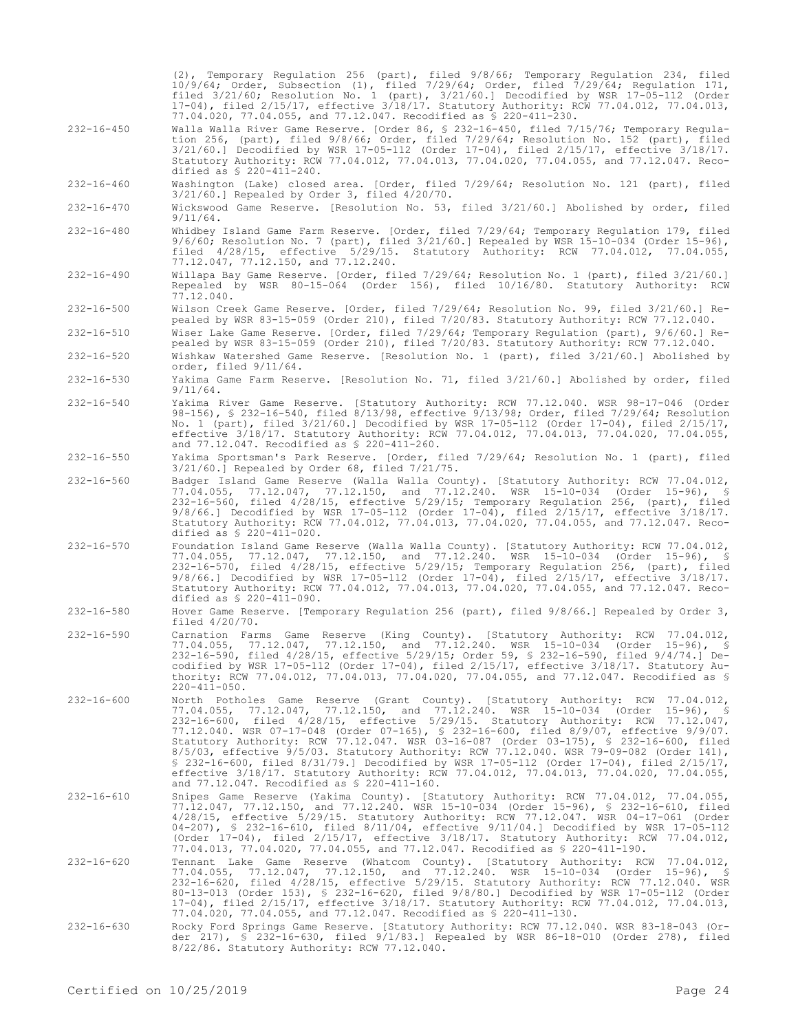(2), Temporary Regulation 256 (part), filed 9/8/66; Temporary Regulation 234, filed 10/9/64; Order, Subsection (1), filed 7/29/64; Order, filed 7/29/64; Regulation 171, filed 3/21/60; Resolution No. 1 (part), 3/21/60.] Decodified by WSR 17-05-112 (Order 17-04), filed 2/15/17, effective 3/18/17. Statutory Authority: RCW 77.04.012, 77.04.013, 77.04.020, 77.04.055, and 77.12.047. Recodified as § 220-411-230.

232-16-450 Walla Walla River Game Reserve. [Order 86, § 232-16-450, filed 7/15/76; Temporary Regulation 256, (part), filed 9/8/66; Order, filed 7/29/64; Resolution No. 152 (part), filed 3/21/60.] Decodified by WSR 17-05-112 (Order 17-04), filed 2/15/17, effective 3/18/17. Statutory Authority: RCW 77.04.012, 77.04.013, 77.04.020, 77.04.055, and 77.12.047. Recodified as § 220-411-240.

232-16-460 Washington (Lake) closed area. [Order, filed 7/29/64; Resolution No. 121 (part), filed 3/21/60.] Repealed by Order 3, filed 4/20/70.

232-16-470 Wickswood Game Reserve. [Resolution No. 53, filed 3/21/60.] Abolished by order, filed 9/11/64.

232-16-480 Whidbey Island Game Farm Reserve. [Order, filed 7/29/64; Temporary Regulation 179, filed 9/6/60; Resolution No. 7 (part), filed 3/21/60.] Repealed by WSR 15-10-034 (Order 15-96), filed 4/28/15, effective 5/29/15. Statutory Authority: RCW 77.04.012, 77.04.055, 77.12.047, 77.12.150, and 77.12.240.

232-16-490 Willapa Bay Game Reserve. [Order, filed 7/29/64; Resolution No. 1 (part), filed 3/21/60.] Repealed by WSR 80-15-064 (Order 156), filed 10/16/80. Statutory Authority: RCW 77.12.040.

232-16-500 Wilson Creek Game Reserve. [Order, filed 7/29/64; Resolution No. 99, filed 3/21/60.] Repealed by WSR 83-15-059 (Order 210), filed 7/20/83. Statutory Authority: RCW 77.12.040.

232-16-510 Wiser Lake Game Reserve. [Order, filed 7/29/64; Temporary Regulation (part), 9/6/60.] Repealed by WSR 83-15-059 (Order 210), filed 7/20/83. Statutory Authority: RCW 77.12.040.

232-16-520 Wishkaw Watershed Game Reserve. [Resolution No. 1 (part), filed 3/21/60.] Abolished by order, filed 9/11/64.

232-16-530 Yakima Game Farm Reserve. [Resolution No. 71, filed 3/21/60.] Abolished by order, filed 9/11/64.

232-16-540 Yakima River Game Reserve. [Statutory Authority: RCW 77.12.040. WSR 98-17-046 (Order 98-156), § 232-16-540, filed 8/13/98, effective 9/13/98; Order, filed 7/29/64; Resolution No. 1 (part), filed 3/21/60.] Decodified by WSR 17-05-112 (Order 17-04), filed 2/15/17, effective 3/18/17. Statutory Authority: RCW 77.04.012, 77.04.013, 77.04.020, 77.04.055, and 77.12.047. Recodified as § 220-411-260.

232-16-550 Yakima Sportsman's Park Reserve. [Order, filed 7/29/64; Resolution No. 1 (part), filed 3/21/60.] Repealed by Order 68, filed 7/21/75.

232-16-560 Badger Island Game Reserve (Walla Walla County). [Statutory Authority: RCW 77.04.012, 77.04.055, 77.12.047, 77.12.150, and 77.12.240. WSR 15-10-034 (Order 15-96), § 232-16-560, filed 4/28/15, effective 5/29/15; Temporary Regulation 256, (part), filed 9/8/66.] Decodified by WSR 17-05-112 (Order 17-04), filed 2/15/17, effective 3/18/17. Statutory Authority: RCW 77.04.012, 77.04.013, 77.04.020, 77.04.055, and 77.12.047. Recodified as § 220-411-020.

232-16-570 Foundation Island Game Reserve (Walla Walla County). [Statutory Authority: RCW 77.04.012, 77.04.055, 77.12.047, 77.12.150, and 77.12.240. WSR 15-10-034 (Order 15-96), § 232-16-570, filed 4/28/15, effective 5/29/15; Temporary Regulation 256, (part), filed 9/8/66.] Decodified by WSR 17-05-112 (Order 17-04), filed 2/15/17, effective 3/18/17. Statutory Authority: RCW 77.04.012, 77.04.013, 77.04.020, 77.04.055, and 77.12.047. Recodified as § 220-411-090.

232-16-580 Hover Game Reserve. [Temporary Regulation 256 (part), filed 9/8/66.] Repealed by Order 3, filed 4/20/70.

232-16-590 Carnation Farms Game Reserve (King County). [Statutory Authority: RCW 77.04.012, 77.04.055, 77.12.047, 77.12.150, and 77.12.240. WSR 15-10-034 (Order 15-96), § 232-16-590, filed 4/28/15, effective 5/29/15; Order 59, § 232-16-590, filed 9/4/74.] Decodified by WSR 17-05-112 (Order 17-04), filed 2/15/17, effective 3/18/17. Statutory Authority: RCW 77.04.012, 77.04.013, 77.04.020, 77.04.055, and 77.12.047. Recodified as § 220-411-050.

232-16-600 North Potholes Game Reserve (Grant County). [Statutory Authority: RCW 77.04.012, 77.04.055, 77.12.047, 77.12.150, and 77.12.240. WSR 15-10-034 (Order 15-96), § 232-16-600, filed 4/28/15, effective 5/29/15. Statutory Authority: RCW 77.12.047, 77.12.040. WSR 07-17-048 (Order 07-165), § 232-16-600, filed 8/9/07, effective 9/9/07. Statutory Authority: RCW 77.12.047. WSR 03-16-087 (Order 03-175), § 232-16-600, filed 8/5/03, effective 9/5/03. Statutory Authority: RCW 77.12.040. WSR 79-09-082 (Order 141), § 232-16-600, filed 8/31/79.] Decodified by WSR 17-05-112 (Order 17-04), filed 2/15/17, effective 3/18/17. Statutory Authority: RCW 77.04.012, 77.04.013, 77.04.020, 77.04.055, and 77.12.047. Recodified as § 220-411-160.

232-16-610 Snipes Game Reserve (Yakima County). [Statutory Authority: RCW 77.04.012, 77.04.055, 77.12.047, 77.12.150, and 77.12.240. WSR 15-10-034 (Order 15-96), § 232-16-610, filed 4/28/15, effective 5/29/15. Statutory Authority: RCW 77.12.047. WSR 04-17-061 (Order 04-207), § 232-16-610, filed 8/11/04, effective 9/11/04.] Decodified by WSR 17-05-112 (Order 17-04), filed 2/15/17, effective 3/18/17. Statutory Authority: RCW 77.04.012, 77.04.013, 77.04.020, 77.04.055, and 77.12.047. Recodified as § 220-411-190.

232-16-620 Tennant Lake Game Reserve (Whatcom County). [Statutory Authority: RCW 77.04.012, 77.04.055, 77.12.047, 77.12.150, and 77.12.240. WSR 15-10-034 (Order 15-96), § 232-16-620, filed 4/28/15, effective 5/29/15. Statutory Authority: RCW 77.12.040. WSR 80-13-013 (Order 153), § 232-16-620, filed 9/8/80.] Decodified by WSR 17-05-112 (Order 17-04), filed 2/15/17, effective 3/18/17. Statutory Authority: RCW 77.04.012, 77.04.013, 77.04.020, 77.04.055, and 77.12.047. Recodified as § 220-411-130.

232-16-630 Rocky Ford Springs Game Reserve. [Statutory Authority: RCW 77.12.040. WSR 83-18-043 (Order 217), § 232-16-630, filed 9/1/83.] Repealed by WSR 86-18-010 (Order 278), filed 8/22/86. Statutory Authority: RCW 77.12.040.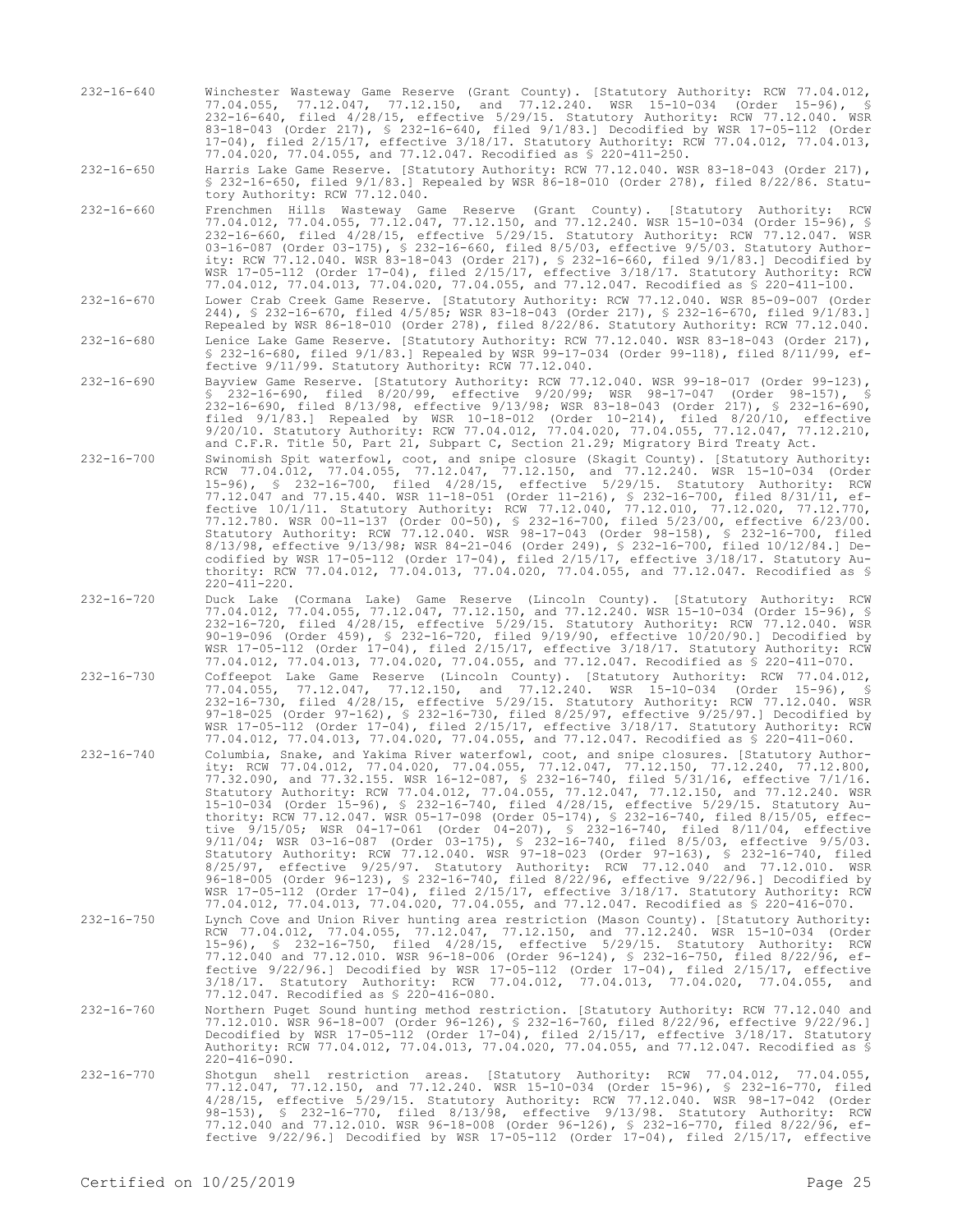232-16-640 Winchester Wasteway Game Reserve (Grant County). [Statutory Authority: RCW 77.04.012, 77.04.055, 77.12.047, 77.12.150, and 77.12.240. WSR 15-10-034 (Order 15-96), § 232-16-640, filed 4/28/15, effective 5/29/15. Statutory Authority: RCW 77.12.040. WSR 83-18-043 (Order 217), § 232-16-640, filed 9/1/83.] Decodified by WSR 17-05-112 (Order 17-04), filed 2/15/17, effective 3/18/17. Statutory Authority: RCW 77.04.012, 77.04.013, 77.04.020, 77.04.055, and 77.12.047. Recodified as § 220-411-250.

232-16-650 Harris Lake Game Reserve. [Statutory Authority: RCW 77.12.040. WSR 83-18-043 (Order 217), § 232-16-650, filed 9/1/83.] Repealed by WSR 86-18-010 (Order 278), filed 8/22/86. Statutory Authority: RCW 77.12.040.

232-16-660 Frenchmen Hills Wasteway Game Reserve (Grant County). [Statutory Authority: RCW 77.04.012, 77.04.055, 77.12.047, 77.12.150, and 77.12.240. WSR 15-10-034 (Order 15-96), § 232-16-660, filed 4/28/15, effective 5/29/15. Statutory Authority: RCW 77.12.047. WSR 03-16-087 (Order 03-175), § 232-16-660, filed 8/5/03, effective 9/5/03. Statutory Authority: RCW 77.12.040. WSR 83-18-043 (Order 217), § 232-16-660, filed 9/1/83.] Decodified by WSR 17-05-112 (Order 17-04), filed 2/15/17, effective 3/18/17. Statutory Authority: RCW 77.04.012, 77.04.013, 77.04.020, 77.04.055, and 77.12.047. Recodified as § 220-411-100.

232-16-670 Lower Crab Creek Game Reserve. [Statutory Authority: RCW 77.12.040. WSR 85-09-007 (Order 244), § 232-16-670, filed 4/5/85; WSR 83-18-043 (Order 217), § 232-16-670, filed 9/1/83.] Repealed by WSR 86-18-010 (Order 278), filed 8/22/86. Statutory Authority: RCW 77.12.040.

232-16-680 Lenice Lake Game Reserve. [Statutory Authority: RCW 77.12.040. WSR 83-18-043 (Order 217), § 232-16-680, filed 9/1/83.] Repealed by WSR 99-17-034 (Order 99-118), filed 8/11/99, effective 9/11/99. Statutory Authority: RCW 77.12.040.

232-16-690 Bayview Game Reserve. [Statutory Authority: RCW 77.12.040. WSR 99-18-017 (Order 99-123), § 232-16-690, filed 8/20/99, effective 9/20/99; WSR 98-17-047 (Order 98-157), § 232-16-690, filed 8/13/98, effective 9/13/98; WSR 83-18-043 (Order 217), § 232-16-690, filed 9/1/83.] Repealed by WSR 10-18-012 (Order 10-214), filed 8/20/10, effective 9/20/10. Statutory Authority: RCW 77.04.012, 77.04.020, 77.04.055, 77.12.047, 77.12.210, and C.F.R. Title 50, Part 21, Subpart C, Section 21.29; Migratory Bird Treaty Act.

232-16-700 Swinomish Spit waterfowl, coot, and snipe closure (Skagit County). [Statutory Authority: RCW 77.04.012, 77.04.055, 77.12.047, 77.12.150, and 77.12.240. WSR 15-10-034 (Order 15-96), § 232-16-700, filed 4/28/15, effective 5/29/15. Statutory Authority: RCW 77.12.047 and 77.15.440. WSR 11-18-051 (Order 11-216), § 232-16-700, filed 8/31/11, effective 10/1/11. Statutory Authority: RCW 77.12.040, 77.12.010, 77.12.020, 77.12.770, 77.12.780. WSR 00-11-137 (Order 00-50), § 232-16-700, filed 5/23/00, effective 6/23/00. Statutory Authority: RCW 77.12.040. WSR 98-17-043 (Order 98-158), § 232-16-700, filed 8/13/98, effective 9/13/98; WSR 84-21-046 (Order 249), § 232-16-700, filed 10/12/84.] Decodified by WSR 17-05-112 (Order 17-04), filed 2/15/17, effective 3/18/17. Statutory Authority: RCW 77.04.012, 77.04.013, 77.04.020, 77.04.055, and 77.12.047. Recodified as § 220-411-220.

232-16-720 Duck Lake (Cormana Lake) Game Reserve (Lincoln County). [Statutory Authority: RCW 77.04.012, 77.04.055, 77.12.047, 77.12.150, and 77.12.240. WSR 15-10-034 (Order 15-96), § 232-16-720, filed 4/28/15, effective 5/29/15. Statutory Authority: RCW 77.12.040. WSR 90-19-096 (Order 459), § 232-16-720, filed 9/19/90, effective 10/20/90.] Decodified by WSR 17-05-112 (Order 17-04), filed 2/15/17, effective 3/18/17. Statutory Authority: RCW 77.04.012, 77.04.013, 77.04.020, 77.04.055, and 77.12.047. Recodified as § 220-411-070.

232-16-730 Coffeepot Lake Game Reserve (Lincoln County). [Statutory Authority: RCW 77.04.012, 77.04.055, 77.12.047, 77.12.150, and 77.12.240. WSR 15-10-034 (Order 15-96), § 232-16-730, filed 4/28/15, effective 5/29/15. Statutory Authority: RCW 77.12.040. WSR 97-18-025 (Order 97-162), § 232-16-730, filed 8/25/97, effective 9/25/97.] Decodified by WSR 17-05-112 (Order 17-04), filed 2/15/17, effective 3/18/17. Statutory Authority: RCW 77.04.012, 77.04.013, 77.04.020, 77.04.055, and 77.12.047. Recodified as § 220-411-060.

232-16-740 Columbia, Snake, and Yakima River waterfowl, coot, and snipe closures. [Statutory Authority: RCW 77.04.012, 77.04.020, 77.04.055, 77.12.047, 77.12.150, 77.12.240, 77.12.800, 77.32.090, and 77.32.155. WSR 16-12-087, § 232-16-740, filed 5/31/16, effective 7/1/16. Statutory Authority: RCW 77.04.012, 77.04.055, 77.12.047, 77.12.150, and 77.12.240. WSR 15-10-034 (Order 15-96), § 232-16-740, filed 4/28/15, effective 5/29/15. Statutory Authority: RCW 77.12.047. WSR 05-17-098 (Order 05-174), § 232-16-740, filed 8/15/05, effective 9/15/05; WSR 04-17-061 (Order 04-207), § 232-16-740, filed 8/11/04, effective 9/11/04; WSR 03-16-087 (Order 03-175), § 232-16-740, filed 8/5/03, effective 9/5/03. Statutory Authority: RCW 77.12.040. WSR 97-18-023 (Order 97-163), § 232-16-740, filed 8/25/97, effective 9/25/97. Statutory Authority: RCW 77.12.040 and 77.12.010. WSR 96-18-005 (Order 96-123), § 232-16-740, filed 8/22/96, effective 9/22/96.] Decodified by WSR 17-05-112 (Order 17-04), filed 2/15/17, effective 3/18/17. Statutory Authority: RCW 77.04.012, 77.04.013, 77.04.020, 77.04.055, and 77.12.047. Recodified as § 220-416-070.

232-16-750 Lynch Cove and Union River hunting area restriction (Mason County). [Statutory Authority: RCW 77.04.012, 77.04.055, 77.12.047, 77.12.150, and 77.12.240. WSR 15-10-034 (Order 15-96), § 232-16-750, filed 4/28/15, effective 5/29/15. Statutory Authority: RCW 77.12.040 and 77.12.010. WSR 96-18-006 (Order 96-124), § 232-16-750, filed 8/22/96, effective 9/22/96.] Decodified by WSR 17-05-112 (Order 17-04), filed 2/15/17, effective 3/18/17. Statutory Authority: RCW 77.04.012, 77.04.013, 77.04.020, 77.04.055, and 77.12.047. Recodified as § 220-416-080.

232-16-760 Northern Puget Sound hunting method restriction. [Statutory Authority: RCW 77.12.040 and 77.12.010. WSR 96-18-007 (Order 96-126), § 232-16-760, filed 8/22/96, effective 9/22/96.] Decodified by WSR 17-05-112 (Order 17-04), filed 2/15/17, effective 3/18/17. Statutory Authority: RCW 77.04.012, 77.04.013, 77.04.020, 77.04.055, and 77.12.047. Recodified as § 220-416-090.

232-16-770 Shotgun shell restriction areas. [Statutory Authority: RCW 77.04.012, 77.04.055, 77.12.047, 77.12.150, and 77.12.240. WSR 15-10-034 (Order 15-96), § 232-16-770, filed 4/28/15, effective 5/29/15. Statutory Authority: RCW 77.12.040. WSR 98-17-042 (Order 98-153), § 232-16-770, filed 8/13/98, effective 9/13/98. Statutory Authority: RCW 77.12.040 and 77.12.010. WSR 96-18-008 (Order 96-126), § 232-16-770, filed 8/22/96, effective 9/22/96.] Decodified by WSR 17-05-112 (Order 17-04), filed 2/15/17, effective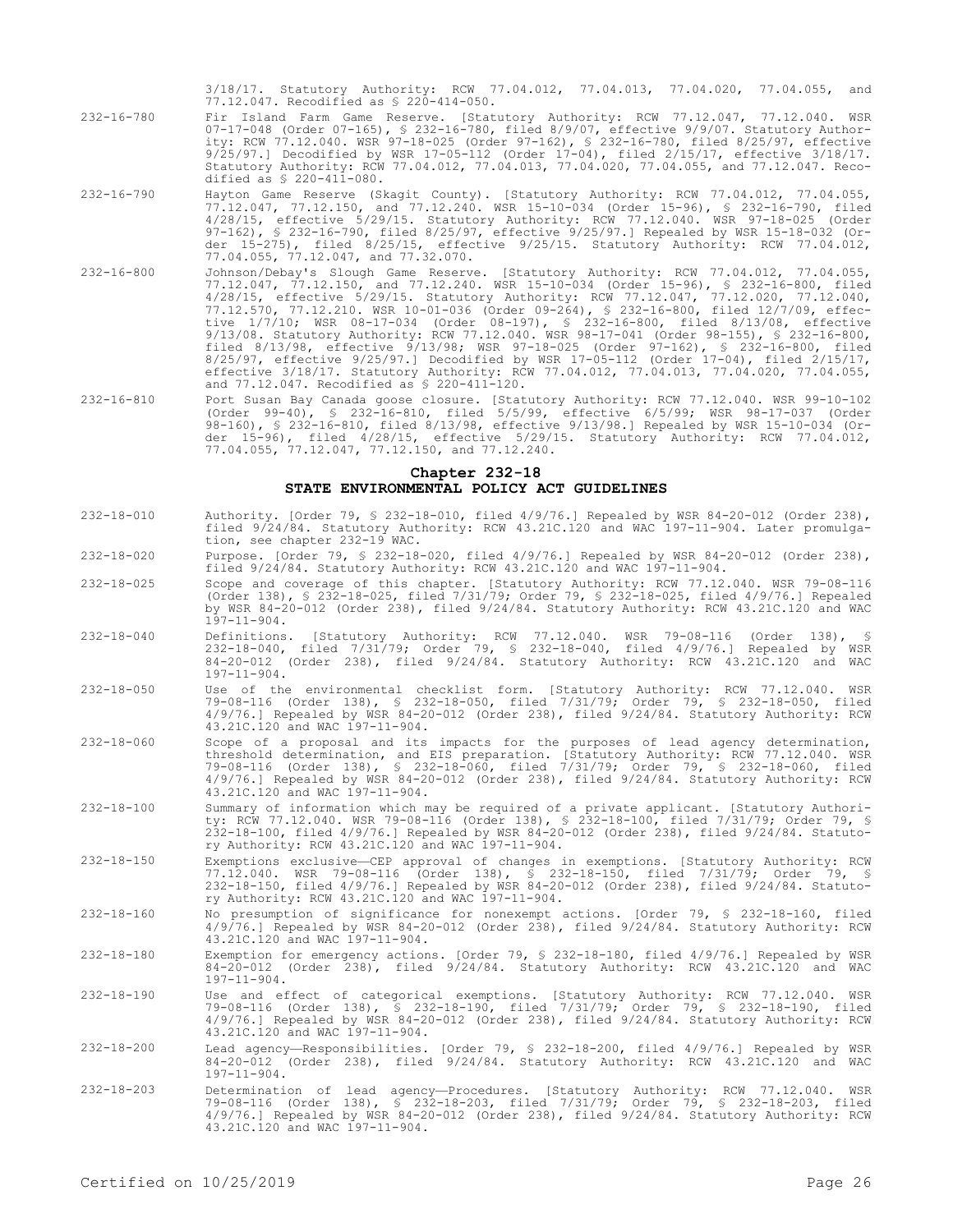3/18/17. Statutory Authority: RCW 77.04.012, 77.04.013, 77.04.020, 77.04.055, and 77.12.047. Recodified as § 220-414-050.

232-16-780 Fir Island Farm Game Reserve. [Statutory Authority: RCW 77.12.047, 77.12.040. WSR 07-17-048 (Order 07-165), § 232-16-780, filed 8/9/07, effective 9/9/07. Statutory Authority: RCW 77.12.040. WSR 97-18-025 (Order 97-162), § 232-16-780, filed 8/25/97, effective 9/25/97.] Decodified by WSR 17-05-112 (Order 17-04), filed 2/15/17, effective 3/18/17. Statutory Authority: RCW 77.04.012, 77.04.013, 77.04.020, 77.04.055, and 77.12.047. Recodified as § 220-411-080.

232-16-790 Hayton Game Reserve (Skagit County). [Statutory Authority: RCW 77.04.012, 77.04.055, 77.12.047, 77.12.150, and 77.12.240. WSR 15-10-034 (Order 15-96), § 232-16-790, filed 4/28/15, effective 5/29/15. Statutory Authority: RCW 77.12.040. WSR 97-18-025 (Order 97-162), § 232-16-790, filed 8/25/97, effective 9/25/97.] Repealed by WSR 15-18-032 (Order 15-275), filed 8/25/15, effective 9/25/15. Statutory Authority: RCW 77.04.012, 77.04.055, 77.12.047, and 77.32.070.

232-16-800 Johnson/Debay's Slough Game Reserve. [Statutory Authority: RCW 77.04.012, 77.04.055, 77.12.047, 77.12.150, and 77.12.240. WSR 15-10-034 (Order 15-96), § 232-16-800, filed 4/28/15, effective 5/29/15. Statutory Authority: RCW 77.12.047, 77.12.020, 77.12.040, 77.12.570, 77.12.210. WSR 10-01-036 (Order 09-264), § 232-16-800, filed 12/7/09, effective 1/7/10; WSR 08-17-034 (Order 08-197), § 232-16-800, filed 8/13/08, effective 9/13/08. Statutory Authority: RCW 77.12.040. WSR 98-17-041 (Order 98-155), § 232-16-800, filed 8/13/98, effective 9/13/98; WSR 97-18-025 (Order 97-162), § 232-16-800, filed 8/25/97, effective 9/25/97.] Decodified by WSR 17-05-112 (Order 17-04), filed 2/15/17, effective 3/18/17. Statutory Authority: RCW 77.04.012, 77.04.013, 77.04.020, 77.04.055, and 77.12.047. Recodified as § 220-411-120.

232-16-810 Port Susan Bay Canada goose closure. [Statutory Authority: RCW 77.12.040. WSR 99-10-102 (Order 99-40), § 232-16-810, filed 5/5/99, effective 6/5/99; WSR 98-17-037 (Order 98-160), § 232-16-810, filed 8/13/98, effective 9/13/98.] Repealed by WSR 15-10-034 (Order 15-96), filed 4/28/15, effective 5/29/15. Statutory Authority: RCW 77.04.012, 77.04.055, 77.12.047, 77.12.150, and 77.12.240.

## Chapter 232-18
## STATE ENVIRONMENTAL POLICY ACT GUIDELINES

232-18-010 Authority. [Order 79, § 232-18-010, filed 4/9/76.] Repealed by WSR 84-20-012 (Order 238), filed 9/24/84. Statutory Authority: RCW 43.21C.120 and WAC 197-11-904. Later promulgation, see chapter 232-19 WAC.

232-18-020 Purpose. [Order 79, § 232-18-020, filed 4/9/76.] Repealed by WSR 84-20-012 (Order 238), filed 9/24/84. Statutory Authority: RCW 43.21C.120 and WAC 197-11-904.

232-18-025 Scope and coverage of this chapter. [Statutory Authority: RCW 77.12.040. WSR 79-08-116 (Order 138), § 232-18-025, filed 7/31/79; Order 79, § 232-18-025, filed 4/9/76.] Repealed by WSR 84-20-012 (Order 238), filed 9/24/84. Statutory Authority: RCW 43.21C.120 and WAC 197-11-904.

232-18-040 Definitions. [Statutory Authority: RCW 77.12.040. WSR 79-08-116 (Order 138), § 232-18-040, filed 7/31/79; Order 79, § 232-18-040, filed 4/9/76.] Repealed by WSR 84-20-012 (Order 238), filed 9/24/84. Statutory Authority: RCW 43.21C.120 and WAC 197-11-904.

232-18-050 Use of the environmental checklist form. [Statutory Authority: RCW 77.12.040. WSR 79-08-116 (Order 138), § 232-18-050, filed 7/31/79; Order 79, § 232-18-050, filed 4/9/76.] Repealed by WSR 84-20-012 (Order 238), filed 9/24/84. Statutory Authority: RCW 43.21C.120 and WAC 197-11-904.

232-18-060 Scope of a proposal and its impacts for the purposes of lead agency determination, threshold determination, and EIS preparation. [Statutory Authority: RCW 77.12.040. WSR 79-08-116 (Order 138), § 232-18-060, filed 7/31/79; Order 79, § 232-18-060, filed 4/9/76.] Repealed by WSR 84-20-012 (Order 238), filed 9/24/84. Statutory Authority: RCW 43.21C.120 and WAC 197-11-904.

232-18-100 Summary of information which may be required of a private applicant. [Statutory Authority: RCW 77.12.040. WSR 79-08-116 (Order 138), § 232-18-100, filed 7/31/79; Order 79, § 232-18-100, filed 4/9/76.] Repealed by WSR 84-20-012 (Order 238), filed 9/24/84. Statutory Authority: RCW 43.21C.120 and WAC 197-11-904.

232-18-150 Exemptions exclusive—CEP approval of changes in exemptions. [Statutory Authority: RCW 77.12.040. WSR 79-08-116 (Order 138), § 232-18-150, filed 7/31/79; Order 79, § 232-18-150, filed 4/9/76.] Repealed by WSR 84-20-012 (Order 238), filed 9/24/84. Statutory Authority: RCW 43.21C.120 and WAC 197-11-904.

232-18-160 No presumption of significance for nonexempt actions. [Order 79, § 232-18-160, filed 4/9/76.] Repealed by WSR 84-20-012 (Order 238), filed 9/24/84. Statutory Authority: RCW 43.21C.120 and WAC 197-11-904.

232-18-180 Exemption for emergency actions. [Order 79, § 232-18-180, filed 4/9/76.] Repealed by WSR 84-20-012 (Order 238), filed 9/24/84. Statutory Authority: RCW 43.21C.120 and WAC 197-11-904.

232-18-190 Use and effect of categorical exemptions. [Statutory Authority: RCW 77.12.040. WSR 79-08-116 (Order 138), § 232-18-190, filed 7/31/79; Order 79, § 232-18-190, filed 4/9/76.] Repealed by WSR 84-20-012 (Order 238), filed 9/24/84. Statutory Authority: RCW 43.21C.120 and WAC 197-11-904.

232-18-200 Lead agency—Responsibilities. [Order 79, § 232-18-200, filed 4/9/76.] Repealed by WSR 84-20-012 (Order 238), filed 9/24/84. Statutory Authority: RCW 43.21C.120 and WAC 197-11-904.

232-18-203 Determination of lead agency—Procedures. [Statutory Authority: RCW 77.12.040. WSR 79-08-116 (Order 138), § 232-18-203, filed 7/31/79; Order 79, § 232-18-203, filed 4/9/76.] Repealed by WSR 84-20-012 (Order 238), filed 9/24/84. Statutory Authority: RCW 43.21C.120 and WAC 197-11-904.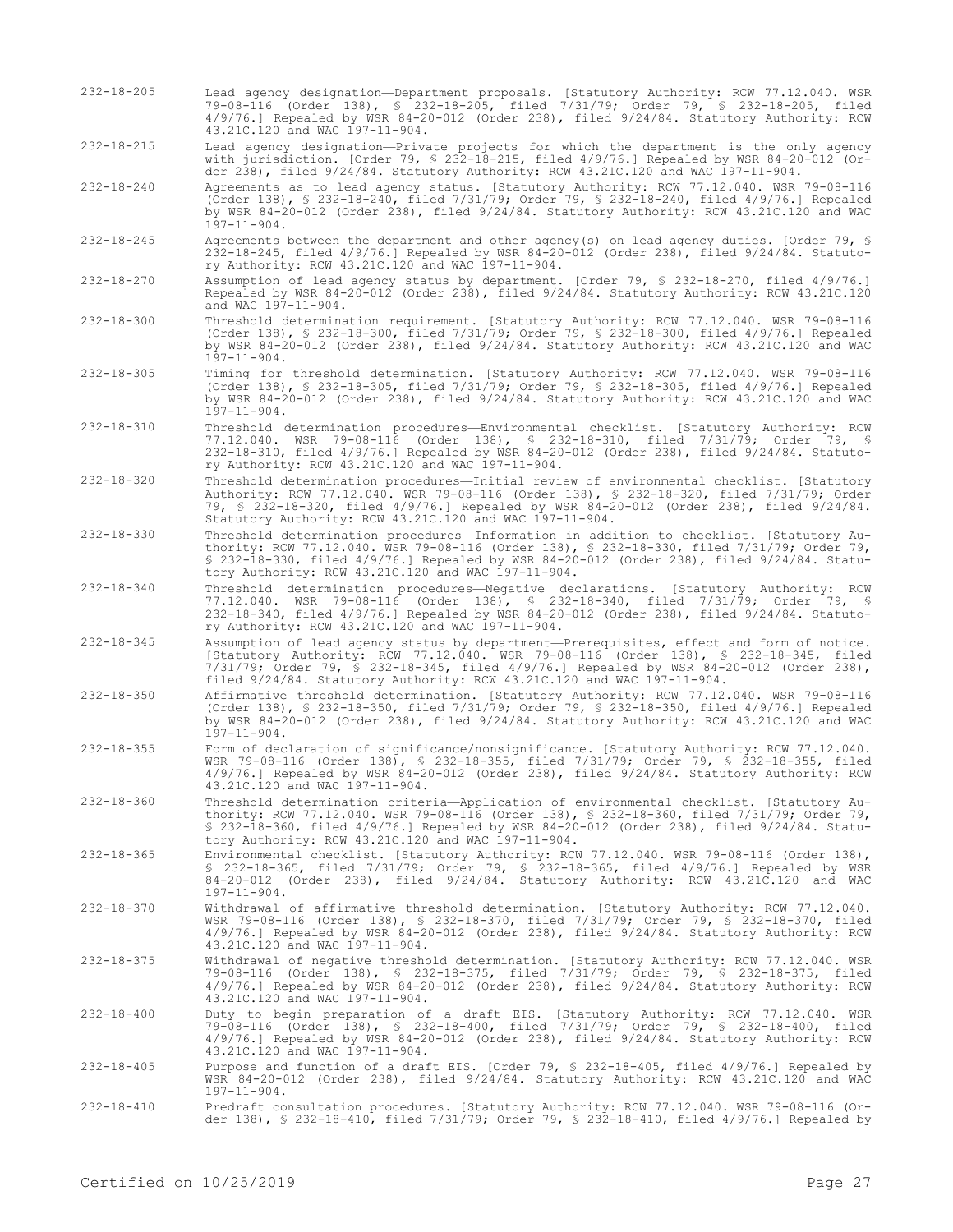232-18-205 Lead agency designation—Department proposals. [Statutory Authority: RCW 77.12.040. WSR 79-08-116 (Order 138), § 232-18-205, filed 7/31/79; Order 79, § 232-18-205, filed 4/9/76.] Repealed by WSR 84-20-012 (Order 238), filed 9/24/84. Statutory Authority: RCW 43.21C.120 and WAC 197-11-904.

232-18-215 Lead agency designation—Private projects for which the department is the only agency with jurisdiction. [Order 79, § 232-18-215, filed 4/9/76.] Repealed by WSR 84-20-012 (Order 238), filed 9/24/84. Statutory Authority: RCW 43.21C.120 and WAC 197-11-904.

232-18-240 Agreements as to lead agency status. [Statutory Authority: RCW 77.12.040. WSR 79-08-116 (Order 138), § 232-18-240, filed 7/31/79; Order 79, § 232-18-240, filed 4/9/76.] Repealed by WSR 84-20-012 (Order 238), filed 9/24/84. Statutory Authority: RCW 43.21C.120 and WAC 197-11-904.

232-18-245 Agreements between the department and other agency(s) on lead agency duties. [Order 79, § 232-18-245, filed 4/9/76.] Repealed by WSR 84-20-012 (Order 238), filed 9/24/84. Statutory Authority: RCW 43.21C.120 and WAC 197-11-904.

232-18-270 Assumption of lead agency status by department. [Order 79, § 232-18-270, filed 4/9/76.] Repealed by WSR 84-20-012 (Order 238), filed 9/24/84. Statutory Authority: RCW 43.21C.120 and WAC 197-11-904.

232-18-300 Threshold determination requirement. [Statutory Authority: RCW 77.12.040. WSR 79-08-116 (Order 138), § 232-18-300, filed 7/31/79; Order 79, § 232-18-300, filed 4/9/76.] Repealed by WSR 84-20-012 (Order 238), filed 9/24/84. Statutory Authority: RCW 43.21C.120 and WAC 197-11-904.

232-18-305 Timing for threshold determination. [Statutory Authority: RCW 77.12.040. WSR 79-08-116 (Order 138), § 232-18-305, filed 7/31/79; Order 79, § 232-18-305, filed 4/9/76.] Repealed by WSR 84-20-012 (Order 238), filed 9/24/84. Statutory Authority: RCW 43.21C.120 and WAC 197-11-904.

232-18-310 Threshold determination procedures—Environmental checklist. [Statutory Authority: RCW 77.12.040. WSR 79-08-116 (Order 138), § 232-18-310, filed 7/31/79; Order 79, § 232-18-310, filed 4/9/76.] Repealed by WSR 84-20-012 (Order 238), filed 9/24/84. Statutory Authority: RCW 43.21C.120 and WAC 197-11-904.

232-18-320 Threshold determination procedures—Initial review of environmental checklist. [Statutory Authority: RCW 77.12.040. WSR 79-08-116 (Order 138), § 232-18-320, filed 7/31/79; Order 79, § 232-18-320, filed 4/9/76.] Repealed by WSR 84-20-012 (Order 238), filed 9/24/84. Statutory Authority: RCW 43.21C.120 and WAC 197-11-904.

232-18-330 Threshold determination procedures—Information in addition to checklist. [Statutory Authority: RCW 77.12.040. WSR 79-08-116 (Order 138), § 232-18-330, filed 7/31/79; Order 79, § 232-18-330, filed 4/9/76.] Repealed by WSR 84-20-012 (Order 238), filed 9/24/84. Statutory Authority: RCW 43.21C.120 and WAC 197-11-904.

232-18-340 Threshold determination procedures—Negative declarations. [Statutory Authority: RCW 77.12.040. WSR 79-08-116 (Order 138), § 232-18-340, filed 7/31/79; Order 79, § 232-18-340, filed 4/9/76.] Repealed by WSR 84-20-012 (Order 238), filed 9/24/84. Statutory Authority: RCW 43.21C.120 and WAC 197-11-904.

232-18-345 Assumption of lead agency status by department—Prerequisites, effect and form of notice. [Statutory Authority: RCW 77.12.040. WSR 79-08-116 (Order 138), § 232-18-345, filed 7/31/79; Order 79, § 232-18-345, filed 4/9/76.] Repealed by WSR 84-20-012 (Order 238), filed 9/24/84. Statutory Authority: RCW 43.21C.120 and WAC 197-11-904.

232-18-350 Affirmative threshold determination. [Statutory Authority: RCW 77.12.040. WSR 79-08-116 (Order 138), § 232-18-350, filed 7/31/79; Order 79, § 232-18-350, filed 4/9/76.] Repealed by WSR 84-20-012 (Order 238), filed 9/24/84. Statutory Authority: RCW 43.21C.120 and WAC 197-11-904.

232-18-355 Form of declaration of significance/nonsignificance. [Statutory Authority: RCW 77.12.040. WSR 79-08-116 (Order 138), § 232-18-355, filed 7/31/79; Order 79, § 232-18-355, filed 4/9/76.] Repealed by WSR 84-20-012 (Order 238), filed 9/24/84. Statutory Authority: RCW 43.21C.120 and WAC 197-11-904.

232-18-360 Threshold determination criteria—Application of environmental checklist. [Statutory Authority: RCW 77.12.040. WSR 79-08-116 (Order 138), § 232-18-360, filed 7/31/79; Order 79, § 232-18-360, filed 4/9/76.] Repealed by WSR 84-20-012 (Order 238), filed 9/24/84. Statutory Authority: RCW 43.21C.120 and WAC 197-11-904.

232-18-365 Environmental checklist. [Statutory Authority: RCW 77.12.040. WSR 79-08-116 (Order 138), § 232-18-365, filed 7/31/79; Order 79, § 232-18-365, filed 4/9/76.] Repealed by WSR 84-20-012 (Order 238), filed 9/24/84. Statutory Authority: RCW 43.21C.120 and WAC 197-11-904.

232-18-370 Withdrawal of affirmative threshold determination. [Statutory Authority: RCW 77.12.040. WSR 79-08-116 (Order 138), § 232-18-370, filed 7/31/79; Order 79, § 232-18-370, filed 4/9/76.] Repealed by WSR 84-20-012 (Order 238), filed 9/24/84. Statutory Authority: RCW 43.21C.120 and WAC 197-11-904.

232-18-375 Withdrawal of negative threshold determination. [Statutory Authority: RCW 77.12.040. WSR 79-08-116 (Order 138), § 232-18-375, filed 7/31/79; Order 79, § 232-18-375, filed 4/9/76.] Repealed by WSR 84-20-012 (Order 238), filed 9/24/84. Statutory Authority: RCW 43.21C.120 and WAC 197-11-904.

232-18-400 Duty to begin preparation of a draft EIS. [Statutory Authority: RCW 77.12.040. WSR 79-08-116 (Order 138), § 232-18-400, filed 7/31/79; Order 79, § 232-18-400, filed 4/9/76.] Repealed by WSR 84-20-012 (Order 238), filed 9/24/84. Statutory Authority: RCW 43.21C.120 and WAC 197-11-904.

232-18-405 Purpose and function of a draft EIS. [Order 79, § 232-18-405, filed 4/9/76.] Repealed by WSR 84-20-012 (Order 238), filed 9/24/84. Statutory Authority: RCW 43.21C.120 and WAC 197-11-904.

232-18-410 Predraft consultation procedures. [Statutory Authority: RCW 77.12.040. WSR 79-08-116 (Order 138), § 232-18-410, filed 7/31/79; Order 79, § 232-18-410, filed 4/9/76.] Repealed by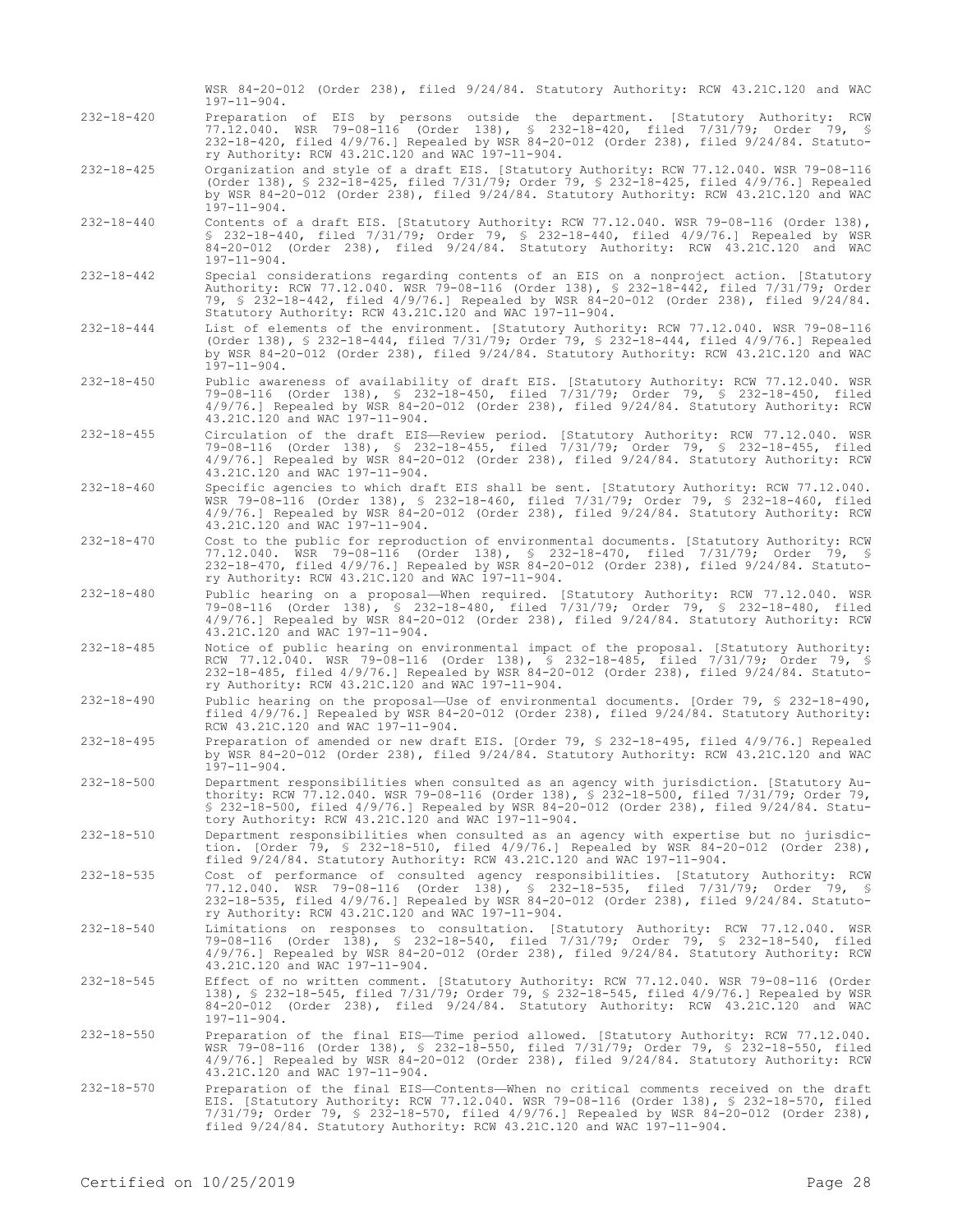WSR 84-20-012 (Order 238), filed 9/24/84. Statutory Authority: RCW 43.21C.120 and WAC 197-11-904.

232-18-420 Preparation of EIS by persons outside the department. [Statutory Authority: RCW 77.12.040. WSR 79-08-116 (Order 138), § 232-18-420, filed 7/31/79; Order 79, § 232-18-420, filed 4/9/76.] Repealed by WSR 84-20-012 (Order 238), filed 9/24/84. Statutory Authority: RCW 43.21C.120 and WAC 197-11-904.

232-18-425 Organization and style of a draft EIS. [Statutory Authority: RCW 77.12.040. WSR 79-08-116 (Order 138), § 232-18-425, filed 7/31/79; Order 79, § 232-18-425, filed 4/9/76.] Repealed by WSR 84-20-012 (Order 238), filed 9/24/84. Statutory Authority: RCW 43.21C.120 and WAC 197-11-904.

232-18-440 Contents of a draft EIS. [Statutory Authority: RCW 77.12.040. WSR 79-08-116 (Order 138), § 232-18-440, filed 7/31/79; Order 79, § 232-18-440, filed 4/9/76.] Repealed by WSR 84-20-012 (Order 238), filed 9/24/84. Statutory Authority: RCW 43.21C.120 and WAC 197-11-904.

232-18-442 Special considerations regarding contents of an EIS on a nonproject action. [Statutory Authority: RCW 77.12.040. WSR 79-08-116 (Order 138), § 232-18-442, filed 7/31/79; Order 79, § 232-18-442, filed 4/9/76.] Repealed by WSR 84-20-012 (Order 238), filed 9/24/84. Statutory Authority: RCW 43.21C.120 and WAC 197-11-904.

232-18-444 List of elements of the environment. [Statutory Authority: RCW 77.12.040. WSR 79-08-116 (Order 138), § 232-18-444, filed 7/31/79; Order 79, § 232-18-444, filed 4/9/76.] Repealed by WSR 84-20-012 (Order 238), filed 9/24/84. Statutory Authority: RCW 43.21C.120 and WAC 197-11-904.

232-18-450 Public awareness of availability of draft EIS. [Statutory Authority: RCW 77.12.040. WSR 79-08-116 (Order 138), § 232-18-450, filed 7/31/79; Order 79, § 232-18-450, filed 4/9/76.] Repealed by WSR 84-20-012 (Order 238), filed 9/24/84. Statutory Authority: RCW 43.21C.120 and WAC 197-11-904.

232-18-455 Circulation of the draft EIS—Review period. [Statutory Authority: RCW 77.12.040. WSR 79-08-116 (Order 138), § 232-18-455, filed 7/31/79; Order 79, § 232-18-455, filed 4/9/76.] Repealed by WSR 84-20-012 (Order 238), filed 9/24/84. Statutory Authority: RCW 43.21C.120 and WAC 197-11-904.

232-18-460 Specific agencies to which draft EIS shall be sent. [Statutory Authority: RCW 77.12.040. WSR 79-08-116 (Order 138), § 232-18-460, filed 7/31/79; Order 79, § 232-18-460, filed 4/9/76.] Repealed by WSR 84-20-012 (Order 238), filed 9/24/84. Statutory Authority: RCW 43.21C.120 and WAC 197-11-904.

232-18-470 Cost to the public for reproduction of environmental documents. [Statutory Authority: RCW 77.12.040. WSR 79-08-116 (Order 138), § 232-18-470, filed 7/31/79; Order 79, § 232-18-470, filed 4/9/76.] Repealed by WSR 84-20-012 (Order 238), filed 9/24/84. Statutory Authority: RCW 43.21C.120 and WAC 197-11-904.

232-18-480 Public hearing on a proposal—When required. [Statutory Authority: RCW 77.12.040. WSR 79-08-116 (Order 138), § 232-18-480, filed 7/31/79; Order 79, § 232-18-480, filed 4/9/76.] Repealed by WSR 84-20-012 (Order 238), filed 9/24/84. Statutory Authority: RCW 43.21C.120 and WAC 197-11-904.

232-18-485 Notice of public hearing on environmental impact of the proposal. [Statutory Authority: RCW 77.12.040. WSR 79-08-116 (Order 138), § 232-18-485, filed 7/31/79; Order 79, § 232-18-485, filed 4/9/76.] Repealed by WSR 84-20-012 (Order 238), filed 9/24/84. Statutory Authority: RCW 43.21C.120 and WAC 197-11-904.

232-18-490 Public hearing on the proposal—Use of environmental documents. [Order 79, § 232-18-490, filed 4/9/76.] Repealed by WSR 84-20-012 (Order 238), filed 9/24/84. Statutory Authority: RCW 43.21C.120 and WAC 197-11-904.

232-18-495 Preparation of amended or new draft EIS. [Order 79, § 232-18-495, filed 4/9/76.] Repealed by WSR 84-20-012 (Order 238), filed 9/24/84. Statutory Authority: RCW 43.21C.120 and WAC 197-11-904.

232-18-500 Department responsibilities when consulted as an agency with jurisdiction. [Statutory Authority: RCW 77.12.040. WSR 79-08-116 (Order 138), § 232-18-500, filed 7/31/79; Order 79, § 232-18-500, filed 4/9/76.] Repealed by WSR 84-20-012 (Order 238), filed 9/24/84. Statutory Authority: RCW 43.21C.120 and WAC 197-11-904.

232-18-510 Department responsibilities when consulted as an agency with expertise but no jurisdiction. [Order 79, § 232-18-510, filed 4/9/76.] Repealed by WSR 84-20-012 (Order 238), filed 9/24/84. Statutory Authority: RCW 43.21C.120 and WAC 197-11-904.

232-18-535 Cost of performance of consulted agency responsibilities. [Statutory Authority: RCW 77.12.040. WSR 79-08-116 (Order 138), § 232-18-535, filed 7/31/79; Order 79, § 232-18-535, filed 4/9/76.] Repealed by WSR 84-20-012 (Order 238), filed 9/24/84. Statutory Authority: RCW 43.21C.120 and WAC 197-11-904.

232-18-540 Limitations on responses to consultation. [Statutory Authority: RCW 77.12.040. WSR 79-08-116 (Order 138), § 232-18-540, filed 7/31/79; Order 79, § 232-18-540, filed 4/9/76.] Repealed by WSR 84-20-012 (Order 238), filed 9/24/84. Statutory Authority: RCW 43.21C.120 and WAC 197-11-904.

232-18-545 Effect of no written comment. [Statutory Authority: RCW 77.12.040. WSR 79-08-116 (Order 138), § 232-18-545, filed 7/31/79; Order 79, § 232-18-545, filed 4/9/76.] Repealed by WSR 84-20-012 (Order 238), filed 9/24/84. Statutory Authority: RCW 43.21C.120 and WAC 197-11-904.

232-18-550 Preparation of the final EIS—Time period allowed. [Statutory Authority: RCW 77.12.040. WSR 79-08-116 (Order 138), § 232-18-550, filed 7/31/79; Order 79, § 232-18-550, filed 4/9/76.] Repealed by WSR 84-20-012 (Order 238), filed 9/24/84. Statutory Authority: RCW 43.21C.120 and WAC 197-11-904.

232-18-570 Preparation of the final EIS—Contents—When no critical comments received on the draft EIS. [Statutory Authority: RCW 77.12.040. WSR 79-08-116 (Order 138), § 232-18-570, filed 7/31/79; Order 79, § 232-18-570, filed 4/9/76.] Repealed by WSR 84-20-012 (Order 238), filed 9/24/84. Statutory Authority: RCW 43.21C.120 and WAC 197-11-904.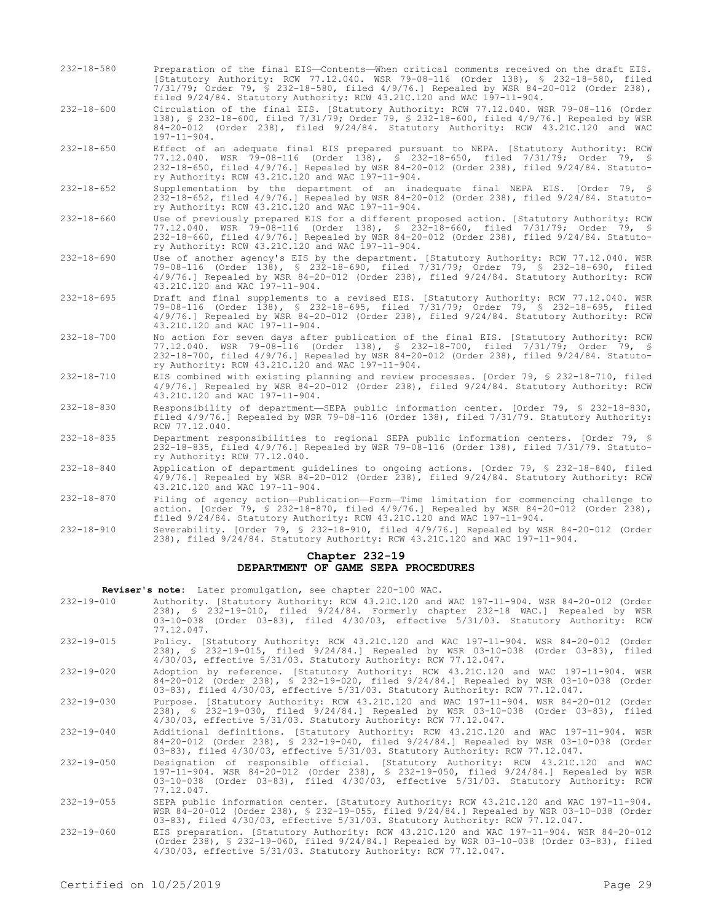232-18-580 Preparation of the final EIS—Contents—When critical comments received on the draft EIS. [Statutory Authority: RCW 77.12.040. WSR 79-08-116 (Order 138), § 232-18-580, filed 7/31/79; Order 79, § 232-18-580, filed 4/9/76.] Repealed by WSR 84-20-012 (Order 238), filed 9/24/84. Statutory Authority: RCW 43.21C.120 and WAC 197-11-904.

232-18-600 Circulation of the final EIS. [Statutory Authority: RCW 77.12.040. WSR 79-08-116 (Order 138), § 232-18-600, filed 7/31/79; Order 79, § 232-18-600, filed 4/9/76.] Repealed by WSR 84-20-012 (Order 238), filed 9/24/84. Statutory Authority: RCW 43.21C.120 and WAC 197-11-904.

232-18-650 Effect of an adequate final EIS prepared pursuant to NEPA. [Statutory Authority: RCW 77.12.040. WSR 79-08-116 (Order 138), § 232-18-650, filed 7/31/79; Order 79, § 232-18-650, filed 4/9/76.] Repealed by WSR 84-20-012 (Order 238), filed 9/24/84. Statutory Authority: RCW 43.21C.120 and WAC 197-11-904.

232-18-652 Supplementation by the department of an inadequate final NEPA EIS. [Order 79, § 232-18-652, filed 4/9/76.] Repealed by WSR 84-20-012 (Order 238), filed 9/24/84. Statutory Authority: RCW 43.21C.120 and WAC 197-11-904.

232-18-660 Use of previously prepared EIS for a different proposed action. [Statutory Authority: RCW 77.12.040. WSR 79-08-116 (Order 138), § 232-18-660, filed 7/31/79; Order 79, § 232-18-660, filed 4/9/76.] Repealed by WSR 84-20-012 (Order 238), filed 9/24/84. Statutory Authority: RCW 43.21C.120 and WAC 197-11-904.

232-18-690 Use of another agency's EIS by the department. [Statutory Authority: RCW 77.12.040. WSR 79-08-116 (Order 138), § 232-18-690, filed 7/31/79; Order 79, § 232-18-690, filed 4/9/76.] Repealed by WSR 84-20-012 (Order 238), filed 9/24/84. Statutory Authority: RCW 43.21C.120 and WAC 197-11-904.

232-18-695 Draft and final supplements to a revised EIS. [Statutory Authority: RCW 77.12.040. WSR 79-08-116 (Order 138), § 232-18-695, filed 7/31/79; Order 79, § 232-18-695, filed 4/9/76.] Repealed by WSR 84-20-012 (Order 238), filed 9/24/84. Statutory Authority: RCW 43.21C.120 and WAC 197-11-904.

232-18-700 No action for seven days after publication of the final EIS. [Statutory Authority: RCW 77.12.040. WSR 79-08-116 (Order 138), § 232-18-700, filed 7/31/79; Order 79, § 232-18-700, filed 4/9/76.] Repealed by WSR 84-20-012 (Order 238), filed 9/24/84. Statutory Authority: RCW 43.21C.120 and WAC 197-11-904.

232-18-710 EIS combined with existing planning and review processes. [Order 79, § 232-18-710, filed 4/9/76.] Repealed by WSR 84-20-012 (Order 238), filed 9/24/84. Statutory Authority: RCW 43.21C.120 and WAC 197-11-904.

232-18-830 Responsibility of department—SEPA public information center. [Order 79, § 232-18-830, filed 4/9/76.] Repealed by WSR 79-08-116 (Order 138), filed 7/31/79. Statutory Authority: RCW 77.12.040.

232-18-835 Department responsibilities to regional SEPA public information centers. [Order 79, § 232-18-835, filed 4/9/76.] Repealed by WSR 79-08-116 (Order 138), filed 7/31/79. Statutory Authority: RCW 77.12.040.

232-18-840 Application of department guidelines to ongoing actions. [Order 79, § 232-18-840, filed 4/9/76.] Repealed by WSR 84-20-012 (Order 238), filed 9/24/84. Statutory Authority: RCW 43.21C.120 and WAC 197-11-904.

232-18-870 Filing of agency action—Publication—Form—Time limitation for commencing challenge to action. [Order 79, § 232-18-870, filed 4/9/76.] Repealed by WSR 84-20-012 (Order 238), filed 9/24/84. Statutory Authority: RCW 43.21C.120 and WAC 197-11-904.

232-18-910 Severability. [Order 79, § 232-18-910, filed 4/9/76.] Repealed by WSR 84-20-012 (Order 238), filed 9/24/84. Statutory Authority: RCW 43.21C.120 and WAC 197-11-904.

## Chapter 232-19
## DEPARTMENT OF GAME SEPA PROCEDURES

**Reviser's note:** Later promulgation, see chapter 220-100 WAC.

232-19-010 Authority. [Statutory Authority: RCW 43.21C.120 and WAC 197-11-904. WSR 84-20-012 (Order 238), § 232-19-010, filed 9/24/84. Formerly chapter 232-18 WAC.] Repealed by WSR 03-10-038 (Order 03-83), filed 4/30/03, effective 5/31/03. Statutory Authority: RCW 77.12.047.

232-19-015 Policy. [Statutory Authority: RCW 43.21C.120 and WAC 197-11-904. WSR 84-20-012 (Order 238), § 232-19-015, filed 9/24/84.] Repealed by WSR 03-10-038 (Order 03-83), filed 4/30/03, effective 5/31/03. Statutory Authority: RCW 77.12.047.

232-19-020 Adoption by reference. [Statutory Authority: RCW 43.21C.120 and WAC 197-11-904. WSR 84-20-012 (Order 238), § 232-19-020, filed 9/24/84.] Repealed by WSR 03-10-038 (Order 03-83), filed 4/30/03, effective 5/31/03. Statutory Authority: RCW 77.12.047.

232-19-030 Purpose. [Statutory Authority: RCW 43.21C.120 and WAC 197-11-904. WSR 84-20-012 (Order 238), § 232-19-030, filed 9/24/84.] Repealed by WSR 03-10-038 (Order 03-83), filed 4/30/03, effective 5/31/03. Statutory Authority: RCW 77.12.047.

232-19-040 Additional definitions. [Statutory Authority: RCW 43.21C.120 and WAC 197-11-904. WSR 84-20-012 (Order 238), § 232-19-040, filed 9/24/84.] Repealed by WSR 03-10-038 (Order 03-83), filed 4/30/03, effective 5/31/03. Statutory Authority: RCW 77.12.047.

232-19-050 Designation of responsible official. [Statutory Authority: RCW 43.21C.120 and WAC 197-11-904. WSR 84-20-012 (Order 238), § 232-19-050, filed 9/24/84.] Repealed by WSR 03-10-038 (Order 03-83), filed 4/30/03, effective 5/31/03. Statutory Authority: RCW 77.12.047.

232-19-055 SEPA public information center. [Statutory Authority: RCW 43.21C.120 and WAC 197-11-904. WSR 84-20-012 (Order 238), § 232-19-055, filed 9/24/84.] Repealed by WSR 03-10-038 (Order 03-83), filed 4/30/03, effective 5/31/03. Statutory Authority: RCW 77.12.047.

232-19-060 EIS preparation. [Statutory Authority: RCW 43.21C.120 and WAC 197-11-904. WSR 84-20-012 (Order 238), § 232-19-060, filed 9/24/84.] Repealed by WSR 03-10-038 (Order 03-83), filed 4/30/03, effective 5/31/03. Statutory Authority: RCW 77.12.047.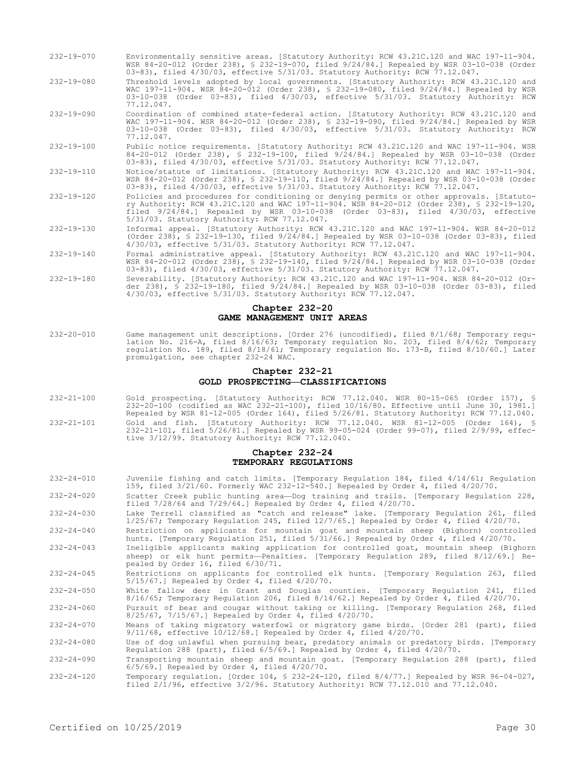232-19-070 Environmentally sensitive areas. [Statutory Authority: RCW 43.21C.120 and WAC 197-11-904. WSR 84-20-012 (Order 238), § 232-19-070, filed 9/24/84.] Repealed by WSR 03-10-038 (Order 03-83), filed 4/30/03, effective 5/31/03. Statutory Authority: RCW 77.12.047.

232-19-080 Threshold levels adopted by local governments. [Statutory Authority: RCW 43.21C.120 and WAC 197-11-904. WSR 84-20-012 (Order 238), § 232-19-080, filed 9/24/84.] Repealed by WSR 03-10-038 (Order 03-83), filed 4/30/03, effective 5/31/03. Statutory Authority: RCW 77.12.047.

232-19-090 Coordination of combined state-federal action. [Statutory Authority: RCW 43.21C.120 and WAC 197-11-904. WSR 84-20-012 (Order 238), § 232-19-090, filed 9/24/84.] Repealed by WSR 03-10-038 (Order 03-83), filed 4/30/03, effective 5/31/03. Statutory Authority: RCW 77.12.047.

232-19-100 Public notice requirements. [Statutory Authority: RCW 43.21C.120 and WAC 197-11-904. WSR 84-20-012 (Order 238), § 232-19-100, filed 9/24/84.] Repealed by WSR 03-10-038 (Order 03-83), filed 4/30/03, effective 5/31/03. Statutory Authority: RCW 77.12.047.

232-19-110 Notice/statute of limitations. [Statutory Authority: RCW 43.21C.120 and WAC 197-11-904. WSR 84-20-012 (Order 238), § 232-19-110, filed 9/24/84.] Repealed by WSR 03-10-038 (Order 03-83), filed 4/30/03, effective 5/31/03. Statutory Authority: RCW 77.12.047.

232-19-120 Policies and procedures for conditioning or denying permits or other approvals. [Statutory Authority: RCW 43.21C.120 and WAC 197-11-904. WSR 84-20-012 (Order 238), § 232-19-120, filed 9/24/84.] Repealed by WSR 03-10-038 (Order 03-83), filed 4/30/03, effective 5/31/03. Statutory Authority: RCW 77.12.047.

232-19-130 Informal appeal. [Statutory Authority: RCW 43.21C.120 and WAC 197-11-904. WSR 84-20-012 (Order 238), § 232-19-130, filed 9/24/84.] Repealed by WSR 03-10-038 (Order 03-83), filed 4/30/03, effective 5/31/03. Statutory Authority: RCW 77.12.047.

232-19-140 Formal administrative appeal. [Statutory Authority: RCW 43.21C.120 and WAC 197-11-904. WSR 84-20-012 (Order 238), § 232-19-140, filed 9/24/84.] Repealed by WSR 03-10-038 (Order 03-83), filed 4/30/03, effective 5/31/03. Statutory Authority: RCW 77.12.047.

232-19-180 Severability. [Statutory Authority: RCW 43.21C.120 and WAC 197-11-904. WSR 84-20-012 (Order 238), § 232-19-180, filed 9/24/84.] Repealed by WSR 03-10-038 (Order 03-83), filed 4/30/03, effective 5/31/03. Statutory Authority: RCW 77.12.047.

## Chapter 232-20
## GAME MANAGEMENT UNIT AREAS

232-20-010 Game management unit descriptions. [Order 276 (uncodified), filed 8/1/68; Temporary regulation No. 216-A, filed 8/16/63; Temporary regulation No. 203, filed 8/4/62; Temporary regulation No. 189, filed 8/18/61; Temporary regulation No. 173-B, filed 8/10/60.] Later promulgation, see chapter 232-24 WAC.

## Chapter 232-21
## GOLD PROSPECTING—CLASSIFICATIONS

232-21-100 Gold prospecting. [Statutory Authority: RCW 77.12.040. WSR 80-15-065 (Order 157), § 232-20-100 (codified as WAC 232-21-100), filed 10/16/80. Effective until June 30, 1981.] Repealed by WSR 81-12-005 (Order 164), filed 5/26/81. Statutory Authority: RCW 77.12.040.

232-21-101 Gold and fish. [Statutory Authority: RCW 77.12.040. WSR 81-12-005 (Order 164), § 232-21-101, filed 5/26/81.] Repealed by WSR 99-05-024 (Order 99-07), filed 2/9/99, effective 3/12/99. Statutory Authority: RCW 77.12.040.

## Chapter 232-24
## TEMPORARY REGULATIONS

232-24-010 Juvenile fishing and catch limits. [Temporary Regulation 184, filed 4/14/61; Regulation 159, filed 3/21/60. Formerly WAC 232-12-540.] Repealed by Order 4, filed 4/20/70.

232-24-020 Scatter Creek public hunting area—Dog training and trails. [Temporary Regulation 228, filed 7/28/64 and 7/29/64.] Repealed by Order 4, filed 4/20/70.

232-24-030 Lake Terrell classified as "catch and release" lake. [Temporary Regulation 261, filed 1/25/67; Temporary Regulation 245, filed 12/7/65.] Repealed by Order 4, filed 4/20/70.

232-24-040 Restriction on applicants for mountain goat and mountain sheep (Bighorn) controlled hunts. [Temporary Regulation 251, filed 5/31/66.] Repealed by Order 4, filed 4/20/70.

232-24-043 Ineligible applicants making application for controlled goat, mountain sheep (Bighorn sheep) or elk hunt permits—Penalties. [Temporary Regulation 289, filed 8/12/69.] Repealed by Order 16, filed 6/30/71.

232-24-045 Restrictions on applicants for controlled elk hunts. [Temporary Regulation 263, filed 5/15/67.] Repealed by Order 4, filed 4/20/70.

232-24-050 White fallow deer in Grant and Douglas counties. [Temporary Regulation 241, filed 8/16/65; Temporary Regulation 206, filed 8/14/62.] Repealed by Order 4, filed 4/20/70.

232-24-060 Pursuit of bear and cougar without taking or killing. [Temporary Regulation 268, filed 8/25/67, 7/15/67.] Repealed by Order 4, filed 4/20/70.

232-24-070 Means of taking migratory waterfowl or migratory game birds. [Order 281 (part), filed 9/11/68, effective 10/12/68.] Repealed by Order 4, filed 4/20/70.

232-24-080 Use of dog unlawful when pursuing bear, predatory animals or predatory birds. [Temporary Regulation 288 (part), filed 6/5/69.] Repealed by Order 4, filed 4/20/70.

232-24-090 Transporting mountain sheep and mountain goat. [Temporary Regulation 288 (part), filed 6/5/69.] Repealed by Order 4, filed 4/20/70.

232-24-120 Temporary regulation. [Order 104, § 232-24-120, filed 8/4/77.] Repealed by WSR 96-04-027, filed 2/1/96, effective 3/2/96. Statutory Authority: RCW 77.12.010 and 77.12.040.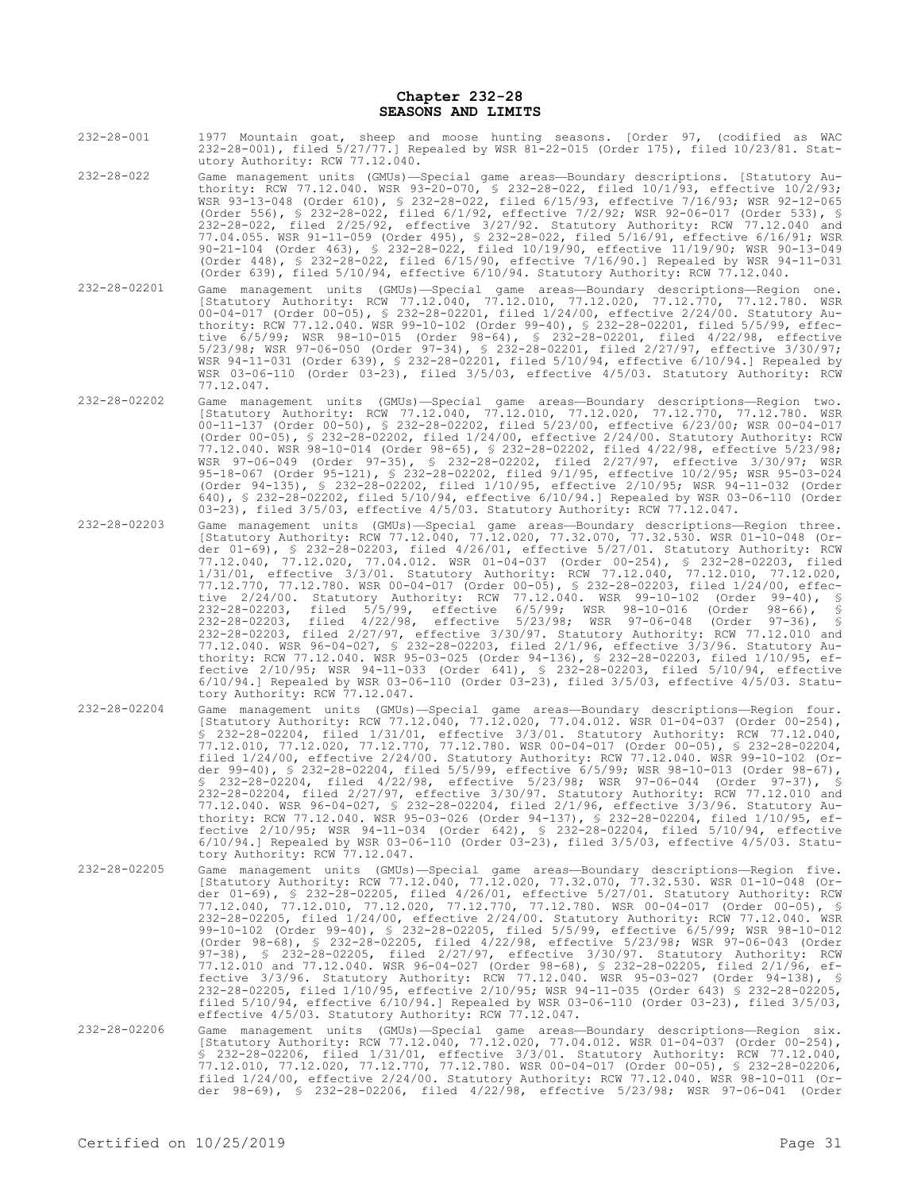# Chapter 232-28
# SEASONS AND LIMITS

232-28-001 1977 Mountain goat, sheep and moose hunting seasons. [Order 97, (codified as WAC 232-28-001), filed 5/27/77.] Repealed by WSR 81-22-015 (Order 175), filed 10/23/81. Statutory Authority: RCW 77.12.040.

232-28-022 Game management units (GMUs)—Special game areas—Boundary descriptions. [Statutory Authority: RCW 77.12.040. WSR 93-20-070, § 232-28-022, filed 10/1/93, effective 10/2/93; WSR 93-13-048 (Order 610), § 232-28-022, filed 6/15/93, effective 7/16/93; WSR 92-12-065 (Order 556), § 232-28-022, filed 6/1/92, effective 7/2/92; WSR 92-06-017 (Order 533), § 232-28-022, filed 2/25/92, effective 3/27/92. Statutory Authority: RCW 77.12.040 and 77.04.055. WSR 91-11-059 (Order 495), § 232-28-022, filed 5/16/91, effective 6/16/91; WSR 90-21-104 (Order 463), § 232-28-022, filed 10/19/90, effective 11/19/90; WSR 90-13-049 (Order 448), § 232-28-022, filed 6/15/90, effective 7/16/90.] Repealed by WSR 94-11-031 (Order 639), filed 5/10/94, effective 6/10/94. Statutory Authority: RCW 77.12.040.

232-28-02201 Game management units (GMUs)—Special game areas—Boundary descriptions—Region one. [Statutory Authority: RCW 77.12.040, 77.12.010, 77.12.020, 77.12.770, 77.12.780. WSR 00-04-017 (Order 00-05), § 232-28-02201, filed 1/24/00, effective 2/24/00. Statutory Authority: RCW 77.12.040. WSR 99-10-102 (Order 99-40), § 232-28-02201, filed 5/5/99, effective 6/5/99; WSR 98-10-015 (Order 98-64), § 232-28-02201, filed 4/22/98, effective 5/23/98; WSR 97-06-050 (Order 97-34), § 232-28-02201, filed 2/27/97, effective 3/30/97; WSR 94-11-031 (Order 639), § 232-28-02201, filed 5/10/94, effective 6/10/94.] Repealed by WSR 03-06-110 (Order 03-23), filed 3/5/03, effective 4/5/03. Statutory Authority: RCW 77.12.047.

232-28-02202 Game management units (GMUs)—Special game areas—Boundary descriptions—Region two. [Statutory Authority: RCW 77.12.040, 77.12.010, 77.12.020, 77.12.770, 77.12.780. WSR 00-11-137 (Order 00-50), § 232-28-02202, filed 5/23/00, effective 6/23/00; WSR 00-04-017 (Order 00-05), § 232-28-02202, filed 1/24/00, effective 2/24/00. Statutory Authority: RCW 77.12.040. WSR 98-10-014 (Order 98-65), § 232-28-02202, filed 4/22/98, effective 5/23/98; WSR 97-06-049 (Order 97-35), § 232-28-02202, filed 2/27/97, effective 3/30/97; WSR 95-18-067 (Order 95-121), § 232-28-02202, filed 9/1/95, effective 10/2/95; WSR 95-03-024 (Order 94-135), § 232-28-02202, filed 1/10/95, effective 2/10/95; WSR 94-11-032 (Order 640), § 232-28-02202, filed 5/10/94, effective 6/10/94.] Repealed by WSR 03-06-110 (Order 03-23), filed 3/5/03, effective 4/5/03. Statutory Authority: RCW 77.12.047.

232-28-02203 Game management units (GMUs)—Special game areas—Boundary descriptions—Region three. [Statutory Authority: RCW 77.12.040, 77.12.020, 77.32.070, 77.32.530. WSR 01-10-048 (Order 01-69), § 232-28-02203, filed 4/26/01, effective 5/27/01. Statutory Authority: RCW 77.12.040, 77.12.020, 77.04.012. WSR 01-04-037 (Order 00-254), § 232-28-02203, filed 1/31/01, effective 3/3/01. Statutory Authority: RCW 77.12.040, 77.12.010, 77.12.020, 77.12.770, 77.12.780. WSR 00-04-017 (Order 00-05), § 232-28-02203, filed 1/24/00, effective 2/24/00. Statutory Authority: RCW 77.12.040. WSR 99-10-102 (Order 99-40), § 232-28-02203, filed 5/5/99, effective 6/5/99; WSR 98-10-016 (Order 98-66), § 232-28-02203, filed 4/22/98, effective 5/23/98; WSR 97-06-048 (Order 97-36), § 232-28-02203, filed 2/27/97, effective 3/30/97. Statutory Authority: RCW 77.12.010 and 77.12.040. WSR 96-04-027, § 232-28-02203, filed 2/1/96, effective 3/3/96. Statutory Authority: RCW 77.12.040. WSR 95-03-025 (Order 94-136), § 232-28-02203, filed 1/10/95, effective 2/10/95; WSR 94-11-033 (Order 641), § 232-28-02203, filed 5/10/94, effective 6/10/94.] Repealed by WSR 03-06-110 (Order 03-23), filed 3/5/03, effective 4/5/03. Statutory Authority: RCW 77.12.047.

232-28-02204 Game management units (GMUs)—Special game areas—Boundary descriptions—Region four. [Statutory Authority: RCW 77.12.040, 77.12.020, 77.04.012. WSR 01-04-037 (Order 00-254), § 232-28-02204, filed 1/31/01, effective 3/3/01. Statutory Authority: RCW 77.12.040, 77.12.010, 77.12.020, 77.12.770, 77.12.780. WSR 00-04-017 (Order 00-05), § 232-28-02204, filed 1/24/00, effective 2/24/00. Statutory Authority: RCW 77.12.040. WSR 99-10-102 (Order 99-40), § 232-28-02204, filed 5/5/99, effective 6/5/99; WSR 98-10-013 (Order 98-67), § 232-28-02204, filed 4/22/98, effective 5/23/98; WSR 97-06-044 (Order 97-37), § 232-28-02204, filed 2/27/97, effective 3/30/97. Statutory Authority: RCW 77.12.010 and 77.12.040. WSR 96-04-027, § 232-28-02204, filed 2/1/96, effective 3/3/96. Statutory Authority: RCW 77.12.040. WSR 95-03-026 (Order 94-137), § 232-28-02204, filed 1/10/95, effective 2/10/95; WSR 94-11-034 (Order 642), § 232-28-02204, filed 5/10/94, effective 6/10/94.] Repealed by WSR 03-06-110 (Order 03-23), filed 3/5/03, effective 4/5/03. Statutory Authority: RCW 77.12.047.

232-28-02205 Game management units (GMUs)—Special game areas—Boundary descriptions—Region five. [Statutory Authority: RCW 77.12.040, 77.12.020, 77.32.070, 77.32.530. WSR 01-10-048 (Order 01-69), § 232-28-02205, filed 4/26/01, effective 5/27/01. Statutory Authority: RCW 77.12.040, 77.12.010, 77.12.020, 77.12.770, 77.12.780. WSR 00-04-017 (Order 00-05), § 232-28-02205, filed 1/24/00, effective 2/24/00. Statutory Authority: RCW 77.12.040. WSR 99-10-102 (Order 99-40), § 232-28-02205, filed 5/5/99, effective 6/5/99; WSR 98-10-012 (Order 98-68), § 232-28-02205, filed 4/22/98, effective 5/23/98; WSR 97-06-043 (Order 97-38), § 232-28-02205, filed 2/27/97, effective 3/30/97. Statutory Authority: RCW 77.12.010 and 77.12.040. WSR 96-04-027 (Order 98-68), § 232-28-02205, filed 2/1/96, effective 3/3/96. Statutory Authority: RCW 77.12.040. WSR 95-03-027 (Order 94-138), § 232-28-02205, filed 1/10/95, effective 2/10/95; WSR 94-11-034 (Order 643) § 232-28-02205, filed 5/10/94, effective 6/10/94.] Repealed by WSR 03-06-110 (Order 03-23), filed 3/5/03, effective 4/5/03. Statutory Authority: RCW 77.12.047.

232-28-02206 Game management units (GMUs)—Special game areas—Boundary descriptions—Region six. [Statutory Authority: RCW 77.12.040, 77.12.020, 77.04.012. WSR 01-04-037 (Order 00-254), § 232-28-02206, filed 1/31/01, effective 3/3/01. Statutory Authority: RCW 77.12.040, 77.12.010, 77.12.020, 77.12.770, 77.12.780. WSR 00-04-017 (Order 00-05), § 232-28-02206, filed 1/24/00, effective 2/24/00. Statutory Authority: RCW 77.12.040. WSR 98-10-011 (Order 98-69), § 232-28-02206, filed 4/22/98, effective 5/23/98; WSR 97-06-041 (Order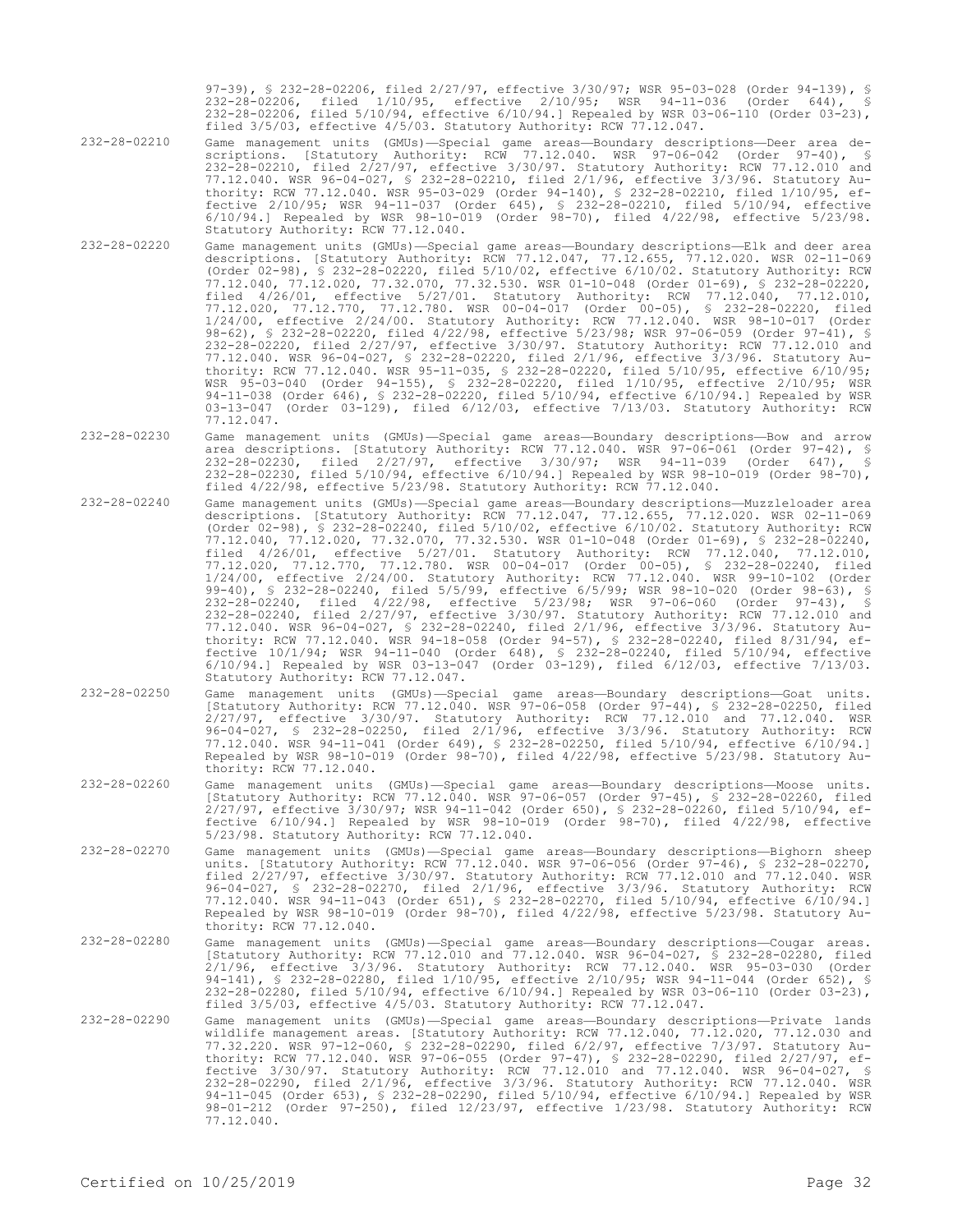97-39), § 232-28-02206, filed 2/27/97, effective 3/30/97; WSR 95-03-028 (Order 94-139), § 232-28-02206, filed 1/10/95, effective 2/10/95; WSR 94-11-036 (Order 644), § 232-28-02206, filed 5/10/94, effective 6/10/94.] Repealed by WSR 03-06-110 (Order 03-23), filed 3/5/03, effective 4/5/03. Statutory Authority: RCW 77.12.047.

232-28-02210 Game management units (GMUs)—Special game areas—Boundary descriptions—Deer area descriptions. [Statutory Authority: RCW 77.12.040. WSR 97-06-042 (Order 97-40), § 232-28-02210, filed 2/27/97, effective 3/30/97. Statutory Authority: RCW 77.12.010 and 77.12.040. WSR 96-04-027, § 232-28-02210, filed 2/1/96, effective 3/3/96. Statutory Authority: RCW 77.12.040. WSR 95-03-029 (Order 94-140), § 232-28-02210, filed 1/10/95, effective 2/10/95; WSR 94-11-037 (Order 645), § 232-28-02210, filed 5/10/94, effective 6/10/94.] Repealed by WSR 98-10-019 (Order 98-70), filed 4/22/98, effective 5/23/98. Statutory Authority: RCW 77.12.040.

232-28-02220 Game management units (GMUs)—Special game areas—Boundary descriptions—Elk and deer area descriptions. [Statutory Authority: RCW 77.12.047, 77.12.655, 77.12.020. WSR 02-11-069 (Order 02-98), § 232-28-02220, filed 5/10/02, effective 6/10/02. Statutory Authority: RCW 77.12.040, 77.12.020, 77.32.070, 77.32.530. WSR 01-10-048 (Order 01-69), § 232-28-02220, filed 4/26/01, effective 5/27/01. Statutory Authority: RCW 77.12.040, 77.12.010, 77.12.020, 77.12.770, 77.12.780. WSR 00-04-017 (Order 00-05), § 232-28-02220, filed 1/24/00, effective 2/24/00. Statutory Authority: RCW 77.12.040. WSR 98-10-017 (Order 98-62), § 232-28-02220, filed 4/22/98, effective 5/23/98; WSR 97-06-059 (Order 97-41), § 232-28-02220, filed 2/27/97, effective 3/30/97. Statutory Authority: RCW 77.12.010 and 77.12.040. WSR 96-04-027, § 232-28-02220, filed 2/1/96, effective 3/3/96. Statutory Authority: RCW 77.12.040. WSR 95-11-035, § 232-28-02220, filed 5/10/95, effective 6/10/95; WSR 95-03-040 (Order 94-155), § 232-28-02220, filed 1/10/95, effective 2/10/95; WSR 94-11-038 (Order 646), § 232-28-02220, filed 5/10/94, effective 6/10/94.] Repealed by WSR 03-13-047 (Order 03-129), filed 6/12/03, effective 7/13/03. Statutory Authority: RCW 77.12.047.

232-28-02230 Game management units (GMUs)—Special game areas—Boundary descriptions—Bow and arrow area descriptions. [Statutory Authority: RCW 77.12.040. WSR 97-06-061 (Order 97-42), § 232-28-02230, filed 2/27/97, effective 3/30/97; WSR 94-11-039 (Order 647), § 232-28-02230, filed 5/10/94, effective 6/10/94.] Repealed by WSR 98-10-019 (Order 98-70), filed 4/22/98, effective 5/23/98. Statutory Authority: RCW 77.12.040.

232-28-02240 Game management units (GMUs)—Special game areas—Boundary descriptions—Muzzleloader area descriptions. [Statutory Authority: RCW 77.12.047, 77.12.655, 77.12.020. WSR 02-11-069 (Order 02-98), § 232-28-02240, filed 5/10/02, effective 6/10/02. Statutory Authority: RCW 77.12.040, 77.12.020, 77.32.070, 77.32.530. WSR 01-10-048 (Order 01-69), § 232-28-02240, filed 4/26/01, effective 5/27/01. Statutory Authority: RCW 77.12.040, 77.12.010, 77.12.020, 77.12.770, 77.12.780. WSR 00-04-017 (Order 00-05), § 232-28-02240, filed 1/24/00, effective 2/24/00. Statutory Authority: RCW 77.12.040. WSR 99-10-102 (Order 99-40), § 232-28-02240, filed 5/5/99, effective 6/5/99; WSR 98-10-020 (Order 98-63), § 232-28-02240, filed 4/22/98, effective 5/23/98; WSR 97-06-060 (Order 97-43), § 232-28-02240, filed 2/27/97, effective 3/30/97. Statutory Authority: RCW 77.12.010 and 77.12.040. WSR 96-04-027, § 232-28-02240, filed 2/1/96, effective 3/3/96. Statutory Authority: RCW 77.12.040. WSR 94-18-058 (Order 94-57), § 232-28-02240, filed 8/31/94, effective 10/1/94; WSR 94-11-040 (Order 648), § 232-28-02240, filed 5/10/94, effective 6/10/94.] Repealed by WSR 03-13-047 (Order 03-129), filed 6/12/03, effective 7/13/03. Statutory Authority: RCW 77.12.047.

232-28-02250 Game management units (GMUs)—Special game areas—Boundary descriptions—Goat units. [Statutory Authority: RCW 77.12.040. WSR 97-06-058 (Order 97-44), § 232-28-02250, filed 2/27/97, effective 3/30/97. Statutory Authority: RCW 77.12.010 and 77.12.040. WSR 96-04-027, § 232-28-02250, filed 2/1/96, effective 3/3/96. Statutory Authority: RCW 77.12.040. WSR 94-11-041 (Order 649), § 232-28-02250, filed 5/10/94, effective 6/10/94.] Repealed by WSR 98-10-019 (Order 98-70), filed 4/22/98, effective 5/23/98. Statutory Authority: RCW 77.12.040.

232-28-02260 Game management units (GMUs)—Special game areas—Boundary descriptions—Moose units. [Statutory Authority: RCW 77.12.040. WSR 97-06-057 (Order 97-45), § 232-28-02260, filed 2/27/97, effective 3/30/97; WSR 94-11-042 (Order 650), § 232-28-02260, filed 5/10/94, effective 6/10/94.] Repealed by WSR 98-10-019 (Order 98-70), filed 4/22/98, effective 5/23/98. Statutory Authority: RCW 77.12.040.

232-28-02270 Game management units (GMUs)—Special game areas—Boundary descriptions—Bighorn sheep units. [Statutory Authority: RCW 77.12.040. WSR 97-06-056 (Order 97-46), § 232-28-02270, filed 2/27/97, effective 3/30/97. Statutory Authority: RCW 77.12.010 and 77.12.040. WSR 96-04-027, § 232-28-02270, filed 2/1/96, effective 3/3/96. Statutory Authority: RCW 77.12.040. WSR 94-11-043 (Order 651), § 232-28-02270, filed 5/10/94, effective 6/10/94.] Repealed by WSR 98-10-019 (Order 98-70), filed 4/22/98, effective 5/23/98. Statutory Authority: RCW 77.12.040.

232-28-02280 Game management units (GMUs)—Special game areas—Boundary descriptions—Cougar areas. [Statutory Authority: RCW 77.12.010 and 77.12.040. WSR 96-04-027, § 232-28-02280, filed 2/1/96, effective 3/3/96. Statutory Authority: RCW 77.12.040. WSR 95-03-030 (Order 94-141), § 232-28-02280, filed 1/10/95, effective 2/10/95; WSR 94-11-044 (Order 652), § 232-28-02280, filed 5/10/94, effective 6/10/94.] Repealed by WSR 03-06-110 (Order 03-23), filed 3/5/03, effective 4/5/03. Statutory Authority: RCW 77.12.047.

232-28-02290 Game management units (GMUs)—Special game areas—Boundary descriptions—Private lands wildlife management areas. [Statutory Authority: RCW 77.12.040, 77.12.020, 77.12.030 and 77.32.220. WSR 97-12-060, § 232-28-02290, filed 6/2/97, effective 7/3/97. Statutory Authority: RCW 77.12.040. WSR 97-06-055 (Order 97-47), § 232-28-02290, filed 2/27/97, effective 3/30/97. Statutory Authority: RCW 77.12.010 and 77.12.040. WSR 96-04-027, § 232-28-02290, filed 2/1/96, effective 3/3/96. Statutory Authority: RCW 77.12.040. WSR 94-11-045 (Order 653), § 232-28-02290, filed 5/10/94, effective 6/10/94.] Repealed by WSR 98-01-212 (Order 97-250), filed 12/23/97, effective 1/23/98. Statutory Authority: RCW 77.12.040.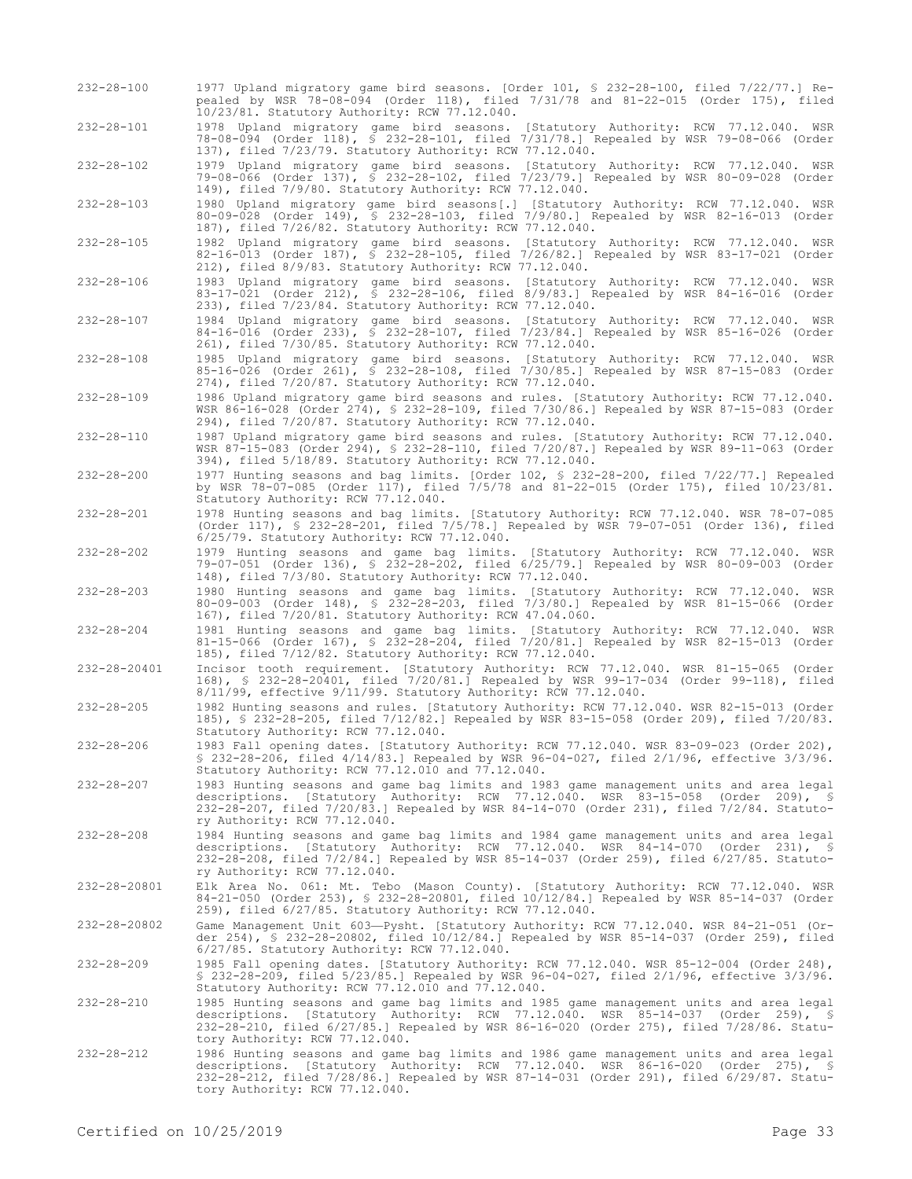| | |
|---|---|
| 232-28-100 | 1977 Upland migratory game bird seasons. [Order 101, § 232-28-100, filed 7/22/77.] Repealed by WSR 78-08-094 (Order 118), filed 7/31/78 and 81-22-015 (Order 175), filed 10/23/81. Statutory Authority: RCW 77.12.040. |
| 232-28-101 | 1978 Upland migratory game bird seasons. [Statutory Authority: RCW 77.12.040. WSR 78-08-094 (Order 118), § 232-28-101, filed 7/31/78.] Repealed by WSR 79-08-066 (Order 137), filed 7/23/79. Statutory Authority: RCW 77.12.040. |
| 232-28-102 | 1979 Upland migratory game bird seasons. [Statutory Authority: RCW 77.12.040. WSR 79-08-066 (Order 137), § 232-28-102, filed 7/23/79.] Repealed by WSR 80-09-028 (Order 149), filed 7/9/80. Statutory Authority: RCW 77.12.040. |
| 232-28-103 | 1980 Upland migratory game bird seasons[.] [Statutory Authority: RCW 77.12.040. WSR 80-09-028 (Order 149), § 232-28-103, filed 7/9/80.] Repealed by WSR 82-16-013 (Order 187), filed 7/26/82. Statutory Authority: RCW 77.12.040. |
| 232-28-105 | 1982 Upland migratory game bird seasons. [Statutory Authority: RCW 77.12.040. WSR 82-16-013 (Order 187), § 232-28-105, filed 7/26/82.] Repealed by WSR 83-17-021 (Order 212), filed 8/9/83. Statutory Authority: RCW 77.12.040. |
| 232-28-106 | 1983 Upland migratory game bird seasons. [Statutory Authority: RCW 77.12.040. WSR 83-17-021 (Order 212), § 232-28-106, filed 8/9/83.] Repealed by WSR 84-16-016 (Order 233), filed 7/23/84. Statutory Authority: RCW 77.12.040. |
| 232-28-107 | 1984 Upland migratory game bird seasons. [Statutory Authority: RCW 77.12.040. WSR 84-16-016 (Order 233), § 232-28-107, filed 7/23/84.] Repealed by WSR 85-16-026 (Order 261), filed 7/30/85. Statutory Authority: RCW 77.12.040. |
| 232-28-108 | 1985 Upland migratory game bird seasons. [Statutory Authority: RCW 77.12.040. WSR 85-16-026 (Order 261), § 232-28-108, filed 7/30/85.] Repealed by WSR 87-15-083 (Order 274), filed 7/20/87. Statutory Authority: RCW 77.12.040. |
| 232-28-109 | 1986 Upland migratory game bird seasons and rules. [Statutory Authority: RCW 77.12.040. WSR 86-16-028 (Order 274), § 232-28-109, filed 7/30/86.] Repealed by WSR 87-15-083 (Order 294), filed 7/20/87. Statutory Authority: RCW 77.12.040. |
| 232-28-110 | 1987 Upland migratory game bird seasons and rules. [Statutory Authority: RCW 77.12.040. WSR 87-15-083 (Order 294), § 232-28-110, filed 7/20/87.] Repealed by WSR 89-11-063 (Order 394), filed 5/18/89. Statutory Authority: RCW 77.12.040. |
| 232-28-200 | 1977 Hunting seasons and bag limits. [Order 102, § 232-28-200, filed 7/22/77.] Repealed by WSR 78-07-085 (Order 117), filed 7/5/78 and 81-22-015 (Order 175), filed 10/23/81. Statutory Authority: RCW 77.12.040. |
| 232-28-201 | 1978 Hunting seasons and bag limits. [Statutory Authority: RCW 77.12.040. WSR 78-07-085 (Order 117), § 232-28-201, filed 7/5/78.] Repealed by WSR 79-07-051 (Order 136), filed 6/25/79. Statutory Authority: RCW 77.12.040. |
| 232-28-202 | 1979 Hunting seasons and game bag limits. [Statutory Authority: RCW 77.12.040. WSR 79-07-051 (Order 136), § 232-28-202, filed 6/25/79.] Repealed by WSR 80-09-003 (Order 148), filed 7/3/80. Statutory Authority: RCW 77.12.040. |
| 232-28-203 | 1980 Hunting seasons and game bag limits. [Statutory Authority: RCW 77.12.040. WSR 80-09-003 (Order 148), § 232-28-203, filed 7/3/80.] Repealed by WSR 81-15-066 (Order 167), filed 7/20/81. Statutory Authority: RCW 47.04.060. |
| 232-28-204 | 1981 Hunting seasons and game bag limits. [Statutory Authority: RCW 77.12.040. WSR 81-15-066 (Order 167), § 232-28-204, filed 7/20/81.] Repealed by WSR 82-15-013 (Order 185), filed 7/12/82. Statutory Authority: RCW 77.12.040. |
| 232-28-20401 | Incisor tooth requirement. [Statutory Authority: RCW 77.12.040. WSR 81-15-065 (Order 168), § 232-28-20401, filed 7/20/81.] Repealed by WSR 99-17-034 (Order 99-118), filed 8/11/99, effective 9/11/99. Statutory Authority: RCW 77.12.040. |
| 232-28-205 | 1982 Hunting seasons and rules. [Statutory Authority: RCW 77.12.040. WSR 82-15-013 (Order 185), § 232-28-205, filed 7/12/82.] Repealed by WSR 83-15-058 (Order 209), filed 7/20/83. Statutory Authority: RCW 77.12.040. |
| 232-28-206 | 1983 Fall opening dates. [Statutory Authority: RCW 77.12.040. WSR 83-09-023 (Order 202), § 232-28-206, filed 4/14/83.] Repealed by WSR 96-04-027, filed 2/1/96, effective 3/3/96. Statutory Authority: RCW 77.12.010 and 77.12.040. |
| 232-28-207 | 1983 Hunting seasons and game bag limits and 1983 game management units and area legal descriptions. [Statutory Authority: RCW 77.12.040. WSR 83-15-058 (Order 209), § 232-28-207, filed 7/20/83.] Repealed by WSR 84-14-070 (Order 231), filed 7/2/84. Statutory Authority: RCW 77.12.040. |
| 232-28-208 | 1984 Hunting seasons and game bag limits and 1984 game management units and area legal descriptions. [Statutory Authority: RCW 77.12.040. WSR 84-14-070 (Order 231), § 232-28-208, filed 7/2/84.] Repealed by WSR 85-14-037 (Order 259), filed 6/27/85. Statutory Authority: RCW 77.12.040. |
| 232-28-20801 | Elk Area No. 061: Mt. Tebo (Mason County). [Statutory Authority: RCW 77.12.040. WSR 84-21-050 (Order 253), § 232-28-20801, filed 10/12/84.] Repealed by WSR 85-14-037 (Order 259), filed 6/27/85. Statutory Authority: RCW 77.12.040. |
| 232-28-20802 | Game Management Unit 603—Pysht. [Statutory Authority: RCW 77.12.040. WSR 84-21-051 (Order 254), § 232-28-20802, filed 10/12/84.] Repealed by WSR 85-14-037 (Order 259), filed 6/27/85. Statutory Authority: RCW 77.12.040. |
| 232-28-209 | 1985 Fall opening dates. [Statutory Authority: RCW 77.12.040. WSR 85-12-004 (Order 248), § 232-28-209, filed 5/23/85.] Repealed by WSR 96-04-027, filed 2/1/96, effective 3/3/96. Statutory Authority: RCW 77.12.010 and 77.12.040. |
| 232-28-210 | 1985 Hunting seasons and game bag limits and 1985 game management units and area legal descriptions. [Statutory Authority: RCW 77.12.040. WSR 85-14-037 (Order 259), § 232-28-210, filed 6/27/85.] Repealed by WSR 86-16-020 (Order 275), filed 7/28/86. Statutory Authority: RCW 77.12.040. |
| 232-28-212 | 1986 Hunting seasons and game bag limits and 1986 game management units and area legal descriptions. [Statutory Authority: RCW 77.12.040. WSR 86-16-020 (Order 275), § 232-28-212, filed 7/28/86.] Repealed by WSR 87-14-031 (Order 291), filed 6/29/87. Statutory Authority: RCW 77.12.040. |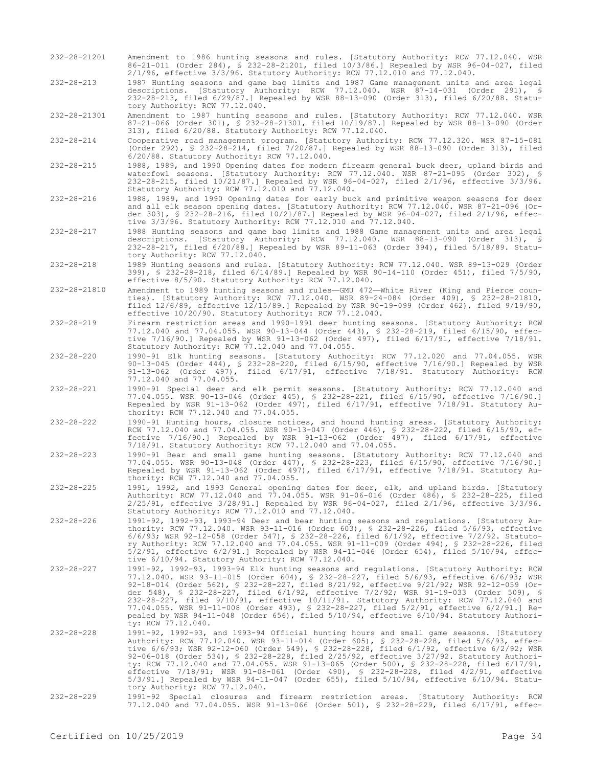232-28-21201 Amendment to 1986 hunting seasons and rules. [Statutory Authority: RCW 77.12.040. WSR 86-21-011 (Order 284), § 232-28-21201, filed 10/3/86.] Repealed by WSR 96-04-027, filed 2/1/96, effective 3/3/96. Statutory Authority: RCW 77.12.010 and 77.12.040.

232-28-213 1987 Hunting seasons and game bag limits and 1987 Game management units and area legal descriptions. [Statutory Authority: RCW 77.12.040. WSR 87-14-031 (Order 291), § 232-28-213, filed 6/29/87.] Repealed by WSR 88-13-090 (Order 313), filed 6/20/88. Statutory Authority: RCW 77.12.040.

232-28-21301 Amendment to 1987 hunting seasons and rules. [Statutory Authority: RCW 77.12.040. WSR 87-21-066 (Order 301), § 232-28-21301, filed 10/19/87.] Repealed by WSR 88-13-090 (Order 313), filed 6/20/88. Statutory Authority: RCW 77.12.040.

232-28-214 Cooperative road management program. [Statutory Authority: RCW 77.12.320. WSR 87-15-081 (Order 292), § 232-28-214, filed 7/20/87.] Repealed by WSR 88-13-090 (Order 313), filed 6/20/88. Statutory Authority: RCW 77.12.040.

232-28-215 1988, 1989, and 1990 Opening dates for modern firearm general buck deer, upland birds and waterfowl seasons. [Statutory Authority: RCW 77.12.040. WSR 87-21-095 (Order 302), § 232-28-215, filed 10/21/87.] Repealed by WSR 96-04-027, filed 2/1/96, effective 3/3/96. Statutory Authority: RCW 77.12.010 and 77.12.040.

232-28-216 1988, 1989, and 1990 Opening dates for early buck and primitive weapon seasons for deer and all elk season opening dates. [Statutory Authority: RCW 77.12.040. WSR 87-21-096 (Order 303), § 232-28-216, filed 10/21/87.] Repealed by WSR 96-04-027, filed 2/1/96, effective 3/3/96. Statutory Authority: RCW 77.12.010 and 77.12.040.

232-28-217 1988 Hunting seasons and game bag limits and 1988 Game management units and area legal descriptions. [Statutory Authority: RCW 77.12.040. WSR 88-13-090 (Order 313), § 232-28-217, filed 6/20/88.] Repealed by WSR 89-11-063 (Order 394), filed 5/18/89. Statutory Authority: RCW 77.12.040.

232-28-218 1989 Hunting seasons and rules. [Statutory Authority: RCW 77.12.040. WSR 89-13-029 (Order 399), § 232-28-218, filed 6/14/89.] Repealed by WSR 90-14-110 (Order 451), filed 7/5/90, effective 8/5/90. Statutory Authority: RCW 77.12.040.

232-28-21810 Amendment to 1989 hunting seasons and rules—GMU 472—White River (King and Pierce counties). [Statutory Authority: RCW 77.12.040. WSR 89-24-084 (Order 409), § 232-28-21810, filed 12/6/89, effective 12/15/89.] Repealed by WSR 90-19-099 (Order 462), filed 9/19/90, effective 10/20/90. Statutory Authority: RCW 77.12.040.

232-28-219 Firearm restriction areas and 1990-1991 deer hunting seasons. [Statutory Authority: RCW 77.12.040 and 77.04.055. WSR 90-13-044 (Order 443), § 232-28-219, filed 6/15/90, effective 7/16/90.] Repealed by WSR 91-13-062 (Order 497), filed 6/17/91, effective 7/18/91. Statutory Authority: RCW 77.12.040 and 77.04.055.

232-28-220 1990-91 Elk hunting seasons. [Statutory Authority: RCW 77.12.020 and 77.04.055. WSR 90-13-045 (Order 444), § 232-28-220, filed 6/15/90, effective 7/16/90.] Repealed by WSR 91-13-062 (Order 497), filed 6/17/91, effective 7/18/91. Statutory Authority: RCW 77.12.040 and 77.04.055.

232-28-221 1990-91 Special deer and elk permit seasons. [Statutory Authority: RCW 77.12.040 and 77.04.055. WSR 90-13-046 (Order 445), § 232-28-221, filed 6/15/90, effective 7/16/90.] Repealed by WSR 91-13-062 (Order 497), filed 6/17/91, effective 7/18/91. Statutory Authority: RCW 77.12.040 and 77.04.055.

232-28-222 1990-91 Hunting hours, closure notices, and hound hunting areas. [Statutory Authority: RCW 77.12.040 and 77.04.055. WSR 90-13-047 (Order 446), § 232-28-222, filed 6/15/90, effective 7/16/90.] Repealed by WSR 91-13-062 (Order 497), filed 6/17/91, effective 7/18/91. Statutory Authority: RCW 77.12.040 and 77.04.055.

232-28-223 1990-91 Bear and small game hunting seasons. [Statutory Authority: RCW 77.12.040 and 77.04.055. WSR 90-13-048 (Order 447), § 232-28-223, filed 6/15/90, effective 7/16/90.] Repealed by WSR 91-13-062 (Order 497), filed 6/17/91, effective 7/18/91. Statutory Authority: RCW 77.12.040 and 77.04.055.

232-28-225 1991, 1992, and 1993 General opening dates for deer, elk, and upland birds. [Statutory Authority: RCW 77.12.040 and 77.04.055. WSR 91-06-016 (Order 486), § 232-28-225, filed 2/25/91, effective 3/28/91.] Repealed by WSR 96-04-027, filed 2/1/96, effective 3/3/96. Statutory Authority: RCW 77.12.010 and 77.12.040.

232-28-226 1991-92, 1992-93, 1993-94 Deer and bear hunting seasons and regulations. [Statutory Authority: RCW 77.12.040. WSR 93-11-016 (Order 603), § 232-28-226, filed 5/6/93, effective 6/6/93; WSR 92-12-058 (Order 547), § 232-28-226, filed 6/1/92, effective 7/2/92. Statutory Authority: RCW 77.12.040 and 77.04.055. WSR 91-11-009 (Order 494), § 232-28-226, filed 5/2/91, effective 6/2/91.] Repealed by WSR 94-11-046 (Order 654), filed 5/10/94, effective 6/10/94. Statutory Authority: RCW 77.12.040.

232-28-227 1991-92, 1992-93, 1993-94 Elk hunting seasons and regulations. [Statutory Authority: RCW 77.12.040. WSR 93-11-015 (Order 604), § 232-28-227, filed 5/6/93, effective 6/6/93; WSR 92-18-014 (Order 562), § 232-28-227, filed 8/21/92, effective 9/21/92; WSR 92-12-059 (Order 548), § 232-28-227, filed 6/1/92, effective 7/2/92; WSR 91-19-033 (Order 509), § 232-28-227, filed 9/10/91, effective 10/11/91. Statutory Authority: RCW 77.12.040 and 77.04.055. WSR 91-11-008 (Order 493), § 232-28-227, filed 5/2/91, effective 6/2/91.] Repealed by WSR 94-11-048 (Order 656), filed 5/10/94, effective 6/10/94. Statutory Authority: RCW 77.12.040.

232-28-228 1991-92, 1992-93, and 1993-94 Official hunting hours and small game seasons. [Statutory Authority: RCW 77.12.040. WSR 93-11-014 (Order 605), § 232-28-228, filed 5/6/93, effective 6/6/93; WSR 92-12-060 (Order 549), § 232-28-228, filed 6/1/92, effective 6/2/92; WSR 92-06-018 (Order 534), § 232-28-228, filed 2/25/92, effective 3/27/92. Statutory Authority: RCW 77.12.040 and 77.04.055. WSR 91-13-065 (Order 500), § 232-28-228, filed 6/17/91, effective 7/18/91; WSR 91-08-061 (Order 490), § 232-28-228, filed 4/2/91, effective 5/3/91.] Repealed by WSR 94-11-047 (Order 655), filed 5/10/94, effective 6/10/94. Statutory Authority: RCW 77.12.040.

232-28-229 1991-92 Special closures and firearm restriction areas. [Statutory Authority: RCW 77.12.040 and 77.04.055. WSR 91-13-066 (Order 501), § 232-28-229, filed 6/17/91, effec-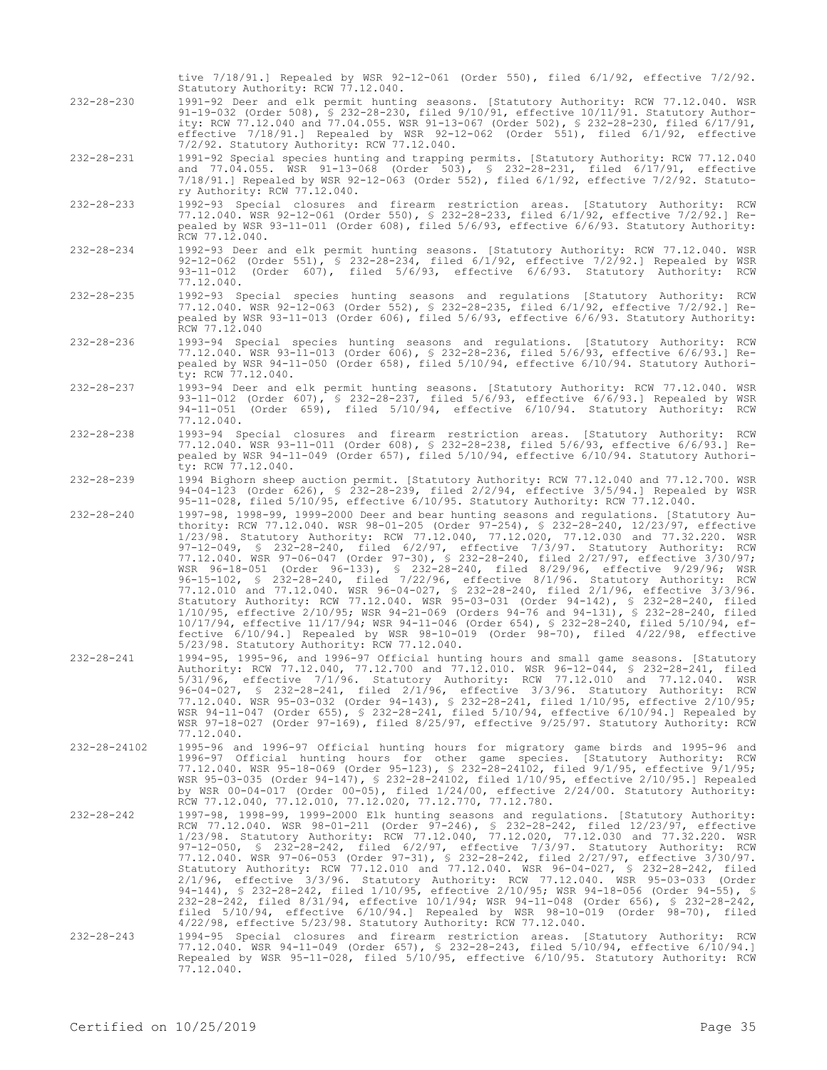tive 7/18/91.] Repealed by WSR 92-12-061 (Order 550), filed 6/1/92, effective 7/2/92. Statutory Authority: RCW 77.12.040.

232-28-230 1991-92 Deer and elk permit hunting seasons. [Statutory Authority: RCW 77.12.040. WSR 91-19-032 (Order 508), § 232-28-230, filed 9/10/91, effective 10/11/91. Statutory Authority: RCW 77.12.040 and 77.04.055. WSR 91-13-067 (Order 502), § 232-28-230, filed 6/17/91, effective 7/18/91.] Repealed by WSR 92-12-062 (Order 551), filed 6/1/92, effective 7/2/92. Statutory Authority: RCW 77.12.040.

232-28-231 1991-92 Special species hunting and trapping permits. [Statutory Authority: RCW 77.12.040 and 77.04.055. WSR 91-13-068 (Order 503), § 232-28-231, filed 6/17/91, effective 7/18/91.] Repealed by WSR 92-12-063 (Order 552), filed 6/1/92, effective 7/2/92. Statutory Authority: RCW 77.12.040.

232-28-233 1992-93 Special closures and firearm restriction areas. [Statutory Authority: RCW 77.12.040. WSR 92-12-061 (Order 550), § 232-28-233, filed 6/1/92, effective 7/2/92.] Repealed by WSR 93-11-011 (Order 608), filed 5/6/93, effective 6/6/93. Statutory Authority: RCW 77.12.040.

232-28-234 1992-93 Deer and elk permit hunting seasons. [Statutory Authority: RCW 77.12.040. WSR 92-12-062 (Order 551), § 232-28-234, filed 6/1/92, effective 7/2/92.] Repealed by WSR 93-11-012 (Order 607), filed 5/6/93, effective 6/6/93. Statutory Authority: RCW 77.12.040.

232-28-235 1992-93 Special species hunting seasons and regulations [Statutory Authority: RCW 77.12.040. WSR 92-12-063 (Order 552), § 232-28-235, filed 6/1/92, effective 7/2/92.] Repealed by WSR 93-11-013 (Order 606), filed 5/6/93, effective 6/6/93. Statutory Authority: RCW 77.12.040

232-28-236 1993-94 Special species hunting seasons and regulations. [Statutory Authority: RCW 77.12.040. WSR 93-11-013 (Order 606), § 232-28-236, filed 5/6/93, effective 6/6/93.] Repealed by WSR 94-11-050 (Order 658), filed 5/10/94, effective 6/10/94. Statutory Authority: RCW 77.12.040.

232-28-237 1993-94 Deer and elk permit hunting seasons. [Statutory Authority: RCW 77.12.040. WSR 93-11-012 (Order 607), § 232-28-237, filed 5/6/93, effective 6/6/93.] Repealed by WSR 94-11-051 (Order 659), filed 5/10/94, effective 6/10/94. Statutory Authority: RCW 77.12.040.

232-28-238 1993-94 Special closures and firearm restriction areas. [Statutory Authority: RCW 77.12.040. WSR 93-11-011 (Order 608), § 232-28-238, filed 5/6/93, effective 6/6/93.] Repealed by WSR 94-11-049 (Order 657), filed 5/10/94, effective 6/10/94. Statutory Authority: RCW 77.12.040.

232-28-239 1994 Bighorn sheep auction permit. [Statutory Authority: RCW 77.12.040 and 77.12.700. WSR 94-04-123 (Order 626), § 232-28-239, filed 2/2/94, effective 3/5/94.] Repealed by WSR 95-11-028, filed 5/10/95, effective 6/10/95. Statutory Authority: RCW 77.12.040.

232-28-240 1997-98, 1998-99, 1999-2000 Deer and bear hunting seasons and regulations. [Statutory Authority: RCW 77.12.040. WSR 98-01-205 (Order 97-254), § 232-28-240, 12/23/97, effective 1/23/98. Statutory Authority: RCW 77.12.040, 77.12.020, 77.12.030 and 77.32.220. WSR 97-12-049, § 232-28-240, filed 6/2/97, effective 7/3/97. Statutory Authority: RCW 77.12.040. WSR 97-06-047 (Order 97-30), § 232-28-240, filed 2/27/97, effective 3/30/97; WSR 96-18-051 (Order 96-133), § 232-28-240, filed 8/29/96, effective 9/29/96; WSR 96-15-102, § 232-28-240, filed 7/22/96, effective 8/1/96. Statutory Authority: RCW 77.12.010 and 77.12.040. WSR 96-04-027, § 232-28-240, filed 2/1/96, effective 3/3/96. Statutory Authority: RCW 77.12.040. WSR 95-03-031 (Order 94-142), § 232-28-240, filed 1/10/95, effective 2/10/95; WSR 94-21-069 (Orders 94-76 and 94-131), § 232-28-240, filed 10/17/94, effective 11/17/94; WSR 94-11-046 (Order 654), § 232-28-240, filed 5/10/94, effective 6/10/94.] Repealed by WSR 98-10-019 (Order 98-70), filed 4/22/98, effective 5/23/98. Statutory Authority: RCW 77.12.040.

232-28-241 1994-95, 1995-96, and 1996-97 Official hunting hours and small game seasons. [Statutory Authority: RCW 77.12.040, 77.12.700 and 77.12.010. WSR 96-12-044, § 232-28-241, filed 5/31/96, effective 7/1/96. Statutory Authority: RCW 77.12.010 and 77.12.040. WSR 96-04-027, § 232-28-241, filed 2/1/96, effective 3/3/96. Statutory Authority: RCW 77.12.040. WSR 95-03-032 (Order 94-143), § 232-28-241, filed 1/10/95, effective 2/10/95; WSR 94-11-047 (Order 655), § 232-28-241, filed 5/10/94, effective 6/10/94.] Repealed by WSR 97-18-027 (Order 97-169), filed 8/25/97, effective 9/25/97. Statutory Authority: RCW 77.12.040.

232-28-24102 1995-96 and 1996-97 Official hunting hours for migratory game birds and 1995-96 and 1996-97 Official hunting hours for other game species. [Statutory Authority: RCW 77.12.040. WSR 95-18-069 (Order 95-123), § 232-28-24102, filed 9/1/95, effective 9/1/95; WSR 95-03-035 (Order 94-147), § 232-28-24102, filed 1/10/95, effective 2/10/95.] Repealed by WSR 00-04-017 (Order 00-05), filed 1/24/00, effective 2/24/00. Statutory Authority: RCW 77.12.040, 77.12.010, 77.12.020, 77.12.770, 77.12.780.

232-28-242 1997-98, 1998-99, 1999-2000 Elk hunting seasons and regulations. [Statutory Authority: RCW 77.12.040. WSR 98-01-211 (Order 97-246), § 232-28-242, filed 12/23/97, effective 1/23/98. Statutory Authority: RCW 77.12.040, 77.12.020, 77.12.030 and 77.32.220. WSR 97-12-050, § 232-28-242, filed 6/2/97, effective 7/3/97. Statutory Authority: RCW 77.12.040. WSR 97-06-053 (Order 97-31), § 232-28-242, filed 2/27/97, effective 3/30/97. Statutory Authority: RCW 77.12.010 and 77.12.040. WSR 96-04-027, § 232-28-242, filed 2/1/96, effective 3/3/96. Statutory Authority: RCW 77.12.040. WSR 95-03-033 (Order 94-144), § 232-28-242, filed 1/10/95, effective 2/10/95; WSR 94-18-056 (Order 94-55), § 232-28-242, filed 8/31/94, effective 10/1/94; WSR 94-11-048 (Order 656), § 232-28-242, filed 5/10/94, effective 6/10/94.] Repealed by WSR 98-10-019 (Order 98-70), filed 4/22/98, effective 5/23/98. Statutory Authority: RCW 77.12.040.

232-28-243 1994-95 Special closures and firearm restriction areas. [Statutory Authority: RCW 77.12.040. WSR 94-11-049 (Order 657), § 232-28-243, filed 5/10/94, effective 6/10/94.] Repealed by WSR 95-11-028, filed 5/10/95, effective 6/10/95. Statutory Authority: RCW 77.12.040.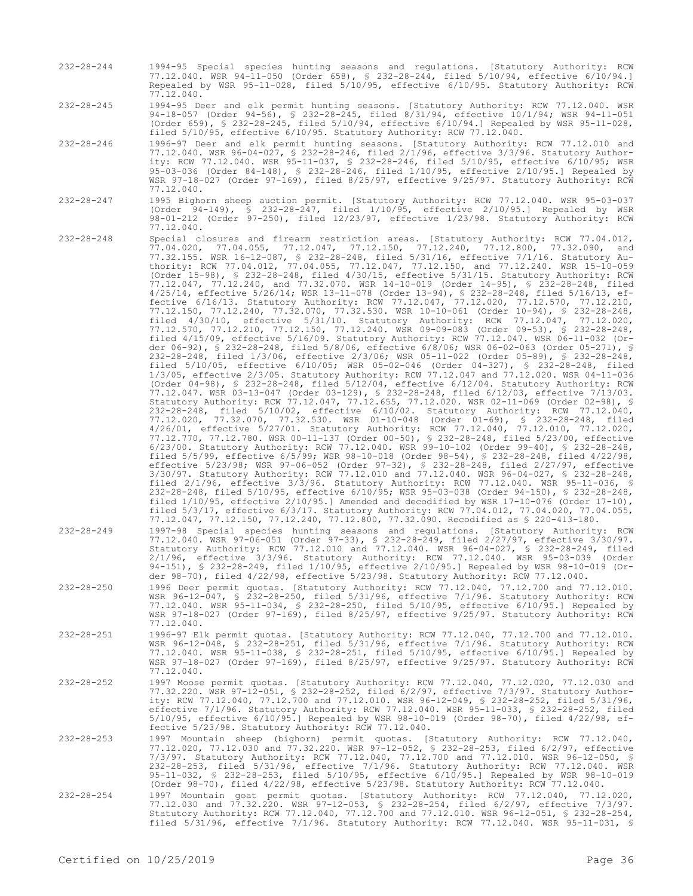232-28-244 1994-95 Special species hunting seasons and regulations. [Statutory Authority: RCW 77.12.040. WSR 94-11-050 (Order 658), § 232-28-244, filed 5/10/94, effective 6/10/94.] Repealed by WSR 95-11-028, filed 5/10/95, effective 6/10/95. Statutory Authority: RCW 77.12.040.

232-28-245 1994-95 Deer and elk permit hunting seasons. [Statutory Authority: RCW 77.12.040. WSR 94-18-057 (Order 94-56), § 232-28-245, filed 8/31/94, effective 10/1/94; WSR 94-11-051 (Order 659), § 232-28-245, filed 5/10/94, effective 6/10/94.] Repealed by WSR 95-11-028, filed 5/10/95, effective 6/10/95. Statutory Authority: RCW 77.12.040.

232-28-246 1996-97 Deer and elk permit hunting seasons. [Statutory Authority: RCW 77.12.010 and 77.12.040. WSR 96-04-027, § 232-28-246, filed 2/1/96, effective 3/3/96. Statutory Authority: RCW 77.12.040. WSR 95-11-037, § 232-28-246, filed 5/10/95, effective 6/10/95; WSR 95-03-036 (Order 84-148), § 232-28-246, filed 1/10/95, effective 2/10/95.] Repealed by WSR 97-18-027 (Order 97-169), filed 8/25/97, effective 9/25/97. Statutory Authority: RCW 77.12.040.

232-28-247 1995 Bighorn sheep auction permit. [Statutory Authority: RCW 77.12.040. WSR 95-03-037 (Order 94-149), § 232-28-247, filed 1/10/95, effective 2/10/95.] Repealed by WSR 98-01-212 (Order 97-250), filed 12/23/97, effective 1/23/98. Statutory Authority: RCW 77.12.040.

232-28-248 Special closures and firearm restriction areas. [Statutory Authority: RCW 77.04.012, 77.04.020, 77.04.055, 77.12.047, 77.12.150, 77.12.240, 77.12.800, 77.32.090, and 77.32.155. WSR 16-12-087, § 232-28-248, filed 5/31/16, effective 7/1/16. Statutory Authority: RCW 77.04.012, 77.04.055, 77.12.047, 77.12.150, and 77.12.240. WSR 15-10-059 (Order 15-98), § 232-28-248, filed 4/30/15, effective 5/31/15. Statutory Authority: RCW 77.12.047, 77.12.240, and 77.32.070. WSR 14-10-019 (Order 14-95), § 232-28-248, filed 4/25/14, effective 5/26/14; WSR 13-11-078 (Order 13-94), § 232-28-248, filed 5/16/13, effective 6/16/13. Statutory Authority: RCW 77.12.047, 77.12.020, 77.12.570, 77.12.210, 77.12.150, 77.12.240, 77.32.070, 77.32.530. WSR 10-10-061 (Order 10-94), § 232-28-248, filed 4/30/10, effective 5/31/10. Statutory Authority: RCW 77.12.047, 77.12.020, 77.12.570, 77.12.210, 77.12.150, 77.12.240. WSR 09-09-083 (Order 09-53), § 232-28-248, filed 4/15/09, effective 5/16/09. Statutory Authority: RCW 77.12.047. WSR 06-11-032 (Order 06-92), § 232-28-248, filed 5/8/06, effective 6/8/06; WSR 06-02-063 (Order 05-271), § 232-28-248, filed 1/3/06, effective 2/3/06; WSR 05-11-022 (Order 05-89), § 232-28-248, filed 5/10/05, effective 6/10/05; WSR 05-02-046 (Order 04-327), § 232-28-248, filed 1/3/05, effective 2/3/05. Statutory Authority: RCW 77.12.047 and 77.12.020. WSR 04-11-036 (Order 04-98), § 232-28-248, filed 5/12/04, effective 6/12/04. Statutory Authority: RCW 77.12.047. WSR 03-13-047 (Order 03-129), § 232-28-248, filed 6/12/03, effective 7/13/03. Statutory Authority: RCW 77.12.047, 77.12.655, 77.12.020. WSR 02-11-069 (Order 02-98), § 232-28-248, filed 5/10/02, effective 6/10/02. Statutory Authority: RCW 77.12.040, 77.12.020, 77.32.070, 77.32.530. WSR 01-10-048 (Order 01-69), § 232-28-248, filed 4/26/01, effective 5/27/01. Statutory Authority: RCW 77.12.040, 77.12.010, 77.12.020, 77.12.770, 77.12.780. WSR 00-11-137 (Order 00-50), § 232-28-248, filed 5/23/00, effective 6/23/00. Statutory Authority: RCW 77.12.040. WSR 99-10-102 (Order 99-40), § 232-28-248, filed 5/5/99, effective 6/5/99; WSR 98-10-018 (Order 98-54), § 232-28-248, filed 4/22/98, effective 5/23/98; WSR 97-06-052 (Order 97-32), § 232-28-248, filed 2/27/97, effective 3/30/97. Statutory Authority: RCW 77.12.010 and 77.12.040. WSR 96-04-027, § 232-28-248, filed 2/1/96, effective 3/3/96. Statutory Authority: RCW 77.12.040. WSR 95-11-036, § 232-28-248, filed 5/10/95, effective 6/10/95; WSR 95-03-038 (Order 94-150), § 232-28-248, filed 1/10/95, effective 2/10/95.] Amended and decodified by WSR 17-10-076 (Order 17-10), filed 5/3/17, effective 6/3/17. Statutory Authority: RCW 77.04.012, 77.04.020, 77.04.055, 77.12.047, 77.12.150, 77.12.240, 77.12.800, 77.32.090. Recodified as § 220-413-180.

232-28-249 1997-98 Special species hunting seasons and regulations. [Statutory Authority: RCW 77.12.040. WSR 97-06-051 (Order 97-33), § 232-28-249, filed 2/27/97, effective 3/30/97. Statutory Authority: RCW 77.12.010 and 77.12.040. WSR 96-04-027, § 232-28-249, filed 2/1/96, effective 3/3/96. Statutory Authority: RCW 77.12.040. WSR 95-03-039 (Order 94-151), § 232-28-249, filed 1/10/95, effective 2/10/95.] Repealed by WSR 98-10-019 (Order 98-70), filed 4/22/98, effective 5/23/98. Statutory Authority: RCW 77.12.040.

232-28-250 1996 Deer permit quotas. [Statutory Authority: RCW 77.12.040, 77.12.700 and 77.12.010. WSR 96-12-047, § 232-28-250, filed 5/31/96, effective 7/1/96. Statutory Authority: RCW 77.12.040. WSR 95-11-034, § 232-28-250, filed 5/10/95, effective 6/10/95.] Repealed by WSR 97-18-027 (Order 97-169), filed 8/25/97, effective 9/25/97. Statutory Authority: RCW 77.12.040.

232-28-251 1996-97 Elk permit quotas. [Statutory Authority: RCW 77.12.040, 77.12.700 and 77.12.010. WSR 96-12-048, § 232-28-251, filed 5/31/96, effective 7/1/96. Statutory Authority: RCW 77.12.040. WSR 95-11-038, § 232-28-251, filed 5/10/95, effective 6/10/95.] Repealed by WSR 97-18-027 (Order 97-169), filed 8/25/97, effective 9/25/97. Statutory Authority: RCW 77.12.040.

232-28-252 1997 Moose permit quotas. [Statutory Authority: RCW 77.12.040, 77.12.020, 77.12.030 and 77.32.220. WSR 97-12-051, § 232-28-252, filed 6/2/97, effective 7/3/97. Statutory Authority: RCW 77.12.040, 77.12.700 and 77.12.010. WSR 96-12-049, § 232-28-252, filed 5/31/96, effective 7/1/96. Statutory Authority: RCW 77.12.040. WSR 95-11-033, § 232-28-252, filed 5/10/95, effective 6/10/95.] Repealed by WSR 98-10-019 (Order 98-70), filed 4/22/98, effective 5/23/98. Statutory Authority: RCW 77.12.040.

232-28-253 1997 Mountain sheep (bighorn) permit quotas. [Statutory Authority: RCW 77.12.040, 77.12.020, 77.12.030 and 77.32.220. WSR 97-12-052, § 232-28-253, filed 6/2/97, effective 7/3/97. Statutory Authority: RCW 77.12.040, 77.12.700 and 77.12.010. WSR 96-12-050, § 232-28-253, filed 5/31/96, effective 7/1/96. Statutory Authority: RCW 77.12.040. WSR 95-11-032, § 232-28-253, filed 5/10/95, effective 6/10/95.] Repealed by WSR 98-10-019 (Order 98-70), filed 4/22/98, effective 5/23/98. Statutory Authority: RCW 77.12.040.

232-28-254 1997 Mountain goat permit quotas. [Statutory Authority: RCW 77.12.040, 77.12.020, 77.12.030 and 77.32.220. WSR 97-12-053, § 232-28-254, filed 6/2/97, effective 7/3/97. Statutory Authority: RCW 77.12.040, 77.12.700 and 77.12.010. WSR 96-12-051, § 232-28-254, filed 5/31/96, effective 7/1/96. Statutory Authority: RCW 77.12.040. WSR 95-11-031, §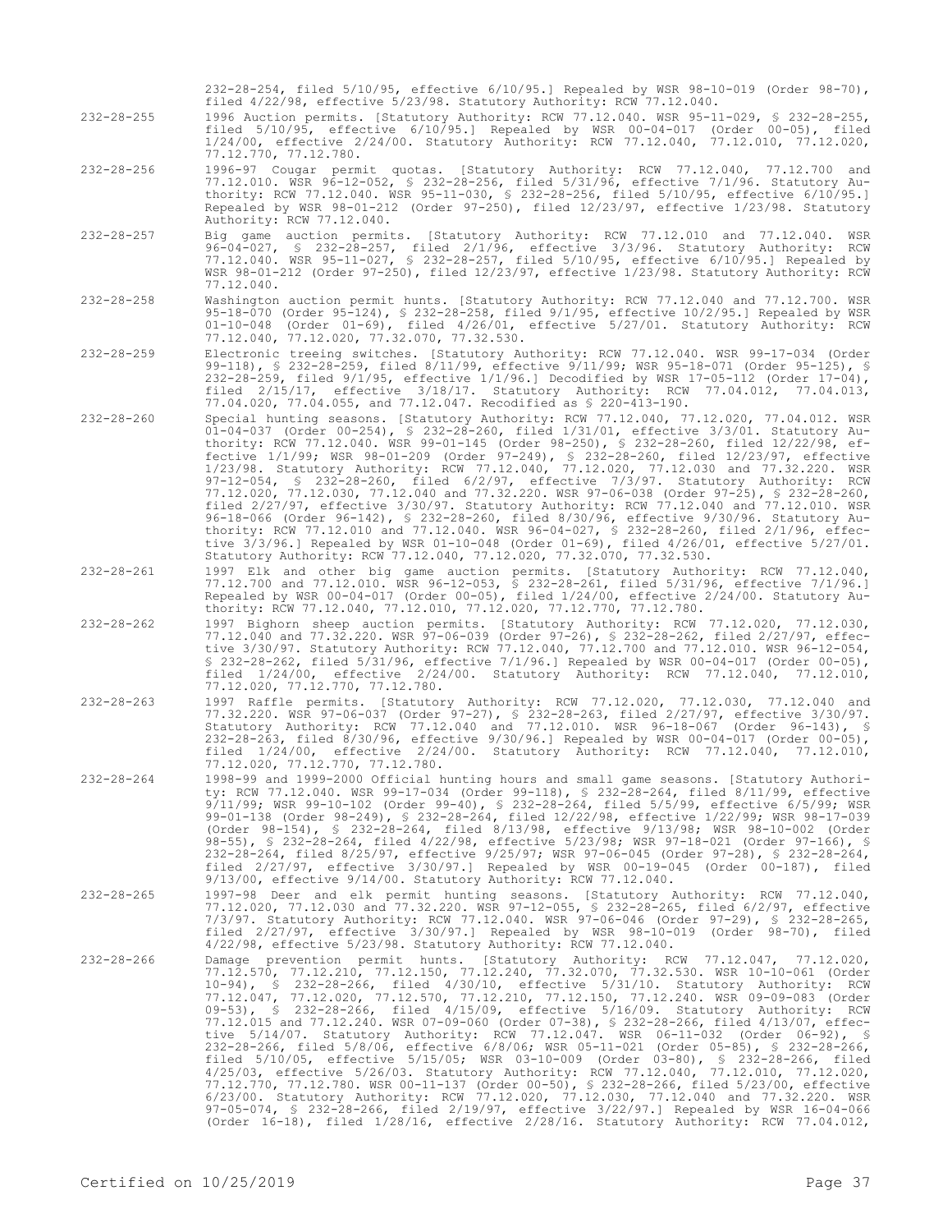232-28-254, filed 5/10/95, effective 6/10/95.] Repealed by WSR 98-10-019 (Order 98-70), filed 4/22/98, effective 5/23/98. Statutory Authority: RCW 77.12.040.

232-28-255 1996 Auction permits. [Statutory Authority: RCW 77.12.040. WSR 95-11-029, § 232-28-255, filed 5/10/95, effective 6/10/95.] Repealed by WSR 00-04-017 (Order 00-05), filed 1/24/00, effective 2/24/00. Statutory Authority: RCW 77.12.040, 77.12.010, 77.12.020, 77.12.770, 77.12.780.

232-28-256 1996-97 Cougar permit quotas. [Statutory Authority: RCW 77.12.040, 77.12.700 and 77.12.010. WSR 96-12-052, § 232-28-256, filed 5/31/96, effective 7/1/96. Statutory Authority: RCW 77.12.040. WSR 95-11-030, § 232-28-256, filed 5/10/95, effective 6/10/95.] Repealed by WSR 98-01-212 (Order 97-250), filed 12/23/97, effective 1/23/98. Statutory Authority: RCW 77.12.040.

232-28-257 Big game auction permits. [Statutory Authority: RCW 77.12.010 and 77.12.040. WSR 96-04-027, § 232-28-257, filed 2/1/96, effective 3/3/96. Statutory Authority: RCW 77.12.040. WSR 95-11-027, § 232-28-257, filed 5/10/95, effective 6/10/95.] Repealed by WSR 98-01-212 (Order 97-250), filed 12/23/97, effective 1/23/98. Statutory Authority: RCW 77.12.040.

232-28-258 Washington auction permit hunts. [Statutory Authority: RCW 77.12.040 and 77.12.700. WSR 95-18-070 (Order 95-124), § 232-28-258, filed 9/1/95, effective 10/2/95.] Repealed by WSR 01-10-048 (Order 01-69), filed 4/26/01, effective 5/27/01. Statutory Authority: RCW 77.12.040, 77.12.020, 77.32.070, 77.32.530.

232-28-259 Electronic treeing switches. [Statutory Authority: RCW 77.12.040. WSR 99-17-034 (Order 99-118), § 232-28-259, filed 8/11/99, effective 9/11/99; WSR 95-18-071 (Order 95-125), § 232-28-259, filed 9/1/95, effective 1/1/96.] Decodified by WSR 17-05-112 (Order 17-04), filed 2/15/17, effective 3/18/17. Statutory Authority: RCW 77.04.012, 77.04.013, 77.04.020, 77.04.055, and 77.12.047. Recodified as § 220-413-190.

232-28-260 Special hunting seasons. [Statutory Authority: RCW 77.12.040, 77.12.020, 77.04.012. WSR 01-04-037 (Order 00-254), § 232-28-260, filed 1/31/01, effective 3/3/01. Statutory Authority: RCW 77.12.040. WSR 99-01-145 (Order 98-250), § 232-28-260, filed 12/22/98, effective 1/1/99; WSR 98-01-209 (Order 97-249), § 232-28-260, filed 12/23/97, effective 1/23/98. Statutory Authority: RCW 77.12.040, 77.12.020, 77.12.030 and 77.32.220. WSR 97-12-054, § 232-28-260, filed 6/2/97, effective 7/3/97. Statutory Authority: RCW 77.12.020, 77.12.030, 77.12.040 and 77.32.220. WSR 97-06-038 (Order 97-25), § 232-28-260, filed 2/27/97, effective 3/30/97. Statutory Authority: RCW 77.12.040 and 77.12.010. WSR 96-18-066 (Order 96-142), § 232-28-260, filed 8/30/96, effective 9/30/96. Statutory Authority: RCW 77.12.010 and 77.12.040. WSR 96-04-027, § 232-28-260, filed 2/1/96, effective 3/3/96.] Repealed by WSR 01-10-048 (Order 01-69), filed 4/26/01, effective 5/27/01. Statutory Authority: RCW 77.12.040, 77.12.020, 77.32.070, 77.32.530.

232-28-261 1997 Elk and other big game auction permits. [Statutory Authority: RCW 77.12.040, 77.12.700 and 77.12.010. WSR 96-12-053, § 232-28-261, filed 5/31/96, effective 7/1/96.] Repealed by WSR 00-04-017 (Order 00-05), filed 1/24/00, effective 2/24/00. Statutory Authority: RCW 77.12.040, 77.12.010, 77.12.020, 77.12.770, 77.12.780.

232-28-262 1997 Bighorn sheep auction permits. [Statutory Authority: RCW 77.12.020, 77.12.030, 77.12.040 and 77.32.220. WSR 97-06-039 (Order 97-26), § 232-28-262, filed 2/27/97, effective 3/30/97. Statutory Authority: RCW 77.12.040, 77.12.700 and 77.12.010. WSR 96-12-054, § 232-28-262, filed 5/31/96, effective 7/1/96.] Repealed by WSR 00-04-017 (Order 00-05), filed 1/24/00, effective 2/24/00. Statutory Authority: RCW 77.12.040, 77.12.010, 77.12.020, 77.12.770, 77.12.780.

232-28-263 1997 Raffle permits. [Statutory Authority: RCW 77.12.020, 77.12.030, 77.12.040 and 77.32.220. WSR 97-06-037 (Order 97-27), § 232-28-263, filed 2/27/97, effective 3/30/97. Statutory Authority: RCW 77.12.040 and 77.12.010. WSR 96-18-067 (Order 96-143), § 232-28-263, filed 8/30/96, effective 9/30/96.] Repealed by WSR 00-04-017 (Order 00-05), filed 1/24/00, effective 2/24/00. Statutory Authority: RCW 77.12.040, 77.12.010, 77.12.020, 77.12.770, 77.12.780.

232-28-264 1998-99 and 1999-2000 Official hunting hours and small game seasons. [Statutory Authority: RCW 77.12.040. WSR 99-17-034 (Order 99-118), § 232-28-264, filed 8/11/99, effective 9/11/99; WSR 99-10-102 (Order 99-40), § 232-28-264, filed 5/5/99, effective 6/5/99; WSR 99-01-138 (Order 98-249), § 232-28-264, filed 12/22/98, effective 1/22/99; WSR 98-17-039 (Order 98-154), § 232-28-264, filed 8/13/98, effective 9/13/98; WSR 98-10-002 (Order 98-55), § 232-28-264, filed 4/22/98, effective 5/23/98; WSR 97-18-021 (Order 97-166), § 232-28-264, filed 8/25/97, effective 9/25/97; WSR 97-06-045 (Order 97-28), § 232-28-264, filed 2/27/97, effective 3/30/97.] Repealed by WSR 00-19-045 (Order 00-187), filed 9/13/00, effective 9/14/00. Statutory Authority: RCW 77.12.040.

232-28-265 1997-98 Deer and elk permit hunting seasons. [Statutory Authority: RCW 77.12.040, 77.12.020, 77.12.030 and 77.32.220. WSR 97-12-055, § 232-28-265, filed 6/2/97, effective 7/3/97. Statutory Authority: RCW 77.12.040. WSR 97-06-046 (Order 97-29), § 232-28-265, filed 2/27/97, effective 3/30/97.] Repealed by WSR 98-10-019 (Order 98-70), filed 4/22/98, effective 5/23/98. Statutory Authority: RCW 77.12.040.

232-28-266 Damage prevention permit hunts. [Statutory Authority: RCW 77.12.047, 77.12.020, 77.12.570, 77.12.210, 77.12.150, 77.12.240, 77.32.070, 77.32.530. WSR 10-10-061 (Order 10-94), § 232-28-266, filed 4/30/10, effective 5/31/10. Statutory Authority: RCW 77.12.047, 77.12.020, 77.12.570, 77.12.210, 77.12.150, 77.12.240. WSR 09-09-083 (Order 09-53), § 232-28-266, filed 4/15/09, effective 5/16/09. Statutory Authority: RCW 77.12.015 and 77.12.240. WSR 07-09-060 (Order 07-38), § 232-28-266, filed 4/13/07, effective 5/14/07. Statutory Authority: RCW 77.12.047. WSR 06-11-032 (Order 06-92), § 232-28-266, filed 5/8/06, effective 6/8/06; WSR 05-11-021 (Order 05-85), § 232-28-266, filed 5/10/05, effective 5/15/05; WSR 03-10-009 (Order 03-80), § 232-28-266, filed 4/25/03, effective 5/26/03. Statutory Authority: RCW 77.12.040, 77.12.010, 77.12.020, 77.12.770, 77.12.780. WSR 00-11-137 (Order 00-50), § 232-28-266, filed 5/23/00, effective 6/23/00. Statutory Authority: RCW 77.12.020, 77.12.030, 77.12.040 and 77.32.220. WSR 97-05-074, § 232-28-266, filed 2/19/97, effective 3/22/97.] Repealed by WSR 16-04-066 (Order 16-18), filed 1/28/16, effective 2/28/16. Statutory Authority: RCW 77.04.012,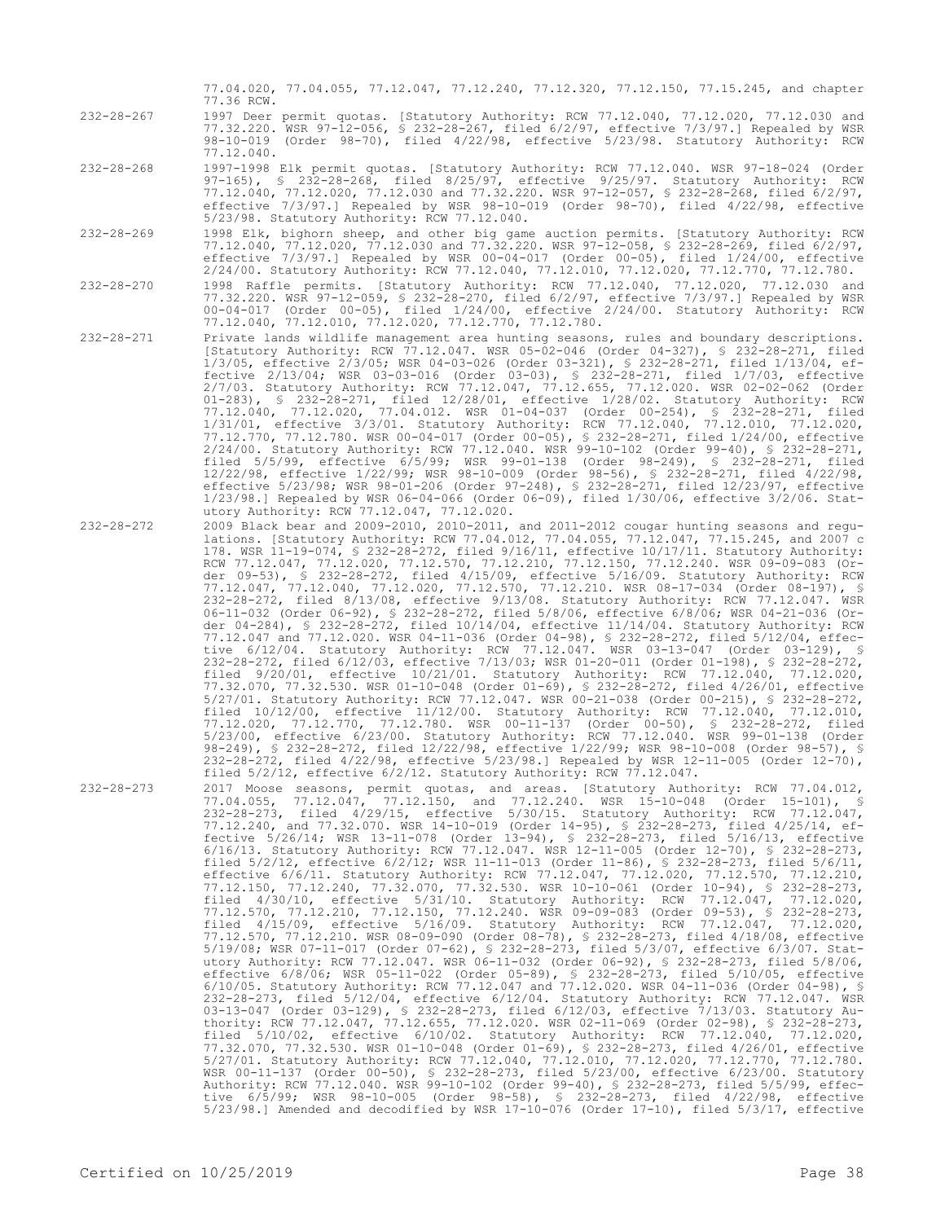77.04.020, 77.04.055, 77.12.047, 77.12.240, 77.12.320, 77.12.150, 77.15.245, and chapter 77.36 RCW.

232-28-267 1997 Deer permit quotas. [Statutory Authority: RCW 77.12.040, 77.12.020, 77.12.030 and 77.32.220. WSR 97-12-056, § 232-28-267, filed 6/2/97, effective 7/3/97.] Repealed by WSR 98-10-019 (Order 98-70), filed 4/22/98, effective 5/23/98. Statutory Authority: RCW 77.12.040.

232-28-268 1997-1998 Elk permit quotas. [Statutory Authority: RCW 77.12.040. WSR 97-18-024 (Order 97-165), § 232-28-268, filed 8/25/97, effective 9/25/97. Statutory Authority: RCW 77.12.040, 77.12.020, 77.12.030 and 77.32.220. WSR 97-12-057, § 232-28-268, filed 6/2/97, effective 7/3/97.] Repealed by WSR 98-10-019 (Order 98-70), filed 4/22/98, effective 5/23/98. Statutory Authority: RCW 77.12.040.

232-28-269 1998 Elk, bighorn sheep, and other big game auction permits. [Statutory Authority: RCW 77.12.040, 77.12.020, 77.12.030 and 77.32.220. WSR 97-12-058, § 232-28-269, filed 6/2/97, effective 7/3/97.] Repealed by WSR 00-04-017 (Order 00-05), filed 1/24/00, effective 2/24/00. Statutory Authority: RCW 77.12.040, 77.12.010, 77.12.020, 77.12.770, 77.12.780.

232-28-270 1998 Raffle permits. [Statutory Authority: RCW 77.12.040, 77.12.020, 77.12.030 and 77.32.220. WSR 97-12-059, § 232-28-270, filed 6/2/97, effective 7/3/97.] Repealed by WSR 00-04-017 (Order 00-05), filed 1/24/00, effective 2/24/00. Statutory Authority: RCW 77.12.040, 77.12.010, 77.12.020, 77.12.770, 77.12.780.

232-28-271 Private lands wildlife management area hunting seasons, rules and boundary descriptions. [Statutory Authority: RCW 77.12.047. WSR 05-02-046 (Order 04-327), § 232-28-271, filed 1/3/05, effective 2/3/05; WSR 04-03-026 (Order 03-321), § 232-28-271, filed 1/13/04, effective 2/13/04; WSR 03-03-016 (Order 03-03), § 232-28-271, filed 1/7/03, effective 2/7/03. Statutory Authority: RCW 77.12.047, 77.12.655, 77.12.020. WSR 02-02-062 (Order 01-283), § 232-28-271, filed 12/28/01, effective 1/28/02. Statutory Authority: RCW 77.12.040, 77.12.020, 77.04.012. WSR 01-04-037 (Order 00-254), § 232-28-271, filed 1/31/01, effective 3/3/01. Statutory Authority: RCW 77.12.040, 77.12.010, 77.12.020, 77.12.770, 77.12.780. WSR 00-04-017 (Order 00-05), § 232-28-271, filed 1/24/00, effective 2/24/00. Statutory Authority: RCW 77.12.040. WSR 99-10-102 (Order 99-40), § 232-28-271, filed 5/5/99, effective 6/5/99; WSR 99-01-138 (Order 98-249), § 232-28-271, filed 12/22/98, effective 1/22/99; WSR 98-10-009 (Order 98-56), § 232-28-271, filed 4/22/98, effective 5/23/98; WSR 98-01-206 (Order 97-248), § 232-28-271, filed 12/23/97, effective 1/23/98.] Repealed by WSR 06-04-066 (Order 06-09), filed 1/30/06, effective 3/2/06. Statutory Authority: RCW 77.12.047, 77.12.020.

232-28-272 2009 Black bear and 2009-2010, 2010-2011, and 2011-2012 cougar hunting seasons and regulations. [Statutory Authority: RCW 77.04.012, 77.04.055, 77.12.047, 77.15.245, and 2007 c 178. WSR 11-19-074, § 232-28-272, filed 9/16/11, effective 10/17/11. Statutory Authority: RCW 77.12.047, 77.12.020, 77.12.570, 77.12.210, 77.12.150, 77.12.240. WSR 09-09-083 (Order 09-53), § 232-28-272, filed 4/15/09, effective 5/16/09. Statutory Authority: RCW 77.12.047, 77.12.040, 77.12.020, 77.12.570, 77.12.210. WSR 08-17-034 (Order 08-197), § 232-28-272, filed 8/13/08, effective 9/13/08. Statutory Authority: RCW 77.12.047. WSR 06-11-032 (Order 06-92), § 232-28-272, filed 5/8/06, effective 6/8/06; WSR 04-21-036 (Order 04-284), § 232-28-272, filed 10/14/04, effective 11/14/04. Statutory Authority: RCW 77.12.047 and 77.12.020. WSR 04-11-036 (Order 04-98), § 232-28-272, filed 5/12/04, effective 6/12/04. Statutory Authority: RCW 77.12.047. WSR 03-13-047 (Order 03-129), § 232-28-272, filed 6/12/03, effective 7/13/03; WSR 01-20-011 (Order 01-198), § 232-28-272, filed 9/20/01, effective 10/21/01. Statutory Authority: RCW 77.12.040, 77.12.020, 77.32.070, 77.32.530. WSR 01-10-048 (Order 01-69), § 232-28-272, filed 4/26/01, effective 5/27/01. Statutory Authority: RCW 77.12.047. WSR 00-21-038 (Order 00-215), § 232-28-272, filed 10/12/00, effective 11/12/00. Statutory Authority: RCW 77.12.040, 77.12.010, 77.12.020, 77.12.770, 77.12.780. WSR 00-11-137 (Order 00-50), § 232-28-272, filed 5/23/00, effective 6/23/00. Statutory Authority: RCW 77.12.040. WSR 99-01-138 (Order 98-249), § 232-28-272, filed 12/22/98, effective 1/22/99; WSR 98-10-008 (Order 98-57), § 232-28-272, filed 4/22/98, effective 5/23/98.] Repealed by WSR 12-11-005 (Order 12-70), filed 5/2/12, effective 6/2/12. Statutory Authority: RCW 77.12.047.

232-28-273 2017 Moose seasons, permit quotas, and areas. [Statutory Authority: RCW 77.04.012, 77.04.055, 77.12.047, 77.12.150, and 77.12.240. WSR 15-10-048 (Order 15-101), § 232-28-273, filed 4/29/15, effective 5/30/15. Statutory Authority: RCW 77.12.047, 77.12.240, and 77.32.070. WSR 14-10-019 (Order 14-95), § 232-28-273, filed 4/25/14, effective 5/26/14; WSR 13-11-078 (Order 13-94), § 232-28-273, filed 5/16/13, effective 6/16/13. Statutory Authority: RCW 77.12.047. WSR 12-11-005 (Order 12-70), § 232-28-273, filed 5/2/12, effective 6/2/12; WSR 11-11-013 (Order 11-86), § 232-28-273, filed 5/6/11, effective 6/6/11. Statutory Authority: RCW 77.12.047, 77.12.020, 77.12.570, 77.12.210, 77.12.150, 77.12.240, 77.32.070, 77.32.530. WSR 10-10-061 (Order 10-94), § 232-28-273, filed 4/30/10, effective 5/31/10. Statutory Authority: RCW 77.12.047, 77.12.020, 77.12.570, 77.12.210, 77.12.150, 77.12.240. WSR 09-09-083 (Order 09-53), § 232-28-273, filed 4/15/09, effective 5/16/09. Statutory Authority: RCW 77.12.047, 77.12.020, 77.12.570, 77.12.210. WSR 08-09-090 (Order 08-78), § 232-28-273, filed 4/18/08, effective 5/19/08; WSR 07-11-017 (Order 07-62), § 232-28-273, filed 5/3/07, effective 6/3/07. Statutory Authority: RCW 77.12.047. WSR 06-11-032 (Order 06-92), § 232-28-273, filed 5/8/06, effective 6/8/06; WSR 05-11-022 (Order 05-89), § 232-28-273, filed 5/10/05, effective 6/10/05. Statutory Authority: RCW 77.12.047 and 77.12.020. WSR 04-11-036 (Order 04-98), § 232-28-273, filed 5/12/04, effective 6/12/04. Statutory Authority: RCW 77.12.047. WSR 03-13-047 (Order 03-129), § 232-28-273, filed 6/12/03, effective 7/13/03. Statutory Authority: RCW 77.12.047, 77.12.655, 77.12.020. WSR 02-11-069 (Order 02-98), § 232-28-273, filed 5/10/02, effective 6/10/02. Statutory Authority: RCW 77.12.040, 77.12.020, 77.32.070, 77.32.530. WSR 01-10-048 (Order 01-69), § 232-28-273, filed 4/26/01, effective 5/27/01. Statutory Authority: RCW 77.12.040, 77.12.010, 77.12.020, 77.12.770, 77.12.780. WSR 00-11-137 (Order 00-50), § 232-28-273, filed 5/23/00, effective 6/23/00. Statutory Authority: RCW 77.12.040. WSR 99-10-102 (Order 99-40), § 232-28-273, filed 5/5/99, effective 6/5/99; WSR 98-10-005 (Order 98-58), § 232-28-273, filed 4/22/98, effective 5/23/98.] Amended and decodified by WSR 17-10-076 (Order 17-10), filed 5/3/17, effective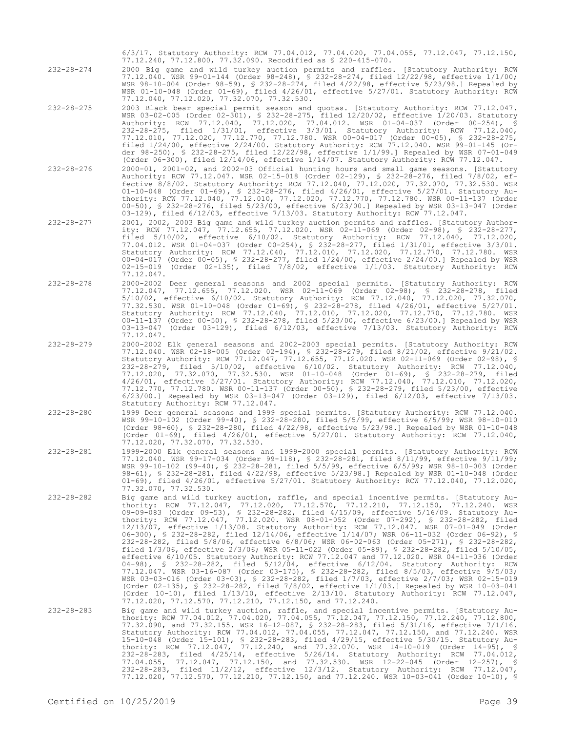6/3/17. Statutory Authority: RCW 77.04.012, 77.04.020, 77.04.055, 77.12.047, 77.12.150, 77.12.240, 77.12.800, 77.32.090. Recodified as § 220-415-070.

232-28-274 2000 Big game and wild turkey auction permits and raffles. [Statutory Authority: RCW 77.12.040. WSR 99-01-144 (Order 98-248), § 232-28-274, filed 12/22/98, effective 1/1/00; WSR 98-10-004 (Order 98-59), § 232-28-274, filed 4/22/98, effective 5/23/98.] Repealed by WSR 01-10-048 (Order 01-69), filed 4/26/01, effective 5/27/01. Statutory Authority: RCW 77.12.040, 77.12.020, 77.32.070, 77.32.530.

232-28-275 2003 Black bear special permit season and quotas. [Statutory Authority: RCW 77.12.047. WSR 03-02-005 (Order 02-301), § 232-28-275, filed 12/20/02, effective 1/20/03. Statutory Authority: RCW 77.12.040, 77.12.020, 77.04.012. WSR 01-04-037 (Order 00-254), § 232-28-275, filed 1/31/01, effective 3/3/01. Statutory Authority: RCW 77.12.040, 77.12.010, 77.12.020, 77.12.770, 77.12.780. WSR 00-04-017 (Order 00-05), § 232-28-275, filed 1/24/00, effective 2/24/00. Statutory Authority: RCW 77.12.040. WSR 99-01-145 (Order 98-250), § 232-28-275, filed 12/22/98, effective 1/1/99.] Repealed by WSR 07-01-049 (Order 06-300), filed 12/14/06, effective 1/14/07. Statutory Authority: RCW 77.12.047.

232-28-276 2000-01, 2001-02, and 2002-03 Official hunting hours and small game seasons. [Statutory Authority: RCW 77.12.047. WSR 02-15-018 (Order 02-129), § 232-28-276, filed 7/8/02, effective 8/8/02. Statutory Authority: RCW 77.12.040, 77.12.020, 77.32.070, 77.32.530. WSR 01-10-048 (Order 01-69), § 232-28-276, filed 4/26/01, effective 5/27/01. Statutory Authority: RCW 77.12.040, 77.12.010, 77.12.020, 77.12.770, 77.12.780. WSR 00-11-137 (Order 00-50), § 232-28-276, filed 5/23/00, effective 6/23/00.] Repealed by WSR 03-13-047 (Order 03-129), filed 6/12/03, effective 7/13/03. Statutory Authority: RCW 77.12.047.

232-28-277 2001, 2002, 2003 Big game and wild turkey auction permits and raffles. [Statutory Authority: RCW 77.12.047, 77.12.655, 77.12.020. WSR 02-11-069 (Order 02-98), § 232-28-277, filed 5/10/02, effective 6/10/02. Statutory Authority: RCW 77.12.040, 77.12.020, 77.04.012. WSR 01-04-037 (Order 00-254), § 232-28-277, filed 1/31/01, effective 3/3/01. Statutory Authority: RCW 77.12.040, 77.12.010, 77.12.020, 77.12.770, 77.12.780. WSR 00-04-017 (Order 00-05), § 232-28-277, filed 1/24/00, effective 2/24/00.] Repealed by WSR 02-15-019 (Order 02-135), filed 7/8/02, effective 1/1/03. Statutory Authority: RCW 77.12.047.

232-28-278 2000-2002 Deer general seasons and 2002 special permits. [Statutory Authority: RCW 77.12.047, 77.12.655, 77.12.020. WSR 02-11-069 (Order 02-98), § 232-28-278, filed 5/10/02, effective 6/10/02. Statutory Authority: RCW 77.12.040, 77.12.020, 77.32.070, 77.32.530. WSR 01-10-048 (Order 01-69), § 232-28-278, filed 4/26/01, effective 5/27/01. Statutory Authority: RCW 77.12.040, 77.12.010, 77.12.020, 77.12.770, 77.12.780. WSR 00-11-137 (Order 00-50), § 232-28-278, filed 5/23/00, effective 6/23/00.] Repealed by WSR 03-13-047 (Order 03-129), filed 6/12/03, effective 7/13/03. Statutory Authority: RCW 77.12.047.

232-28-279 2000-2002 Elk general seasons and 2002-2003 special permits. [Statutory Authority: RCW 77.12.040. WSR 02-18-005 (Order 02-194), § 232-28-279, filed 8/21/02, effective 9/21/02. Statutory Authority: RCW 77.12.047, 77.12.655, 77.12.020. WSR 02-11-069 (Order 02-98), § 232-28-279, filed 5/10/02, effective 6/10/02. Statutory Authority: RCW 77.12.040, 77.12.020, 77.32.070, 77.32.530. WSR 01-10-048 (Order 01-69), § 232-28-279, filed 4/26/01, effective 5/27/01. Statutory Authority: RCW 77.12.040, 77.12.010, 77.12.020, 77.12.770, 77.12.780. WSR 00-11-137 (Order 00-50), § 232-28-279, filed 5/23/00, effective 6/23/00.] Repealed by WSR 03-13-047 (Order 03-129), filed 6/12/03, effective 7/13/03. Statutory Authority: RCW 77.12.047.

232-28-280 1999 Deer general seasons and 1999 special permits. [Statutory Authority: RCW 77.12.040. WSR 99-10-102 (Order 99-40), § 232-28-280, filed 5/5/99, effective 6/5/99; WSR 98-10-010 (Order 98-60), § 232-28-280, filed 4/22/98, effective 5/23/98.] Repealed by WSR 01-10-048 (Order 01-69), filed 4/26/01, effective 5/27/01. Statutory Authority: RCW 77.12.040, 77.12.020, 77.32.070, 77.32.530.

232-28-281 1999-2000 Elk general seasons and 1999-2000 special permits. [Statutory Authority: RCW 77.12.040. WSR 99-17-034 (Order 99-118), § 232-28-281, filed 8/11/99, effective 9/11/99; WSR 99-10-102 (99-40), § 232-28-281, filed 5/5/99, effective 6/5/99; WSR 98-10-003 (Order 98-61), § 232-28-281, filed 4/22/98, effective 5/23/98.] Repealed by WSR 01-10-048 (Order 01-69), filed 4/26/01, effective 5/27/01. Statutory Authority: RCW 77.12.040, 77.12.020, 77.32.070, 77.32.530.

232-28-282 Big game and wild turkey auction, raffle, and special incentive permits. [Statutory Authority: RCW 77.12.047, 77.12.020, 77.12.570, 77.12.210, 77.12.150, 77.12.240. WSR 09-09-083 (Order 09-53), § 232-28-282, filed 4/15/09, effective 5/16/09. Statutory Authority: RCW 77.12.047, 77.12.020. WSR 08-01-052 (Order 07-292), § 232-28-282, filed 12/13/07, effective 1/13/08. Statutory Authority: RCW 77.12.047. WSR 07-01-049 (Order 06-300), § 232-28-282, filed 12/14/06, effective 1/14/07; WSR 06-11-032 (Order 06-92), § 232-28-282, filed 5/8/06, effective 6/8/06; WSR 06-02-063 (Order 05-271), § 232-28-282, filed 1/3/06, effective 2/3/06; WSR 05-11-022 (Order 05-89), § 232-28-282, filed 5/10/05, effective 6/10/05. Statutory Authority: RCW 77.12.047 and 77.12.020. WSR 04-11-036 (Order 04-98), § 232-28-282, filed 5/12/04, effective 6/12/04. Statutory Authority: RCW 77.12.047. WSR 03-16-087 (Order 03-175), § 232-28-282, filed 8/5/03, effective 9/5/03; WSR 03-03-016 (Order 03-03), § 232-28-282, filed 1/7/03, effective 2/7/03; WSR 02-15-019 (Order 02-135), § 232-28-282, filed 7/8/02, effective 1/1/03.] Repealed by WSR 10-03-041 (Order 10-10), filed 1/13/10, effective 2/13/10. Statutory Authority: RCW 77.12.047, 77.12.020, 77.12.570, 77.12.210, 77.12.150, and 77.12.240.

232-28-283 Big game and wild turkey auction, raffle, and special incentive permits. [Statutory Authority: RCW 77.04.012, 77.04.020, 77.04.055, 77.12.047, 77.12.150, 77.12.240, 77.12.800, 77.32.090, and 77.32.155. WSR 16-12-087, § 232-28-283, filed 5/31/16, effective 7/1/16. Statutory Authority: RCW 77.04.012, 77.04.055, 77.12.047, 77.12.150, and 77.12.240. WSR 15-10-048 (Order 15-101), § 232-28-283, filed 4/29/15, effective 5/30/15. Statutory Authority: RCW 77.12.047, 77.12.240, and 77.32.070. WSR 14-10-019 (Order 14-95), § 232-28-283, filed 4/25/14, effective 5/26/14. Statutory Authority: RCW 77.04.012, 77.04.055, 77.12.047, 77.12.150, and 77.32.530. WSR 12-22-045 (Order 12-257), § 232-28-283, filed 11/2/12, effective 12/3/12. Statutory Authority: RCW 77.12.047, 77.12.020, 77.12.570, 77.12.210, 77.12.150, and 77.12.240. WSR 10-03-041 (Order 10-10), §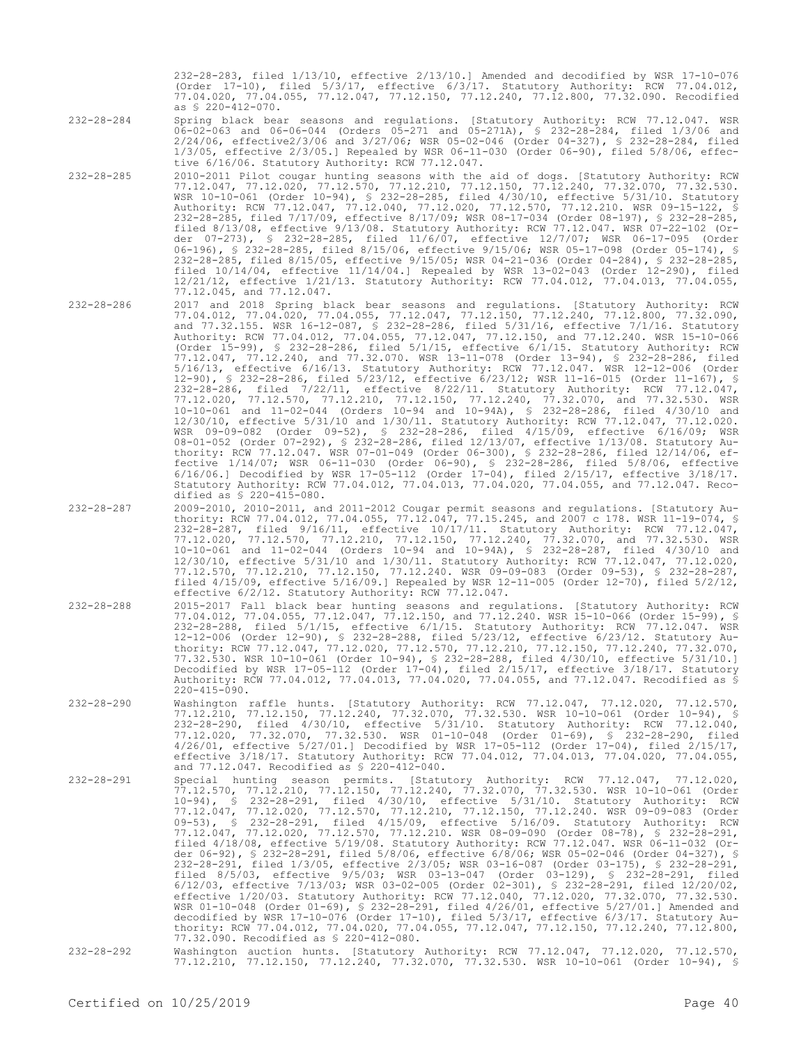232-28-283, filed 1/13/10, effective 2/13/10.] Amended and decodified by WSR 17-10-076 (Order 17-10), filed 5/3/17, effective 6/3/17. Statutory Authority: RCW 77.04.012, 77.04.020, 77.04.055, 77.12.047, 77.12.150, 77.12.240, 77.12.800, 77.32.090. Recodified as § 220-412-070.

232-28-284 Spring black bear seasons and regulations. [Statutory Authority: RCW 77.12.047. WSR 06-02-063 and 06-06-044 (Orders 05-271 and 05-271A), § 232-28-284, filed 1/3/06 and 2/24/06, effective2/3/06 and 3/27/06; WSR 05-02-046 (Order 04-327), § 232-28-284, filed 1/3/05, effective 2/3/05.] Repealed by WSR 06-11-030 (Order 06-90), filed 5/8/06, effective 6/16/06. Statutory Authority: RCW 77.12.047.

232-28-285 2010-2011 Pilot cougar hunting seasons with the aid of dogs. [Statutory Authority: RCW 77.12.047, 77.12.020, 77.12.570, 77.12.210, 77.12.150, 77.12.240, 77.32.070, 77.32.530. WSR 10-10-061 (Order 10-94), § 232-28-285, filed 4/30/10, effective 5/31/10. Statutory Authority: RCW 77.12.047, 77.12.040, 77.12.020, 77.12.570, 77.12.210. WSR 09-15-122, § 232-28-285, filed 7/17/09, effective 8/17/09; WSR 08-17-034 (Order 08-197), § 232-28-285, filed 8/13/08, effective 9/13/08. Statutory Authority: RCW 77.12.047. WSR 07-22-102 (Order 07-273), § 232-28-285, filed 11/6/07, effective 12/7/07; WSR 06-17-095 (Order 06-196), § 232-28-285, filed 8/15/06, effective 9/15/06; WSR 05-17-098 (Order 05-174), § 232-28-285, filed 8/15/05, effective 9/15/05; WSR 04-21-036 (Order 04-284), § 232-28-285, filed 10/14/04, effective 11/14/04.] Repealed by WSR 13-02-043 (Order 12-290), filed 12/21/12, effective 1/21/13. Statutory Authority: RCW 77.04.012, 77.04.013, 77.04.055, 77.12.045, and 77.12.047.

232-28-286 2017 and 2018 Spring black bear seasons and regulations. [Statutory Authority: RCW 77.04.012, 77.04.020, 77.04.055, 77.12.047, 77.12.150, 77.12.240, 77.12.800, 77.32.090, and 77.32.155. WSR 16-12-087, § 232-28-286, filed 5/31/16, effective 7/1/16. Statutory Authority: RCW 77.04.012, 77.04.055, 77.12.047, 77.12.150, and 77.12.240. WSR 15-10-066 (Order 15-99), § 232-28-286, filed 5/1/15, effective 6/1/15. Statutory Authority: RCW 77.12.047, 77.12.240, and 77.32.070. WSR 13-11-078 (Order 13-94), § 232-28-286, filed 5/16/13, effective 6/16/13. Statutory Authority: RCW 77.12.047. WSR 12-12-006 (Order 12-90), § 232-28-286, filed 5/23/12, effective 6/23/12; WSR 11-16-015 (Order 11-167), § 232-28-286, filed 7/22/11, effective 8/22/11. Statutory Authority: RCW 77.12.047, 77.12.020, 77.12.570, 77.12.210, 77.12.150, 77.12.240, 77.32.070, and 77.32.530. WSR 10-10-061 and 11-02-044 (Orders 10-94 and 10-94A), § 232-28-286, filed 4/30/10 and 12/30/10, effective 5/31/10 and 1/30/11. Statutory Authority: RCW 77.12.047, 77.12.020. WSR 09-09-082 (Order 09-52), § 232-28-286, filed 4/15/09, effective 6/16/09; WSR 08-01-052 (Order 07-292), § 232-28-286, filed 12/13/07, effective 1/13/08. Statutory Authority: RCW 77.12.047. WSR 07-01-049 (Order 06-300), § 232-28-286, filed 12/14/06, effective 1/14/07; WSR 06-11-030 (Order 06-90), § 232-28-286, filed 5/8/06, effective 6/16/06.] Decodified by WSR 17-05-112 (Order 17-04), filed 2/15/17, effective 3/18/17. Statutory Authority: RCW 77.04.012, 77.04.013, 77.04.020, 77.04.055, and 77.12.047. Recodified as § 220-415-080.

232-28-287 2009-2010, 2010-2011, and 2011-2012 Cougar permit seasons and regulations. [Statutory Authority: RCW 77.04.012, 77.04.055, 77.12.047, 77.15.245, and 2007 c 178. WSR 11-19-074, § 232-28-287, filed 9/16/11, effective 10/17/11. Statutory Authority: RCW 77.12.047, 77.12.020, 77.12.570, 77.12.210, 77.12.150, 77.12.240, 77.32.070, and 77.32.530. WSR 10-10-061 and 11-02-044 (Orders 10-94 and 10-94A), § 232-28-287, filed 4/30/10 and 12/30/10, effective 5/31/10 and 1/30/11. Statutory Authority: RCW 77.12.047, 77.12.020, 77.12.570, 77.12.210, 77.12.150, 77.12.240. WSR 09-09-083 (Order 09-53), § 232-28-287, filed 4/15/09, effective 5/16/09.] Repealed by WSR 12-11-005 (Order 12-70), filed 5/2/12, effective 6/2/12. Statutory Authority: RCW 77.12.047.

232-28-288 2015-2017 Fall black bear hunting seasons and regulations. [Statutory Authority: RCW 77.04.012, 77.04.055, 77.12.047, 77.12.150, and 77.12.240. WSR 15-10-066 (Order 15-99), § 232-28-288, filed 5/1/15, effective 6/1/15. Statutory Authority: RCW 77.12.047. WSR 12-12-006 (Order 12-90), § 232-28-288, filed 5/23/12, effective 6/23/12. Statutory Authority: RCW 77.12.047, 77.12.020, 77.12.570, 77.12.210, 77.12.150, 77.12.240, 77.32.070, 77.32.530. WSR 10-10-061 (Order 10-94), § 232-28-288, filed 4/30/10, effective 5/31/10.] Decodified by WSR 17-05-112 (Order 17-04), filed 2/15/17, effective 3/18/17. Statutory Authority: RCW 77.04.012, 77.04.013, 77.04.020, 77.04.055, and 77.12.047. Recodified as § 220-415-090.

232-28-290 Washington raffle hunts. [Statutory Authority: RCW 77.12.047, 77.12.020, 77.12.570, 77.12.210, 77.12.150, 77.12.240, 77.32.070, 77.32.530. WSR 10-10-061 (Order 10-94), § 232-28-290, filed 4/30/10, effective 5/31/10. Statutory Authority: RCW 77.12.040, 77.12.020, 77.32.070, 77.32.530. WSR 01-10-048 (Order 01-69), § 232-28-290, filed 4/26/01, effective 5/27/01.] Decodified by WSR 17-05-112 (Order 17-04), filed 2/15/17, effective 3/18/17. Statutory Authority: RCW 77.04.012, 77.04.013, 77.04.020, 77.04.055, and 77.12.047. Recodified as § 220-412-040.

232-28-291 Special hunting season permits. [Statutory Authority: RCW 77.12.047, 77.12.020, 77.12.570, 77.12.210, 77.12.150, 77.12.240, 77.32.070, 77.32.530. WSR 10-10-061 (Order 10-94), § 232-28-291, filed 4/30/10, effective 5/31/10. Statutory Authority: RCW 77.12.047, 77.12.020, 77.12.570, 77.12.210, 77.12.150, 77.12.240. WSR 09-09-083 (Order 09-53), § 232-28-291, filed 4/15/09, effective 5/16/09. Statutory Authority: RCW 77.12.047, 77.12.020, 77.12.570, 77.12.210. WSR 08-09-090 (Order 08-78), § 232-28-291, filed 4/18/08, effective 5/19/08. Statutory Authority: RCW 77.12.047. WSR 06-11-032 (Order 06-92), § 232-28-291, filed 5/8/06, effective 6/8/06; WSR 05-02-046 (Order 04-327), § 232-28-291, filed 1/3/05, effective 2/3/05; WSR 03-16-087 (Order 03-175), § 232-28-291, filed 8/5/03, effective 9/5/03; WSR 03-13-047 (Order 03-129), § 232-28-291, filed 6/12/03, effective 7/13/03; WSR 03-02-005 (Order 02-301), § 232-28-291, filed 12/20/02, effective 1/20/03. Statutory Authority: RCW 77.12.040, 77.12.020, 77.32.070, 77.32.530. WSR 01-10-048 (Order 01-69), § 232-28-291, filed 4/26/01, effective 5/27/01.] Amended and decodified by WSR 17-10-076 (Order 17-10), filed 5/3/17, effective 6/3/17. Statutory Authority: RCW 77.04.012, 77.04.020, 77.04.055, 77.12.047, 77.12.150, 77.12.240, 77.12.800, 77.32.090. Recodified as § 220-412-080.

232-28-292 Washington auction hunts. [Statutory Authority: RCW 77.12.047, 77.12.020, 77.12.570, 77.12.210, 77.12.150, 77.12.240, 77.32.070, 77.32.530. WSR 10-10-061 (Order 10-94), §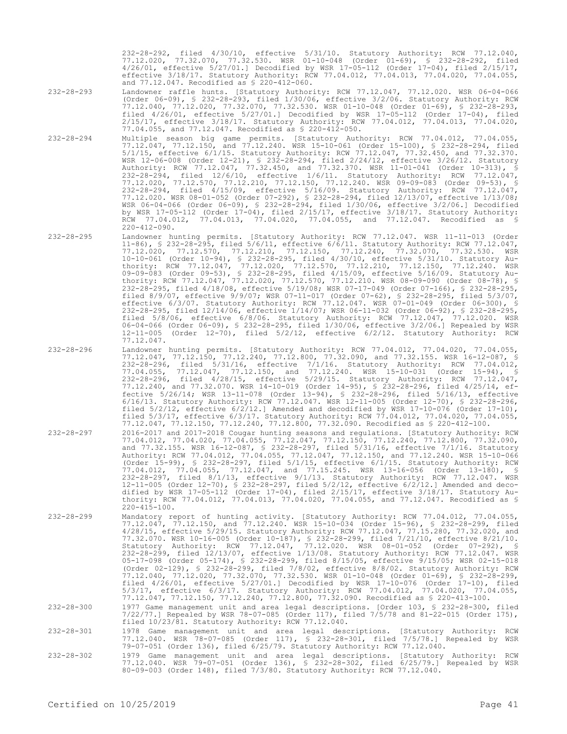232-28-292, filed 4/30/10, effective 5/31/10. Statutory Authority: RCW 77.12.040, 77.12.020, 77.32.070, 77.32.530. WSR 01-10-048 (Order 01-69), § 232-28-292, filed 4/26/01, effective 5/27/01.] Decodified by WSR 17-05-112 (Order 17-04), filed 2/15/17, effective 3/18/17. Statutory Authority: RCW 77.04.012, 77.04.013, 77.04.020, 77.04.055, and 77.12.047. Recodified as § 220-412-060.

232-28-293 Landowner raffle hunts. [Statutory Authority: RCW 77.12.047, 77.12.020. WSR 06-04-066 (Order 06-09), § 232-28-293, filed 1/30/06, effective 3/2/06. Statutory Authority: RCW 77.12.040, 77.12.020, 77.32.070, 77.32.530. WSR 01-10-048 (Order 01-69), § 232-28-293, filed 4/26/01, effective 5/27/01.] Decodified by WSR 17-05-112 (Order 17-04), filed 2/15/17, effective 3/18/17. Statutory Authority: RCW 77.04.012, 77.04.013, 77.04.020, 77.04.055, and 77.12.047. Recodified as § 220-412-050.

232-28-294 Multiple season big game permits. [Statutory Authority: RCW 77.04.012, 77.04.055, 77.12.047, 77.12.150, and 77.12.240. WSR 15-10-061 (Order 15-100), § 232-28-294, filed 5/1/15, effective 6/1/15. Statutory Authority: RCW 77.12.047, 77.32.450, and 77.32.370. WSR 12-06-008 (Order 12-21), § 232-28-294, filed 2/24/12, effective 3/26/12. Statutory Authority: RCW 77.12.047, 77.32.450, and 77.32.370. WSR 11-01-041 (Order 10-313), § 232-28-294, filed 12/6/10, effective 1/6/11. Statutory Authority: RCW 77.12.047, 77.12.020, 77.12.570, 77.12.210, 77.12.150, 77.12.240. WSR 09-09-083 (Order 09-53), § 232-28-294, filed 4/15/09, effective 5/16/09. Statutory Authority: RCW 77.12.047, 77.12.020. WSR 08-01-052 (Order 07-292), § 232-28-294, filed 12/13/07, effective 1/13/08; WSR 06-04-066 (Order 06-09), § 232-28-294, filed 1/30/06, effective 3/2/06.] Decodified by WSR 17-05-112 (Order 17-04), filed 2/15/17, effective 3/18/17. Statutory Authority: RCW 77.04.012, 77.04.013, 77.04.020, 77.04.055, and 77.12.047. Recodified as § 220-412-090.

232-28-295 Landowner hunting permits. [Statutory Authority: RCW 77.12.047. WSR 11-11-013 (Order 11-86), § 232-28-295, filed 5/6/11, effective 6/6/11. Statutory Authority: RCW 77.12.047, 77.12.020, 77.12.570, 77.12.210, 77.12.150, 77.12.240, 77.32.070, 77.32.530. WSR 10-10-061 (Order 10-94), § 232-28-295, filed 4/30/10, effective 5/31/10. Statutory Authority: RCW 77.12.047, 77.12.020, 77.12.570, 77.12.210, 77.12.150, 77.12.240. WSR 09-09-083 (Order 09-53), § 232-28-295, filed 4/15/09, effective 5/16/09. Statutory Authority: RCW 77.12.047, 77.12.020, 77.12.570, 77.12.210. WSR 08-09-090 (Order 08-78), § 232-28-295, filed 4/18/08, effective 5/19/08; WSR 07-17-049 (Order 07-166), § 232-28-295, filed 8/9/07, effective 9/9/07; WSR 07-11-017 (Order 07-62), § 232-28-295, filed 5/3/07, effective 6/3/07. Statutory Authority: RCW 77.12.047. WSR 07-01-049 (Order 06-300), § 232-28-295, filed 12/14/06, effective 1/14/07; WSR 06-11-032 (Order 06-92), § 232-28-295, filed 5/8/06, effective 6/8/06. Statutory Authority: RCW 77.12.047, 77.12.020. WSR 06-04-066 (Order 06-09), § 232-28-295, filed 1/30/06, effective 3/2/06.] Repealed by WSR 12-11-005 (Order 12-70), filed 5/2/12, effective 6/2/12. Statutory Authority: RCW 77.12.047.

232-28-296 Landowner hunting permits. [Statutory Authority: RCW 77.04.012, 77.04.020, 77.04.055, 77.12.047, 77.12.150, 77.12.240, 77.12.800, 77.32.090, and 77.32.155. WSR 16-12-087, § 232-28-296, filed 5/31/16, effective 7/1/16. Statutory Authority: RCW 77.04.012, 77.04.055, 77.12.047, 77.12.150, and 77.12.240. WSR 15-10-031 (Order 15-94), § 232-28-296, filed 4/28/15, effective 5/29/15. Statutory Authority: RCW 77.12.047, 77.12.240, and 77.32.070. WSR 14-10-019 (Order 14-95), § 232-28-296, filed 4/25/14, effective 5/26/14; WSR 13-11-078 (Order 13-94), § 232-28-296, filed 5/16/13, effective 6/16/13. Statutory Authority: RCW 77.12.047. WSR 12-11-005 (Order 12-70), § 232-28-296, filed 5/2/12, effective 6/2/12.] Amended and decodified by WSR 17-10-076 (Order 17-10), filed 5/3/17, effective 6/3/17. Statutory Authority: RCW 77.04.012, 77.04.020, 77.04.055, 77.12.047, 77.12.150, 77.12.240, 77.12.800, 77.32.090. Recodified as § 220-412-100.

232-28-297 2016-2017 and 2017-2018 Cougar hunting seasons and regulations. [Statutory Authority: RCW 77.04.012, 77.04.020, 77.04.055, 77.12.047, 77.12.150, 77.12.240, 77.12.800, 77.32.090, and 77.32.155. WSR 16-12-087, § 232-28-297, filed 5/31/16, effective 7/1/16. Statutory Authority: RCW 77.04.012, 77.04.055, 77.12.047, 77.12.150, and 77.12.240. WSR 15-10-066 (Order 15-99), § 232-28-297, filed 5/1/15, effective 6/1/15. Statutory Authority: RCW 77.04.012, 77.04.055, 77.12.047, and 77.15.245. WSR 13-16-056 (Order 13-180), § 232-28-297, filed 8/1/13, effective 9/1/13. Statutory Authority: RCW 77.12.047. WSR 12-11-005 (Order 12-70), § 232-28-297, filed 5/2/12, effective 6/2/12.] Amended and decodified by WSR 17-05-112 (Order 17-04), filed 2/15/17, effective 3/18/17. Statutory Authority: RCW 77.04.012, 77.04.013, 77.04.020, 77.04.055, and 77.12.047. Recodified as § 220-415-100.

232-28-299 Mandatory report of hunting activity. [Statutory Authority: RCW 77.04.012, 77.04.055, 77.12.047, 77.12.150, and 77.12.240. WSR 15-10-034 (Order 15-96), § 232-28-299, filed 4/28/15, effective 5/29/15. Statutory Authority: RCW 77.12.047, 77.15.280, 77.32.020, and 77.32.070. WSR 10-16-005 (Order 10-187), § 232-28-299, filed 7/21/10, effective 8/21/10. Statutory Authority: RCW 77.12.047, 77.12.020. WSR 08-01-052 (Order 07-292), § 232-28-299, filed 12/13/07, effective 1/13/08. Statutory Authority: RCW 77.12.047. WSR 05-17-098 (Order 05-174), § 232-28-299, filed 8/15/05, effective 9/15/05; WSR 02-15-018 (Order 02-129), § 232-28-299, filed 7/8/02, effective 8/8/02. Statutory Authority: RCW 77.12.040, 77.12.020, 77.32.070, 77.32.530. WSR 01-10-048 (Order 01-69), § 232-28-299, filed 4/26/01, effective 5/27/01.] Decodified by WSR 17-10-076 (Order 17-10), filed 5/3/17, effective 6/3/17. Statutory Authority: RCW 77.04.012, 77.04.020, 77.04.055, 77.12.047, 77.12.150, 77.12.240, 77.12.800, 77.32.090. Recodified as § 220-413-100.

232-28-300 1977 Game management unit and area legal descriptions. [Order 103, § 232-28-300, filed 7/22/77.] Repealed by WSR 78-07-085 (Order 117), filed 7/5/78 and 81-22-015 (Order 175), filed 10/23/81. Statutory Authority: RCW 77.12.040.

232-28-301 1978 Game management unit and area legal descriptions. [Statutory Authority: RCW 77.12.040. WSR 78-07-085 (Order 117), § 232-28-301, filed 7/5/78.] Repealed by WSR 79-07-051 (Order 136), filed 6/25/79. Statutory Authority: RCW 77.12.040.

232-28-302 1979 Game management unit and area legal descriptions. [Statutory Authority: RCW 77.12.040. WSR 79-07-051 (Order 136), § 232-28-302, filed 6/25/79.] Repealed by WSR 80-09-003 (Order 148), filed 7/3/80. Statutory Authority: RCW 77.12.040.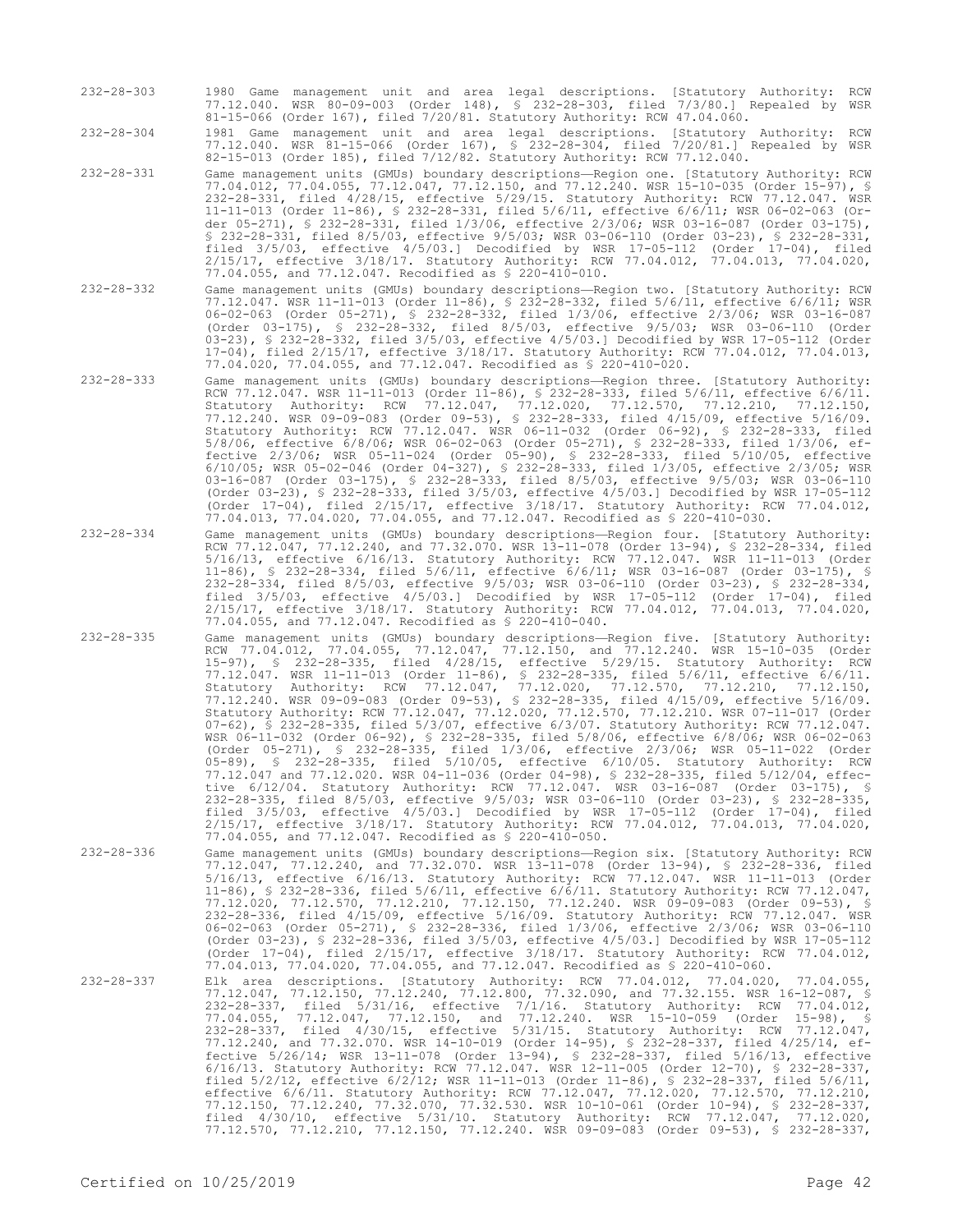232-28-303 1980 Game management unit and area legal descriptions. [Statutory Authority: RCW 77.12.040. WSR 80-09-003 (Order 148), § 232-28-303, filed 7/3/80.] Repealed by WSR 81-15-066 (Order 167), filed 7/20/81. Statutory Authority: RCW 47.04.060.

232-28-304 1981 Game management unit and area legal descriptions. [Statutory Authority: RCW 77.12.040. WSR 81-15-066 (Order 167), § 232-28-304, filed 7/20/81.] Repealed by WSR 82-15-013 (Order 185), filed 7/12/82. Statutory Authority: RCW 77.12.040.

232-28-331 Game management units (GMUs) boundary descriptions—Region one. [Statutory Authority: RCW 77.04.012, 77.04.055, 77.12.047, 77.12.150, and 77.12.240. WSR 15-10-035 (Order 15-97), § 232-28-331, filed 4/28/15, effective 5/29/15. Statutory Authority: RCW 77.12.047. WSR 11-11-013 (Order 11-86), § 232-28-331, filed 5/6/11, effective 6/6/11; WSR 06-02-063 (Order 05-271), § 232-28-331, filed 1/3/06, effective 2/3/06; WSR 03-16-087 (Order 03-175), § 232-28-331, filed 8/5/03, effective 9/5/03; WSR 03-06-110 (Order 03-23), § 232-28-331, filed 3/5/03, effective 4/5/03.] Decodified by WSR 17-05-112 (Order 17-04), filed 2/15/17, effective 3/18/17. Statutory Authority: RCW 77.04.012, 77.04.013, 77.04.020, 77.04.055, and 77.12.047. Recodified as § 220-410-010.

232-28-332 Game management units (GMUs) boundary descriptions—Region two. [Statutory Authority: RCW 77.12.047. WSR 11-11-013 (Order 11-86), § 232-28-332, filed 5/6/11, effective 6/6/11; WSR 06-02-063 (Order 05-271), § 232-28-332, filed 1/3/06, effective 2/3/06; WSR 03-16-087 (Order 03-175), § 232-28-332, filed 8/5/03, effective 9/5/03; WSR 03-06-110 (Order 03-23), § 232-28-332, filed 3/5/03, effective 4/5/03.] Decodified by WSR 17-05-112 (Order 17-04), filed 2/15/17, effective 3/18/17. Statutory Authority: RCW 77.04.012, 77.04.013, 77.04.020, 77.04.055, and 77.12.047. Recodified as § 220-410-020.

232-28-333 Game management units (GMUs) boundary descriptions—Region three. [Statutory Authority: RCW 77.12.047. WSR 11-11-013 (Order 11-86), § 232-28-333, filed 5/6/11, effective 6/6/11. Statutory Authority: RCW 77.12.047, 77.12.020, 77.12.570, 77.12.210, 77.12.150, 77.12.240. WSR 09-09-083 (Order 09-53), § 232-28-333, filed 4/15/09, effective 5/16/09. Statutory Authority: RCW 77.12.047. WSR 06-11-032 (Order 06-92), § 232-28-333, filed 5/8/06, effective 6/8/06; WSR 06-02-063 (Order 05-271), § 232-28-333, filed 1/3/06, effective 2/3/06; WSR 05-11-024 (Order 05-90), § 232-28-333, filed 5/10/05, effective 6/10/05; WSR 05-02-046 (Order 04-327), § 232-28-333, filed 1/3/05, effective 2/3/05; WSR 03-16-087 (Order 03-175), § 232-28-333, filed 8/5/03, effective 9/5/03; WSR 03-06-110 (Order 03-23), § 232-28-333, filed 3/5/03, effective 4/5/03.] Decodified by WSR 17-05-112 (Order 17-04), filed 2/15/17, effective 3/18/17. Statutory Authority: RCW 77.04.012, 77.04.013, 77.04.020, 77.04.055, and 77.12.047. Recodified as § 220-410-030.

232-28-334 Game management units (GMUs) boundary descriptions—Region four. [Statutory Authority: RCW 77.12.047, 77.12.240, and 77.32.070. WSR 13-11-078 (Order 13-94), § 232-28-334, filed 5/16/13, effective 6/16/13. Statutory Authority: RCW 77.12.047. WSR 11-11-013 (Order 11-86), § 232-28-334, filed 5/6/11, effective 6/6/11; WSR 03-16-087 (Order 03-175), § 232-28-334, filed 8/5/03, effective 9/5/03; WSR 03-06-110 (Order 03-23), § 232-28-334, filed 3/5/03, effective 4/5/03.] Decodified by WSR 17-05-112 (Order 17-04), filed 2/15/17, effective 3/18/17. Statutory Authority: RCW 77.04.012, 77.04.013, 77.04.020, 77.04.055, and 77.12.047. Recodified as § 220-410-040.

232-28-335 Game management units (GMUs) boundary descriptions—Region five. [Statutory Authority: RCW 77.04.012, 77.04.055, 77.12.047, 77.12.150, and 77.12.240. WSR 15-10-035 (Order 15-97), § 232-28-335, filed 4/28/15, effective 5/29/15. Statutory Authority: RCW 77.12.047. WSR 11-11-013 (Order 11-86), § 232-28-335, filed 5/6/11, effective 6/6/11. Statutory Authority: RCW 77.12.047, 77.12.020, 77.12.570, 77.12.210, 77.12.150, 77.12.240. WSR 09-09-083 (Order 09-53), § 232-28-335, filed 4/15/09, effective 5/16/09. Statutory Authority: RCW 77.12.047, 77.12.020, 77.12.570, 77.12.210. WSR 07-11-017 (Order 07-62), § 232-28-335, filed 5/3/07, effective 6/3/07. Statutory Authority: RCW 77.12.047. WSR 06-11-032 (Order 06-92), § 232-28-335, filed 5/8/06, effective 6/8/06; WSR 06-02-063 (Order 05-271), § 232-28-335, filed 1/3/06, effective 2/3/06; WSR 05-11-022 (Order 05-89), § 232-28-335, filed 5/10/05, effective 6/10/05. Statutory Authority: RCW 77.12.047 and 77.12.020. WSR 04-11-036 (Order 04-98), § 232-28-335, filed 5/12/04, effective 6/12/04. Statutory Authority: RCW 77.12.047. WSR 03-16-087 (Order 03-175), § 232-28-335, filed 8/5/03, effective 9/5/03; WSR 03-06-110 (Order 03-23), § 232-28-335, filed 3/5/03, effective 4/5/03.] Decodified by WSR 17-05-112 (Order 17-04), filed 2/15/17, effective 3/18/17. Statutory Authority: RCW 77.04.012, 77.04.013, 77.04.020, 77.04.055, and 77.12.047. Recodified as § 220-410-050.

232-28-336 Game management units (GMUs) boundary descriptions—Region six. [Statutory Authority: RCW 77.12.047, 77.12.240, and 77.32.070. WSR 13-11-078 (Order 13-94), § 232-28-336, filed 5/16/13, effective 6/16/13. Statutory Authority: RCW 77.12.047. WSR 11-11-013 (Order 11-86), § 232-28-336, filed 5/6/11, effective 6/6/11. Statutory Authority: RCW 77.12.047, 77.12.020, 77.12.570, 77.12.210, 77.12.150, 77.12.240. WSR 09-09-083 (Order 09-53), § 232-28-336, filed 4/15/09, effective 5/16/09. Statutory Authority: RCW 77.12.047. WSR 06-02-063 (Order 05-271), § 232-28-336, filed 1/3/06, effective 2/3/06; WSR 03-06-110 (Order 03-23), § 232-28-336, filed 3/5/03, effective 4/5/03.] Decodified by WSR 17-05-112 (Order 17-04), filed 2/15/17, effective 3/18/17. Statutory Authority: RCW 77.04.012, 77.04.013, 77.04.020, 77.04.055, and 77.12.047. Recodified as § 220-410-060.

232-28-337 Elk area descriptions. [Statutory Authority: RCW 77.04.012, 77.04.020, 77.04.055, 77.12.047, 77.12.150, 77.12.240, 77.12.800, 77.32.090, and 77.32.155. WSR 16-12-087, § 232-28-337, filed 5/31/16, effective 7/1/16. Statutory Authority: RCW 77.04.012, 77.04.055, 77.12.047, 77.12.150, and 77.12.240. WSR 15-10-059 (Order 15-98), § 232-28-337, filed 4/30/15, effective 5/31/15. Statutory Authority: RCW 77.12.047, 77.12.240, and 77.32.070. WSR 14-10-019 (Order 14-95), § 232-28-337, filed 4/25/14, effective 5/26/14; WSR 13-11-078 (Order 13-94), § 232-28-337, filed 5/16/13, effective 6/16/13. Statutory Authority: RCW 77.12.047. WSR 12-11-005 (Order 12-70), § 232-28-337, filed 5/2/12, effective 6/2/12; WSR 11-11-013 (Order 11-86), § 232-28-337, filed 5/6/11, effective 6/6/11. Statutory Authority: RCW 77.12.047, 77.12.020, 77.12.570, 77.12.210, 77.12.150, 77.12.240, 77.32.070, 77.32.530. WSR 10-10-061 (Order 10-94), § 232-28-337, filed 4/30/10, effective 5/31/10. Statutory Authority: RCW 77.12.047, 77.12.020, 77.12.570, 77.12.210, 77.12.150, 77.12.240. WSR 09-09-083 (Order 09-53), § 232-28-337,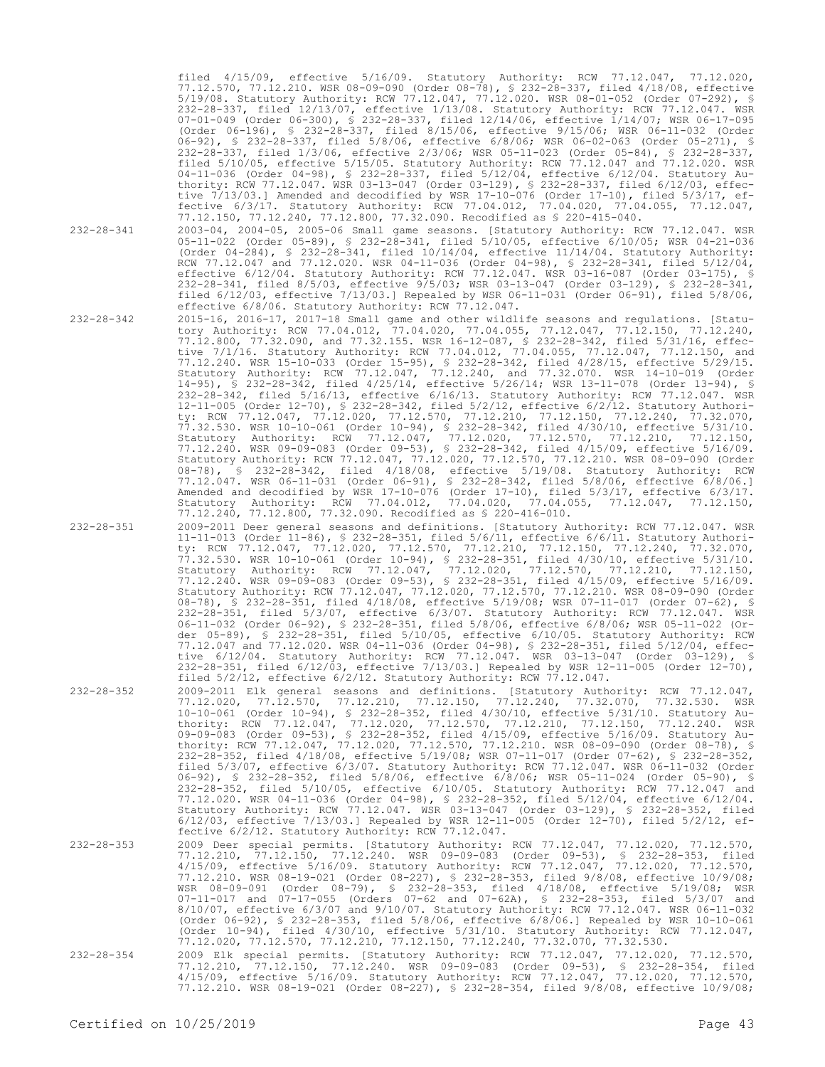filed 4/15/09, effective 5/16/09. Statutory Authority: RCW 77.12.047, 77.12.020, 77.12.570, 77.12.210. WSR 08-09-090 (Order 08-78), § 232-28-337, filed 4/18/08, effective 5/19/08. Statutory Authority: RCW 77.12.047, 77.12.020. WSR 08-01-052 (Order 07-292), § 232-28-337, filed 12/13/07, effective 1/13/08. Statutory Authority: RCW 77.12.047. WSR 07-01-049 (Order 06-300), § 232-28-337, filed 12/14/06, effective 1/14/07; WSR 06-17-095 (Order 06-196), § 232-28-337, filed 8/15/06, effective 9/15/06; WSR 06-11-032 (Order 06-92), § 232-28-337, filed 5/8/06, effective 6/8/06; WSR 06-02-063 (Order 05-271), § 232-28-337, filed 1/3/06, effective 2/3/06; WSR 05-11-023 (Order 05-84), § 232-28-337, filed 5/10/05, effective 5/15/05. Statutory Authority: RCW 77.12.047 and 77.12.020. WSR 04-11-036 (Order 04-98), § 232-28-337, filed 5/12/04, effective 6/12/04. Statutory Authority: RCW 77.12.047. WSR 03-13-047 (Order 03-129), § 232-28-337, filed 6/12/03, effective 7/13/03.] Amended and decodified by WSR 17-10-076 (Order 17-10), filed 5/3/17, effective 6/3/17. Statutory Authority: RCW 77.04.012, 77.04.020, 77.04.055, 77.12.047, 77.12.150, 77.12.240, 77.12.800, 77.32.090. Recodified as § 220-415-040.

232-28-341 2003-04, 2004-05, 2005-06 Small game seasons. [Statutory Authority: RCW 77.12.047. WSR 05-11-022 (Order 05-89), § 232-28-341, filed 5/10/05, effective 6/10/05; WSR 04-21-036 (Order 04-284), § 232-28-341, filed 10/14/04, effective 11/14/04. Statutory Authority: RCW 77.12.047 and 77.12.020. WSR 04-11-036 (Order 04-98), § 232-28-341, filed 5/12/04, effective 6/12/04. Statutory Authority: RCW 77.12.047. WSR 03-16-087 (Order 03-175), § 232-28-341, filed 8/5/03, effective 9/5/03; WSR 03-13-047 (Order 03-129), § 232-28-341, filed 6/12/03, effective 7/13/03.] Repealed by WSR 06-11-031 (Order 06-91), filed 5/8/06, effective 6/8/06. Statutory Authority: RCW 77.12.047.

232-28-342 2015-16, 2016-17, 2017-18 Small game and other wildlife seasons and regulations. [Statutory Authority: RCW 77.04.012, 77.04.020, 77.04.055, 77.12.047, 77.12.150, 77.12.240, 77.12.800, 77.32.090, and 77.32.155. WSR 16-12-087, § 232-28-342, filed 5/31/16, effective 7/1/16. Statutory Authority: RCW 77.04.012, 77.04.055, 77.12.047, 77.12.150, and 77.12.240. WSR 15-10-033 (Order 15-95), § 232-28-342, filed 4/28/15, effective 5/29/15. Statutory Authority: RCW 77.12.047, 77.12.240, and 77.32.070. WSR 14-10-019 (Order 14-95), § 232-28-342, filed 4/25/14, effective 5/26/14; WSR 13-11-078 (Order 13-94), § 232-28-342, filed 5/16/13, effective 6/16/13. Statutory Authority: RCW 77.12.047. WSR 12-11-005 (Order 12-70), § 232-28-342, filed 5/2/12, effective 6/2/12. Statutory Authority: RCW 77.12.047, 77.12.020, 77.12.570, 77.12.210, 77.12.150, 77.12.240, 77.32.070, 77.32.530. WSR 10-10-061 (Order 10-94), § 232-28-342, filed 4/30/10, effective 5/31/10. Statutory Authority: RCW 77.12.047, 77.12.020, 77.12.570, 77.12.210, 77.12.150, 77.12.240. WSR 09-09-083 (Order 09-53), § 232-28-342, filed 4/15/09, effective 5/16/09. Statutory Authority: RCW 77.12.047, 77.12.020, 77.12.570, 77.12.210. WSR 08-09-090 (Order 08-78), § 232-28-342, filed 4/18/08, effective 5/19/08. Statutory Authority: RCW 77.12.047. WSR 06-11-031 (Order 06-91), § 232-28-342, filed 5/8/06, effective 6/8/06.] Amended and decodified by WSR 17-10-076 (Order 17-10), filed 5/3/17, effective 6/3/17. Statutory Authority: RCW 77.04.012, 77.04.020, 77.04.055, 77.12.047, 77.12.150, 77.12.240, 77.12.800, 77.32.090. Recodified as § 220-416-010.

232-28-351 2009-2011 Deer general seasons and definitions. [Statutory Authority: RCW 77.12.047. WSR 11-11-013 (Order 11-86), § 232-28-351, filed 5/6/11, effective 6/6/11. Statutory Authority: RCW 77.12.047, 77.12.020, 77.12.570, 77.12.210, 77.12.150, 77.12.240, 77.32.070, 77.32.530. WSR 10-10-061 (Order 10-94), § 232-28-351, filed 4/30/10, effective 5/31/10. Statutory Authority: RCW 77.12.047, 77.12.020, 77.12.570, 77.12.210, 77.12.150, 77.12.240. WSR 09-09-083 (Order 09-53), § 232-28-351, filed 4/15/09, effective 5/16/09. Statutory Authority: RCW 77.12.047, 77.12.020, 77.12.570, 77.12.210. WSR 08-09-090 (Order 08-78), § 232-28-351, filed 4/18/08, effective 5/19/08; WSR 07-11-017 (Order 07-62), § 232-28-351, filed 5/3/07, effective 6/3/07. Statutory Authority: RCW 77.12.047. WSR 06-11-032 (Order 06-92), § 232-28-351, filed 5/8/06, effective 6/8/06; WSR 05-11-022 (Order 05-89), § 232-28-351, filed 5/10/05, effective 6/10/05. Statutory Authority: RCW 77.12.047 and 77.12.020. WSR 04-11-036 (Order 04-98), § 232-28-351, filed 5/12/04, effective 6/12/04. Statutory Authority: RCW 77.12.047. WSR 03-13-047 (Order 03-129), § 232-28-351, filed 6/12/03, effective 7/13/03.] Repealed by WSR 12-11-005 (Order 12-70), filed 5/2/12, effective 6/2/12. Statutory Authority: RCW 77.12.047.

232-28-352 2009-2011 Elk general seasons and definitions. [Statutory Authority: RCW 77.12.047, 77.12.020, 77.12.570, 77.12.210, 77.12.150, 77.12.240, 77.32.070, 77.32.530. WSR 10-10-061 (Order 10-94), § 232-28-352, filed 4/30/10, effective 5/31/10. Statutory Authority: RCW 77.12.047, 77.12.020, 77.12.570, 77.12.210, 77.12.150, 77.12.240. WSR 09-09-083 (Order 09-53), § 232-28-352, filed 4/15/09, effective 5/16/09. Statutory Authority: RCW 77.12.047, 77.12.020, 77.12.570, 77.12.210. WSR 08-09-090 (Order 08-78), § 232-28-352, filed 4/18/08, effective 5/19/08; WSR 07-11-017 (Order 07-62), § 232-28-352, filed 5/3/07, effective 6/3/07. Statutory Authority: RCW 77.12.047. WSR 06-11-032 (Order 06-92), § 232-28-352, filed 5/8/06, effective 6/8/06; WSR 05-11-024 (Order 05-90), § 232-28-352, filed 5/10/05, effective 6/10/05. Statutory Authority: RCW 77.12.047 and 77.12.020. WSR 04-11-036 (Order 04-98), § 232-28-352, filed 5/12/04, effective 6/12/04. Statutory Authority: RCW 77.12.047. WSR 03-13-047 (Order 03-129), § 232-28-352, filed 6/12/03, effective 7/13/03.] Repealed by WSR 12-11-005 (Order 12-70), filed 5/2/12, effective 6/2/12. Statutory Authority: RCW 77.12.047.

232-28-353 2009 Deer special permits. [Statutory Authority: RCW 77.12.047, 77.12.020, 77.12.570, 77.12.210, 77.12.150, 77.12.240. WSR 09-09-083 (Order 09-53), § 232-28-353, filed 4/15/09, effective 5/16/09. Statutory Authority: RCW 77.12.047, 77.12.020, 77.12.570, 77.12.210. WSR 08-19-021 (Order 08-227), § 232-28-353, filed 9/8/08, effective 10/9/08; WSR 08-09-091 (Order 08-79), § 232-28-353, filed 4/18/08, effective 5/19/08; WSR 07-11-017 and 07-17-055 (Orders 07-62 and 07-62A), § 232-28-353, filed 5/3/07 and 8/10/07, effective 6/3/07 and 9/10/07. Statutory Authority: RCW 77.12.047. WSR 06-11-032 (Order 06-92), § 232-28-353, filed 5/8/06, effective 6/8/06.] Repealed by WSR 10-10-061 (Order 10-94), filed 4/30/10, effective 5/31/10. Statutory Authority: RCW 77.12.047, 77.12.020, 77.12.570, 77.12.210, 77.12.150, 77.12.240, 77.32.070, 77.32.530.

232-28-354 2009 Elk special permits. [Statutory Authority: RCW 77.12.047, 77.12.020, 77.12.570, 77.12.210, 77.12.150, 77.12.240. WSR 09-09-083 (Order 09-53), § 232-28-354, filed 4/15/09, effective 5/16/09. Statutory Authority: RCW 77.12.047, 77.12.020, 77.12.570, 77.12.210. WSR 08-19-021 (Order 08-227), § 232-28-354, filed 9/8/08, effective 10/9/08;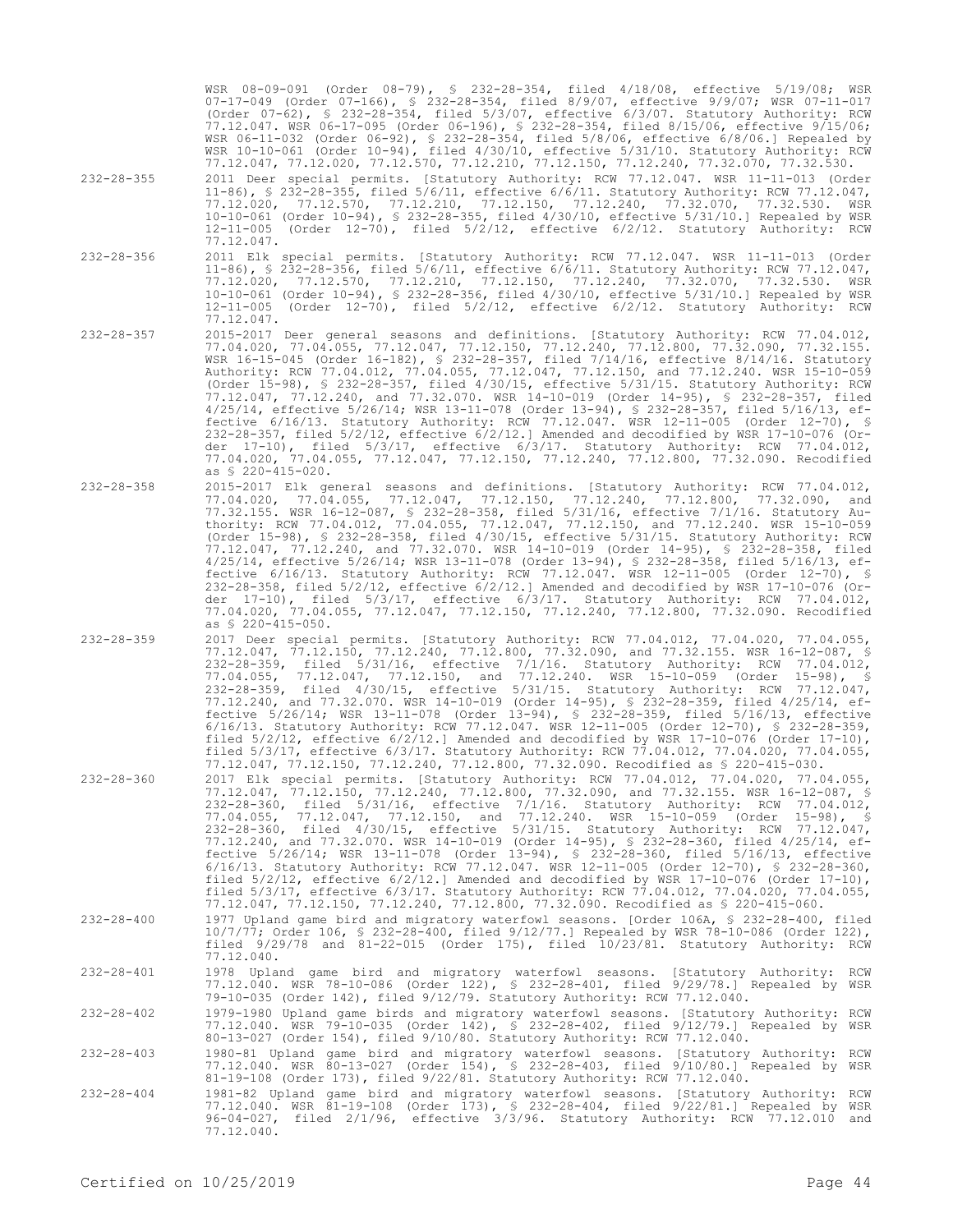WSR 08-09-091 (Order 08-79), § 232-28-354, filed 4/18/08, effective 5/19/08; WSR 07-17-049 (Order 07-166), § 232-28-354, filed 8/9/07, effective 9/9/07; WSR 07-11-017 (Order 07-62), § 232-28-354, filed 5/3/07, effective 6/3/07. Statutory Authority: RCW 77.12.047. WSR 06-17-095 (Order 06-196), § 232-28-354, filed 8/15/06, effective 9/15/06; WSR 06-11-032 (Order 06-92), § 232-28-354, filed 5/8/06, effective 6/8/06.] Repealed by WSR 10-10-061 (Order 10-94), filed 4/30/10, effective 5/31/10. Statutory Authority: RCW 77.12.047, 77.12.020, 77.12.570, 77.12.210, 77.12.150, 77.12.240, 77.32.070, 77.32.530.

| | |
|---|---|
| 232-28-355 | 2011 Deer special permits. [Statutory Authority: RCW 77.12.047. WSR 11-11-013 (Order 11-86), § 232-28-355, filed 5/6/11, effective 6/6/11. Statutory Authority: RCW 77.12.047, 77.12.020, 77.12.570, 77.12.210, 77.12.150, 77.12.240, 77.32.070, 77.32.530. WSR 10-10-061 (Order 10-94), § 232-28-355, filed 4/30/10, effective 5/31/10.] Repealed by WSR 12-11-005 (Order 12-70), filed 5/2/12, effective 6/2/12. Statutory Authority: RCW 77.12.047. |
| 232-28-356 | 2011 Elk special permits. [Statutory Authority: RCW 77.12.047. WSR 11-11-013 (Order 11-86), § 232-28-356, filed 5/6/11, effective 6/6/11. Statutory Authority: RCW 77.12.047, 77.12.020, 77.12.570, 77.12.210, 77.12.150, 77.12.240, 77.32.070, 77.32.530. WSR 10-10-061 (Order 10-94), § 232-28-356, filed 4/30/10, effective 5/31/10.] Repealed by WSR 12-11-005 (Order 12-70), filed 5/2/12, effective 6/2/12. Statutory Authority: RCW 77.12.047. |
| 232-28-357 | 2015-2017 Deer general seasons and definitions. [Statutory Authority: RCW 77.04.012, 77.04.020, 77.04.055, 77.12.047, 77.12.150, 77.12.240, 77.12.800, 77.32.090, 77.32.155. WSR 16-15-045 (Order 16-182), § 232-28-357, filed 7/14/16, effective 8/14/16. Statutory Authority: RCW 77.04.012, 77.04.055, 77.12.047, 77.12.150, and 77.12.240. WSR 15-10-059 (Order 15-98), § 232-28-357, filed 4/30/15, effective 5/31/15. Statutory Authority: RCW 77.12.047, 77.12.240, and 77.32.070. WSR 14-10-019 (Order 14-95), § 232-28-357, filed 4/25/14, effective 5/26/14; WSR 13-11-078 (Order 13-94), § 232-28-357, filed 5/16/13, effective 6/16/13. Statutory Authority: RCW 77.12.047. WSR 12-11-005 (Order 12-70), § 232-28-357, filed 5/2/12, effective 6/2/12.] Amended and decodified by WSR 17-10-076 (Order 17-10), filed 5/3/17, effective 6/3/17. Statutory Authority: RCW 77.04.012, 77.04.020, 77.04.055, 77.12.047, 77.12.150, 77.12.240, 77.12.800, 77.32.090. Recodified as § 220-415-020. |
| 232-28-358 | 2015-2017 Elk general seasons and definitions. [Statutory Authority: RCW 77.04.012, 77.04.020, 77.04.055, 77.12.047, 77.12.150, 77.12.240, 77.12.800, 77.32.090, and 77.32.155. WSR 16-12-087, § 232-28-358, filed 5/31/16, effective 7/1/16. Statutory Authority: RCW 77.04.012, 77.04.055, 77.12.047, 77.12.150, and 77.12.240. WSR 15-10-059 (Order 15-98), § 232-28-358, filed 4/30/15, effective 5/31/15. Statutory Authority: RCW 77.12.047, 77.12.240, and 77.32.070. WSR 14-10-019 (Order 14-95), § 232-28-358, filed 4/25/14, effective 5/26/14; WSR 13-11-078 (Order 13-94), § 232-28-358, filed 5/16/13, effective 6/16/13. Statutory Authority: RCW 77.12.047. WSR 12-11-005 (Order 12-70), § 232-28-358, filed 5/2/12, effective 6/2/12.] Amended and decodified by WSR 17-10-076 (Order 17-10), filed 5/3/17, effective 6/3/17. Statutory Authority: RCW 77.04.012, 77.04.020, 77.04.055, 77.12.047, 77.12.150, 77.12.240, 77.12.800, 77.32.090. Recodified as § 220-415-050. |
| 232-28-359 | 2017 Deer special permits. [Statutory Authority: RCW 77.04.012, 77.04.020, 77.04.055, 77.12.047, 77.12.150, 77.12.240, 77.12.800, 77.32.090, and 77.32.155. WSR 16-12-087, § 232-28-359, filed 5/31/16, effective 7/1/16. Statutory Authority: RCW 77.04.012, 77.04.055, 77.12.047, 77.12.150, and 77.12.240. WSR 15-10-059 (Order 15-98), § 232-28-359, filed 4/30/15, effective 5/31/15. Statutory Authority: RCW 77.12.047, 77.12.240, and 77.32.070. WSR 14-10-019 (Order 14-95), § 232-28-359, filed 4/25/14, effective 5/26/14; WSR 13-11-078 (Order 13-94), § 232-28-359, filed 5/16/13, effective 6/16/13. Statutory Authority: RCW 77.12.047. WSR 12-11-005 (Order 12-70), § 232-28-359, filed 5/2/12, effective 6/2/12.] Amended and decodified by WSR 17-10-076 (Order 17-10), filed 5/3/17, effective 6/3/17. Statutory Authority: RCW 77.04.012, 77.04.020, 77.04.055, 77.12.047, 77.12.150, 77.12.240, 77.12.800, 77.32.090. Recodified as § 220-415-030. |
| 232-28-360 | 2017 Elk special permits. [Statutory Authority: RCW 77.04.012, 77.04.020, 77.04.055, 77.12.047, 77.12.150, 77.12.240, 77.12.800, 77.32.090, and 77.32.155. WSR 16-12-087, § 232-28-360, filed 5/31/16, effective 7/1/16. Statutory Authority: RCW 77.04.012, 77.04.055, 77.12.047, 77.12.150, and 77.12.240. WSR 15-10-059 (Order 15-98), § 232-28-360, filed 4/30/15, effective 5/31/15. Statutory Authority: RCW 77.12.047, 77.12.240, and 77.32.070. WSR 14-10-019 (Order 14-95), § 232-28-360, filed 4/25/14, effective 5/26/14; WSR 13-11-078 (Order 13-94), § 232-28-360, filed 5/16/13, effective 6/16/13. Statutory Authority: RCW 77.12.047. WSR 12-11-005 (Order 12-70), § 232-28-360, filed 5/2/12, effective 6/2/12.] Amended and decodified by WSR 17-10-076 (Order 17-10), filed 5/3/17, effective 6/3/17. Statutory Authority: RCW 77.04.012, 77.04.020, 77.04.055, 77.12.047, 77.12.150, 77.12.240, 77.12.800, 77.32.090. Recodified as § 220-415-060. |
| 232-28-400 | 1977 Upland game bird and migratory waterfowl seasons. [Order 106A, § 232-28-400, filed 10/7/77; Order 106, § 232-28-400, filed 9/12/77.] Repealed by WSR 78-10-086 (Order 122), filed 9/29/78 and 81-22-015 (Order 175), filed 10/23/81. Statutory Authority: RCW 77.12.040. |
| 232-28-401 | 1978 Upland game bird and migratory waterfowl seasons. [Statutory Authority: RCW 77.12.040. WSR 78-10-086 (Order 122), § 232-28-401, filed 9/29/78.] Repealed by WSR 79-10-035 (Order 142), filed 9/12/79. Statutory Authority: RCW 77.12.040. |
| 232-28-402 | 1979-1980 Upland game birds and migratory waterfowl seasons. [Statutory Authority: RCW 77.12.040. WSR 79-10-035 (Order 142), § 232-28-402, filed 9/12/79.] Repealed by WSR 80-13-027 (Order 154), filed 9/10/80. Statutory Authority: RCW 77.12.040. |
| 232-28-403 | 1980-81 Upland game bird and migratory waterfowl seasons. [Statutory Authority: RCW 77.12.040. WSR 80-13-027 (Order 154), § 232-28-403, filed 9/10/80.] Repealed by WSR 81-19-108 (Order 173), filed 9/22/81. Statutory Authority: RCW 77.12.040. |
| 232-28-404 | 1981-82 Upland game bird and migratory waterfowl seasons. [Statutory Authority: RCW 77.12.040. WSR 81-19-108 (Order 173), § 232-28-404, filed 9/22/81.] Repealed by WSR 96-04-027, filed 2/1/96, effective 3/3/96. Statutory Authority: RCW 77.12.010 and 77.12.040. |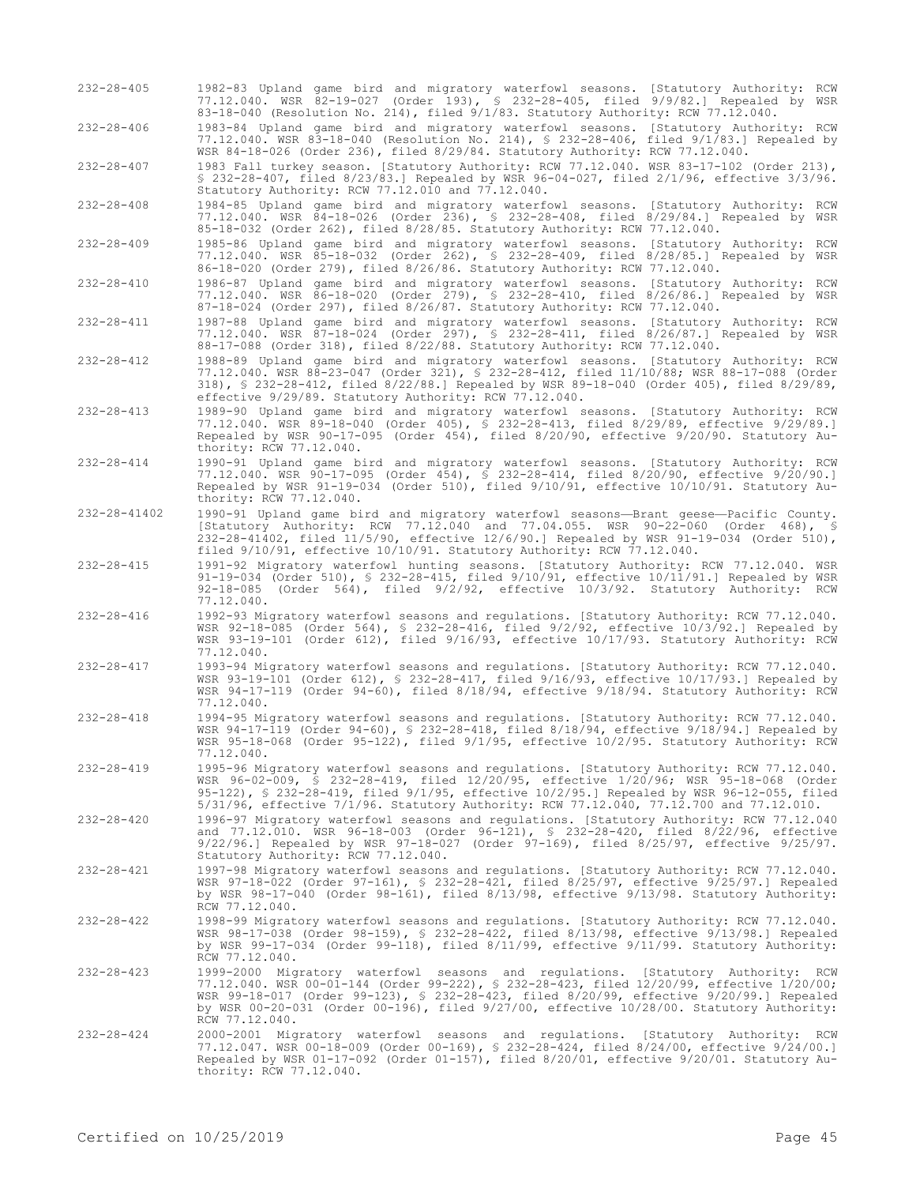| | |
|---|---|
| 232-28-405 | 1982-83 Upland game bird and migratory waterfowl seasons. [Statutory Authority: RCW 77.12.040. WSR 82-19-027 (Order 193), § 232-28-405, filed 9/9/82.] Repealed by WSR 83-18-040 (Resolution No. 214), filed 9/1/83. Statutory Authority: RCW 77.12.040. |
| 232-28-406 | 1983-84 Upland game bird and migratory waterfowl seasons. [Statutory Authority: RCW 77.12.040. WSR 83-18-040 (Resolution No. 214), § 232-28-406, filed 9/1/83.] Repealed by WSR 84-18-026 (Order 236), filed 8/29/84. Statutory Authority: RCW 77.12.040. |
| 232-28-407 | 1983 Fall turkey season. [Statutory Authority: RCW 77.12.040. WSR 83-17-102 (Order 213), § 232-28-407, filed 8/23/83.] Repealed by WSR 96-04-027, filed 2/1/96, effective 3/3/96. Statutory Authority: RCW 77.12.010 and 77.12.040. |
| 232-28-408 | 1984-85 Upland game bird and migratory waterfowl seasons. [Statutory Authority: RCW 77.12.040. WSR 84-18-026 (Order 236), § 232-28-408, filed 8/29/84.] Repealed by WSR 85-18-032 (Order 262), filed 8/28/85. Statutory Authority: RCW 77.12.040. |
| 232-28-409 | 1985-86 Upland game bird and migratory waterfowl seasons. [Statutory Authority: RCW 77.12.040. WSR 85-18-032 (Order 262), § 232-28-409, filed 8/28/85.] Repealed by WSR 86-18-020 (Order 279), filed 8/26/86. Statutory Authority: RCW 77.12.040. |
| 232-28-410 | 1986-87 Upland game bird and migratory waterfowl seasons. [Statutory Authority: RCW 77.12.040. WSR 86-18-020 (Order 279), § 232-28-410, filed 8/26/86.] Repealed by WSR 87-18-024 (Order 297), filed 8/26/87. Statutory Authority: RCW 77.12.040. |
| 232-28-411 | 1987-88 Upland game bird and migratory waterfowl seasons. [Statutory Authority: RCW 77.12.040. WSR 87-18-024 (Order 297), § 232-28-411, filed 8/26/87.] Repealed by WSR 88-17-088 (Order 318), filed 8/22/88. Statutory Authority: RCW 77.12.040. |
| 232-28-412 | 1988-89 Upland game bird and migratory waterfowl seasons. [Statutory Authority: RCW 77.12.040. WSR 88-23-047 (Order 321), § 232-28-412, filed 11/10/88; WSR 88-17-088 (Order 318), § 232-28-412, filed 8/22/88.] Repealed by WSR 89-18-040 (Order 405), filed 8/29/89, effective 9/29/89. Statutory Authority: RCW 77.12.040. |
| 232-28-413 | 1989-90 Upland game bird and migratory waterfowl seasons. [Statutory Authority: RCW 77.12.040. WSR 89-18-040 (Order 405), § 232-28-413, filed 8/29/89, effective 9/29/89.] Repealed by WSR 90-17-095 (Order 454), filed 8/20/90, effective 9/20/90. Statutory Authority: RCW 77.12.040. |
| 232-28-414 | 1990-91 Upland game bird and migratory waterfowl seasons. [Statutory Authority: RCW 77.12.040. WSR 90-17-095 (Order 454), § 232-28-414, filed 8/20/90, effective 9/20/90.] Repealed by WSR 91-19-034 (Order 510), filed 9/10/91, effective 10/10/91. Statutory Authority: RCW 77.12.040. |
| 232-28-41402 | 1990-91 Upland game bird and migratory waterfowl seasons—Brant geese—Pacific County. [Statutory Authority: RCW 77.12.040 and 77.04.055. WSR 90-22-060 (Order 468), § 232-28-41402, filed 11/5/90, effective 12/6/90.] Repealed by WSR 91-19-034 (Order 510), filed 9/10/91, effective 10/10/91. Statutory Authority: RCW 77.12.040. |
| 232-28-415 | 1991-92 Migratory waterfowl hunting seasons. [Statutory Authority: RCW 77.12.040. WSR 91-19-034 (Order 510), § 232-28-415, filed 9/10/91, effective 10/11/91.] Repealed by WSR 92-18-085 (Order 564), filed 9/2/92, effective 10/3/92. Statutory Authority: RCW 77.12.040. |
| 232-28-416 | 1992-93 Migratory waterfowl seasons and regulations. [Statutory Authority: RCW 77.12.040. WSR 92-18-085 (Order 564), § 232-28-416, filed 9/2/92, effective 10/3/92.] Repealed by WSR 93-19-101 (Order 612), filed 9/16/93, effective 10/17/93. Statutory Authority: RCW 77.12.040. |
| 232-28-417 | 1993-94 Migratory waterfowl seasons and regulations. [Statutory Authority: RCW 77.12.040. WSR 93-19-101 (Order 612), § 232-28-417, filed 9/16/93, effective 10/17/93.] Repealed by WSR 94-17-119 (Order 94-60), filed 8/18/94, effective 9/18/94. Statutory Authority: RCW 77.12.040. |
| 232-28-418 | 1994-95 Migratory waterfowl seasons and regulations. [Statutory Authority: RCW 77.12.040. WSR 94-17-119 (Order 94-60), § 232-28-418, filed 8/18/94, effective 9/18/94.] Repealed by WSR 95-18-068 (Order 95-122), filed 9/1/95, effective 10/2/95. Statutory Authority: RCW 77.12.040. |
| 232-28-419 | 1995-96 Migratory waterfowl seasons and regulations. [Statutory Authority: RCW 77.12.040. WSR 96-02-009, § 232-28-419, filed 12/20/95, effective 1/20/96; WSR 95-18-068 (Order 95-122), § 232-28-419, filed 9/1/95, effective 10/2/95.] Repealed by WSR 96-12-055, filed 5/31/96, effective 7/1/96. Statutory Authority: RCW 77.12.040, 77.12.700 and 77.12.010. |
| 232-28-420 | 1996-97 Migratory waterfowl seasons and regulations. [Statutory Authority: RCW 77.12.040 and 77.12.010. WSR 96-18-003 (Order 96-121), § 232-28-420, filed 8/22/96, effective 9/22/96.] Repealed by WSR 97-18-027 (Order 97-169), filed 8/25/97, effective 9/25/97. Statutory Authority: RCW 77.12.040. |
| 232-28-421 | 1997-98 Migratory waterfowl seasons and regulations. [Statutory Authority: RCW 77.12.040. WSR 97-18-022 (Order 97-161), § 232-28-421, filed 8/25/97, effective 9/25/97.] Repealed by WSR 98-17-040 (Order 98-161), filed 8/13/98, effective 9/13/98. Statutory Authority: RCW 77.12.040. |
| 232-28-422 | 1998-99 Migratory waterfowl seasons and regulations. [Statutory Authority: RCW 77.12.040. WSR 98-17-038 (Order 98-159), § 232-28-422, filed 8/13/98, effective 9/13/98.] Repealed by WSR 99-17-034 (Order 99-118), filed 8/11/99, effective 9/11/99. Statutory Authority: RCW 77.12.040. |
| 232-28-423 | 1999-2000 Migratory waterfowl seasons and regulations. [Statutory Authority: RCW 77.12.040. WSR 00-01-144 (Order 99-222), § 232-28-423, filed 12/20/99, effective 1/20/00; WSR 99-18-017 (Order 99-123), § 232-28-423, filed 8/20/99, effective 9/20/99.] Repealed by WSR 00-20-031 (Order 00-196), filed 9/27/00, effective 10/28/00. Statutory Authority: RCW 77.12.040. |
| 232-28-424 | 2000-2001 Migratory waterfowl seasons and regulations. [Statutory Authority: RCW 77.12.047. WSR 00-18-009 (Order 00-169), § 232-28-424, filed 8/24/00, effective 9/24/00.] Repealed by WSR 01-17-092 (Order 01-157), filed 8/20/01, effective 9/20/01. Statutory Authority: RCW 77.12.040. |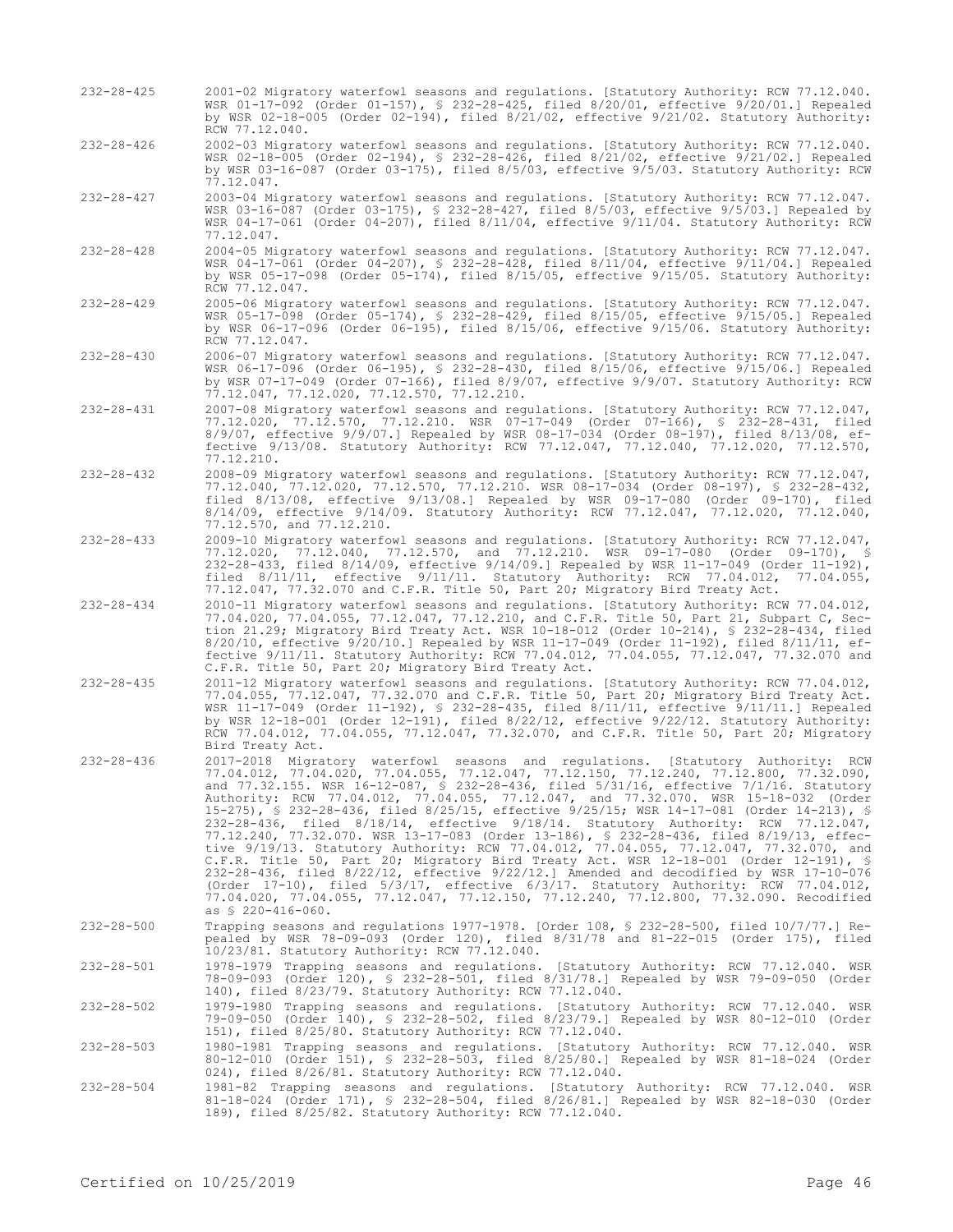| | |
|---|---|
| 232-28-425 | 2001-02 Migratory waterfowl seasons and regulations. [Statutory Authority: RCW 77.12.040. WSR 01-17-092 (Order 01-157), § 232-28-425, filed 8/20/01, effective 9/20/01.] Repealed by WSR 02-18-005 (Order 02-194), filed 8/21/02, effective 9/21/02. Statutory Authority: RCW 77.12.040. |
| 232-28-426 | 2002-03 Migratory waterfowl seasons and regulations. [Statutory Authority: RCW 77.12.040. WSR 02-18-005 (Order 02-194), § 232-28-426, filed 8/21/02, effective 9/21/02.] Repealed by WSR 03-16-087 (Order 03-175), filed 8/5/03, effective 9/5/03. Statutory Authority: RCW 77.12.047. |
| 232-28-427 | 2003-04 Migratory waterfowl seasons and regulations. [Statutory Authority: RCW 77.12.047. WSR 03-16-087 (Order 03-175), § 232-28-427, filed 8/5/03, effective 9/5/03.] Repealed by WSR 04-17-061 (Order 04-207), filed 8/11/04, effective 9/11/04. Statutory Authority: RCW 77.12.047. |
| 232-28-428 | 2004-05 Migratory waterfowl seasons and regulations. [Statutory Authority: RCW 77.12.047. WSR 04-17-061 (Order 04-207), § 232-28-428, filed 8/11/04, effective 9/11/04.] Repealed by WSR 05-17-098 (Order 05-174), filed 8/15/05, effective 9/15/05. Statutory Authority: RCW 77.12.047. |
| 232-28-429 | 2005-06 Migratory waterfowl seasons and regulations. [Statutory Authority: RCW 77.12.047. WSR 05-17-098 (Order 05-174), § 232-28-429, filed 8/15/05, effective 9/15/05.] Repealed by WSR 06-17-096 (Order 06-195), filed 8/15/06, effective 9/15/06. Statutory Authority: RCW 77.12.047. |
| 232-28-430 | 2006-07 Migratory waterfowl seasons and regulations. [Statutory Authority: RCW 77.12.047. WSR 06-17-096 (Order 06-195), § 232-28-430, filed 8/15/06, effective 9/15/06.] Repealed by WSR 07-17-049 (Order 07-166), filed 8/9/07, effective 9/9/07. Statutory Authority: RCW 77.12.047, 77.12.020, 77.12.570, 77.12.210. |
| 232-28-431 | 2007-08 Migratory waterfowl seasons and regulations. [Statutory Authority: RCW 77.12.047, 77.12.020, 77.12.570, 77.12.210. WSR 07-17-049 (Order 07-166), § 232-28-431, filed 8/9/07, effective 9/9/07.] Repealed by WSR 08-17-034 (Order 08-197), filed 8/13/08, effective 9/13/08. Statutory Authority: RCW 77.12.047, 77.12.040, 77.12.020, 77.12.570, 77.12.210. |
| 232-28-432 | 2008-09 Migratory waterfowl seasons and regulations. [Statutory Authority: RCW 77.12.047, 77.12.040, 77.12.020, 77.12.570, 77.12.210. WSR 08-17-034 (Order 08-197), § 232-28-432, filed 8/13/08, effective 9/13/08.] Repealed by WSR 09-17-080 (Order 09-170), filed 8/14/09, effective 9/14/09. Statutory Authority: RCW 77.12.047, 77.12.020, 77.12.040, 77.12.570, and 77.12.210. |
| 232-28-433 | 2009-10 Migratory waterfowl seasons and regulations. [Statutory Authority: RCW 77.12.047, 77.12.020, 77.12.040, 77.12.570, and 77.12.210. WSR 09-17-080 (Order 09-170), § 232-28-433, filed 8/14/09, effective 9/14/09.] Repealed by WSR 11-17-049 (Order 11-192), filed 8/11/11, effective 9/11/11. Statutory Authority: RCW 77.04.012, 77.04.055, 77.12.047, 77.32.070 and C.F.R. Title 50, Part 20; Migratory Bird Treaty Act. |
| 232-28-434 | 2010-11 Migratory waterfowl seasons and regulations. [Statutory Authority: RCW 77.04.012, 77.04.020, 77.04.055, 77.12.047, 77.12.210, and C.F.R. Title 50, Part 21, Subpart C, Section 21.29; Migratory Bird Treaty Act. WSR 10-18-012 (Order 10-214), § 232-28-434, filed 8/20/10, effective 9/20/10.] Repealed by WSR 11-17-049 (Order 11-192), filed 8/11/11, effective 9/11/11. Statutory Authority: RCW 77.04.012, 77.04.055, 77.12.047, 77.32.070 and C.F.R. Title 50, Part 20; Migratory Bird Treaty Act. |
| 232-28-435 | 2011-12 Migratory waterfowl seasons and regulations. [Statutory Authority: RCW 77.04.012, 77.04.055, 77.12.047, 77.32.070 and C.F.R. Title 50, Part 20; Migratory Bird Treaty Act. WSR 11-17-049 (Order 11-192), § 232-28-435, filed 8/11/11, effective 9/11/11.] Repealed by WSR 12-18-001 (Order 12-191), filed 8/22/12, effective 9/22/12. Statutory Authority: RCW 77.04.012, 77.04.055, 77.12.047, 77.32.070, and C.F.R. Title 50, Part 20; Migratory Bird Treaty Act. |
| 232-28-436 | 2017-2018 Migratory waterfowl seasons and regulations. [Statutory Authority: RCW 77.04.012, 77.04.020, 77.04.055, 77.12.047, 77.12.150, 77.12.240, 77.12.800, 77.32.090, and 77.32.155. WSR 16-12-087, § 232-28-436, filed 5/31/16, effective 7/1/16. Statutory Authority: RCW 77.04.012, 77.04.055, 77.12.047, and 77.32.070. WSR 15-18-032 (Order 15-275), § 232-28-436, filed 8/25/15, effective 9/25/15; WSR 14-17-081 (Order 14-213), § 232-28-436, filed 8/18/14, effective 9/18/14. Statutory Authority: RCW 77.12.047, 77.12.240, 77.32.070. WSR 13-17-083 (Order 13-186), § 232-28-436, filed 8/19/13, effective 9/19/13. Statutory Authority: RCW 77.04.012, 77.04.055, 77.12.047, 77.32.070, and C.F.R. Title 50, Part 20; Migratory Bird Treaty Act. WSR 12-18-001 (Order 12-191), § 232-28-436, filed 8/22/12, effective 9/22/12.] Amended and decodified by WSR 17-10-076 (Order 17-10), filed 5/3/17, effective 6/3/17. Statutory Authority: RCW 77.04.012, 77.04.020, 77.04.055, 77.12.047, 77.12.150, 77.12.240, 77.12.800, 77.32.090. Recodified as § 220-416-060. |
| 232-28-500 | Trapping seasons and regulations 1977-1978. [Order 108, § 232-28-500, filed 10/7/77.] Repealed by WSR 78-09-093 (Order 120), filed 8/31/78 and 81-22-015 (Order 175), filed 10/23/81. Statutory Authority: RCW 77.12.040. |
| 232-28-501 | 1978-1979 Trapping seasons and regulations. [Statutory Authority: RCW 77.12.040. WSR 78-09-093 (Order 120), § 232-28-501, filed 8/31/78.] Repealed by WSR 79-09-050 (Order 140), filed 8/23/79. Statutory Authority: RCW 77.12.040. |
| 232-28-502 | 1979-1980 Trapping seasons and regulations. [Statutory Authority: RCW 77.12.040. WSR 79-09-050 (Order 140), § 232-28-502, filed 8/23/79.] Repealed by WSR 80-12-010 (Order 151), filed 8/25/80. Statutory Authority: RCW 77.12.040. |
| 232-28-503 | 1980-1981 Trapping seasons and regulations. [Statutory Authority: RCW 77.12.040. WSR 80-12-010 (Order 151), § 232-28-503, filed 8/25/80.] Repealed by WSR 81-18-024 (Order 024), filed 8/26/81. Statutory Authority: RCW 77.12.040. |
| 232-28-504 | 1981-82 Trapping seasons and regulations. [Statutory Authority: RCW 77.12.040. WSR 81-18-024 (Order 171), § 232-28-504, filed 8/26/81.] Repealed by WSR 82-18-030 (Order 189), filed 8/25/82. Statutory Authority: RCW 77.12.040. |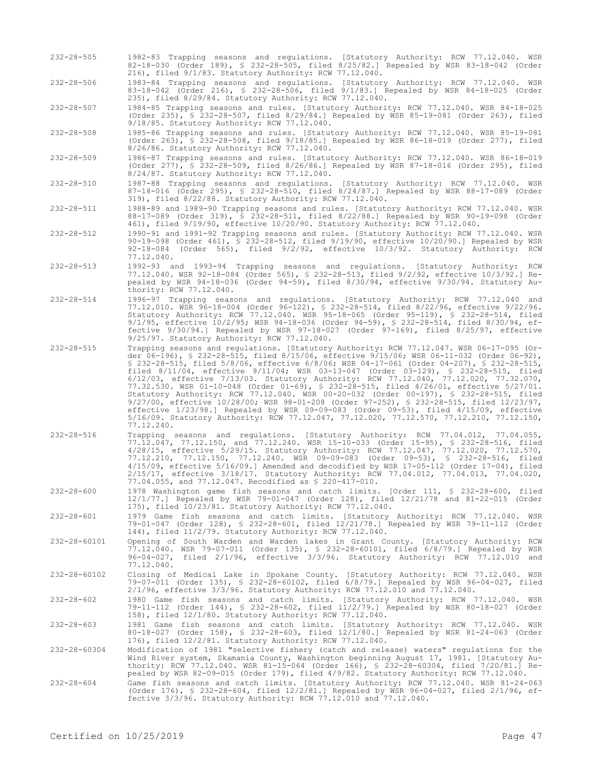232-28-505 1982-83 Trapping seasons and regulations. [Statutory Authority: RCW 77.12.040. WSR 82-18-030 (Order 189), § 232-28-505, filed 8/25/82.] Repealed by WSR 83-18-042 (Order 216), filed 9/1/83. Statutory Authority: RCW 77.12.040.

232-28-506 1983-84 Trapping seasons and regulations. [Statutory Authority: RCW 77.12.040. WSR 83-18-042 (Order 216), § 232-28-506, filed 9/1/83.] Repealed by WSR 84-18-025 (Order 235), filed 8/29/84. Statutory Authority: RCW 77.12.040.

232-28-507 1984-85 Trapping seasons and rules. [Statutory Authority: RCW 77.12.040. WSR 84-18-025 (Order 235), § 232-28-507, filed 8/29/84.] Repealed by WSR 85-19-081 (Order 263), filed 9/18/85. Statutory Authority: RCW 77.12.040.

232-28-508 1985-86 Trapping seasons and rules. [Statutory Authority: RCW 77.12.040. WSR 85-19-081 (Order 263), § 232-28-508, filed 9/18/85.] Repealed by WSR 86-18-019 (Order 277), filed 8/26/86. Statutory Authority: RCW 77.12.040.

232-28-509 1986-87 Trapping seasons and rules. [Statutory Authority: RCW 77.12.040. WSR 86-18-019 (Order 277), § 232-28-509, filed 8/26/86.] Repealed by WSR 87-18-016 (Order 295), filed 8/24/87. Statutory Authority: RCW 77.12.040.

232-28-510 1987-88 Trapping seasons and regulations. [Statutory Authority: RCW 77.12.040. WSR 87-18-016 (Order 295), § 232-28-510, filed 8/24/87.] Repealed by WSR 88-17-089 (Order 319), filed 8/22/88. Statutory Authority: RCW 77.12.040.

232-28-511 1988-89 and 1989-90 Trapping seasons and rules. [Statutory Authority: RCW 77.12.040. WSR 88-17-089 (Order 319), § 232-28-511, filed 8/22/88.] Repealed by WSR 90-19-098 (Order 461), filed 9/19/90, effective 10/20/90. Statutory Authority: RCW 77.12.040.

232-28-512 1990-91 and 1991-92 Trapping seasons and rules. [Statutory Authority: RCW 77.12.040. WSR 90-19-098 (Order 461), § 232-28-512, filed 9/19/90, effective 10/20/90.] Repealed by WSR 92-18-084 (Order 565), filed 9/2/92, effective 10/3/92. Statutory Authority: RCW 77.12.040.

232-28-513 1992-93 and 1993-94 Trapping seasons and regulations. [Statutory Authority: RCW 77.12.040. WSR 92-18-084 (Order 565), § 232-28-513, filed 9/2/92, effective 10/3/92.] Repealed by WSR 94-18-036 (Order 94-59), filed 8/30/94, effective 9/30/94. Statutory Authority: RCW 77.12.040.

232-28-514 1996-97 Trapping seasons and regulations. [Statutory Authority: RCW 77.12.040 and 77.12.010. WSR 96-18-004 (Order 96-122), § 232-28-514, filed 8/22/96, effective 9/22/96. Statutory Authority: RCW 77.12.040. WSR 95-18-065 (Order 95-119), § 232-28-514, filed 9/1/95, effective 10/2/95; WSR 94-18-036 (Order 94-59), § 232-28-514, filed 8/30/94, effective 9/30/94.] Repealed by WSR 97-18-027 (Order 97-169), filed 8/25/97, effective 9/25/97. Statutory Authority: RCW 77.12.040.

232-28-515 Trapping seasons and regulations. [Statutory Authority: RCW 77.12.047. WSR 06-17-095 (Order 06-196), § 232-28-515, filed 8/15/06, effective 9/15/06; WSR 06-11-032 (Order 06-92), § 232-28-515, filed 5/8/06, effective 6/8/06; WSR 04-17-061 (Order 04-207), § 232-28-515, filed 8/11/04, effective 9/11/04; WSR 03-13-047 (Order 03-129), § 232-28-515, filed 6/12/03, effective 7/13/03. Statutory Authority: RCW 77.12.040, 77.12.020, 77.32.070, 77.32.530. WSR 01-10-048 (Order 01-69), § 232-28-515, filed 4/26/01, effective 5/27/01. Statutory Authority: RCW 77.12.040. WSR 00-20-032 (Order 00-197), § 232-28-515, filed 9/27/00, effective 10/28/00; WSR 98-01-208 (Order 97-252), § 232-28-515, filed 12/23/97, effective 1/23/98.] Repealed by WSR 09-09-083 (Order 09-53), filed 4/15/09, effective 5/16/09. Statutory Authority: RCW 77.12.047, 77.12.020, 77.12.570, 77.12.210, 77.12.150, 77.12.240.

232-28-516 Trapping seasons and regulations. [Statutory Authority: RCW 77.04.012, 77.04.055, 77.12.047, 77.12.150, and 77.12.240. WSR 15-10-033 (Order 15-95), § 232-28-516, filed 4/28/15, effective 5/29/15. Statutory Authority: RCW 77.12.047, 77.12.020, 77.12.570, 77.12.210, 77.12.150, 77.12.240. WSR 09-09-083 (Order 09-53), § 232-28-516, filed 4/15/09, effective 5/16/09.] Amended and decodified by WSR 17-05-112 (Order 17-04), filed 2/15/17, effective 3/18/17. Statutory Authority: RCW 77.04.012, 77.04.013, 77.04.020, 77.04.055, and 77.12.047. Recodified as § 220-417-010.

232-28-600 1978 Washington game fish seasons and catch limits. [Order 111, § 232-28-600, filed 12/1/77.] Repealed by WSR 79-01-047 (Order 128), filed 12/21/78 and 81-22-015 (Order 175), filed 10/23/81. Statutory Authority: RCW 77.12.040.

232-28-601 1979 Game fish seasons and catch limits. [Statutory Authority: RCW 77.12.040. WSR 79-01-047 (Order 128), § 232-28-601, filed 12/21/78.] Repealed by WSR 79-11-112 (Order 144), filed 11/2/79. Statutory Authority: RCW 77.12.040.

232-28-60101 Opening of South Warden and Warden lakes in Grant County. [Statutory Authority: RCW 77.12.040. WSR 79-07-011 (Order 135), § 232-28-60101, filed 6/8/79.] Repealed by WSR 96-04-027, filed 2/1/96, effective 3/3/96. Statutory Authority: RCW 77.12.010 and 77.12.040.

232-28-60102 Closing of Medical Lake in Spokane County. [Statutory Authority: RCW 77.12.040. WSR 79-07-011 (Order 135), § 232-28-60102, filed 6/8/79.] Repealed by WSR 96-04-027, filed 2/1/96, effective 3/3/96. Statutory Authority: RCW 77.12.010 and 77.12.040.

232-28-602 1980 Game fish seasons and catch limits. [Statutory Authority: RCW 77.12.040. WSR 79-11-112 (Order 144), § 232-28-602, filed 11/2/79.] Repealed by WSR 80-18-027 (Order 158), filed 12/1/80. Statutory Authority: RCW 77.12.040.

232-28-603 1981 Game fish seasons and catch limits. [Statutory Authority: RCW 77.12.040. WSR 80-18-027 (Order 158), § 232-28-603, filed 12/1/80.] Repealed by WSR 81-24-063 (Order 176), filed 12/2/81. Statutory Authority: RCW 77.12.040.

232-28-60304 Modification of 1981 "selective fishery (catch and release) waters" regulations for the Wind River system, Skamania County, Washington beginning August 17, 1981. [Statutory Authority: RCW 77.12.040. WSR 81-15-064 (Order 166), § 232-28-60304, filed 7/20/81.] Repealed by WSR 82-09-015 (Order 179), filed 4/9/82. Statutory Authority: RCW 77.12.040.

232-28-604 Game fish seasons and catch limits. [Statutory Authority: RCW 77.12.040. WSR 81-24-063 (Order 176), § 232-28-604, filed 12/2/81.] Repealed by WSR 96-04-027, filed 2/1/96, effective 3/3/96. Statutory Authority: RCW 77.12.010 and 77.12.040.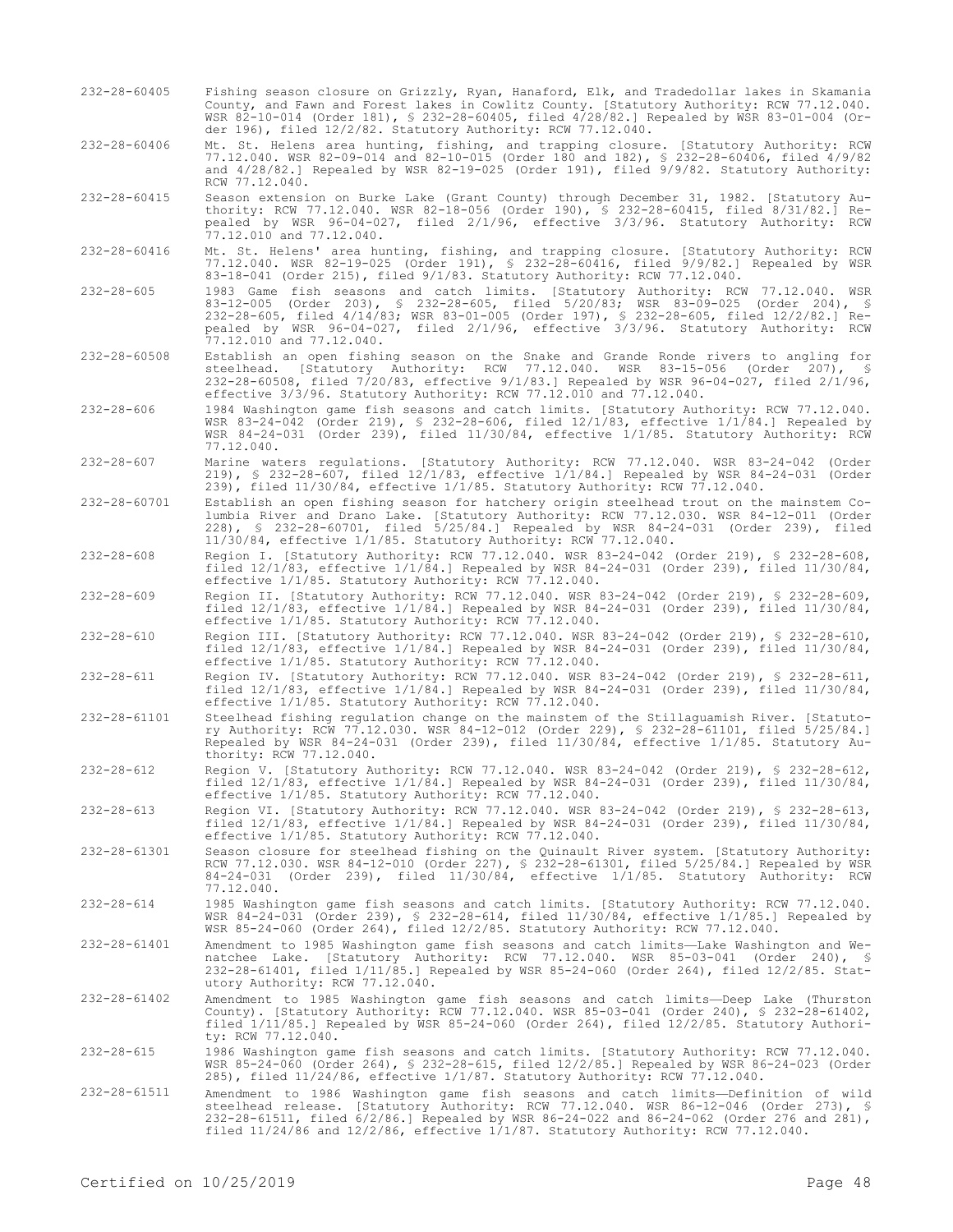232-28-60405 Fishing season closure on Grizzly, Ryan, Hanaford, Elk, and Tradedollar lakes in Skamania County, and Fawn and Forest lakes in Cowlitz County. [Statutory Authority: RCW 77.12.040. WSR 82-10-014 (Order 181), § 232-28-60405, filed 4/28/82.] Repealed by WSR 83-01-004 (Order 196), filed 12/2/82. Statutory Authority: RCW 77.12.040.

232-28-60406 Mt. St. Helens area hunting, fishing, and trapping closure. [Statutory Authority: RCW 77.12.040. WSR 82-09-014 and 82-10-015 (Order 180 and 182), § 232-28-60406, filed 4/9/82 and 4/28/82.] Repealed by WSR 82-19-025 (Order 191), filed 9/9/82. Statutory Authority: RCW 77.12.040.

232-28-60415 Season extension on Burke Lake (Grant County) through December 31, 1982. [Statutory Authority: RCW 77.12.040. WSR 82-18-056 (Order 190), § 232-28-60415, filed 8/31/82.] Repealed by WSR 96-04-027, filed 2/1/96, effective 3/3/96. Statutory Authority: RCW 77.12.010 and 77.12.040.

232-28-60416 Mt. St. Helens' area hunting, fishing, and trapping closure. [Statutory Authority: RCW 77.12.040. WSR 82-19-025 (Order 191), § 232-28-60416, filed 9/9/82.] Repealed by WSR 83-18-041 (Order 215), filed 9/1/83. Statutory Authority: RCW 77.12.040.

232-28-605 1983 Game fish seasons and catch limits. [Statutory Authority: RCW 77.12.040. WSR 83-12-005 (Order 203), § 232-28-605, filed 5/20/83; WSR 83-09-025 (Order 204), § 232-28-605, filed 4/14/83; WSR 83-01-005 (Order 197), § 232-28-605, filed 12/2/82.] Repealed by WSR 96-04-027, filed 2/1/96, effective 3/3/96. Statutory Authority: RCW 77.12.010 and 77.12.040.

232-28-60508 Establish an open fishing season on the Snake and Grande Ronde rivers to angling for steelhead. [Statutory Authority: RCW 77.12.040. WSR 83-15-056 (Order 207), § 232-28-60508, filed 7/20/83, effective 9/1/83.] Repealed by WSR 96-04-027, filed 2/1/96, effective 3/3/96. Statutory Authority: RCW 77.12.010 and 77.12.040.

232-28-606 1984 Washington game fish seasons and catch limits. [Statutory Authority: RCW 77.12.040. WSR 83-24-042 (Order 219), § 232-28-606, filed 12/1/83, effective 1/1/84.] Repealed by WSR 84-24-031 (Order 239), filed 11/30/84, effective 1/1/85. Statutory Authority: RCW 77.12.040.

232-28-607 Marine waters regulations. [Statutory Authority: RCW 77.12.040. WSR 83-24-042 (Order 219), § 232-28-607, filed 12/1/83, effective 1/1/84.] Repealed by WSR 84-24-031 (Order 239), filed 11/30/84, effective 1/1/85. Statutory Authority: RCW 77.12.040.

232-28-60701 Establish an open fishing season for hatchery origin steelhead trout on the mainstem Columbia River and Drano Lake. [Statutory Authority: RCW 77.12.030. WSR 84-12-011 (Order 228), § 232-28-60701, filed 5/25/84.] Repealed by WSR 84-24-031 (Order 239), filed 11/30/84, effective 1/1/85. Statutory Authority: RCW 77.12.040.

232-28-608 Region I. [Statutory Authority: RCW 77.12.040. WSR 83-24-042 (Order 219), § 232-28-608, filed 12/1/83, effective 1/1/84.] Repealed by WSR 84-24-031 (Order 239), filed 11/30/84, effective 1/1/85. Statutory Authority: RCW 77.12.040.

232-28-609 Region II. [Statutory Authority: RCW 77.12.040. WSR 83-24-042 (Order 219), § 232-28-609, filed 12/1/83, effective 1/1/84.] Repealed by WSR 84-24-031 (Order 239), filed 11/30/84, effective 1/1/85. Statutory Authority: RCW 77.12.040.

232-28-610 Region III. [Statutory Authority: RCW 77.12.040. WSR 83-24-042 (Order 219), § 232-28-610, filed 12/1/83, effective 1/1/84.] Repealed by WSR 84-24-031 (Order 239), filed 11/30/84, effective 1/1/85. Statutory Authority: RCW 77.12.040.

232-28-611 Region IV. [Statutory Authority: RCW 77.12.040. WSR 83-24-042 (Order 219), § 232-28-611, filed 12/1/83, effective 1/1/84.] Repealed by WSR 84-24-031 (Order 239), filed 11/30/84, effective 1/1/85. Statutory Authority: RCW 77.12.040.

232-28-61101 Steelhead fishing regulation change on the mainstem of the Stillaguamish River. [Statutory Authority: RCW 77.12.030. WSR 84-12-012 (Order 229), § 232-28-61101, filed 5/25/84.] Repealed by WSR 84-24-031 (Order 239), filed 11/30/84, effective 1/1/85. Statutory Authority: RCW 77.12.040.

232-28-612 Region V. [Statutory Authority: RCW 77.12.040. WSR 83-24-042 (Order 219), § 232-28-612, filed 12/1/83, effective 1/1/84.] Repealed by WSR 84-24-031 (Order 239), filed 11/30/84, effective 1/1/85. Statutory Authority: RCW 77.12.040.

232-28-613 Region VI. [Statutory Authority: RCW 77.12.040. WSR 83-24-042 (Order 219), § 232-28-613, filed 12/1/83, effective 1/1/84.] Repealed by WSR 84-24-031 (Order 239), filed 11/30/84, effective 1/1/85. Statutory Authority: RCW 77.12.040.

232-28-61301 Season closure for steelhead fishing on the Quinault River system. [Statutory Authority: RCW 77.12.030. WSR 84-12-010 (Order 227), § 232-28-61301, filed 5/25/84.] Repealed by WSR 84-24-031 (Order 239), filed 11/30/84, effective 1/1/85. Statutory Authority: RCW 77.12.040.

232-28-614 1985 Washington game fish seasons and catch limits. [Statutory Authority: RCW 77.12.040. WSR 84-24-031 (Order 239), § 232-28-614, filed 11/30/84, effective 1/1/85.] Repealed by WSR 85-24-060 (Order 264), filed 12/2/85. Statutory Authority: RCW 77.12.040.

232-28-61401 Amendment to 1985 Washington game fish seasons and catch limits—Lake Washington and Wenatchee Lake. [Statutory Authority: RCW 77.12.040. WSR 85-03-041 (Order 240), § 232-28-61401, filed 1/11/85.] Repealed by WSR 85-24-060 (Order 264), filed 12/2/85. Statutory Authority: RCW 77.12.040.

232-28-61402 Amendment to 1985 Washington game fish seasons and catch limits—Deep Lake (Thurston County). [Statutory Authority: RCW 77.12.040. WSR 85-03-041 (Order 240), § 232-28-61402, filed 1/11/85.] Repealed by WSR 85-24-060 (Order 264), filed 12/2/85. Statutory Authority: RCW 77.12.040.

232-28-615 1986 Washington game fish seasons and catch limits. [Statutory Authority: RCW 77.12.040. WSR 85-24-060 (Order 264), § 232-28-615, filed 12/2/85.] Repealed by WSR 86-24-023 (Order 285), filed 11/24/86, effective 1/1/87. Statutory Authority: RCW 77.12.040.

232-28-61511 Amendment to 1986 Washington game fish seasons and catch limits—Definition of wild steelhead release. [Statutory Authority: RCW 77.12.040. WSR 86-12-046 (Order 273), § 232-28-61511, filed 6/2/86.] Repealed by WSR 86-24-022 and 86-24-062 (Order 276 and 281), filed 11/24/86 and 12/2/86, effective 1/1/87. Statutory Authority: RCW 77.12.040.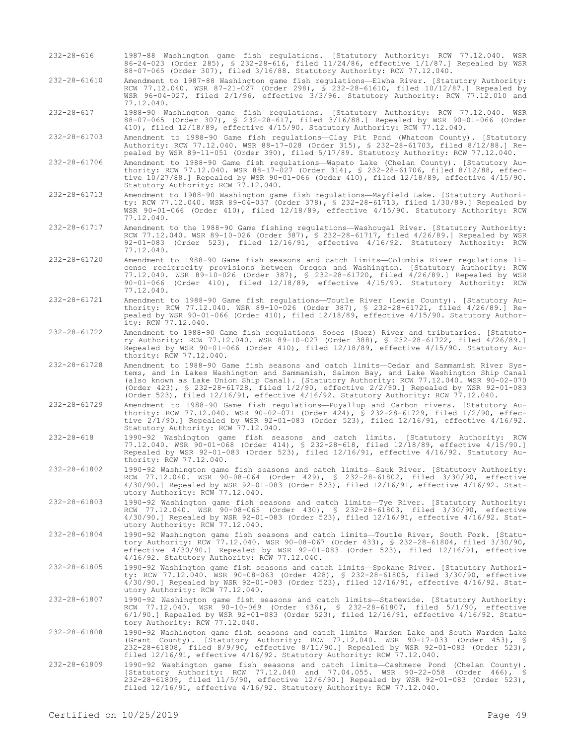232-28-616 1987-88 Washington game fish regulations. [Statutory Authority: RCW 77.12.040. WSR 86-24-023 (Order 285), § 232-28-616, filed 11/24/86, effective 1/1/87.] Repealed by WSR 88-07-065 (Order 307), filed 3/16/88. Statutory Authority: RCW 77.12.040.

232-28-61610 Amendment to 1987-88 Washington game fish regulations—Elwha River. [Statutory Authority: RCW 77.12.040. WSR 87-21-027 (Order 298), § 232-28-61610, filed 10/12/87.] Repealed by WSR 96-04-027, filed 2/1/96, effective 3/3/96. Statutory Authority: RCW 77.12.010 and 77.12.040.

232-28-617 1988-90 Washington game fish regulations. [Statutory Authority: RCW 77.12.040. WSR 88-07-065 (Order 307), § 232-28-617, filed 3/16/88.] Repealed by WSR 90-01-066 (Order 410), filed 12/18/89, effective 4/15/90. Statutory Authority: RCW 77.12.040.

232-28-61703 Amendment to 1988-90 Game fish regulations—Clay Pit Pond (Whatcom County). [Statutory Authority: RCW 77.12.040. WSR 88-17-028 (Order 315), § 232-28-61703, filed 8/12/88.] Repealed by WSR 89-11-051 (Order 390), filed 5/17/89. Statutory Authority: RCW 77.12.040.

232-28-61706 Amendment to 1988-90 Game fish regulations—Wapato Lake (Chelan County). [Statutory Authority: RCW 77.12.040. WSR 88-17-027 (Order 314), § 232-28-61706, filed 8/12/88, effective 10/27/88.] Repealed by WSR 90-01-066 (Order 410), filed 12/18/89, effective 4/15/90. Statutory Authority: RCW 77.12.040.

232-28-61713 Amendment to 1988-90 Washington game fish regulations—Mayfield Lake. [Statutory Authority: RCW 77.12.040. WSR 89-04-037 (Order 378), § 232-28-61713, filed 1/30/89.] Repealed by WSR 90-01-066 (Order 410), filed 12/18/89, effective 4/15/90. Statutory Authority: RCW 77.12.040.

232-28-61717 Amendment to the 1988-90 Game fishing regulations—Washougal River. [Statutory Authority: RCW 77.12.040. WSR 89-10-026 (Order 387), § 232-28-61717, filed 4/26/89.] Repealed by WSR 92-01-083 (Order 523), filed 12/16/91, effective 4/16/92. Statutory Authority: RCW 77.12.040.

232-28-61720 Amendment to 1988-90 Game fish seasons and catch limits—Columbia River regulations license reciprocity provisions between Oregon and Washington. [Statutory Authority: RCW 77.12.040. WSR 89-10-026 (Order 387), § 232-28-61720, filed 4/26/89.] Repealed by WSR 90-01-066 (Order 410), filed 12/18/89, effective 4/15/90. Statutory Authority: RCW 77.12.040.

232-28-61721 Amendment to 1988-90 Game fish regulations—Toutle River (Lewis County). [Statutory Authority: RCW 77.12.040. WSR 89-10-026 (Order 387), § 232-28-61721, filed 4/26/89.] Repealed by WSR 90-01-066 (Order 410), filed 12/18/89, effective 4/15/90. Statutory Authority: RCW 77.12.040.

232-28-61722 Amendment to 1988-90 Game fish regulations—Sooes (Suez) River and tributaries. [Statutory Authority: RCW 77.12.040. WSR 89-10-027 (Order 388), § 232-28-61722, filed 4/26/89.] Repealed by WSR 90-01-066 (Order 410), filed 12/18/89, effective 4/15/90. Statutory Authority: RCW 77.12.040.

232-28-61728 Amendment to 1988-90 Game fish seasons and catch limits—Cedar and Sammamish River Systems, and in Lakes Washington and Sammamish, Salmon Bay, and Lake Washington Ship Canal (also known as Lake Union Ship Canal). [Statutory Authority: RCW 77.12.040. WSR 90-02-070 (Order 423), § 232-28-61728, filed 1/2/90, effective 2/2/90.] Repealed by WSR 92-01-083 (Order 523), filed 12/16/91, effective 4/16/92. Statutory Authority: RCW 77.12.040.

232-28-61729 Amendment to 1988-90 Game fish regulations—Puyallup and Carbon rivers. [Statutory Authority: RCW 77.12.040. WSR 90-02-071 (Order 424), § 232-28-61729, filed 1/2/90, effective 2/1/90.] Repealed by WSR 92-01-083 (Order 523), filed 12/16/91, effective 4/16/92. Statutory Authority: RCW 77.12.040.

232-28-618 1990-92 Washington game fish seasons and catch limits. [Statutory Authority: RCW 77.12.040. WSR 90-01-068 (Order 414), § 232-28-618, filed 12/18/89, effective 4/15/90.] Repealed by WSR 92-01-083 (Order 523), filed 12/16/91, effective 4/16/92. Statutory Authority: RCW 77.12.040.

232-28-61802 1990-92 Washington game fish seasons and catch limits—Sauk River. [Statutory Authority: RCW 77.12.040. WSR 90-08-064 (Order 429), § 232-28-61802, filed 3/30/90, effective 4/30/90.] Repealed by WSR 92-01-083 (Order 523), filed 12/16/91, effective 4/16/92. Statutory Authority: RCW 77.12.040.

232-28-61803 1990-92 Washington game fish seasons and catch limits—Tye River. [Statutory Authority: RCW 77.12.040. WSR 90-08-065 (Order 430), § 232-28-61803, filed 3/30/90, effective 4/30/90.] Repealed by WSR 92-01-083 (Order 523), filed 12/16/91, effective 4/16/92. Statutory Authority: RCW 77.12.040.

232-28-61804 1990-92 Washington game fish seasons and catch limits—Toutle River, South Fork. [Statutory Authority: RCW 77.12.040. WSR 90-08-067 (Order 433), § 232-28-61804, filed 3/30/90, effective 4/30/90.] Repealed by WSR 92-01-083 (Order 523), filed 12/16/91, effective 4/16/92. Statutory Authority: RCW 77.12.040.

232-28-61805 1990-92 Washington game fish seasons and catch limits—Spokane River. [Statutory Authority: RCW 77.12.040. WSR 90-08-063 (Order 428), § 232-28-61805, filed 3/30/90, effective 4/30/90.] Repealed by WSR 92-01-083 (Order 523), filed 12/16/91, effective 4/16/92. Statutory Authority: RCW 77.12.040.

232-28-61807 1990-92 Washington game fish seasons and catch limits—Statewide. [Statutory Authority: RCW 77.12.040. WSR 90-10-069 (Order 436), § 232-28-61807, filed 5/1/90, effective 6/1/90.] Repealed by WSR 92-01-083 (Order 523), filed 12/16/91, effective 4/16/92. Statutory Authority: RCW 77.12.040.

232-28-61808 1990-92 Washington game fish seasons and catch limits—Warden Lake and South Warden Lake (Grant County). [Statutory Authority: RCW 77.12.040. WSR 90-17-033 (Order 453), § 232-28-61808, filed 8/9/90, effective 8/11/90.] Repealed by WSR 92-01-083 (Order 523), filed 12/16/91, effective 4/16/92. Statutory Authority: RCW 77.12.040.

232-28-61809 1990-92 Washington game fish seasons and catch limits—Cashmere Pond (Chelan County). [Statutory Authority: RCW 77.12.040 and 77.04.055. WSR 90-22-058 (Order 466), § 232-28-61809, filed 11/5/90, effective 12/6/90.] Repealed by WSR 92-01-083 (Order 523), filed 12/16/91, effective 4/16/92. Statutory Authority: RCW 77.12.040.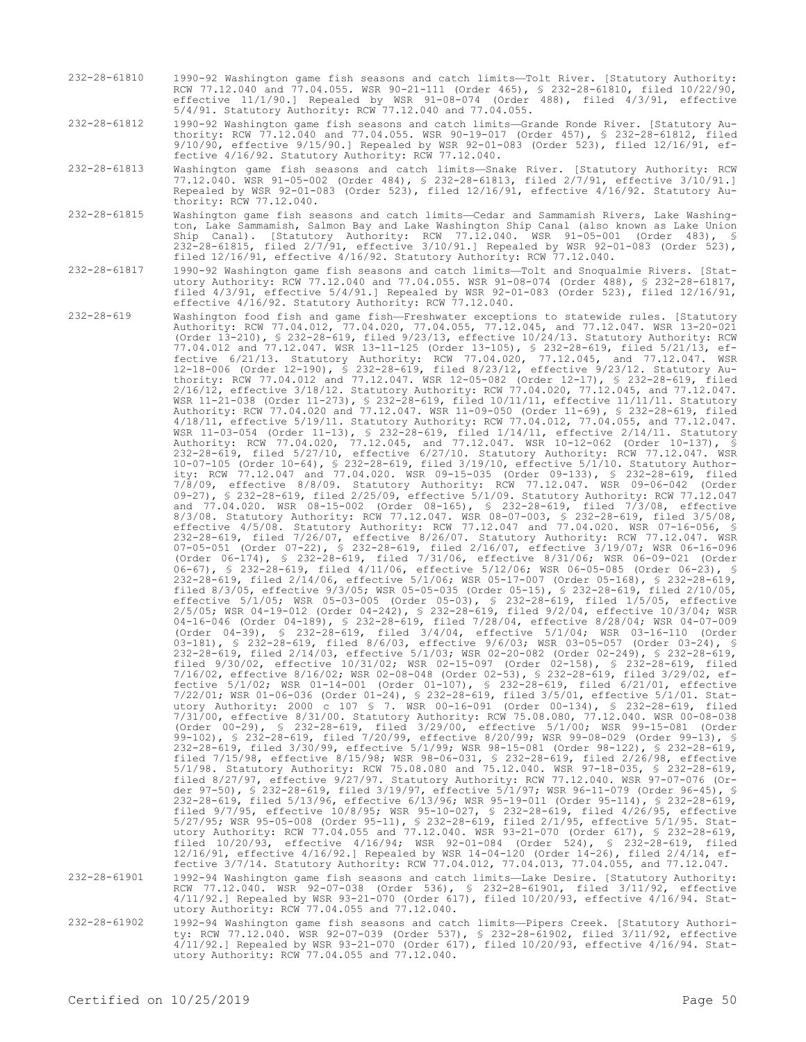232-28-61810 1990-92 Washington game fish seasons and catch limits—Tolt River. [Statutory Authority: RCW 77.12.040 and 77.04.055. WSR 90-21-111 (Order 465), § 232-28-61810, filed 10/22/90, effective 11/1/90.] Repealed by WSR 91-08-074 (Order 488), filed 4/3/91, effective 5/4/91. Statutory Authority: RCW 77.12.040 and 77.04.055.

232-28-61812 1990-92 Washington game fish seasons and catch limits—Grande Ronde River. [Statutory Authority: RCW 77.12.040 and 77.04.055. WSR 90-19-017 (Order 457), § 232-28-61812, filed 9/10/90, effective 9/15/90.] Repealed by WSR 92-01-083 (Order 523), filed 12/16/91, effective 4/16/92. Statutory Authority: RCW 77.12.040.

232-28-61813 Washington game fish seasons and catch limits—Snake River. [Statutory Authority: RCW 77.12.040. WSR 91-05-002 (Order 484), § 232-28-61813, filed 2/7/91, effective 3/10/91.] Repealed by WSR 92-01-083 (Order 523), filed 12/16/91, effective 4/16/92. Statutory Authority: RCW 77.12.040.

232-28-61815 Washington game fish seasons and catch limits—Cedar and Sammamish Rivers, Lake Washington, Lake Sammamish, Salmon Bay and Lake Washington Ship Canal (also known as Lake Union Ship Canal). [Statutory Authority: RCW 77.12.040. WSR 91-05-001 (Order 483), § 232-28-61815, filed 2/7/91, effective 3/10/91.] Repealed by WSR 92-01-083 (Order 523), filed 12/16/91, effective 4/16/92. Statutory Authority: RCW 77.12.040.

232-28-61817 1990-92 Washington game fish seasons and catch limits—Tolt and Snoqualmie Rivers. [Statutory Authority: RCW 77.12.040 and 77.04.055. WSR 91-08-074 (Order 488), § 232-28-61817, filed 4/3/91, effective 5/4/91.] Repealed by WSR 92-01-083 (Order 523), filed 12/16/91, effective 4/16/92. Statutory Authority: RCW 77.12.040.

232-28-619 Washington food fish and game fish—Freshwater exceptions to statewide rules. [Statutory Authority: RCW 77.04.012, 77.04.020, 77.04.055, 77.12.045, and 77.12.047. WSR 13-20-021 (Order 13-210), § 232-28-619, filed 9/23/13, effective 10/24/13. Statutory Authority: RCW 77.04.012 and 77.12.047. WSR 13-11-125 (Order 13-105), § 232-28-619, filed 5/21/13, effective 6/21/13. Statutory Authority: RCW 77.04.020, 77.12.045, and 77.12.047. WSR 12-18-006 (Order 12-190), § 232-28-619, filed 8/23/12, effective 9/23/12. Statutory Authority: RCW 77.04.012 and 77.12.047. WSR 12-05-082 (Order 12-17), § 232-28-619, filed 2/16/12, effective 3/18/12. Statutory Authority: RCW 77.04.020, 77.12.045, and 77.12.047. WSR 11-21-038 (Order 11-273), § 232-28-619, filed 10/11/11, effective 11/11/11. Statutory Authority: RCW 77.04.020 and 77.12.047. WSR 11-09-050 (Order 11-69), § 232-28-619, filed 4/18/11, effective 5/19/11. Statutory Authority: RCW 77.04.012, 77.04.055, and 77.12.047. WSR 11-03-054 (Order 11-13), § 232-28-619, filed 1/14/11, effective 2/14/11. Statutory Authority: RCW 77.04.020, 77.12.045, and 77.12.047. WSR 10-12-062 (Order 10-137), § 232-28-619, filed 5/27/10, effective 6/27/10. Statutory Authority: RCW 77.12.047. WSR 10-07-105 (Order 10-64), § 232-28-619, filed 3/19/10, effective 5/1/10. Statutory Authority: RCW 77.12.047 and 77.04.020. WSR 09-15-035 (Order 09-133), § 232-28-619, filed 7/8/09, effective 8/8/09. Statutory Authority: RCW 77.12.047. WSR 09-06-042 (Order 09-27), § 232-28-619, filed 2/25/09, effective 5/1/09. Statutory Authority: RCW 77.12.047 and 77.04.020. WSR 08-15-002 (Order 08-165), § 232-28-619, filed 7/3/08, effective 8/3/08. Statutory Authority: RCW 77.12.047. WSR 08-07-003, § 232-28-619, filed 3/5/08, effective 4/5/08. Statutory Authority: RCW 77.12.047 and 77.04.020. WSR 07-16-056, § 232-28-619, filed 7/26/07, effective 8/26/07. Statutory Authority: RCW 77.12.047. WSR 07-05-051 (Order 07-22), § 232-28-619, filed 2/16/07, effective 3/19/07; WSR 06-16-096 (Order 06-174), § 232-28-619, filed 7/31/06, effective 8/31/06; WSR 06-09-021 (Order 06-67), § 232-28-619, filed 4/11/06, effective 5/12/06; WSR 06-05-085 (Order 06-23), § 232-28-619, filed 2/14/06, effective 5/1/06; WSR 05-17-007 (Order 05-168), § 232-28-619, filed 8/3/05, effective 9/3/05; WSR 05-05-035 (Order 05-15), § 232-28-619, filed 2/10/05, effective 5/1/05; WSR 05-03-005 (Order 05-03), § 232-28-619, filed 1/5/05, effective 2/5/05; WSR 04-19-012 (Order 04-242), § 232-28-619, filed 9/2/04, effective 10/3/04; WSR 04-16-046 (Order 04-189), § 232-28-619, filed 7/28/04, effective 8/28/04; WSR 04-07-009 (Order 04-39), § 232-28-619, filed 3/4/04, effective 5/1/04; WSR 03-16-110 (Order 03-181), § 232-28-619, filed 8/6/03, effective 9/6/03; WSR 03-05-057 (Order 03-24), § 232-28-619, filed 2/14/03, effective 5/1/03; WSR 02-20-082 (Order 02-249), § 232-28-619, filed 9/30/02, effective 10/31/02; WSR 02-15-097 (Order 02-158), § 232-28-619, filed 7/16/02, effective 8/16/02; WSR 02-08-048 (Order 02-53), § 232-28-619, filed 3/29/02, effective 5/1/02; WSR 01-14-001 (Order 01-107), § 232-28-619, filed 6/21/01, effective 7/22/01; WSR 01-06-036 (Order 01-24), § 232-28-619, filed 3/5/01, effective 5/1/01. Statutory Authority: 2000 c 107 § 7. WSR 00-16-091 (Order 00-134), § 232-28-619, filed 7/31/00, effective 8/31/00. Statutory Authority: RCW 75.08.080, 77.12.040. WSR 00-08-038 (Order 00-29), § 232-28-619, filed 3/29/00, effective 5/1/00; WSR 99-15-081 (Order 99-102), § 232-28-619, filed 7/20/99, effective 8/20/99; WSR 99-08-029 (Order 99-13), § 232-28-619, filed 3/30/99, effective 5/1/99; WSR 98-15-081 (Order 98-122), § 232-28-619, filed 7/15/98, effective 8/15/98; WSR 98-06-031, § 232-28-619, filed 2/26/98, effective 5/1/98. Statutory Authority: RCW 75.08.080 and 75.12.040. WSR 97-18-035, § 232-28-619, filed 8/27/97, effective 9/27/97. Statutory Authority: RCW 77.12.040. WSR 97-07-076 (Order 97-50), § 232-28-619, filed 3/19/97, effective 5/1/97; WSR 96-11-079 (Order 96-45), § 232-28-619, filed 5/13/96, effective 6/13/96; WSR 95-19-011 (Order 95-114), § 232-28-619, filed 9/7/95, effective 10/8/95; WSR 95-10-027, § 232-28-619, filed 4/26/95, effective 5/27/95; WSR 95-05-008 (Order 95-11), § 232-28-619, filed 2/1/95, effective 5/1/95. Statutory Authority: RCW 77.04.055 and 77.12.040. WSR 93-21-070 (Order 617), § 232-28-619, filed 10/20/93, effective 4/16/94; WSR 92-01-084 (Order 524), § 232-28-619, filed 12/16/91, effective 4/16/92.] Repealed by WSR 14-04-120 (Order 14-26), filed 2/4/14, effective 3/7/14. Statutory Authority: RCW 77.04.012, 77.04.013, 77.04.055, and 77.12.047.

232-28-61901 1992-94 Washington game fish seasons and catch limits—Lake Desire. [Statutory Authority: RCW 77.12.040. WSR 92-07-038 (Order 536), § 232-28-61901, filed 3/11/92, effective 4/11/92.] Repealed by WSR 93-21-070 (Order 617), filed 10/20/93, effective 4/16/94. Statutory Authority: RCW 77.04.055 and 77.12.040.

232-28-61902 1992-94 Washington game fish seasons and catch limits—Pipers Creek. [Statutory Authority: RCW 77.12.040. WSR 92-07-039 (Order 537), § 232-28-61902, filed 3/11/92, effective 4/11/92.] Repealed by WSR 93-21-070 (Order 617), filed 10/20/93, effective 4/16/94. Statutory Authority: RCW 77.04.055 and 77.12.040.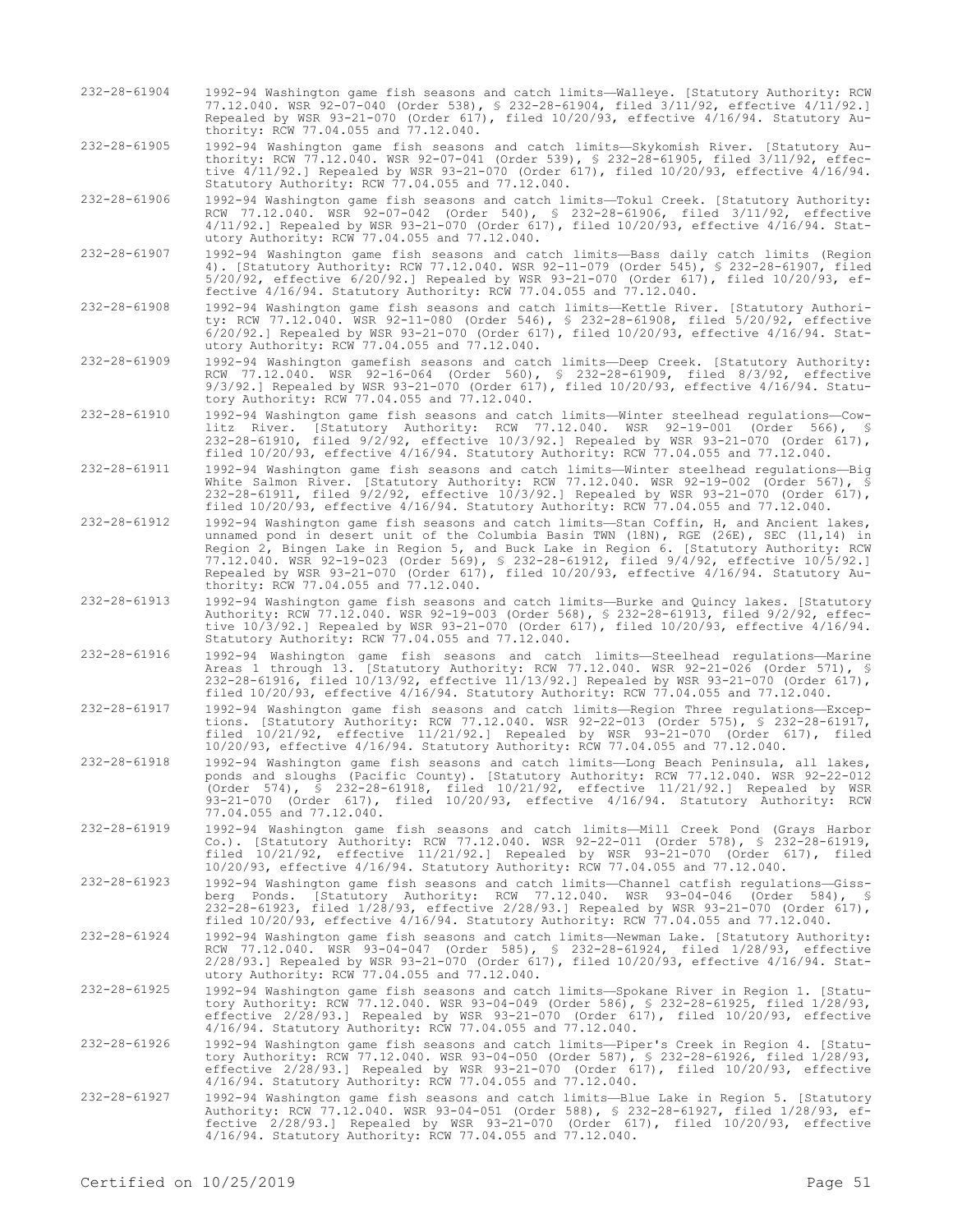232-28-61904 1992-94 Washington game fish seasons and catch limits—Walleye. [Statutory Authority: RCW 77.12.040. WSR 92-07-040 (Order 538), § 232-28-61904, filed 3/11/92, effective 4/11/92.] Repealed by WSR 93-21-070 (Order 617), filed 10/20/93, effective 4/16/94. Statutory Authority: RCW 77.04.055 and 77.12.040.

232-28-61905 1992-94 Washington game fish seasons and catch limits—Skykomish River. [Statutory Authority: RCW 77.12.040. WSR 92-07-041 (Order 539), § 232-28-61905, filed 3/11/92, effective 4/11/92.] Repealed by WSR 93-21-070 (Order 617), filed 10/20/93, effective 4/16/94. Statutory Authority: RCW 77.04.055 and 77.12.040.

232-28-61906 1992-94 Washington game fish seasons and catch limits—Tokul Creek. [Statutory Authority: RCW 77.12.040. WSR 92-07-042 (Order 540), § 232-28-61906, filed 3/11/92, effective 4/11/92.] Repealed by WSR 93-21-070 (Order 617), filed 10/20/93, effective 4/16/94. Statutory Authority: RCW 77.04.055 and 77.12.040.

232-28-61907 1992-94 Washington game fish seasons and catch limits—Bass daily catch limits (Region 4). [Statutory Authority: RCW 77.12.040. WSR 92-11-079 (Order 545), § 232-28-61907, filed 5/20/92, effective 6/20/92.] Repealed by WSR 93-21-070 (Order 617), filed 10/20/93, effective 4/16/94. Statutory Authority: RCW 77.04.055 and 77.12.040.

232-28-61908 1992-94 Washington game fish seasons and catch limits—Kettle River. [Statutory Authority: RCW 77.12.040. WSR 92-11-080 (Order 546), § 232-28-61908, filed 5/20/92, effective 6/20/92.] Repealed by WSR 93-21-070 (Order 617), filed 10/20/93, effective 4/16/94. Statutory Authority: RCW 77.04.055 and 77.12.040.

232-28-61909 1992-94 Washington gamefish seasons and catch limits—Deep Creek. [Statutory Authority: RCW 77.12.040. WSR 92-16-064 (Order 560), § 232-28-61909, filed 8/3/92, effective 9/3/92.] Repealed by WSR 93-21-070 (Order 617), filed 10/20/93, effective 4/16/94. Statutory Authority: RCW 77.04.055 and 77.12.040.

232-28-61910 1992-94 Washington game fish seasons and catch limits—Winter steelhead regulations—Cowlitz River. [Statutory Authority: RCW 77.12.040. WSR 92-19-001 (Order 566), § 232-28-61910, filed 9/2/92, effective 10/3/92.] Repealed by WSR 93-21-070 (Order 617), filed 10/20/93, effective 4/16/94. Statutory Authority: RCW 77.04.055 and 77.12.040.

232-28-61911 1992-94 Washington game fish seasons and catch limits—Winter steelhead regulations—Big White Salmon River. [Statutory Authority: RCW 77.12.040. WSR 92-19-002 (Order 567), § 232-28-61911, filed 9/2/92, effective 10/3/92.] Repealed by WSR 93-21-070 (Order 617), filed 10/20/93, effective 4/16/94. Statutory Authority: RCW 77.04.055 and 77.12.040.

232-28-61912 1992-94 Washington game fish seasons and catch limits—Stan Coffin, H, and Ancient lakes, unnamed pond in desert unit of the Columbia Basin TWN (18N), RGE (26E), SEC (11,14) in Region 2, Bingen Lake in Region 5, and Buck Lake in Region 6. [Statutory Authority: RCW 77.12.040. WSR 92-19-023 (Order 569), § 232-28-61912, filed 9/4/92, effective 10/5/92.] Repealed by WSR 93-21-070 (Order 617), filed 10/20/93, effective 4/16/94. Statutory Authority: RCW 77.04.055 and 77.12.040.

232-28-61913 1992-94 Washington game fish seasons and catch limits—Burke and Quincy lakes. [Statutory Authority: RCW 77.12.040. WSR 92-19-003 (Order 568), § 232-28-61913, filed 9/2/92, effective 10/3/92.] Repealed by WSR 93-21-070 (Order 617), filed 10/20/93, effective 4/16/94. Statutory Authority: RCW 77.04.055 and 77.12.040.

232-28-61916 1992-94 Washington game fish seasons and catch limits—Steelhead regulations—Marine Areas 1 through 13. [Statutory Authority: RCW 77.12.040. WSR 92-21-026 (Order 571), § 232-28-61916, filed 10/13/92, effective 11/13/92.] Repealed by WSR 93-21-070 (Order 617), filed 10/20/93, effective 4/16/94. Statutory Authority: RCW 77.04.055 and 77.12.040.

232-28-61917 1992-94 Washington game fish seasons and catch limits—Region Three regulations—Exceptions. [Statutory Authority: RCW 77.12.040. WSR 92-22-013 (Order 575), § 232-28-61917, filed 10/21/92, effective 11/21/92.] Repealed by WSR 93-21-070 (Order 617), filed 10/20/93, effective 4/16/94. Statutory Authority: RCW 77.04.055 and 77.12.040.

232-28-61918 1992-94 Washington game fish seasons and catch limits—Long Beach Peninsula, all lakes, ponds and sloughs (Pacific County). [Statutory Authority: RCW 77.12.040. WSR 92-22-012 (Order 574), § 232-28-61918, filed 10/21/92, effective 11/21/92.] Repealed by WSR 93-21-070 (Order 617), filed 10/20/93, effective 4/16/94. Statutory Authority: RCW 77.04.055 and 77.12.040.

232-28-61919 1992-94 Washington game fish seasons and catch limits—Mill Creek Pond (Grays Harbor Co.). [Statutory Authority: RCW 77.12.040. WSR 92-22-011 (Order 578), § 232-28-61919, filed 10/21/92, effective 11/21/92.] Repealed by WSR 93-21-070 (Order 617), filed 10/20/93, effective 4/16/94. Statutory Authority: RCW 77.04.055 and 77.12.040.

232-28-61923 1992-94 Washington game fish seasons and catch limits—Channel catfish regulations—Gissberg Ponds. [Statutory Authority: RCW 77.12.040. WSR 93-04-046 (Order 584), § 232-28-61923, filed 1/28/93, effective 2/28/93.] Repealed by WSR 93-21-070 (Order 617), filed 10/20/93, effective 4/16/94. Statutory Authority: RCW 77.04.055 and 77.12.040.

232-28-61924 1992-94 Washington game fish seasons and catch limits—Newman Lake. [Statutory Authority: RCW 77.12.040. WSR 93-04-047 (Order 585), § 232-28-61924, filed 1/28/93, effective 2/28/93.] Repealed by WSR 93-21-070 (Order 617), filed 10/20/93, effective 4/16/94. Statutory Authority: RCW 77.04.055 and 77.12.040.

232-28-61925 1992-94 Washington game fish seasons and catch limits—Spokane River in Region 1. [Statutory Authority: RCW 77.12.040. WSR 93-04-049 (Order 586), § 232-28-61925, filed 1/28/93, effective 2/28/93.] Repealed by WSR 93-21-070 (Order 617), filed 10/20/93, effective 4/16/94. Statutory Authority: RCW 77.04.055 and 77.12.040.

232-28-61926 1992-94 Washington game fish seasons and catch limits—Piper's Creek in Region 4. [Statutory Authority: RCW 77.12.040. WSR 93-04-050 (Order 587), § 232-28-61926, filed 1/28/93, effective 2/28/93.] Repealed by WSR 93-21-070 (Order 617), filed 10/20/93, effective 4/16/94. Statutory Authority: RCW 77.04.055 and 77.12.040.

232-28-61927 1992-94 Washington game fish seasons and catch limits—Blue Lake in Region 5. [Statutory Authority: RCW 77.12.040. WSR 93-04-051 (Order 588), § 232-28-61927, filed 1/28/93, effective 2/28/93.] Repealed by WSR 93-21-070 (Order 617), filed 10/20/93, effective 4/16/94. Statutory Authority: RCW 77.04.055 and 77.12.040.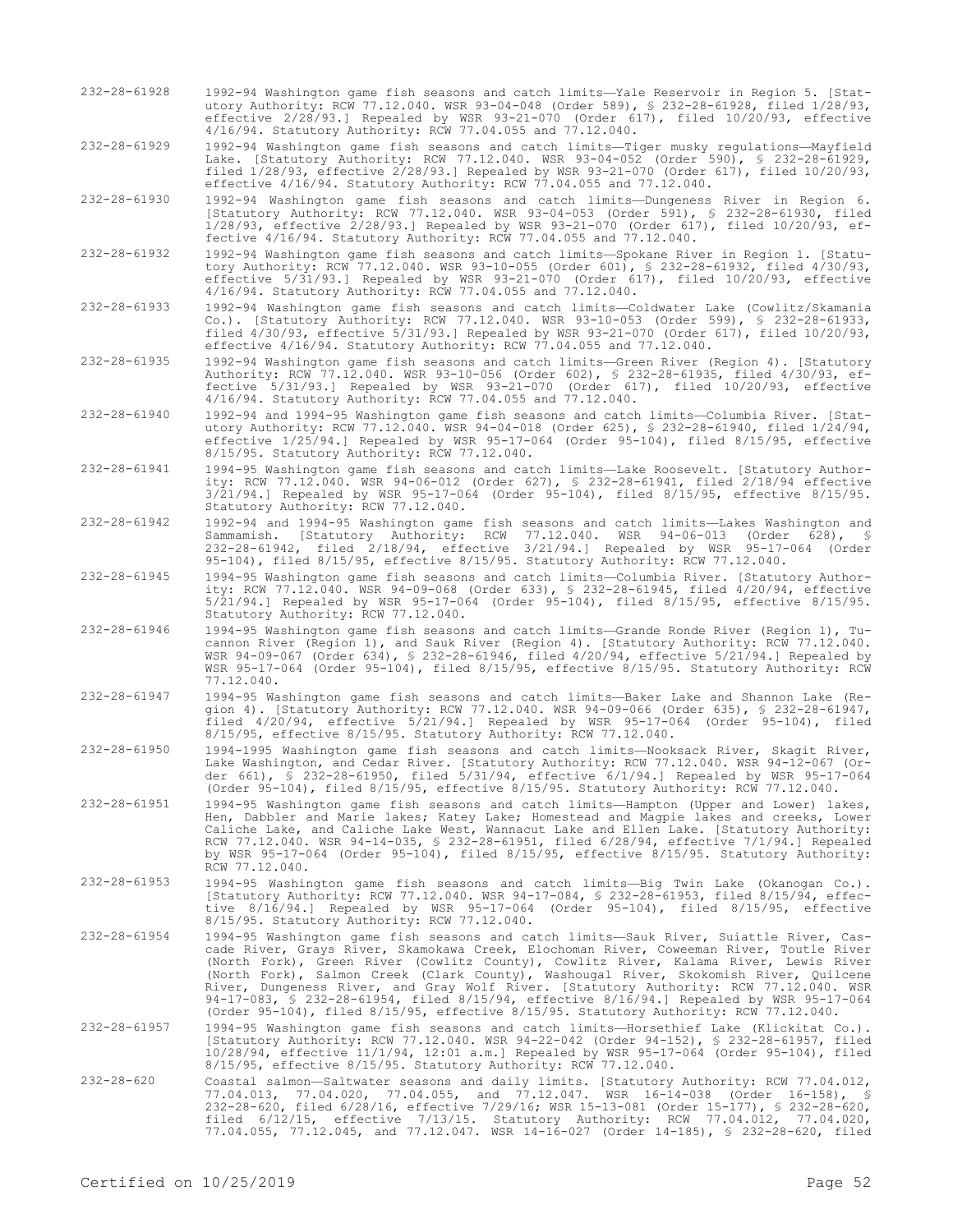232-28-61928 1992-94 Washington game fish seasons and catch limits—Yale Reservoir in Region 5. [Statutory Authority: RCW 77.12.040. WSR 93-04-048 (Order 589), § 232-28-61928, filed 1/28/93, effective 2/28/93.] Repealed by WSR 93-21-070 (Order 617), filed 10/20/93, effective 4/16/94. Statutory Authority: RCW 77.04.055 and 77.12.040.

232-28-61929 1992-94 Washington game fish seasons and catch limits—Tiger musky regulations—Mayfield Lake. [Statutory Authority: RCW 77.12.040. WSR 93-04-052 (Order 590), § 232-28-61929, filed 1/28/93, effective 2/28/93.] Repealed by WSR 93-21-070 (Order 617), filed 10/20/93, effective 4/16/94. Statutory Authority: RCW 77.04.055 and 77.12.040.

232-28-61930 1992-94 Washington game fish seasons and catch limits—Dungeness River in Region 6. [Statutory Authority: RCW 77.12.040. WSR 93-04-053 (Order 591), § 232-28-61930, filed 1/28/93, effective 2/28/93.] Repealed by WSR 93-21-070 (Order 617), filed 10/20/93, effective 4/16/94. Statutory Authority: RCW 77.04.055 and 77.12.040.

232-28-61932 1992-94 Washington game fish seasons and catch limits—Spokane River in Region 1. [Statutory Authority: RCW 77.12.040. WSR 93-10-055 (Order 601), § 232-28-61932, filed 4/30/93, effective 5/31/93.] Repealed by WSR 93-21-070 (Order 617), filed 10/20/93, effective 4/16/94. Statutory Authority: RCW 77.04.055 and 77.12.040.

232-28-61933 1992-94 Washington game fish seasons and catch limits—Coldwater Lake (Cowlitz/Skamania Co.). [Statutory Authority: RCW 77.12.040. WSR 93-10-053 (Order 599), § 232-28-61933, filed 4/30/93, effective 5/31/93.] Repealed by WSR 93-21-070 (Order 617), filed 10/20/93, effective 4/16/94. Statutory Authority: RCW 77.04.055 and 77.12.040.

232-28-61935 1992-94 Washington game fish seasons and catch limits—Green River (Region 4). [Statutory Authority: RCW 77.12.040. WSR 93-10-056 (Order 602), § 232-28-61935, filed 4/30/93, effective 5/31/93.] Repealed by WSR 93-21-070 (Order 617), filed 10/20/93, effective 4/16/94. Statutory Authority: RCW 77.04.055 and 77.12.040.

232-28-61940 1992-94 and 1994-95 Washington game fish seasons and catch limits—Columbia River. [Statutory Authority: RCW 77.12.040. WSR 94-04-018 (Order 625), § 232-28-61940, filed 1/24/94, effective 1/25/94.] Repealed by WSR 95-17-064 (Order 95-104), filed 8/15/95, effective 8/15/95. Statutory Authority: RCW 77.12.040.

232-28-61941 1994-95 Washington game fish seasons and catch limits—Lake Roosevelt. [Statutory Authority: RCW 77.12.040. WSR 94-06-012 (Order 627), § 232-28-61941, filed 2/18/94 effective 3/21/94.] Repealed by WSR 95-17-064 (Order 95-104), filed 8/15/95, effective 8/15/95. Statutory Authority: RCW 77.12.040.

232-28-61942 1992-94 and 1994-95 Washington game fish seasons and catch limits—Lakes Washington and Sammamish. [Statutory Authority: RCW 77.12.040. WSR 94-06-013 (Order 628), § 232-28-61942, filed 2/18/94, effective 3/21/94.] Repealed by WSR 95-17-064 (Order 95-104), filed 8/15/95, effective 8/15/95. Statutory Authority: RCW 77.12.040.

232-28-61945 1994-95 Washington game fish seasons and catch limits—Columbia River. [Statutory Authority: RCW 77.12.040. WSR 94-09-068 (Order 633), § 232-28-61945, filed 4/20/94, effective 5/21/94.] Repealed by WSR 95-17-064 (Order 95-104), filed 8/15/95, effective 8/15/95. Statutory Authority: RCW 77.12.040.

232-28-61946 1994-95 Washington game fish seasons and catch limits—Grande Ronde River (Region 1), Tucannon River (Region 1), and Sauk River (Region 4). [Statutory Authority: RCW 77.12.040. WSR 94-09-067 (Order 634), § 232-28-61946, filed 4/20/94, effective 5/21/94.] Repealed by WSR 95-17-064 (Order 95-104), filed 8/15/95, effective 8/15/95. Statutory Authority: RCW 77.12.040.

232-28-61947 1994-95 Washington game fish seasons and catch limits—Baker Lake and Shannon Lake (Region 4). [Statutory Authority: RCW 77.12.040. WSR 94-09-066 (Order 635), § 232-28-61947, filed 4/20/94, effective 5/21/94.] Repealed by WSR 95-17-064 (Order 95-104), filed 8/15/95, effective 8/15/95. Statutory Authority: RCW 77.12.040.

232-28-61950 1994-1995 Washington game fish seasons and catch limits—Nooksack River, Skagit River, Lake Washington, and Cedar River. [Statutory Authority: RCW 77.12.040. WSR 94-12-067 (Order 661), § 232-28-61950, filed 5/31/94, effective 6/1/94.] Repealed by WSR 95-17-064 (Order 95-104), filed 8/15/95, effective 8/15/95. Statutory Authority: RCW 77.12.040.

232-28-61951 1994-95 Washington game fish seasons and catch limits—Hampton (Upper and Lower) lakes, Hen, Dabbler and Marie lakes; Katey Lake; Homestead and Magpie lakes and creeks, Lower Caliche Lake, and Caliche Lake West, Wannacut Lake and Ellen Lake. [Statutory Authority: RCW 77.12.040. WSR 94-14-035, § 232-28-61951, filed 6/28/94, effective 7/1/94.] Repealed by WSR 95-17-064 (Order 95-104), filed 8/15/95, effective 8/15/95. Statutory Authority: RCW 77.12.040.

232-28-61953 1994-95 Washington game fish seasons and catch limits—Big Twin Lake (Okanogan Co.). [Statutory Authority: RCW 77.12.040. WSR 94-17-084, § 232-28-61953, filed 8/15/94, effective 8/16/94.] Repealed by WSR 95-17-064 (Order 95-104), filed 8/15/95, effective 8/15/95. Statutory Authority: RCW 77.12.040.

232-28-61954 1994-95 Washington game fish seasons and catch limits—Sauk River, Suiattle River, Cascade River, Grays River, Skamokawa Creek, Elochoman River, Coweeman River, Toutle River (North Fork), Green River (Cowlitz County), Cowlitz River, Kalama River, Lewis River (North Fork), Salmon Creek (Clark County), Washougal River, Skokomish River, Quilcene River, Dungeness River, and Gray Wolf River. [Statutory Authority: RCW 77.12.040. WSR 94-17-083, § 232-28-61954, filed 8/15/94, effective 8/16/94.] Repealed by WSR 95-17-064 (Order 95-104), filed 8/15/95, effective 8/15/95. Statutory Authority: RCW 77.12.040.

232-28-61957 1994-95 Washington game fish seasons and catch limits—Horsethief Lake (Klickitat Co.). [Statutory Authority: RCW 77.12.040. WSR 94-22-042 (Order 94-152), § 232-28-61957, filed 10/28/94, effective 11/1/94, 12:01 a.m.] Repealed by WSR 95-17-064 (Order 95-104), filed 8/15/95, effective 8/15/95. Statutory Authority: RCW 77.12.040.

232-28-620 Coastal salmon—Saltwater seasons and daily limits. [Statutory Authority: RCW 77.04.012, 77.04.013, 77.04.020, 77.04.055, and 77.12.047. WSR 16-14-038 (Order 16-158), § 232-28-620, filed 6/28/16, effective 7/29/16; WSR 15-13-081 (Order 15-177), § 232-28-620, filed 6/12/15, effective 7/13/15. Statutory Authority: RCW 77.04.012, 77.04.020, 77.04.055, 77.12.045, and 77.12.047. WSR 14-16-027 (Order 14-185), § 232-28-620, filed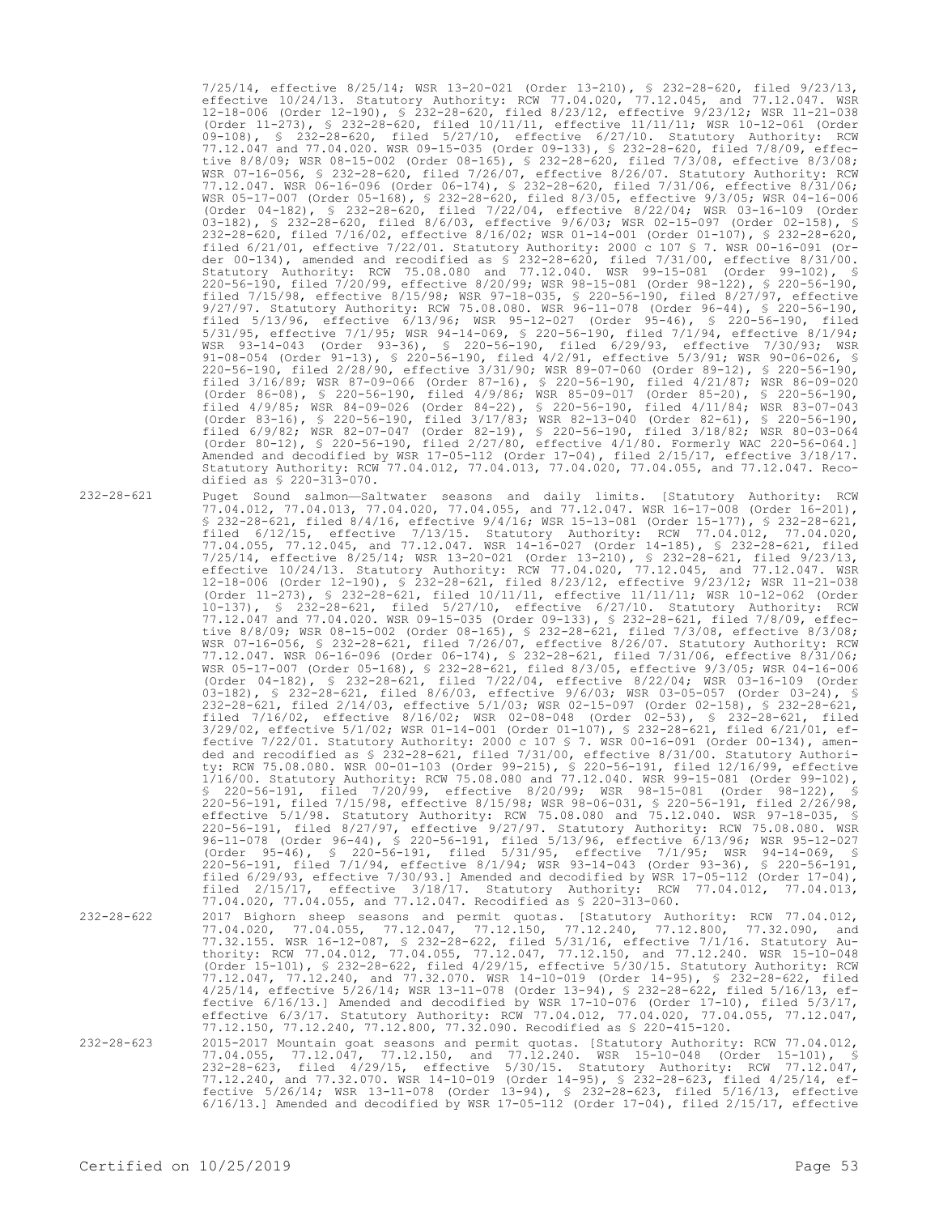7/25/14, effective 8/25/14; WSR 13-20-021 (Order 13-210), § 232-28-620, filed 9/23/13, effective 10/24/13. Statutory Authority: RCW 77.04.020, 77.12.045, and 77.12.047. WSR 12-18-006 (Order 12-190), § 232-28-620, filed 8/23/12, effective 9/23/12; WSR 11-21-038 (Order 11-273), § 232-28-620, filed 10/11/11, effective 11/11/11; WSR 10-12-061 (Order 09-108), § 232-28-620, filed 5/27/10, effective 6/27/10. Statutory Authority: RCW 77.12.047 and 77.04.020. WSR 09-15-035 (Order 09-133), § 232-28-620, filed 7/8/09, effective 8/8/09; WSR 08-15-002 (Order 08-165), § 232-28-620, filed 7/3/08, effective 8/3/08; WSR 07-16-056, § 232-28-620, filed 7/26/07, effective 8/26/07. Statutory Authority: RCW 77.12.047. WSR 06-16-096 (Order 06-174), § 232-28-620, filed 7/31/06, effective 8/31/06; WSR 05-17-007 (Order 05-168), § 232-28-620, filed 8/3/05, effective 9/3/05; WSR 04-16-006 (Order 04-182), § 232-28-620, filed 7/22/04, effective 8/22/04; WSR 03-16-109 (Order 03-182), § 232-28-620, filed 8/6/03, effective 9/6/03; WSR 02-15-097 (Order 02-158), § 232-28-620, filed 7/16/02, effective 8/16/02; WSR 01-14-001 (Order 01-107), § 232-28-620, filed 6/21/01, effective 7/22/01. Statutory Authority: 2000 c 107 § 7. WSR 00-16-091 (Order 00-134), amended and recodified as § 232-28-620, filed 7/31/00, effective 8/31/00. Statutory Authority: RCW 75.08.080 and 77.12.040. WSR 99-15-081 (Order 99-102), § 220-56-190, filed 7/20/99, effective 8/20/99; WSR 98-15-081 (Order 98-122), § 220-56-190, filed 7/15/98, effective 8/15/98; WSR 97-18-035, § 220-56-190, filed 8/27/97, effective 9/27/97. Statutory Authority: RCW 75.08.080. WSR 96-11-078 (Order 96-44), § 220-56-190, filed 5/13/96, effective 6/13/96; WSR 95-12-027 (Order 95-46), § 220-56-190, filed 5/31/95, effective 7/1/95; WSR 94-14-069, § 220-56-190, filed 7/1/94, effective 8/1/94; WSR 93-14-043 (Order 93-36), § 220-56-190, filed 6/29/93, effective 7/30/93; WSR 91-08-054 (Order 91-13), § 220-56-190, filed 4/2/91, effective 5/3/91; WSR 90-06-026, § 220-56-190, filed 2/28/90, effective 3/31/90; WSR 89-07-060 (Order 89-12), § 220-56-190, filed 3/16/89; WSR 87-09-066 (Order 87-16), § 220-56-190, filed 4/21/87; WSR 86-09-020 (Order 86-08), § 220-56-190, filed 4/9/86; WSR 85-09-017 (Order 85-20), § 220-56-190, filed 4/9/85; WSR 84-09-026 (Order 84-22), § 220-56-190, filed 4/11/84; WSR 83-07-043 (Order 83-16), § 220-56-190, filed 3/17/83; WSR 82-13-040 (Order 82-61), § 220-56-190, filed 6/9/82; WSR 82-07-047 (Order 82-19), § 220-56-190, filed 3/18/82; WSR 80-03-064 (Order 80-12), § 220-56-190, filed 2/27/80, effective 4/1/80. Formerly WAC 220-56-064.] Amended and decodified by WSR 17-05-112 (Order 17-04), filed 2/15/17, effective 3/18/17. Statutory Authority: RCW 77.04.012, 77.04.013, 77.04.020, 77.04.055, and 77.12.047. Recodified as § 220-313-070.

232-28-621 Puget Sound salmon—Saltwater seasons and daily limits. [Statutory Authority: RCW 77.04.012, 77.04.013, 77.04.020, 77.04.055, and 77.12.047. WSR 16-17-008 (Order 16-201), § 232-28-621, filed 8/4/16, effective 9/4/16; WSR 15-13-081 (Order 15-177), § 232-28-621, filed 6/12/15, effective 7/13/15. Statutory Authority: RCW 77.04.012, 77.04.020, 77.04.055, 77.12.045, and 77.12.047. WSR 14-16-027 (Order 14-185), § 232-28-621, filed 7/25/14, effective 8/25/14; WSR 13-20-021 (Order 13-210), § 232-28-621, filed 9/23/13, effective 10/24/13. Statutory Authority: RCW 77.04.020, 77.12.045, and 77.12.047. WSR 12-18-006 (Order 12-190), § 232-28-621, filed 8/23/12, effective 9/23/12; WSR 11-21-038 (Order 11-273), § 232-28-621, filed 10/11/11, effective 11/11/11; WSR 10-12-062 (Order 10-137), § 232-28-621, filed 5/27/10, effective 6/27/10. Statutory Authority: RCW 77.12.047 and 77.04.020. WSR 09-15-035 (Order 09-133), § 232-28-621, filed 7/8/09, effective 8/8/09; WSR 08-15-002 (Order 08-165), § 232-28-621, filed 7/3/08, effective 8/3/08; WSR 07-16-056, § 232-28-621, filed 7/26/07, effective 8/26/07. Statutory Authority: RCW 77.12.047. WSR 06-16-096 (Order 06-174), § 232-28-621, filed 7/31/06, effective 8/31/06; WSR 05-17-007 (Order 05-168), § 232-28-621, filed 8/3/05, effective 9/3/05; WSR 04-16-006 (Order 04-182), § 232-28-621, filed 7/22/04, effective 8/22/04; WSR 03-16-109 (Order 03-182), § 232-28-621, filed 8/6/03, effective 9/6/03; WSR 03-05-057 (Order 03-24), § 232-28-621, filed 2/14/03, effective 5/1/03; WSR 02-15-097 (Order 02-158), § 232-28-621, filed 7/16/02, effective 8/16/02; WSR 02-08-048 (Order 02-53), § 232-28-621, filed 3/29/02, effective 5/1/02; WSR 01-14-001 (Order 01-107), § 232-28-621, filed 6/21/01, effective 7/22/01. Statutory Authority: 2000 c 107 § 7. WSR 00-16-091 (Order 00-134), amended and recodified as § 232-28-621, filed 7/31/00, effective 8/31/00. Statutory Authority: RCW 75.08.080. WSR 00-01-103 (Order 99-215), § 220-56-191, filed 12/16/99, effective 1/16/00. Statutory Authority: RCW 75.08.080 and 77.12.040. WSR 99-15-081 (Order 99-102), § 220-56-191, filed 7/20/99, effective 8/20/99; WSR 98-15-081 (Order 98-122), § 220-56-191, filed 7/15/98, effective 8/15/98; WSR 98-06-031, § 220-56-191, filed 2/26/98, effective 5/1/98. Statutory Authority: RCW 75.08.080 and 75.12.040. WSR 97-18-035, § 220-56-191, filed 8/27/97, effective 9/27/97. Statutory Authority: RCW 75.08.080. WSR 96-11-078 (Order 96-44), § 220-56-191, filed 5/13/96, effective 6/13/96; WSR 95-12-027 (Order 95-46), § 220-56-191, filed 5/31/95, effective 7/1/95; WSR 94-14-069, § 220-56-191, filed 7/1/94, effective 8/1/94; WSR 93-14-043 (Order 93-36), § 220-56-191, filed 6/29/93, effective 7/30/93.] Amended and decodified by WSR 17-05-112 (Order 17-04), filed 2/15/17, effective 3/18/17. Statutory Authority: RCW 77.04.012, 77.04.013, 77.04.020, 77.04.055, and 77.12.047. Recodified as § 220-313-060.

232-28-622 2017 Bighorn sheep seasons and permit quotas. [Statutory Authority: RCW 77.04.012, 77.04.020, 77.04.055, 77.12.047, 77.12.150, 77.12.240, 77.12.800, 77.32.090, and 77.32.155. WSR 16-12-087, § 232-28-622, filed 5/31/16, effective 7/1/16. Statutory Authority: RCW 77.04.012, 77.04.055, 77.12.047, 77.12.150, and 77.12.240. WSR 15-10-048 (Order 15-101), § 232-28-622, filed 4/29/15, effective 5/30/15. Statutory Authority: RCW 77.12.047, 77.12.240, and 77.32.070. WSR 14-10-019 (Order 14-95), § 232-28-622, filed 4/25/14, effective 5/26/14; WSR 13-11-078 (Order 13-94), § 232-28-622, filed 5/16/13, effective 6/16/13.] Amended and decodified by WSR 17-10-076 (Order 17-10), filed 5/3/17, effective 6/3/17. Statutory Authority: RCW 77.04.012, 77.04.020, 77.04.055, 77.12.047, 77.12.150, 77.12.240, 77.12.800, 77.32.090. Recodified as § 220-415-120.

232-28-623 2015-2017 Mountain goat seasons and permit quotas. [Statutory Authority: RCW 77.04.012, 77.04.055, 77.12.047, 77.12.150, and 77.12.240. WSR 15-10-048 (Order 15-101), § 232-28-623, filed 4/29/15, effective 5/30/15. Statutory Authority: RCW 77.12.047, 77.12.240, and 77.32.070. WSR 14-10-019 (Order 14-95), § 232-28-623, filed 4/25/14, effective 5/26/14; WSR 13-11-078 (Order 13-94), § 232-28-623, filed 5/16/13, effective 6/16/13.] Amended and decodified by WSR 17-05-112 (Order 17-04), filed 2/15/17, effective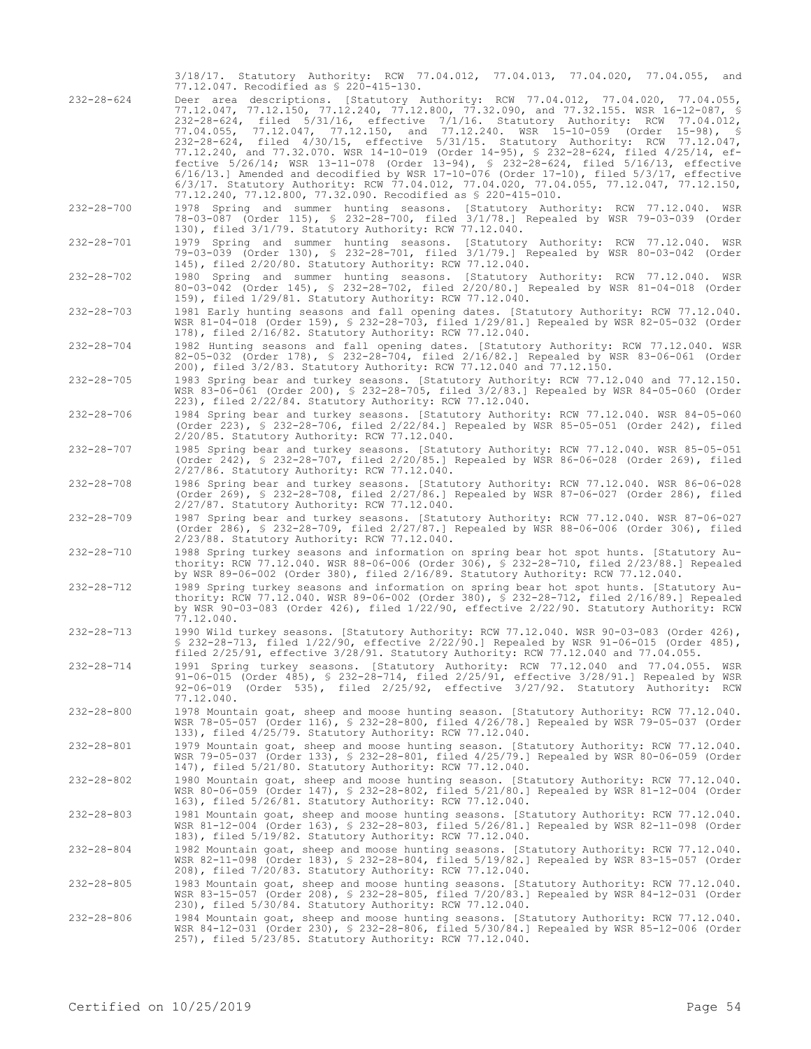3/18/17. Statutory Authority: RCW 77.04.012, 77.04.013, 77.04.020, 77.04.055, and 77.12.047. Recodified as § 220-415-130.

232-28-624 Deer area descriptions. [Statutory Authority: RCW 77.04.012, 77.04.020, 77.04.055, 77.12.047, 77.12.150, 77.12.240, 77.12.800, 77.32.090, and 77.32.155. WSR 16-12-087, § 232-28-624, filed 5/31/16, effective 7/1/16. Statutory Authority: RCW 77.04.012, 77.04.055, 77.12.047, 77.12.150, and 77.12.240. WSR 15-10-059 (Order 15-98), § 232-28-624, filed 4/30/15, effective 5/31/15. Statutory Authority: RCW 77.12.047, 77.12.240, and 77.32.070. WSR 14-10-019 (Order 14-95), § 232-28-624, filed 4/25/14, effective 5/26/14; WSR 13-11-078 (Order 13-94), § 232-28-624, filed 5/16/13, effective 6/16/13.] Amended and decodified by WSR 17-10-076 (Order 17-10), filed 5/3/17, effective 6/3/17. Statutory Authority: RCW 77.04.012, 77.04.020, 77.04.055, 77.12.047, 77.12.150, 77.12.240, 77.12.800, 77.32.090. Recodified as § 220-415-010.

232-28-700 1978 Spring and summer hunting seasons. [Statutory Authority: RCW 77.12.040. WSR 78-03-087 (Order 115), § 232-28-700, filed 3/1/78.] Repealed by WSR 79-03-039 (Order 130), filed 3/1/79. Statutory Authority: RCW 77.12.040.

232-28-701 1979 Spring and summer hunting seasons. [Statutory Authority: RCW 77.12.040. WSR 79-03-039 (Order 130), § 232-28-701, filed 3/1/79.] Repealed by WSR 80-03-042 (Order 145), filed 2/20/80. Statutory Authority: RCW 77.12.040.

232-28-702 1980 Spring and summer hunting seasons. [Statutory Authority: RCW 77.12.040. WSR 80-03-042 (Order 145), § 232-28-702, filed 2/20/80.] Repealed by WSR 81-04-018 (Order 159), filed 1/29/81. Statutory Authority: RCW 77.12.040.

232-28-703 1981 Early hunting seasons and fall opening dates. [Statutory Authority: RCW 77.12.040. WSR 81-04-018 (Order 159), § 232-28-703, filed 1/29/81.] Repealed by WSR 82-05-032 (Order 178), filed 2/16/82. Statutory Authority: RCW 77.12.040.

232-28-704 1982 Hunting seasons and fall opening dates. [Statutory Authority: RCW 77.12.040. WSR 82-05-032 (Order 178), § 232-28-704, filed 2/16/82.] Repealed by WSR 83-06-061 (Order 200), filed 3/2/83. Statutory Authority: RCW 77.12.040 and 77.12.150.

232-28-705 1983 Spring bear and turkey seasons. [Statutory Authority: RCW 77.12.040 and 77.12.150. WSR 83-06-061 (Order 200), § 232-28-705, filed 3/2/83.] Repealed by WSR 84-05-060 (Order 223), filed 2/22/84. Statutory Authority: RCW 77.12.040.

232-28-706 1984 Spring bear and turkey seasons. [Statutory Authority: RCW 77.12.040. WSR 84-05-060 (Order 223), § 232-28-706, filed 2/22/84.] Repealed by WSR 85-05-051 (Order 242), filed 2/20/85. Statutory Authority: RCW 77.12.040.

232-28-707 1985 Spring bear and turkey seasons. [Statutory Authority: RCW 77.12.040. WSR 85-05-051 (Order 242), § 232-28-707, filed 2/20/85.] Repealed by WSR 86-06-028 (Order 269), filed 2/27/86. Statutory Authority: RCW 77.12.040.

232-28-708 1986 Spring bear and turkey seasons. [Statutory Authority: RCW 77.12.040. WSR 86-06-028 (Order 269), § 232-28-708, filed 2/27/86.] Repealed by WSR 87-06-027 (Order 286), filed 2/27/87. Statutory Authority: RCW 77.12.040.

232-28-709 1987 Spring bear and turkey seasons. [Statutory Authority: RCW 77.12.040. WSR 87-06-027 (Order 286), § 232-28-709, filed 2/27/87.] Repealed by WSR 88-06-006 (Order 306), filed 2/23/88. Statutory Authority: RCW 77.12.040.

232-28-710 1988 Spring turkey seasons and information on spring bear hot spot hunts. [Statutory Authority: RCW 77.12.040. WSR 88-06-006 (Order 306), § 232-28-710, filed 2/23/88.] Repealed by WSR 89-06-002 (Order 380), filed 2/16/89. Statutory Authority: RCW 77.12.040.

232-28-712 1989 Spring turkey seasons and information on spring bear hot spot hunts. [Statutory Authority: RCW 77.12.040. WSR 89-06-002 (Order 380), § 232-28-712, filed 2/16/89.] Repealed by WSR 90-03-083 (Order 426), filed 1/22/90, effective 2/22/90. Statutory Authority: RCW 77.12.040.

232-28-713 1990 Wild turkey seasons. [Statutory Authority: RCW 77.12.040. WSR 90-03-083 (Order 426), § 232-28-713, filed 1/22/90, effective 2/22/90.] Repealed by WSR 91-06-015 (Order 485), filed 2/25/91, effective 3/28/91. Statutory Authority: RCW 77.12.040 and 77.04.055.

232-28-714 1991 Spring turkey seasons. [Statutory Authority: RCW 77.12.040 and 77.04.055. WSR 91-06-015 (Order 485), § 232-28-714, filed 2/25/91, effective 3/28/91.] Repealed by WSR 92-06-019 (Order 535), filed 2/25/92, effective 3/27/92. Statutory Authority: RCW 77.12.040.

232-28-800 1978 Mountain goat, sheep and moose hunting season. [Statutory Authority: RCW 77.12.040. WSR 78-05-057 (Order 116), § 232-28-800, filed 4/26/78.] Repealed by WSR 79-05-037 (Order 133), filed 4/25/79. Statutory Authority: RCW 77.12.040.

232-28-801 1979 Mountain goat, sheep and moose hunting season. [Statutory Authority: RCW 77.12.040. WSR 79-05-037 (Order 133), § 232-28-801, filed 4/25/79.] Repealed by WSR 80-06-059 (Order 147), filed 5/21/80. Statutory Authority: RCW 77.12.040.

232-28-802 1980 Mountain goat, sheep and moose hunting season. [Statutory Authority: RCW 77.12.040. WSR 80-06-059 (Order 147), § 232-28-802, filed 5/21/80.] Repealed by WSR 81-12-004 (Order 163), filed 5/26/81. Statutory Authority: RCW 77.12.040.

232-28-803 1981 Mountain goat, sheep and moose hunting seasons. [Statutory Authority: RCW 77.12.040. WSR 81-12-004 (Order 163), § 232-28-803, filed 5/26/81.] Repealed by WSR 82-11-098 (Order 183), filed 5/19/82. Statutory Authority: RCW 77.12.040.

232-28-804 1982 Mountain goat, sheep and moose hunting seasons. [Statutory Authority: RCW 77.12.040. WSR 82-11-098 (Order 183), § 232-28-804, filed 5/19/82.] Repealed by WSR 83-15-057 (Order 208), filed 7/20/83. Statutory Authority: RCW 77.12.040.

232-28-805 1983 Mountain goat, sheep and moose hunting seasons. [Statutory Authority: RCW 77.12.040. WSR 83-15-057 (Order 208), § 232-28-805, filed 7/20/83.] Repealed by WSR 84-12-031 (Order 230), filed 5/30/84. Statutory Authority: RCW 77.12.040.

232-28-806 1984 Mountain goat, sheep and moose hunting seasons. [Statutory Authority: RCW 77.12.040. WSR 84-12-031 (Order 230), § 232-28-806, filed 5/30/84.] Repealed by WSR 85-12-006 (Order 257), filed 5/23/85. Statutory Authority: RCW 77.12.040.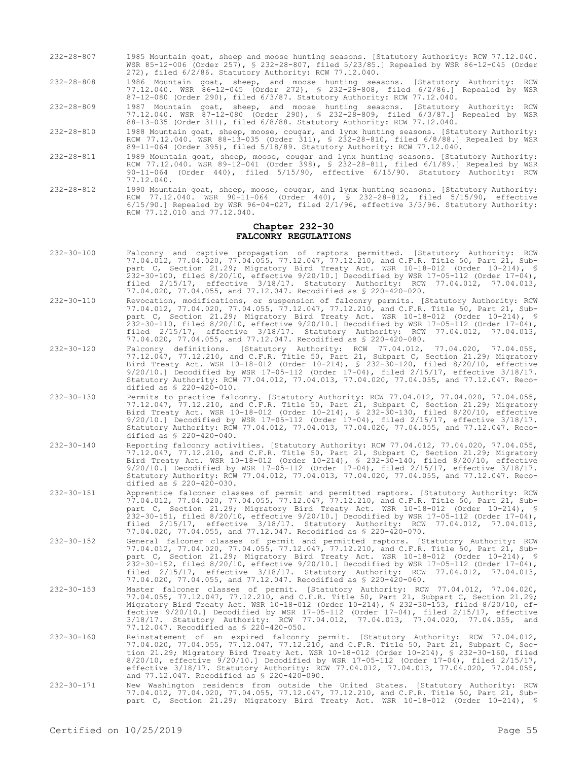232-28-807 1985 Mountain goat, sheep and moose hunting seasons. [Statutory Authority: RCW 77.12.040. WSR 85-12-006 (Order 257), § 232-28-807, filed 5/23/85.] Repealed by WSR 86-12-045 (Order 272), filed 6/2/86. Statutory Authority: RCW 77.12.040.

232-28-808 1986 Mountain goat, sheep, and moose hunting seasons. [Statutory Authority: RCW 77.12.040. WSR 86-12-045 (Order 272), § 232-28-808, filed 6/2/86.] Repealed by WSR 87-12-080 (Order 290), filed 6/3/87. Statutory Authority: RCW 77.12.040.

232-28-809 1987 Mountain goat, sheep, and moose hunting seasons. [Statutory Authority: RCW 77.12.040. WSR 87-12-080 (Order 290), § 232-28-809, filed 6/3/87.] Repealed by WSR 88-13-035 (Order 311), filed 6/8/88. Statutory Authority: RCW 77.12.040.

232-28-810 1988 Mountain goat, sheep, moose, cougar, and lynx hunting seasons. [Statutory Authority: RCW 77.12.040. WSR 88-13-035 (Order 311), § 232-28-810, filed 6/8/88.] Repealed by WSR 89-11-064 (Order 395), filed 5/18/89. Statutory Authority: RCW 77.12.040.

232-28-811 1989 Mountain goat, sheep, moose, cougar and lynx hunting seasons. [Statutory Authority: RCW 77.12.040. WSR 89-12-041 (Order 398), § 232-28-811, filed 6/1/89.] Repealed by WSR 90-11-064 (Order 440), filed 5/15/90, effective 6/15/90. Statutory Authority: RCW 77.12.040.

232-28-812 1990 Mountain goat, sheep, moose, cougar, and lynx hunting seasons. [Statutory Authority: RCW 77.12.040. WSR 90-11-064 (Order 440), § 232-28-812, filed 5/15/90, effective 6/15/90.] Repealed by WSR 96-04-027, filed 2/1/96, effective 3/3/96. Statutory Authority: RCW 77.12.010 and 77.12.040.

## Chapter 232-30
## FALCONRY REGULATIONS

232-30-100 Falconry and captive propagation of raptors permitted. [Statutory Authority: RCW 77.04.012, 77.04.020, 77.04.055, 77.12.047, 77.12.210, and C.F.R. Title 50, Part 21, Subpart C, Section 21.29; Migratory Bird Treaty Act. WSR 10-18-012 (Order 10-214), § 232-30-100, filed 8/20/10, effective 9/20/10.] Decodified by WSR 17-05-112 (Order 17-04), filed 2/15/17, effective 3/18/17. Statutory Authority: RCW 77.04.012, 77.04.013, 77.04.020, 77.04.055, and 77.12.047. Recodified as § 220-420-020.

232-30-110 Revocation, modifications, or suspension of falconry permits. [Statutory Authority: RCW 77.04.012, 77.04.020, 77.04.055, 77.12.047, 77.12.210, and C.F.R. Title 50, Part 21, Subpart C, Section 21.29; Migratory Bird Treaty Act. WSR 10-18-012 (Order 10-214), § 232-30-110, filed 8/20/10, effective 9/20/10.] Decodified by WSR 17-05-112 (Order 17-04), filed 2/15/17, effective 3/18/17. Statutory Authority: RCW 77.04.012, 77.04.013, 77.04.020, 77.04.055, and 77.12.047. Recodified as § 220-420-080.

232-30-120 Falconry definitions. [Statutory Authority: RCW 77.04.012, 77.04.020, 77.04.055, 77.12.047, 77.12.210, and C.F.R. Title 50, Part 21, Subpart C, Section 21.29; Migratory Bird Treaty Act. WSR 10-18-012 (Order 10-214), § 232-30-120, filed 8/20/10, effective 9/20/10.] Decodified by WSR 17-05-112 (Order 17-04), filed 2/15/17, effective 3/18/17. Statutory Authority: RCW 77.04.012, 77.04.013, 77.04.020, 77.04.055, and 77.12.047. Recodified as § 220-420-010.

232-30-130 Permits to practice falconry. [Statutory Authority: RCW 77.04.012, 77.04.020, 77.04.055, 77.12.047, 77.12.210, and C.F.R. Title 50, Part 21, Subpart C, Section 21.29; Migratory Bird Treaty Act. WSR 10-18-012 (Order 10-214), § 232-30-130, filed 8/20/10, effective 9/20/10.] Decodified by WSR 17-05-112 (Order 17-04), filed 2/15/17, effective 3/18/17. Statutory Authority: RCW 77.04.012, 77.04.013, 77.04.020, 77.04.055, and 77.12.047. Recodified as § 220-420-040.

232-30-140 Reporting falconry activities. [Statutory Authority: RCW 77.04.012, 77.04.020, 77.04.055, 77.12.047, 77.12.210, and C.F.R. Title 50, Part 21, Subpart C, Section 21.29; Migratory Bird Treaty Act. WSR 10-18-012 (Order 10-214), § 232-30-140, filed 8/20/10, effective 9/20/10.] Decodified by WSR 17-05-112 (Order 17-04), filed 2/15/17, effective 3/18/17. Statutory Authority: RCW 77.04.012, 77.04.013, 77.04.020, 77.04.055, and 77.12.047. Recodified as § 220-420-030.

232-30-151 Apprentice falconer classes of permit and permitted raptors. [Statutory Authority: RCW 77.04.012, 77.04.020, 77.04.055, 77.12.047, 77.12.210, and C.F.R. Title 50, Part 21, Subpart C, Section 21.29; Migratory Bird Treaty Act. WSR 10-18-012 (Order 10-214), § 232-30-151, filed 8/20/10, effective 9/20/10.] Decodified by WSR 17-05-112 (Order 17-04), filed 2/15/17, effective 3/18/17. Statutory Authority: RCW 77.04.012, 77.04.013, 77.04.020, 77.04.055, and 77.12.047. Recodified as § 220-420-070.

232-30-152 General falconer classes of permit and permitted raptors. [Statutory Authority: RCW 77.04.012, 77.04.020, 77.04.055, 77.12.047, 77.12.210, and C.F.R. Title 50, Part 21, Subpart C, Section 21.29; Migratory Bird Treaty Act. WSR 10-18-012 (Order 10-214), § 232-30-152, filed 8/20/10, effective 9/20/10.] Decodified by WSR 17-05-112 (Order 17-04), filed 2/15/17, effective 3/18/17. Statutory Authority: RCW 77.04.012, 77.04.013, 77.04.020, 77.04.055, and 77.12.047. Recodified as § 220-420-060.

232-30-153 Master falconer classes of permit. [Statutory Authority: RCW 77.04.012, 77.04.020, 77.04.055, 77.12.047, 77.12.210, and C.F.R. Title 50, Part 21, Subpart C, Section 21.29; Migratory Bird Treaty Act. WSR 10-18-012 (Order 10-214), § 232-30-153, filed 8/20/10, effective 9/20/10.] Decodified by WSR 17-05-112 (Order 17-04), filed 2/15/17, effective 3/18/17. Statutory Authority: RCW 77.04.012, 77.04.013, 77.04.020, 77.04.055, and 77.12.047. Recodified as § 220-420-050.

232-30-160 Reinstatement of an expired falconry permit. [Statutory Authority: RCW 77.04.012, 77.04.020, 77.04.055, 77.12.047, 77.12.210, and C.F.R. Title 50, Part 21, Subpart C, Section 21.29; Migratory Bird Treaty Act. WSR 10-18-012 (Order 10-214), § 232-30-160, filed 8/20/10, effective 9/20/10.] Decodified by WSR 17-05-112 (Order 17-04), filed 2/15/17, effective 3/18/17. Statutory Authority: RCW 77.04.012, 77.04.013, 77.04.020, 77.04.055, and 77.12.047. Recodified as § 220-420-090.

232-30-171 New Washington residents from outside the United States. [Statutory Authority: RCW 77.04.012, 77.04.020, 77.04.055, 77.12.047, 77.12.210, and C.F.R. Title 50, Part 21, Subpart C, Section 21.29; Migratory Bird Treaty Act. WSR 10-18-012 (Order 10-214), §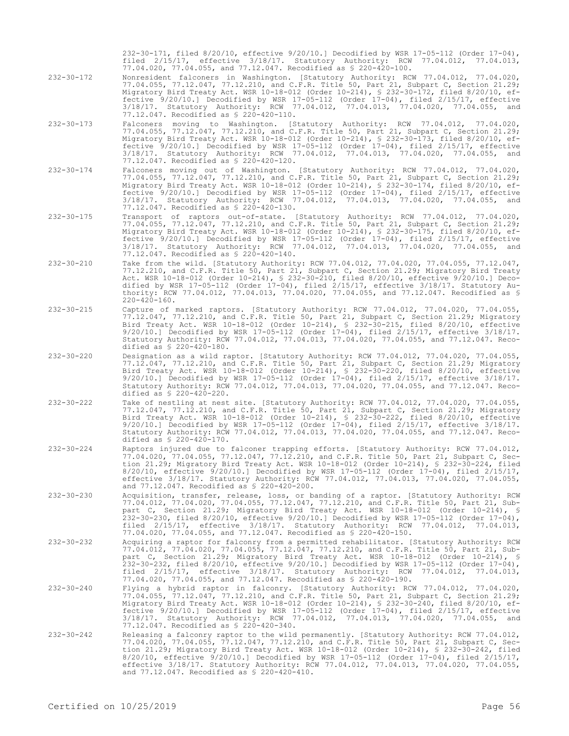232-30-171, filed 8/20/10, effective 9/20/10.] Decodified by WSR 17-05-112 (Order 17-04), filed 2/15/17, effective 3/18/17. Statutory Authority: RCW 77.04.012, 77.04.013, 77.04.020, 77.04.055, and 77.12.047. Recodified as § 220-420-100.

232-30-172 Nonresident falconers in Washington. [Statutory Authority: RCW 77.04.012, 77.04.020, 77.04.055, 77.12.047, 77.12.210, and C.F.R. Title 50, Part 21, Subpart C, Section 21.29; Migratory Bird Treaty Act. WSR 10-18-012 (Order 10-214), § 232-30-172, filed 8/20/10, effective 9/20/10.] Decodified by WSR 17-05-112 (Order 17-04), filed 2/15/17, effective 3/18/17. Statutory Authority: RCW 77.04.012, 77.04.013, 77.04.020, 77.04.055, and 77.12.047. Recodified as § 220-420-110.

232-30-173 Falconers moving to Washington. [Statutory Authority: RCW 77.04.012, 77.04.020, 77.04.055, 77.12.047, 77.12.210, and C.F.R. Title 50, Part 21, Subpart C, Section 21.29; Migratory Bird Treaty Act. WSR 10-18-012 (Order 10-214), § 232-30-173, filed 8/20/10, effective 9/20/10.] Decodified by WSR 17-05-112 (Order 17-04), filed 2/15/17, effective 3/18/17. Statutory Authority: RCW 77.04.012, 77.04.013, 77.04.020, 77.04.055, and 77.12.047. Recodified as § 220-420-120.

232-30-174 Falconers moving out of Washington. [Statutory Authority: RCW 77.04.012, 77.04.020, 77.04.055, 77.12.047, 77.12.210, and C.F.R. Title 50, Part 21, Subpart C, Section 21.29; Migratory Bird Treaty Act. WSR 10-18-012 (Order 10-214), § 232-30-174, filed 8/20/10, effective 9/20/10.] Decodified by WSR 17-05-112 (Order 17-04), filed 2/15/17, effective 3/18/17. Statutory Authority: RCW 77.04.012, 77.04.013, 77.04.020, 77.04.055, and 77.12.047. Recodified as § 220-420-130.

232-30-175 Transport of raptors out-of-state. [Statutory Authority: RCW 77.04.012, 77.04.020, 77.04.055, 77.12.047, 77.12.210, and C.F.R. Title 50, Part 21, Subpart C, Section 21.29; Migratory Bird Treaty Act. WSR 10-18-012 (Order 10-214), § 232-30-175, filed 8/20/10, effective 9/20/10.] Decodified by WSR 17-05-112 (Order 17-04), filed 2/15/17, effective 3/18/17. Statutory Authority: RCW 77.04.012, 77.04.013, 77.04.020, 77.04.055, and 77.12.047. Recodified as § 220-420-140.

232-30-210 Take from the wild. [Statutory Authority: RCW 77.04.012, 77.04.020, 77.04.055, 77.12.047, 77.12.210, and C.F.R. Title 50, Part 21, Subpart C, Section 21.29; Migratory Bird Treaty Act. WSR 10-18-012 (Order 10-214), § 232-30-210, filed 8/20/10, effective 9/20/10.] Decodified by WSR 17-05-112 (Order 17-04), filed 2/15/17, effective 3/18/17. Statutory Authority: RCW 77.04.012, 77.04.013, 77.04.020, 77.04.055, and 77.12.047. Recodified as § 220-420-160.

232-30-215 Capture of marked raptors. [Statutory Authority: RCW 77.04.012, 77.04.020, 77.04.055, 77.12.047, 77.12.210, and C.F.R. Title 50, Part 21, Subpart C, Section 21.29; Migratory Bird Treaty Act. WSR 10-18-012 (Order 10-214), § 232-30-215, filed 8/20/10, effective 9/20/10.] Decodified by WSR 17-05-112 (Order 17-04), filed 2/15/17, effective 3/18/17. Statutory Authority: RCW 77.04.012, 77.04.013, 77.04.020, 77.04.055, and 77.12.047. Recodified as § 220-420-180.

232-30-220 Designation as a wild raptor. [Statutory Authority: RCW 77.04.012, 77.04.020, 77.04.055, 77.12.047, 77.12.210, and C.F.R. Title 50, Part 21, Subpart C, Section 21.29; Migratory Bird Treaty Act. WSR 10-18-012 (Order 10-214), § 232-30-220, filed 8/20/10, effective 9/20/10.] Decodified by WSR 17-05-112 (Order 17-04), filed 2/15/17, effective 3/18/17. Statutory Authority: RCW 77.04.012, 77.04.013, 77.04.020, 77.04.055, and 77.12.047. Recodified as § 220-420-220.

232-30-222 Take of nestling at nest site. [Statutory Authority: RCW 77.04.012, 77.04.020, 77.04.055, 77.12.047, 77.12.210, and C.F.R. Title 50, Part 21, Subpart C, Section 21.29; Migratory Bird Treaty Act. WSR 10-18-012 (Order 10-214), § 232-30-222, filed 8/20/10, effective 9/20/10.] Decodified by WSR 17-05-112 (Order 17-04), filed 2/15/17, effective 3/18/17. Statutory Authority: RCW 77.04.012, 77.04.013, 77.04.020, 77.04.055, and 77.12.047. Recodified as § 220-420-170.

232-30-224 Raptors injured due to falconer trapping efforts. [Statutory Authority: RCW 77.04.012, 77.04.020, 77.04.055, 77.12.047, 77.12.210, and C.F.R. Title 50, Part 21, Subpart C, Section 21.29; Migratory Bird Treaty Act. WSR 10-18-012 (Order 10-214), § 232-30-224, filed 8/20/10, effective 9/20/10.] Decodified by WSR 17-05-112 (Order 17-04), filed 2/15/17, effective 3/18/17. Statutory Authority: RCW 77.04.012, 77.04.013, 77.04.020, 77.04.055, and 77.12.047. Recodified as § 220-420-200.

232-30-230 Acquisition, transfer, release, loss, or banding of a raptor. [Statutory Authority: RCW 77.04.012, 77.04.020, 77.04.055, 77.12.047, 77.12.210, and C.F.R. Title 50, Part 21, Subpart C, Section 21.29; Migratory Bird Treaty Act. WSR 10-18-012 (Order 10-214), § 232-30-230, filed 8/20/10, effective 9/20/10.] Decodified by WSR 17-05-112 (Order 17-04), filed 2/15/17, effective 3/18/17. Statutory Authority: RCW 77.04.012, 77.04.013, 77.04.020, 77.04.055, and 77.12.047. Recodified as § 220-420-150.

232-30-232 Acquiring a raptor for falconry from a permitted rehabilitator. [Statutory Authority: RCW 77.04.012, 77.04.020, 77.04.055, 77.12.047, 77.12.210, and C.F.R. Title 50, Part 21, Subpart C, Section 21.29; Migratory Bird Treaty Act. WSR 10-18-012 (Order 10-214), § 232-30-232, filed 8/20/10, effective 9/20/10.] Decodified by WSR 17-05-112 (Order 17-04), filed 2/15/17, effective 3/18/17. Statutory Authority: RCW 77.04.012, 77.04.013, 77.04.020, 77.04.055, and 77.12.047. Recodified as § 220-420-190.

232-30-240 Flying a hybrid raptor in falconry. [Statutory Authority: RCW 77.04.012, 77.04.020, 77.04.055, 77.12.047, 77.12.210, and C.F.R. Title 50, Part 21, Subpart C, Section 21.29; Migratory Bird Treaty Act. WSR 10-18-012 (Order 10-214), § 232-30-240, filed 8/20/10, effective 9/20/10.] Decodified by WSR 17-05-112 (Order 17-04), filed 2/15/17, effective 3/18/17. Statutory Authority: RCW 77.04.012, 77.04.013, 77.04.020, 77.04.055, and 77.12.047. Recodified as § 220-420-340.

232-30-242 Releasing a falconry raptor to the wild permanently. [Statutory Authority: RCW 77.04.012, 77.04.020, 77.04.055, 77.12.047, 77.12.210, and C.F.R. Title 50, Part 21, Subpart C, Section 21.29; Migratory Bird Treaty Act. WSR 10-18-012 (Order 10-214), § 232-30-242, filed 8/20/10, effective 9/20/10.] Decodified by WSR 17-05-112 (Order 17-04), filed 2/15/17, effective 3/18/17. Statutory Authority: RCW 77.04.012, 77.04.013, 77.04.020, 77.04.055, and 77.12.047. Recodified as § 220-420-410.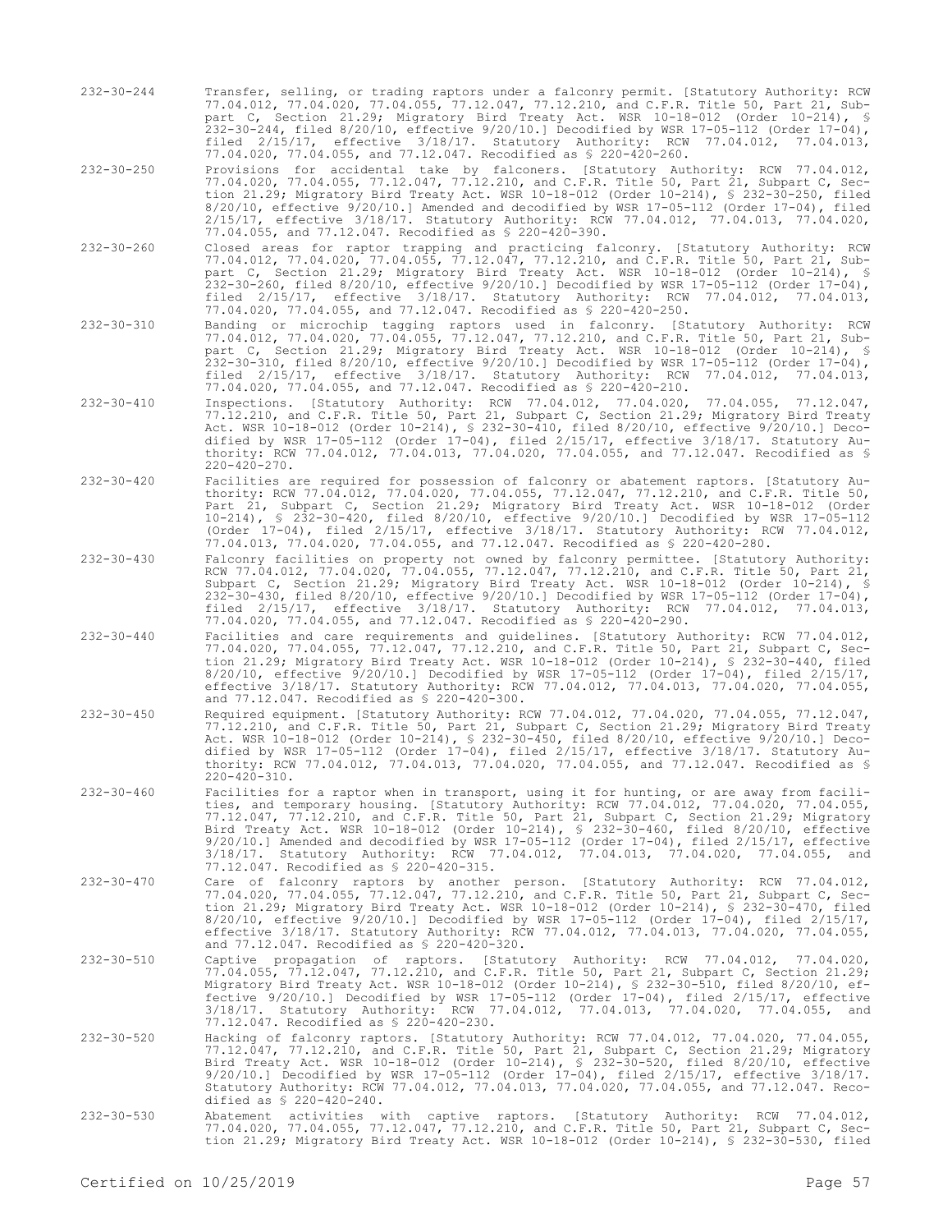232-30-244 Transfer, selling, or trading raptors under a falconry permit. [Statutory Authority: RCW 77.04.012, 77.04.020, 77.04.055, 77.12.047, 77.12.210, and C.F.R. Title 50, Part 21, Subpart C, Section 21.29; Migratory Bird Treaty Act. WSR 10-18-012 (Order 10-214), § 232-30-244, filed 8/20/10, effective 9/20/10.] Decodified by WSR 17-05-112 (Order 17-04), filed 2/15/17, effective 3/18/17. Statutory Authority: RCW 77.04.012, 77.04.013, 77.04.020, 77.04.055, and 77.12.047. Recodified as § 220-420-260.

232-30-250 Provisions for accidental take by falconers. [Statutory Authority: RCW 77.04.012, 77.04.020, 77.04.055, 77.12.047, 77.12.210, and C.F.R. Title 50, Part 21, Subpart C, Section 21.29; Migratory Bird Treaty Act. WSR 10-18-012 (Order 10-214), § 232-30-250, filed 8/20/10, effective 9/20/10.] Amended and decodified by WSR 17-05-112 (Order 17-04), filed 2/15/17, effective 3/18/17. Statutory Authority: RCW 77.04.012, 77.04.013, 77.04.020, 77.04.055, and 77.12.047. Recodified as § 220-420-390.

232-30-260 Closed areas for raptor trapping and practicing falconry. [Statutory Authority: RCW 77.04.012, 77.04.020, 77.04.055, 77.12.047, 77.12.210, and C.F.R. Title 50, Part 21, Subpart C, Section 21.29; Migratory Bird Treaty Act. WSR 10-18-012 (Order 10-214), § 232-30-260, filed 8/20/10, effective 9/20/10.] Decodified by WSR 17-05-112 (Order 17-04), filed 2/15/17, effective 3/18/17. Statutory Authority: RCW 77.04.012, 77.04.013, 77.04.020, 77.04.055, and 77.12.047. Recodified as § 220-420-250.

232-30-310 Banding or microchip tagging raptors used in falconry. [Statutory Authority: RCW 77.04.012, 77.04.020, 77.04.055, 77.12.047, 77.12.210, and C.F.R. Title 50, Part 21, Subpart C, Section 21.29; Migratory Bird Treaty Act. WSR 10-18-012 (Order 10-214), § 232-30-310, filed 8/20/10, effective 9/20/10.] Decodified by WSR 17-05-112 (Order 17-04), filed 2/15/17, effective 3/18/17. Statutory Authority: RCW 77.04.012, 77.04.013, 77.04.020, 77.04.055, and 77.12.047. Recodified as § 220-420-210.

232-30-410 Inspections. [Statutory Authority: RCW 77.04.012, 77.04.020, 77.04.055, 77.12.047, 77.12.210, and C.F.R. Title 50, Part 21, Subpart C, Section 21.29; Migratory Bird Treaty Act. WSR 10-18-012 (Order 10-214), § 232-30-410, filed 8/20/10, effective 9/20/10.] Decodified by WSR 17-05-112 (Order 17-04), filed 2/15/17, effective 3/18/17. Statutory Authority: RCW 77.04.012, 77.04.013, 77.04.020, 77.04.055, and 77.12.047. Recodified as § 220-420-270.

232-30-420 Facilities are required for possession of falconry or abatement raptors. [Statutory Authority: RCW 77.04.012, 77.04.020, 77.04.055, 77.12.047, 77.12.210, and C.F.R. Title 50, Part 21, Subpart C, Section 21.29; Migratory Bird Treaty Act. WSR 10-18-012 (Order 10-214), § 232-30-420, filed 8/20/10, effective 9/20/10.] Decodified by WSR 17-05-112 (Order 17-04), filed 2/15/17, effective 3/18/17. Statutory Authority: RCW 77.04.012, 77.04.013, 77.04.020, 77.04.055, and 77.12.047. Recodified as § 220-420-280.

232-30-430 Falconry facilities on property not owned by falconry permittee. [Statutory Authority: RCW 77.04.012, 77.04.020, 77.04.055, 77.12.047, 77.12.210, and C.F.R. Title 50, Part 21, Subpart C, Section 21.29; Migratory Bird Treaty Act. WSR 10-18-012 (Order 10-214), § 232-30-430, filed 8/20/10, effective 9/20/10.] Decodified by WSR 17-05-112 (Order 17-04), filed 2/15/17, effective 3/18/17. Statutory Authority: RCW 77.04.012, 77.04.013, 77.04.020, 77.04.055, and 77.12.047. Recodified as § 220-420-290.

232-30-440 Facilities and care requirements and guidelines. [Statutory Authority: RCW 77.04.012, 77.04.020, 77.04.055, 77.12.047, 77.12.210, and C.F.R. Title 50, Part 21, Subpart C, Section 21.29; Migratory Bird Treaty Act. WSR 10-18-012 (Order 10-214), § 232-30-440, filed 8/20/10, effective 9/20/10.] Decodified by WSR 17-05-112 (Order 17-04), filed 2/15/17, effective 3/18/17. Statutory Authority: RCW 77.04.012, 77.04.013, 77.04.020, 77.04.055, and 77.12.047. Recodified as § 220-420-300.

232-30-450 Required equipment. [Statutory Authority: RCW 77.04.012, 77.04.020, 77.04.055, 77.12.047, 77.12.210, and C.F.R. Title 50, Part 21, Subpart C, Section 21.29; Migratory Bird Treaty Act. WSR 10-18-012 (Order 10-214), § 232-30-450, filed 8/20/10, effective 9/20/10.] Decodified by WSR 17-05-112 (Order 17-04), filed 2/15/17, effective 3/18/17. Statutory Authority: RCW 77.04.012, 77.04.013, 77.04.020, 77.04.055, and 77.12.047. Recodified as § 220-420-310.

232-30-460 Facilities for a raptor when in transport, using it for hunting, or are away from facilities, and temporary housing. [Statutory Authority: RCW 77.04.012, 77.04.020, 77.04.055, 77.12.047, 77.12.210, and C.F.R. Title 50, Part 21, Subpart C, Section 21.29; Migratory Bird Treaty Act. WSR 10-18-012 (Order 10-214), § 232-30-460, filed 8/20/10, effective 9/20/10.] Amended and decodified by WSR 17-05-112 (Order 17-04), filed 2/15/17, effective 3/18/17. Statutory Authority: RCW 77.04.012, 77.04.013, 77.04.020, 77.04.055, and 77.12.047. Recodified as § 220-420-315.

232-30-470 Care of falconry raptors by another person. [Statutory Authority: RCW 77.04.012, 77.04.020, 77.04.055, 77.12.047, 77.12.210, and C.F.R. Title 50, Part 21, Subpart C, Section 21.29; Migratory Bird Treaty Act. WSR 10-18-012 (Order 10-214), § 232-30-470, filed 8/20/10, effective 9/20/10.] Decodified by WSR 17-05-112 (Order 17-04), filed 2/15/17, effective 3/18/17. Statutory Authority: RCW 77.04.012, 77.04.013, 77.04.020, 77.04.055, and 77.12.047. Recodified as § 220-420-320.

232-30-510 Captive propagation of raptors. [Statutory Authority: RCW 77.04.012, 77.04.020, 77.04.055, 77.12.047, 77.12.210, and C.F.R. Title 50, Part 21, Subpart C, Section 21.29; Migratory Bird Treaty Act. WSR 10-18-012 (Order 10-214), § 232-30-510, filed 8/20/10, effective 9/20/10.] Decodified by WSR 17-05-112 (Order 17-04), filed 2/15/17, effective 3/18/17. Statutory Authority: RCW 77.04.012, 77.04.013, 77.04.020, 77.04.055, and 77.12.047. Recodified as § 220-420-230.

232-30-520 Hacking of falconry raptors. [Statutory Authority: RCW 77.04.012, 77.04.020, 77.04.055, 77.12.047, 77.12.210, and C.F.R. Title 50, Part 21, Subpart C, Section 21.29; Migratory Bird Treaty Act. WSR 10-18-012 (Order 10-214), § 232-30-520, filed 8/20/10, effective 9/20/10.] Decodified by WSR 17-05-112 (Order 17-04), filed 2/15/17, effective 3/18/17. Statutory Authority: RCW 77.04.012, 77.04.013, 77.04.020, 77.04.055, and 77.12.047. Recodified as § 220-420-240.

232-30-530 Abatement activities with captive raptors. [Statutory Authority: RCW 77.04.012, 77.04.020, 77.04.055, 77.12.047, 77.12.210, and C.F.R. Title 50, Part 21, Subpart C, Section 21.29; Migratory Bird Treaty Act. WSR 10-18-012 (Order 10-214), § 232-30-530, filed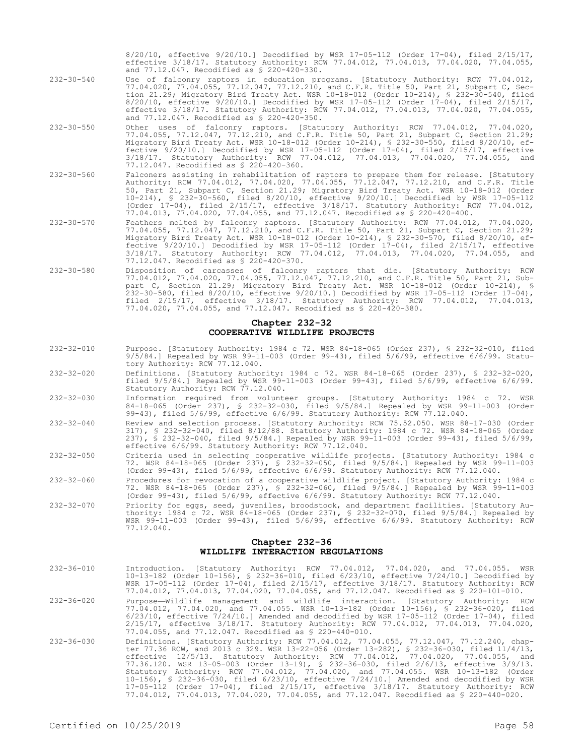8/20/10, effective 9/20/10.] Decodified by WSR 17-05-112 (Order 17-04), filed 2/15/17, effective 3/18/17. Statutory Authority: RCW 77.04.012, 77.04.013, 77.04.020, 77.04.055, and 77.12.047. Recodified as § 220-420-330.

232-30-540 Use of falconry raptors in education programs. [Statutory Authority: RCW 77.04.012, 77.04.020, 77.04.055, 77.12.047, 77.12.210, and C.F.R. Title 50, Part 21, Subpart C, Section 21.29; Migratory Bird Treaty Act. WSR 10-18-012 (Order 10-214), § 232-30-540, filed 8/20/10, effective 9/20/10.] Decodified by WSR 17-05-112 (Order 17-04), filed 2/15/17, effective 3/18/17. Statutory Authority: RCW 77.04.012, 77.04.013, 77.04.020, 77.04.055, and 77.12.047. Recodified as § 220-420-350.

232-30-550 Other uses of falconry raptors. [Statutory Authority: RCW 77.04.012, 77.04.020, 77.04.055, 77.12.047, 77.12.210, and C.F.R. Title 50, Part 21, Subpart C, Section 21.29; Migratory Bird Treaty Act. WSR 10-18-012 (Order 10-214), § 232-30-550, filed 8/20/10, effective 9/20/10.] Decodified by WSR 17-05-112 (Order 17-04), filed 2/15/17, effective 3/18/17. Statutory Authority: RCW 77.04.012, 77.04.013, 77.04.020, 77.04.055, and 77.12.047. Recodified as § 220-420-360.

232-30-560 Falconers assisting in rehabilitation of raptors to prepare them for release. [Statutory Authority: RCW 77.04.012, 77.04.020, 77.04.055, 77.12.047, 77.12.210, and C.F.R. Title 50, Part 21, Subpart C, Section 21.29; Migratory Bird Treaty Act. WSR 10-18-012 (Order 10-214), § 232-30-560, filed 8/20/10, effective 9/20/10.] Decodified by WSR 17-05-112 (Order 17-04), filed 2/15/17, effective 3/18/17. Statutory Authority: RCW 77.04.012, 77.04.013, 77.04.020, 77.04.055, and 77.12.047. Recodified as § 220-420-400.

232-30-570 Feathers molted by falconry raptors. [Statutory Authority: RCW 77.04.012, 77.04.020, 77.04.055, 77.12.047, 77.12.210, and C.F.R. Title 50, Part 21, Subpart C, Section 21.29; Migratory Bird Treaty Act. WSR 10-18-012 (Order 10-214), § 232-30-570, filed 8/20/10, effective 9/20/10.] Decodified by WSR 17-05-112 (Order 17-04), filed 2/15/17, effective 3/18/17. Statutory Authority: RCW 77.04.012, 77.04.013, 77.04.020, 77.04.055, and 77.12.047. Recodified as § 220-420-370.

232-30-580 Disposition of carcasses of falconry raptors that die. [Statutory Authority: RCW 77.04.012, 77.04.020, 77.04.055, 77.12.047, 77.12.210, and C.F.R. Title 50, Part 21, Subpart C, Section 21.29; Migratory Bird Treaty Act. WSR 10-18-012 (Order 10-214), § 232-30-580, filed 8/20/10, effective 9/20/10.] Decodified by WSR 17-05-112 (Order 17-04), filed 2/15/17, effective 3/18/17. Statutory Authority: RCW 77.04.012, 77.04.013, 77.04.020, 77.04.055, and 77.12.047. Recodified as § 220-420-380.

## Chapter 232-32
## COOPERATIVE WILDLIFE PROJECTS

232-32-010 Purpose. [Statutory Authority: 1984 c 72. WSR 84-18-065 (Order 237), § 232-32-010, filed 9/5/84.] Repealed by WSR 99-11-003 (Order 99-43), filed 5/6/99, effective 6/6/99. Statutory Authority: RCW 77.12.040.

232-32-020 Definitions. [Statutory Authority: 1984 c 72. WSR 84-18-065 (Order 237), § 232-32-020, filed 9/5/84.] Repealed by WSR 99-11-003 (Order 99-43), filed 5/6/99, effective 6/6/99. Statutory Authority: RCW 77.12.040.

232-32-030 Information required from volunteer groups. [Statutory Authority: 1984 c 72. WSR 84-18-065 (Order 237), § 232-32-030, filed 9/5/84.] Repealed by WSR 99-11-003 (Order 99-43), filed 5/6/99, effective 6/6/99. Statutory Authority: RCW 77.12.040.

232-32-040 Review and selection process. [Statutory Authority: RCW 75.52.050. WSR 88-17-030 (Order 317), § 232-32-040, filed 8/12/88. Statutory Authority: 1984 c 72. WSR 84-18-065 (Order 237), § 232-32-040, filed 9/5/84.] Repealed by WSR 99-11-003 (Order 99-43), filed 5/6/99, effective 6/6/99. Statutory Authority: RCW 77.12.040.

232-32-050 Criteria used in selecting cooperative wildlife projects. [Statutory Authority: 1984 c 72. WSR 84-18-065 (Order 237), § 232-32-050, filed 9/5/84.] Repealed by WSR 99-11-003 (Order 99-43), filed 5/6/99, effective 6/6/99. Statutory Authority: RCW 77.12.040.

232-32-060 Procedures for revocation of a cooperative wildlife project. [Statutory Authority: 1984 c 72. WSR 84-18-065 (Order 237), § 232-32-060, filed 9/5/84.] Repealed by WSR 99-11-003 (Order 99-43), filed 5/6/99, effective 6/6/99. Statutory Authority: RCW 77.12.040.

232-32-070 Priority for eggs, seed, juveniles, broodstock, and department facilities. [Statutory Authority: 1984 c 72. WSR 84-18-065 (Order 237), § 232-32-070, filed 9/5/84.] Repealed by WSR 99-11-003 (Order 99-43), filed 5/6/99, effective 6/6/99. Statutory Authority: RCW 77.12.040.

## Chapter 232-36
## WILDLIFE INTERACTION REGULATIONS

232-36-010 Introduction. [Statutory Authority: RCW 77.04.012, 77.04.020, and 77.04.055. WSR 10-13-182 (Order 10-156), § 232-36-010, filed 6/23/10, effective 7/24/10.] Decodified by WSR 17-05-112 (Order 17-04), filed 2/15/17, effective 3/18/17. Statutory Authority: RCW 77.04.012, 77.04.013, 77.04.020, 77.04.055, and 77.12.047. Recodified as § 220-101-010.

232-36-020 Purpose—Wildlife management and wildlife interaction. [Statutory Authority: RCW 77.04.012, 77.04.020, and 77.04.055. WSR 10-13-182 (Order 10-156), § 232-36-020, filed 6/23/10, effective 7/24/10.] Amended and decodified by WSR 17-05-112 (Order 17-04), filed 2/15/17, effective 3/18/17. Statutory Authority: RCW 77.04.012, 77.04.013, 77.04.020, 77.04.055, and 77.12.047. Recodified as § 220-440-010.

232-36-030 Definitions. [Statutory Authority: RCW 77.04.012, 77.04.055, 77.12.047, 77.12.240, chapter 77.36 RCW, and 2013 c 329. WSR 13-22-056 (Order 13-282), § 232-36-030, filed 11/4/13, effective 12/5/13. Statutory Authority: RCW 77.04.012, 77.04.020, 77.04.055, and 77.36.120. WSR 13-05-003 (Order 13-19), § 232-36-030, filed 2/6/13, effective 3/9/13. Statutory Authority: RCW 77.04.012, 77.04.020, and 77.04.055. WSR 10-13-182 (Order 10-156), § 232-36-030, filed 6/23/10, effective 7/24/10.] Amended and decodified by WSR 17-05-112 (Order 17-04), filed 2/15/17, effective 3/18/17. Statutory Authority: RCW 77.04.012, 77.04.013, 77.04.020, 77.04.055, and 77.12.047. Recodified as § 220-440-020.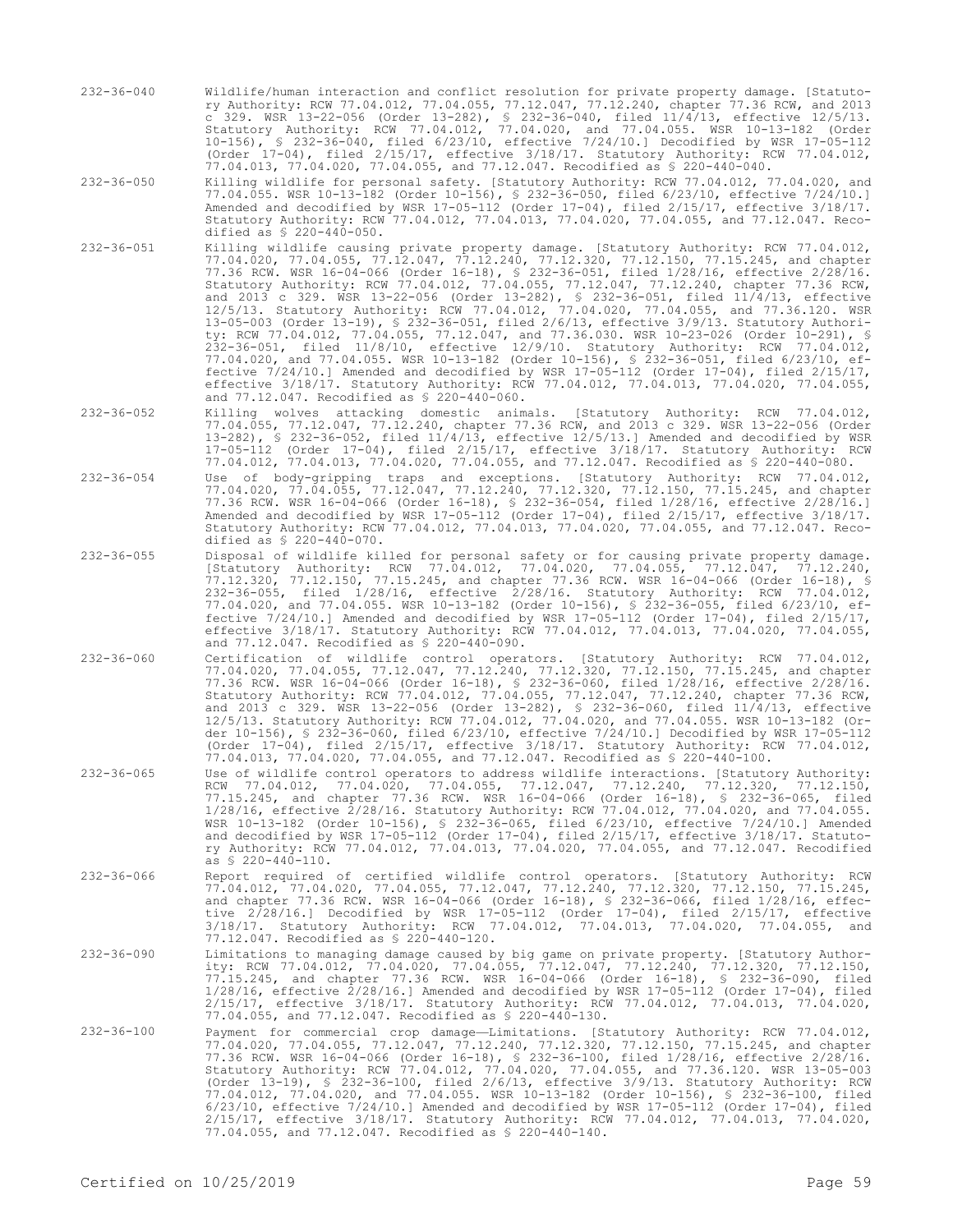| | |
|---|---|
| 232-36-040 | Wildlife/human interaction and conflict resolution for private property damage. [Statutory Authority: RCW 77.04.012, 77.04.055, 77.12.047, 77.12.240, chapter 77.36 RCW, and 2013 c 329. WSR 13-22-056 (Order 13-282), § 232-36-040, filed 11/4/13, effective 12/5/13. Statutory Authority: RCW 77.04.012, 77.04.020, and 77.04.055. WSR 10-13-182 (Order 10-156), § 232-36-040, filed 6/23/10, effective 7/24/10.] Decodified by WSR 17-05-112 (Order 17-04), filed 2/15/17, effective 3/18/17. Statutory Authority: RCW 77.04.012, 77.04.013, 77.04.020, 77.04.055, and 77.12.047. Recodified as § 220-440-040. |
| 232-36-050 | Killing wildlife for personal safety. [Statutory Authority: RCW 77.04.012, 77.04.020, and 77.04.055. WSR 10-13-182 (Order 10-156), § 232-36-050, filed 6/23/10, effective 7/24/10.] Amended and decodified by WSR 17-05-112 (Order 17-04), filed 2/15/17, effective 3/18/17. Statutory Authority: RCW 77.04.012, 77.04.013, 77.04.020, 77.04.055, and 77.12.047. Recodified as § 220-440-050. |
| 232-36-051 | Killing wildlife causing private property damage. [Statutory Authority: RCW 77.04.012, 77.04.020, 77.04.055, 77.12.047, 77.12.240, 77.12.320, 77.12.150, 77.15.245, and chapter 77.36 RCW. WSR 16-04-066 (Order 16-18), § 232-36-051, filed 1/28/16, effective 2/28/16. Statutory Authority: RCW 77.04.012, 77.04.055, 77.12.047, 77.12.240, chapter 77.36 RCW, and 2013 c 329. WSR 13-22-056 (Order 13-282), § 232-36-051, filed 11/4/13, effective 12/5/13. Statutory Authority: RCW 77.04.012, 77.04.020, 77.04.055, and 77.36.120. WSR 13-05-003 (Order 13-19), § 232-36-051, filed 2/6/13, effective 3/9/13. Statutory Authority: RCW 77.04.012, 77.04.055, 77.12.047, and 77.36.030. WSR 10-23-026 (Order 10-291), § 232-36-051, filed 11/8/10, effective 12/9/10. Statutory Authority: RCW 77.04.012, 77.04.020, and 77.04.055. WSR 10-13-182 (Order 10-156), § 232-36-051, filed 6/23/10, effective 7/24/10.] Amended and decodified by WSR 17-05-112 (Order 17-04), filed 2/15/17, effective 3/18/17. Statutory Authority: RCW 77.04.012, 77.04.013, 77.04.020, 77.04.055, and 77.12.047. Recodified as § 220-440-060. |
| 232-36-052 | Killing wolves attacking domestic animals. [Statutory Authority: RCW 77.04.012, 77.04.055, 77.12.047, 77.12.240, chapter 77.36 RCW, and 2013 c 329. WSR 13-22-056 (Order 13-282), § 232-36-052, filed 11/4/13, effective 12/5/13.] Amended and decodified by WSR 17-05-112 (Order 17-04), filed 2/15/17, effective 3/18/17. Statutory Authority: RCW 77.04.012, 77.04.013, 77.04.020, 77.04.055, and 77.12.047. Recodified as § 220-440-080. |
| 232-36-054 | Use of body-gripping traps and exceptions. [Statutory Authority: RCW 77.04.012, 77.04.020, 77.04.055, 77.12.047, 77.12.240, 77.12.320, 77.12.150, 77.15.245, and chapter 77.36 RCW. WSR 16-04-066 (Order 16-18), § 232-36-054, filed 1/28/16, effective 2/28/16.] Amended and decodified by WSR 17-05-112 (Order 17-04), filed 2/15/17, effective 3/18/17. Statutory Authority: RCW 77.04.012, 77.04.013, 77.04.020, 77.04.055, and 77.12.047. Recodified as § 220-440-070. |
| 232-36-055 | Disposal of wildlife killed for personal safety or for causing private property damage. [Statutory Authority: RCW 77.04.012, 77.04.020, 77.04.055, 77.12.047, 77.12.240, 77.12.320, 77.12.150, 77.15.245, and chapter 77.36 RCW. WSR 16-04-066 (Order 16-18), § 232-36-055, filed 1/28/16, effective 2/28/16. Statutory Authority: RCW 77.04.012, 77.04.020, and 77.04.055. WSR 10-13-182 (Order 10-156), § 232-36-055, filed 6/23/10, effective 7/24/10.] Amended and decodified by WSR 17-05-112 (Order 17-04), filed 2/15/17, effective 3/18/17. Statutory Authority: RCW 77.04.012, 77.04.013, 77.04.020, 77.04.055, and 77.12.047. Recodified as § 220-440-090. |
| 232-36-060 | Certification of wildlife control operators. [Statutory Authority: RCW 77.04.012, 77.04.020, 77.04.055, 77.12.047, 77.12.240, 77.12.320, 77.12.150, 77.15.245, and chapter 77.36 RCW. WSR 16-04-066 (Order 16-18), § 232-36-060, filed 1/28/16, effective 2/28/16. Statutory Authority: RCW 77.04.012, 77.04.055, 77.12.047, 77.12.240, chapter 77.36 RCW, and 2013 c 329. WSR 13-22-056 (Order 13-282), § 232-36-060, filed 11/4/13, effective 12/5/13. Statutory Authority: RCW 77.04.012, 77.04.020, and 77.04.055. WSR 10-13-182 (Order 10-156), § 232-36-060, filed 6/23/10, effective 7/24/10.] Decodified by WSR 17-05-112 (Order 17-04), filed 2/15/17, effective 3/18/17. Statutory Authority: RCW 77.04.012, 77.04.013, 77.04.020, 77.04.055, and 77.12.047. Recodified as § 220-440-100. |
| 232-36-065 | Use of wildlife control operators to address wildlife interactions. [Statutory Authority: RCW 77.04.012, 77.04.020, 77.04.055, 77.12.047, 77.12.240, 77.12.320, 77.12.150, 77.15.245, and chapter 77.36 RCW. WSR 16-04-066 (Order 16-18), § 232-36-065, filed 1/28/16, effective 2/28/16. Statutory Authority: RCW 77.04.012, 77.04.020, and 77.04.055. WSR 10-13-182 (Order 10-156), § 232-36-065, filed 6/23/10, effective 7/24/10.] Amended and decodified by WSR 17-05-112 (Order 17-04), filed 2/15/17, effective 3/18/17. Statutory Authority: RCW 77.04.012, 77.04.013, 77.04.020, 77.04.055, and 77.12.047. Recodified as § 220-440-110. |
| 232-36-066 | Report required of certified wildlife control operators. [Statutory Authority: RCW 77.04.012, 77.04.020, 77.04.055, 77.12.047, 77.12.240, 77.12.320, 77.12.150, 77.15.245, and chapter 77.36 RCW. WSR 16-04-066 (Order 16-18), § 232-36-066, filed 1/28/16, effective 2/28/16.] Decodified by WSR 17-05-112 (Order 17-04), filed 2/15/17, effective 3/18/17. Statutory Authority: RCW 77.04.012, 77.04.013, 77.04.020, 77.04.055, and 77.12.047. Recodified as § 220-440-120. |
| 232-36-090 | Limitations to managing damage caused by big game on private property. [Statutory Authority: RCW 77.04.012, 77.04.020, 77.04.055, 77.12.047, 77.12.240, 77.12.320, 77.12.150, 77.15.245, and chapter 77.36 RCW. WSR 16-04-066 (Order 16-18), § 232-36-090, filed 1/28/16, effective 2/28/16.] Amended and decodified by WSR 17-05-112 (Order 17-04), filed 2/15/17, effective 3/18/17. Statutory Authority: RCW 77.04.012, 77.04.013, 77.04.020, 77.04.055, and 77.12.047. Recodified as § 220-440-130. |
| 232-36-100 | Payment for commercial crop damage—Limitations. [Statutory Authority: RCW 77.04.012, 77.04.020, 77.04.055, 77.12.047, 77.12.240, 77.12.320, 77.12.150, 77.15.245, and chapter 77.36 RCW. WSR 16-04-066 (Order 16-18), § 232-36-100, filed 1/28/16, effective 2/28/16. Statutory Authority: RCW 77.04.012, 77.04.020, 77.04.055, and 77.36.120. WSR 13-05-003 (Order 13-19), § 232-36-100, filed 2/6/13, effective 3/9/13. Statutory Authority: RCW 77.04.012, 77.04.020, and 77.04.055. WSR 10-13-182 (Order 10-156), § 232-36-100, filed 6/23/10, effective 7/24/10.] Amended and decodified by WSR 17-05-112 (Order 17-04), filed 2/15/17, effective 3/18/17. Statutory Authority: RCW 77.04.012, 77.04.013, 77.04.020, 77.04.055, and 77.12.047. Recodified as § 220-440-140. |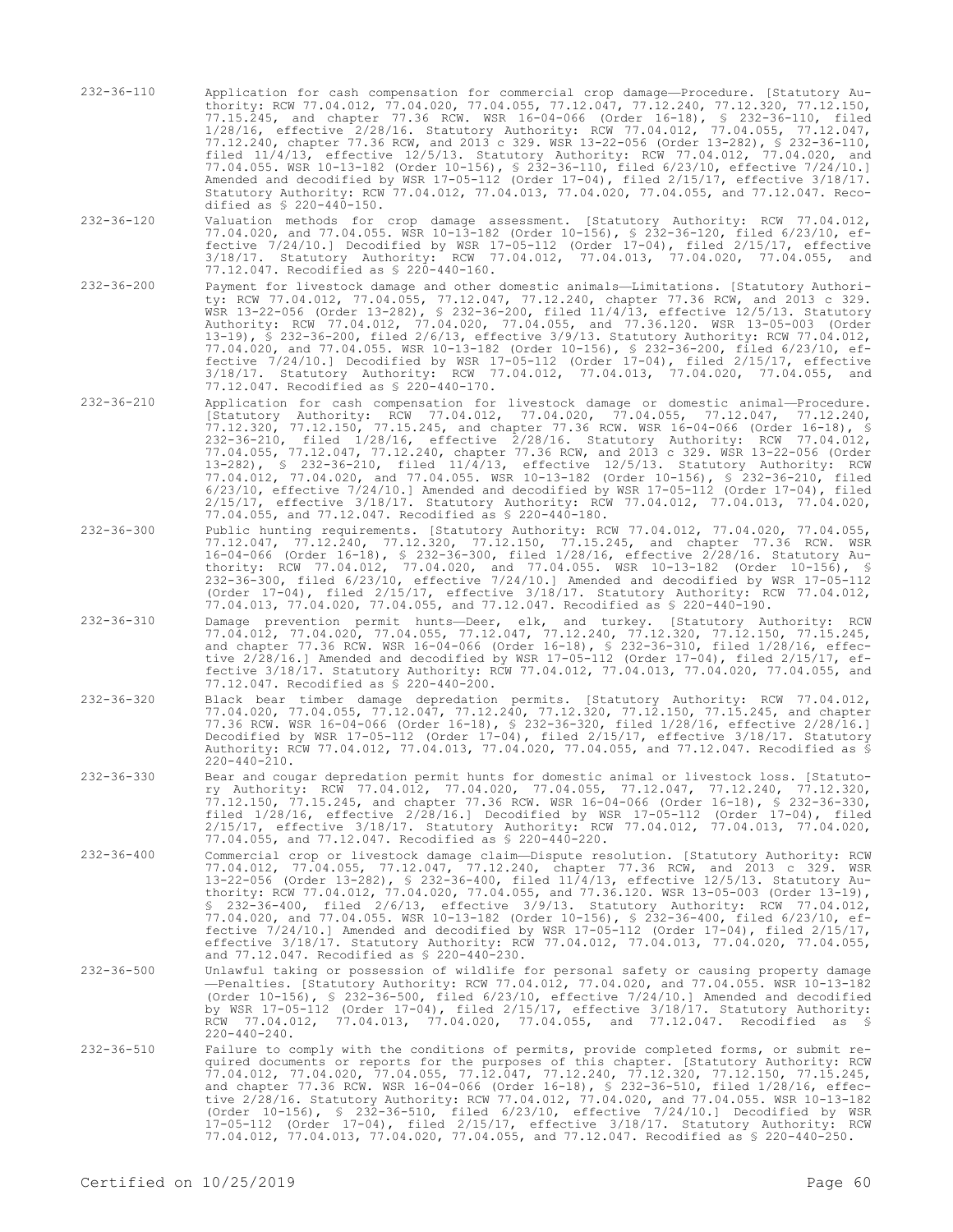232-36-110 Application for cash compensation for commercial crop damage—Procedure. [Statutory Authority: RCW 77.04.012, 77.04.020, 77.04.055, 77.12.047, 77.12.240, 77.12.320, 77.12.150, 77.15.245, and chapter 77.36 RCW. WSR 16-04-066 (Order 16-18), § 232-36-110, filed 1/28/16, effective 2/28/16. Statutory Authority: RCW 77.04.012, 77.04.055, 77.12.047, 77.12.240, chapter 77.36 RCW, and 2013 c 329. WSR 13-22-056 (Order 13-282), § 232-36-110, filed 11/4/13, effective 12/5/13. Statutory Authority: RCW 77.04.012, 77.04.020, and 77.04.055. WSR 10-13-182 (Order 10-156), § 232-36-110, filed 6/23/10, effective 7/24/10.] Amended and decodified by WSR 17-05-112 (Order 17-04), filed 2/15/17, effective 3/18/17. Statutory Authority: RCW 77.04.012, 77.04.013, 77.04.020, 77.04.055, and 77.12.047. Recodified as § 220-440-150.

232-36-120 Valuation methods for crop damage assessment. [Statutory Authority: RCW 77.04.012, 77.04.020, and 77.04.055. WSR 10-13-182 (Order 10-156), § 232-36-120, filed 6/23/10, effective 7/24/10.] Decodified by WSR 17-05-112 (Order 17-04), filed 2/15/17, effective 3/18/17. Statutory Authority: RCW 77.04.012, 77.04.013, 77.04.020, 77.04.055, and 77.12.047. Recodified as § 220-440-160.

232-36-200 Payment for livestock damage and other domestic animals—Limitations. [Statutory Authority: RCW 77.04.012, 77.04.055, 77.12.047, 77.12.240, chapter 77.36 RCW, and 2013 c 329. WSR 13-22-056 (Order 13-282), § 232-36-200, filed 11/4/13, effective 12/5/13. Statutory Authority: RCW 77.04.012, 77.04.020, 77.04.055, and 77.36.120. WSR 13-05-003 (Order 13-19), § 232-36-200, filed 2/6/13, effective 3/9/13. Statutory Authority: RCW 77.04.012, 77.04.020, and 77.04.055. WSR 10-13-182 (Order 10-156), § 232-36-200, filed 6/23/10, effective 7/24/10.] Decodified by WSR 17-05-112 (Order 17-04), filed 2/15/17, effective 3/18/17. Statutory Authority: RCW 77.04.012, 77.04.013, 77.04.020, 77.04.055, and 77.12.047. Recodified as § 220-440-170.

232-36-210 Application for cash compensation for livestock damage or domestic animal—Procedure. [Statutory Authority: RCW 77.04.012, 77.04.020, 77.04.055, 77.12.047, 77.12.240, 77.12.320, 77.12.150, 77.15.245, and chapter 77.36 RCW. WSR 16-04-066 (Order 16-18), § 232-36-210, filed 1/28/16, effective 2/28/16. Statutory Authority: RCW 77.04.012, 77.04.055, 77.12.047, 77.12.240, chapter 77.36 RCW, and 2013 c 329. WSR 13-22-056 (Order 13-282), § 232-36-210, filed 11/4/13, effective 12/5/13. Statutory Authority: RCW 77.04.012, 77.04.020, and 77.04.055. WSR 10-13-182 (Order 10-156), § 232-36-210, filed 6/23/10, effective 7/24/10.] Amended and decodified by WSR 17-05-112 (Order 17-04), filed 2/15/17, effective 3/18/17. Statutory Authority: RCW 77.04.012, 77.04.013, 77.04.020, 77.04.055, and 77.12.047. Recodified as § 220-440-180.

232-36-300 Public hunting requirements. [Statutory Authority: RCW 77.04.012, 77.04.020, 77.04.055, 77.12.047, 77.12.240, 77.12.320, 77.12.150, 77.15.245, and chapter 77.36 RCW. WSR 16-04-066 (Order 16-18), § 232-36-300, filed 1/28/16, effective 2/28/16. Statutory Authority: RCW 77.04.012, 77.04.020, and 77.04.055. WSR 10-13-182 (Order 10-156), § 232-36-300, filed 6/23/10, effective 7/24/10.] Amended and decodified by WSR 17-05-112 (Order 17-04), filed 2/15/17, effective 3/18/17. Statutory Authority: RCW 77.04.012, 77.04.013, 77.04.020, 77.04.055, and 77.12.047. Recodified as § 220-440-190.

232-36-310 Damage prevention permit hunts—Deer, elk, and turkey. [Statutory Authority: RCW 77.04.012, 77.04.020, 77.04.055, 77.12.047, 77.12.240, 77.12.320, 77.12.150, 77.15.245, and chapter 77.36 RCW. WSR 16-04-066 (Order 16-18), § 232-36-310, filed 1/28/16, effective 2/28/16.] Amended and decodified by WSR 17-05-112 (Order 17-04), filed 2/15/17, effective 3/18/17. Statutory Authority: RCW 77.04.012, 77.04.013, 77.04.020, 77.04.055, and 77.12.047. Recodified as § 220-440-200.

232-36-320 Black bear timber damage depredation permits. [Statutory Authority: RCW 77.04.012, 77.04.020, 77.04.055, 77.12.047, 77.12.240, 77.12.320, 77.12.150, 77.15.245, and chapter 77.36 RCW. WSR 16-04-066 (Order 16-18), § 232-36-320, filed 1/28/16, effective 2/28/16.] Decodified by WSR 17-05-112 (Order 17-04), filed 2/15/17, effective 3/18/17. Statutory Authority: RCW 77.04.012, 77.04.013, 77.04.020, 77.04.055, and 77.12.047. Recodified as § 220-440-210.

232-36-330 Bear and cougar depredation permit hunts for domestic animal or livestock loss. [Statutory Authority: RCW 77.04.012, 77.04.020, 77.04.055, 77.12.047, 77.12.240, 77.12.320, 77.12.150, 77.15.245, and chapter 77.36 RCW. WSR 16-04-066 (Order 16-18), § 232-36-330, filed 1/28/16, effective 2/28/16.] Decodified by WSR 17-05-112 (Order 17-04), filed 2/15/17, effective 3/18/17. Statutory Authority: RCW 77.04.012, 77.04.013, 77.04.020, 77.04.055, and 77.12.047. Recodified as § 220-440-220.

232-36-400 Commercial crop or livestock damage claim—Dispute resolution. [Statutory Authority: RCW 77.04.012, 77.04.055, 77.12.047, 77.12.240, chapter 77.36 RCW, and 2013 c 329. WSR 13-22-056 (Order 13-282), § 232-36-400, filed 11/4/13, effective 12/5/13. Statutory Authority: RCW 77.04.012, 77.04.020, 77.04.055, and 77.36.120. WSR 13-05-003 (Order 13-19), § 232-36-400, filed 2/6/13, effective 3/9/13. Statutory Authority: RCW 77.04.012, 77.04.020, and 77.04.055. WSR 10-13-182 (Order 10-156), § 232-36-400, filed 6/23/10, effective 7/24/10.] Amended and decodified by WSR 17-05-112 (Order 17-04), filed 2/15/17, effective 3/18/17. Statutory Authority: RCW 77.04.012, 77.04.013, 77.04.020, 77.04.055, and 77.12.047. Recodified as § 220-440-230.

232-36-500 Unlawful taking or possession of wildlife for personal safety or causing property damage—Penalties. [Statutory Authority: RCW 77.04.012, 77.04.020, and 77.04.055. WSR 10-13-182 (Order 10-156), § 232-36-500, filed 6/23/10, effective 7/24/10.] Amended and decodified by WSR 17-05-112 (Order 17-04), filed 2/15/17, effective 3/18/17. Statutory Authority: RCW 77.04.012, 77.04.013, 77.04.020, 77.04.055, and 77.12.047. Recodified as § 220-440-240.

232-36-510 Failure to comply with the conditions of permits, provide completed forms, or submit required documents or reports for the purposes of this chapter. [Statutory Authority: RCW 77.04.012, 77.04.020, 77.04.055, 77.12.047, 77.12.240, 77.12.320, 77.12.150, 77.15.245, and chapter 77.36 RCW. WSR 16-04-066 (Order 16-18), § 232-36-510, filed 1/28/16, effective 2/28/16. Statutory Authority: RCW 77.04.012, 77.04.020, and 77.04.055. WSR 10-13-182 (Order 10-156), § 232-36-510, filed 6/23/10, effective 7/24/10.] Decodified by WSR 17-05-112 (Order 17-04), filed 2/15/17, effective 3/18/17. Statutory Authority: RCW 77.04.012, 77.04.013, 77.04.020, 77.04.055, and 77.12.047. Recodified as § 220-440-250.